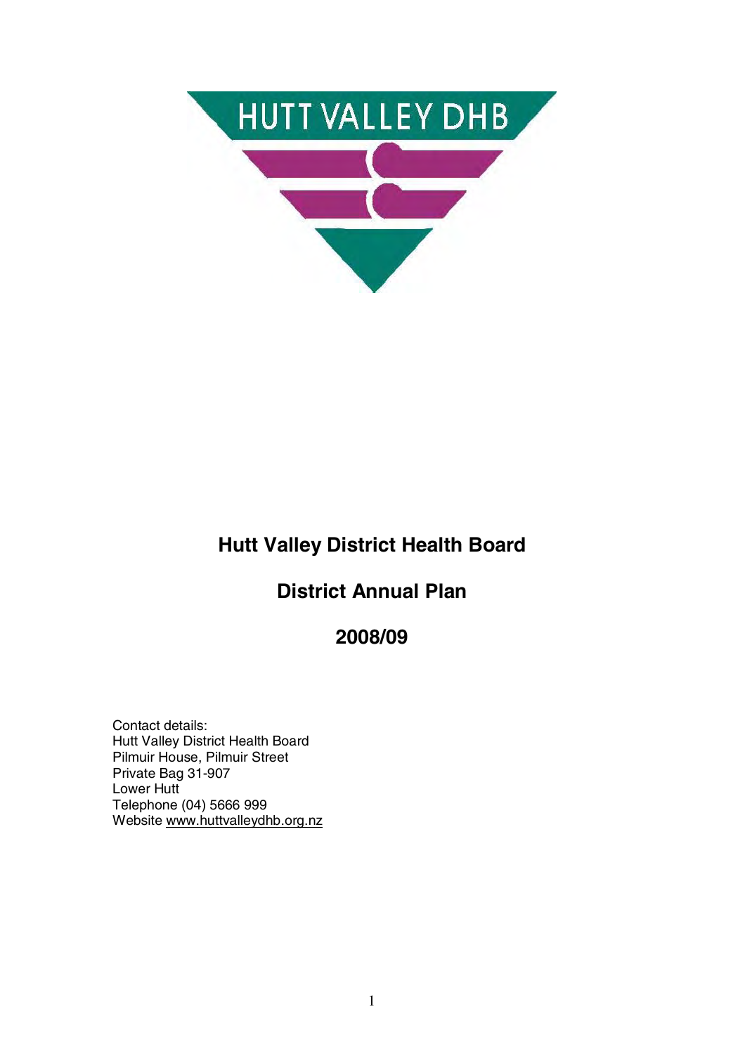HUTT VALLEY DHB

# Hutt Valley District Health Board

## District Annual Plan

## 2008/09

Contact details:
Hutt Valley District Health Board
Pilmuir House, Pilmuir Street
Private Bag 31-907
Lower Hutt
Telephone (04) 5666 999
Website www.huttvalleydhb.org.nz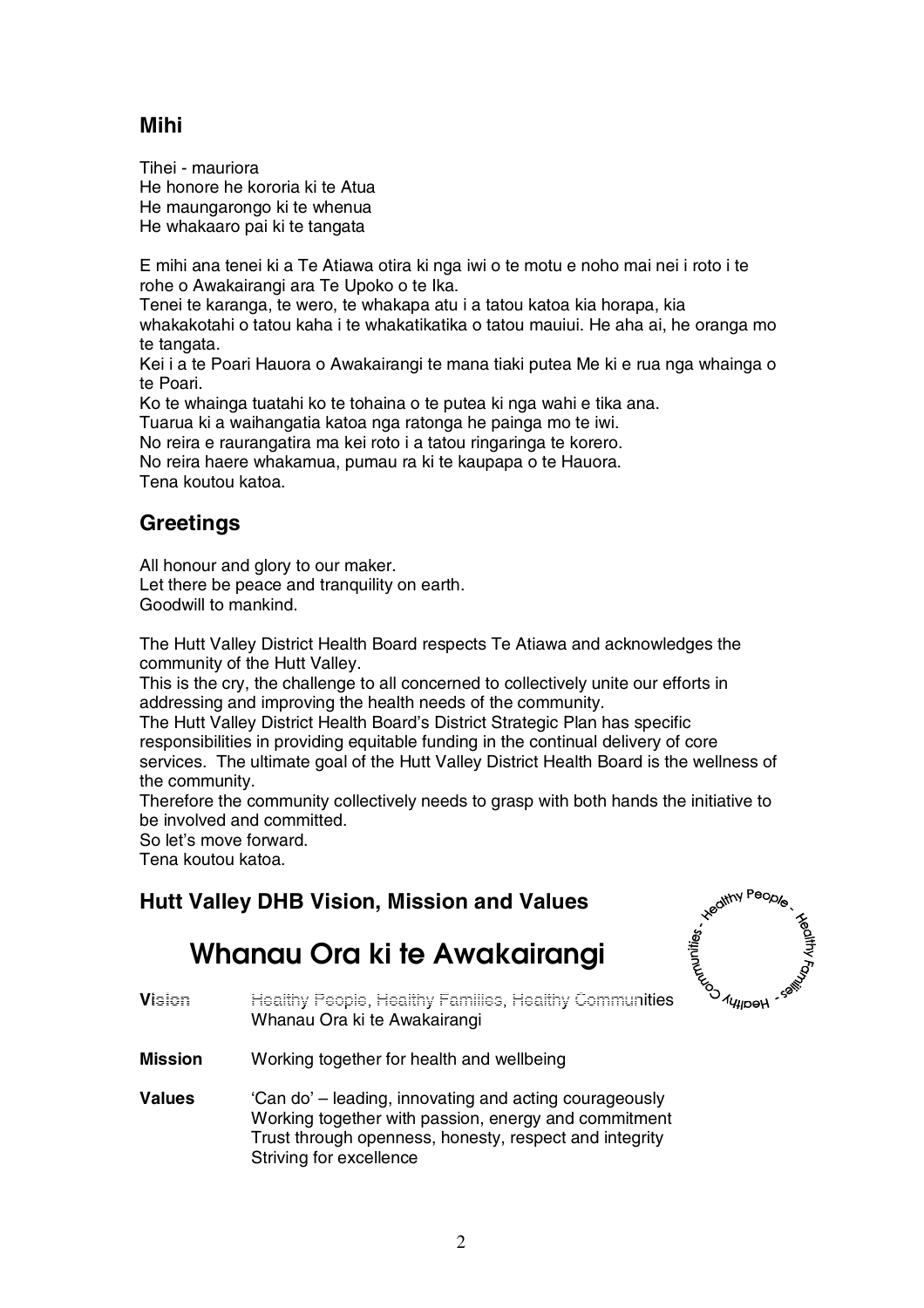## Mihi

Tihei - mauriora
He honore he kororia ki te Atua
He maungarongo ki te whenua
He whakaaro pai ki te tangata

E mihi ana tenei ki a Te Atiawa otira ki nga iwi o te motu e noho mai nei i roto i te rohe o Awakairangi ara Te Upoko o te Ika.
Tenei te karanga, te wero, te whakapa atu i a tatou katoa kia horapa, kia whakakotahi o tatou kaha i te whakatikatika o tatou mauiui. He aha ai, he oranga mo te tangata.
Kei i a te Poari Hauora o Awakairangi te mana tiaki putea Me ki e rua nga whainga o te Poari.
Ko te whainga tuatahi ko te tohaina o te putea ki nga wahi e tika ana.
Tuarua ki a waihangatia katoa nga ratonga he painga mo te iwi.
No reira e raurangatira ma kei roto i a tatou ringaringa te korero.
No reira haere whakamua, pumau ra ki te kaupapa o te Hauora.
Tena koutou katoa.

## Greetings

All honour and glory to our maker.
Let there be peace and tranquility on earth.
Goodwill to mankind.

The Hutt Valley District Health Board respects Te Atiawa and acknowledges the community of the Hutt Valley.
This is the cry, the challenge to all concerned to collectively unite our efforts in addressing and improving the health needs of the community.
The Hutt Valley District Health Board's District Strategic Plan has specific responsibilities in providing equitable funding in the continual delivery of core services. The ultimate goal of the Hutt Valley District Health Board is the wellness of the community.
Therefore the community collectively needs to grasp with both hands the initiative to be involved and committed.
So let's move forward.
Tena koutou katoa.

## Hutt Valley DHB Vision, Mission and Values

# Whanau Ora ki te Awakairangi

Healthy People - Healthy Families - Healthy Communities -

**Vision** Healthy People, Healthy Families, Healthy Communities
Whanau Ora ki te Awakairangi

**Mission** Working together for health and wellbeing

**Values** 'Can do' – leading, innovating and acting courageously
Working together with passion, energy and commitment
Trust through openness, honesty, respect and integrity
Striving for excellence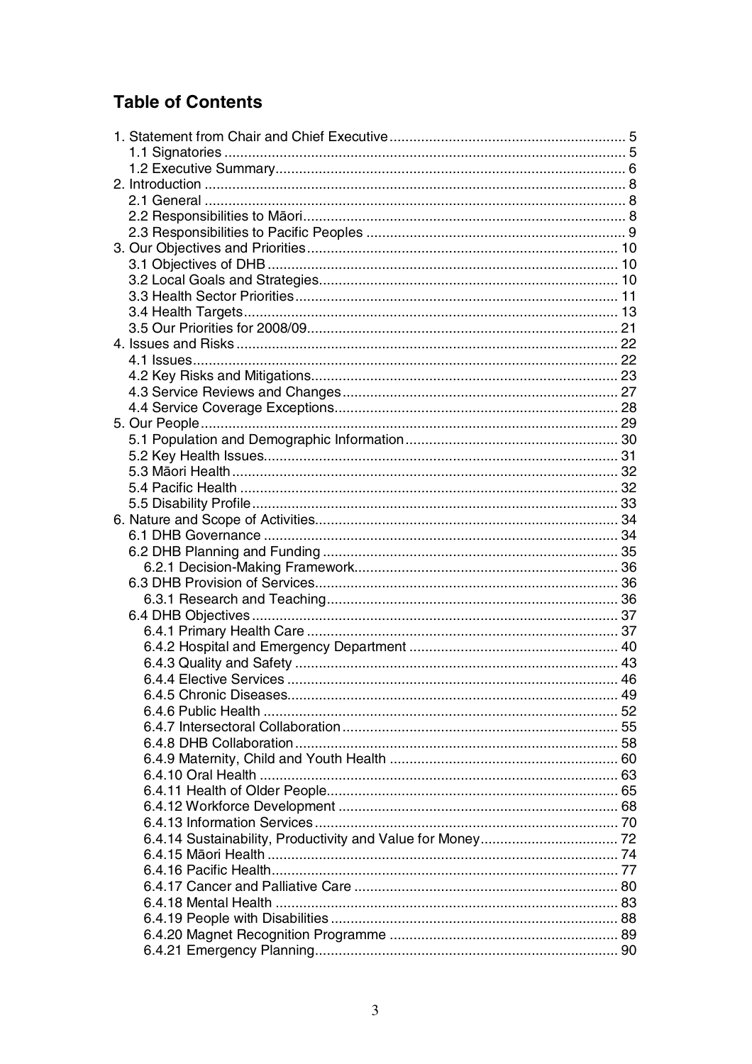# Table of Contents

1. Statement from Chair and Chief Executive ........................................................... 5
   1.1 Signatories ..................................................................................................... 5
   1.2 Executive Summary ........................................................................................ 6
2. Introduction .......................................................................................................... 8
   2.1 General ........................................................................................................... 8
   2.2 Responsibilities to Māori ................................................................................ 8
   2.3 Responsibilities to Pacific Peoples ................................................................. 9
3. Our Objectives and Priorities .............................................................................. 10
   3.1 Objectives of DHB ........................................................................................ 10
   3.2 Local Goals and Strategies ............................................................................ 10
   3.3 Health Sector Priorities ................................................................................. 11
   3.4 Health Targets ............................................................................................... 13
   3.5 Our Priorities for 2008/09 .............................................................................. 21
4. Issues and Risks ................................................................................................. 22
   4.1 Issues ............................................................................................................ 22
   4.2 Key Risks and Mitigations ............................................................................. 23
   4.3 Service Reviews and Changes ...................................................................... 27
   4.4 Service Coverage Exceptions ........................................................................ 28
5. Our People .......................................................................................................... 29
   5.1 Population and Demographic Information ...................................................... 30
   5.2 Key Health Issues .......................................................................................... 31
   5.3 Māori Health .................................................................................................. 32
   5.4 Pacific Health ................................................................................................ 32
   5.5 Disability Profile ............................................................................................ 33
6. Nature and Scope of Activities ............................................................................. 34
   6.1 DHB Governance .......................................................................................... 34
   6.2 DHB Planning and Funding ........................................................................... 35
      6.2.1 Decision-Making Framework .................................................................. 36
   6.3 DHB Provision of Services ............................................................................ 36
      6.3.1 Research and Teaching .......................................................................... 36
   6.4 DHB Objectives ............................................................................................. 37
      6.4.1 Primary Health Care ............................................................................... 37
      6.4.2 Hospital and Emergency Department ..................................................... 40
      6.4.3 Quality and Safety ................................................................................. 43
      6.4.4 Elective Services ................................................................................... 46
      6.4.5 Chronic Diseases ................................................................................... 49
      6.4.6 Public Health .......................................................................................... 52
      6.4.7 Intersectoral Collaboration ...................................................................... 55
      6.4.8 DHB Collaboration ................................................................................. 58
      6.4.9 Maternity, Child and Youth Health .......................................................... 60
      6.4.10 Oral Health .......................................................................................... 63
      6.4.11 Health of Older People ......................................................................... 65
      6.4.12 Workforce Development ...................................................................... 68
      6.4.13 Information Services ............................................................................ 70
      6.4.14 Sustainability, Productivity and Value for Money ................................... 72
      6.4.15 Māori Health ........................................................................................ 74
      6.4.16 Pacific Health ....................................................................................... 77
      6.4.17 Cancer and Palliative Care ................................................................... 80
      6.4.18 Mental Health ...................................................................................... 83
      6.4.19 People with Disabilities ........................................................................ 88
      6.4.20 Magnet Recognition Programme .......................................................... 89
      6.4.21 Emergency Planning ............................................................................ 90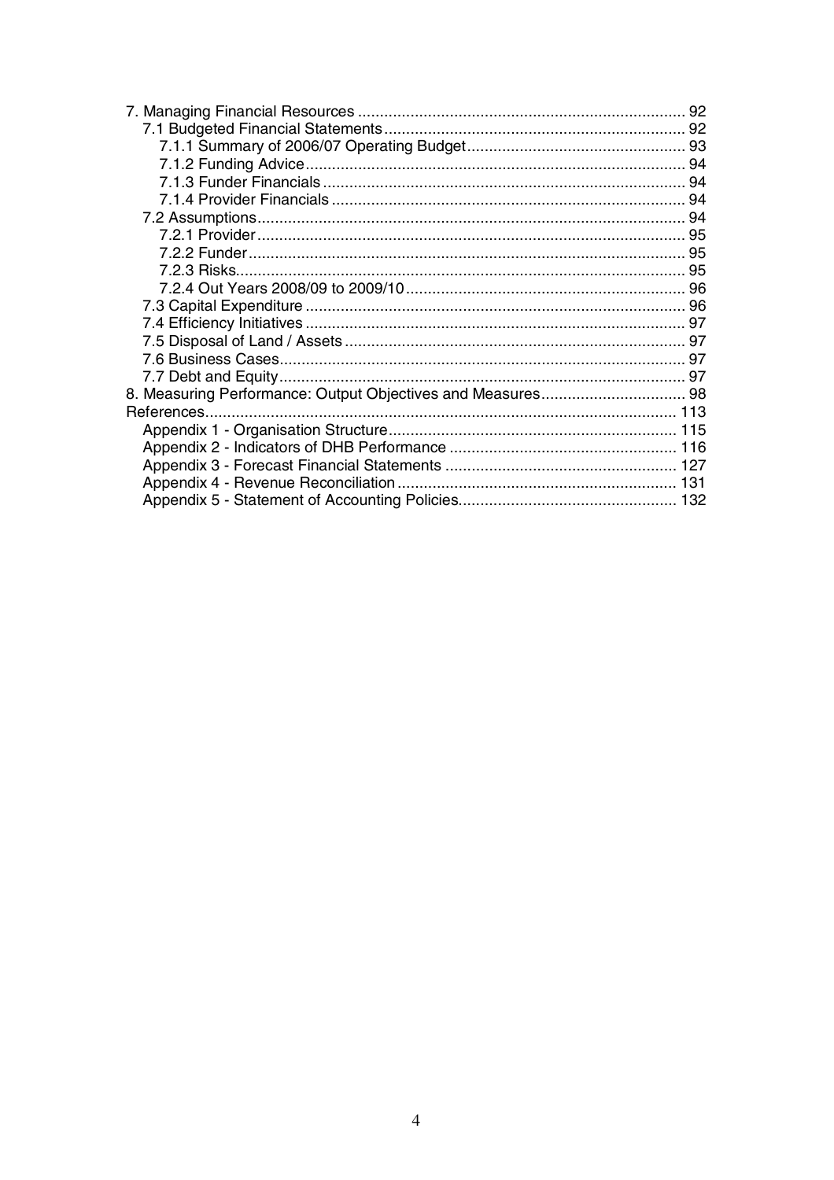7. Managing Financial Resources ........................................................................... 92
  7.1 Budgeted Financial Statements ..................................................................... 92
    7.1.1 Summary of 2006/07 Operating Budget .................................................. 93
    7.1.2 Funding Advice ....................................................................................... 94
    7.1.3 Funder Financials ................................................................................... 94
    7.1.4 Provider Financials ................................................................................. 94
  7.2 Assumptions .................................................................................................. 94
    7.2.1 Provider .................................................................................................. 95
    7.2.2 Funder .................................................................................................... 95
    7.2.3 Risks ....................................................................................................... 95
    7.2.4 Out Years 2008/09 to 2009/10 ................................................................ 96
  7.3 Capital Expenditure ....................................................................................... 96
  7.4 Efficiency Initiatives ....................................................................................... 97
  7.5 Disposal of Land / Assets .............................................................................. 97
  7.6 Business Cases .............................................................................................. 97
  7.7 Debt and Equity ............................................................................................. 97
8. Measuring Performance: Output Objectives and Measures ................................. 98
References ............................................................................................................ 113
  Appendix 1 - Organisation Structure .................................................................. 115
  Appendix 2 - Indicators of DHB Performance ..................................................... 116
  Appendix 3 - Forecast Financial Statements ...................................................... 127
  Appendix 4 - Revenue Reconciliation ................................................................ 131
  Appendix 5 - Statement of Accounting Policies .................................................. 132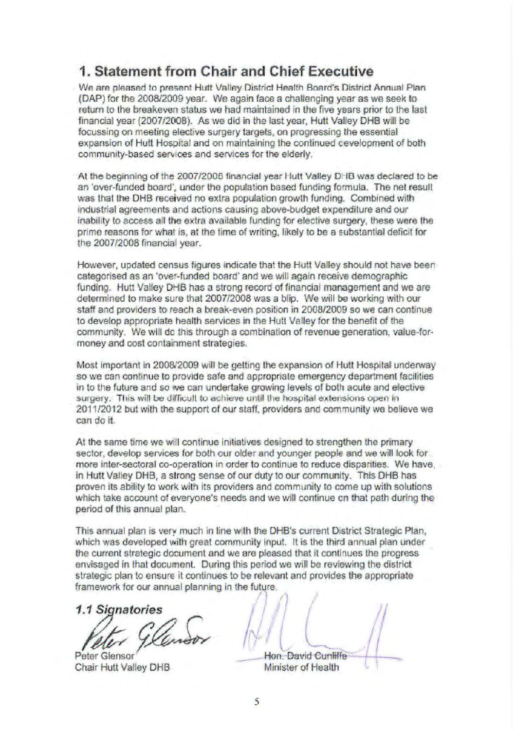# 1. Statement from Chair and Chief Executive

We are pleased to present Hutt Valley District Health Board's District Annual Plan (DAP) for the 2008/2009 year. We again face a challenging year as we seek to return to the breakeven status we had maintained in the five years prior to the last financial year (2007/2008). As we did in the last year, Hutt Valley DHB will be focussing on meeting elective surgery targets, on progressing the essential expansion of Hutt Hospital and on maintaining the continued development of both community-based services and services for the elderly.

At the beginning of the 2007/2008 financial year Hutt Valley DHB was declared to be an 'over-funded board', under the population based funding formula. The net result was that the DHB received no extra population growth funding. Combined with industrial agreements and actions causing above-budget expenditure and our inability to access all the extra available funding for elective surgery, these were the prime reasons for what is, at the time of writing, likely to be a substantial deficit for the 2007/2008 financial year.

However, updated census figures indicate that the Hutt Valley should not have been categorised as an 'over-funded board' and we will again receive demographic funding. Hutt Valley DHB has a strong record of financial management and we are determined to make sure that 2007/2008 was a blip. We will be working with our staff and providers to reach a break-even position in 2008/2009 so we can continue to develop appropriate health services in the Hutt Valley for the benefit of the community. We will do this through a combination of revenue generation, value-for-money and cost containment strategies.

Most important in 2008/2009 will be getting the expansion of Hutt Hospital underway so we can continue to provide safe and appropriate emergency department facilities in to the future and so we can undertake growing levels of both acute and elective surgery. This will be difficult to achieve until the hospital extensions open in 2011/2012 but with the support of our staff, providers and community we believe we can do it.

At the same time we will continue initiatives designed to strengthen the primary sector, develop services for both our older and younger people and we will look for more inter-sectoral co-operation in order to continue to reduce disparities. We have, in Hutt Valley DHB, a strong sense of our duty to our community. This DHB has proven its ability to work with its providers and community to come up with solutions which take account of everyone's needs and we will continue on that path during the period of this annual plan.

This annual plan is very much in line with the DHB's current District Strategic Plan, which was developed with great community input. It is the third annual plan under the current strategic document and we are pleased that it continues the progress envisaged in that document. During this period we will be reviewing the district strategic plan to ensure it continues to be relevant and provides the appropriate framework for our annual planning in the future.

## 1.1 Signatories

Peter Glensor
Chair Hutt Valley DHB

Hon. David Cunliffe
Minister of Health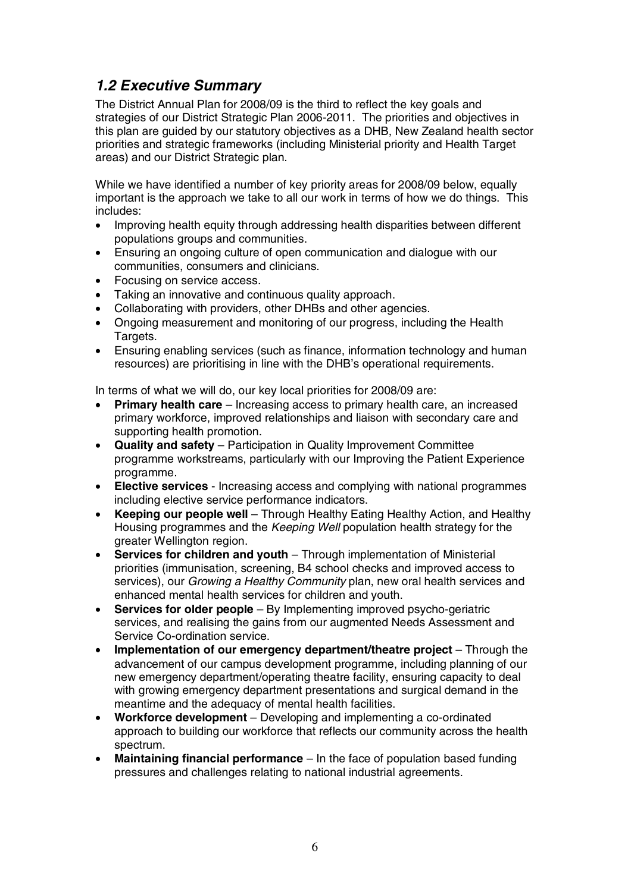## *1.2 Executive Summary*

The District Annual Plan for 2008/09 is the third to reflect the key goals and strategies of our District Strategic Plan 2006-2011. The priorities and objectives in this plan are guided by our statutory objectives as a DHB, New Zealand health sector priorities and strategic frameworks (including Ministerial priority and Health Target areas) and our District Strategic plan.

While we have identified a number of key priority areas for 2008/09 below, equally important is the approach we take to all our work in terms of how we do things. This includes:

- Improving health equity through addressing health disparities between different populations groups and communities.
- Ensuring an ongoing culture of open communication and dialogue with our communities, consumers and clinicians.
- Focusing on service access.
- Taking an innovative and continuous quality approach.
- Collaborating with providers, other DHBs and other agencies.
- Ongoing measurement and monitoring of our progress, including the Health Targets.
- Ensuring enabling services (such as finance, information technology and human resources) are prioritising in line with the DHB's operational requirements.

In terms of what we will do, our key local priorities for 2008/09 are:

- **Primary health care** – Increasing access to primary health care, an increased primary workforce, improved relationships and liaison with secondary care and supporting health promotion.
- **Quality and safety** – Participation in Quality Improvement Committee programme workstreams, particularly with our Improving the Patient Experience programme.
- **Elective services** - Increasing access and complying with national programmes including elective service performance indicators.
- **Keeping our people well** – Through Healthy Eating Healthy Action, and Healthy Housing programmes and the *Keeping Well* population health strategy for the greater Wellington region.
- **Services for children and youth** – Through implementation of Ministerial priorities (immunisation, screening, B4 school checks and improved access to services), our *Growing a Healthy Community* plan, new oral health services and enhanced mental health services for children and youth.
- **Services for older people** – By Implementing improved psycho-geriatric services, and realising the gains from our augmented Needs Assessment and Service Co-ordination service.
- **Implementation of our emergency department/theatre project** – Through the advancement of our campus development programme, including planning of our new emergency department/operating theatre facility, ensuring capacity to deal with growing emergency department presentations and surgical demand in the meantime and the adequacy of mental health facilities.
- **Workforce development** – Developing and implementing a co-ordinated approach to building our workforce that reflects our community across the health spectrum.
- **Maintaining financial performance** – In the face of population based funding pressures and challenges relating to national industrial agreements.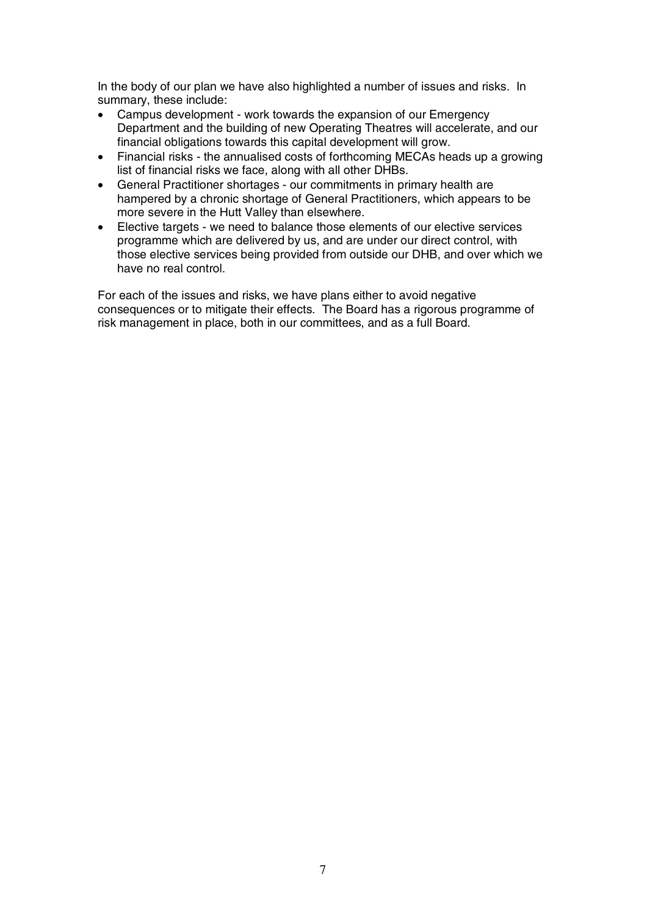In the body of our plan we have also highlighted a number of issues and risks. In summary, these include:

- Campus development - work towards the expansion of our Emergency Department and the building of new Operating Theatres will accelerate, and our financial obligations towards this capital development will grow.
- Financial risks - the annualised costs of forthcoming MECAs heads up a growing list of financial risks we face, along with all other DHBs.
- General Practitioner shortages - our commitments in primary health are hampered by a chronic shortage of General Practitioners, which appears to be more severe in the Hutt Valley than elsewhere.
- Elective targets - we need to balance those elements of our elective services programme which are delivered by us, and are under our direct control, with those elective services being provided from outside our DHB, and over which we have no real control.

For each of the issues and risks, we have plans either to avoid negative consequences or to mitigate their effects. The Board has a rigorous programme of risk management in place, both in our committees, and as a full Board.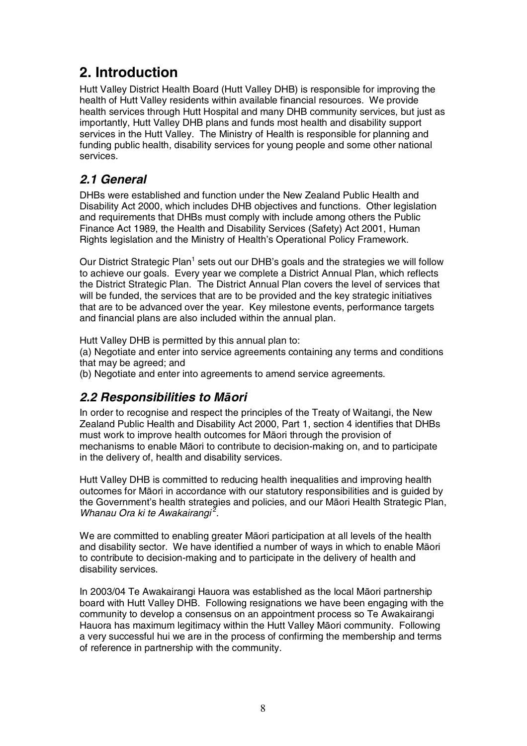# 2. Introduction

Hutt Valley District Health Board (Hutt Valley DHB) is responsible for improving the health of Hutt Valley residents within available financial resources. We provide health services through Hutt Hospital and many DHB community services, but just as importantly, Hutt Valley DHB plans and funds most health and disability support services in the Hutt Valley. The Ministry of Health is responsible for planning and funding public health, disability services for young people and some other national services.

## *2.1 General*

DHBs were established and function under the New Zealand Public Health and Disability Act 2000, which includes DHB objectives and functions. Other legislation and requirements that DHBs must comply with include among others the Public Finance Act 1989, the Health and Disability Services (Safety) Act 2001, Human Rights legislation and the Ministry of Health's Operational Policy Framework.

Our District Strategic Plan[1] sets out our DHB's goals and the strategies we will follow to achieve our goals. Every year we complete a District Annual Plan, which reflects the District Strategic Plan. The District Annual Plan covers the level of services that will be funded, the services that are to be provided and the key strategic initiatives that are to be advanced over the year. Key milestone events, performance targets and financial plans are also included within the annual plan.

Hutt Valley DHB is permitted by this annual plan to:

(a) Negotiate and enter into service agreements containing any terms and conditions that may be agreed; and

(b) Negotiate and enter into agreements to amend service agreements.

## *2.2 Responsibilities to Māori*

In order to recognise and respect the principles of the Treaty of Waitangi, the New Zealand Public Health and Disability Act 2000, Part 1, section 4 identifies that DHBs must work to improve health outcomes for Māori through the provision of mechanisms to enable Māori to contribute to decision-making on, and to participate in the delivery of, health and disability services.

Hutt Valley DHB is committed to reducing health inequalities and improving health outcomes for Māori in accordance with our statutory responsibilities and is guided by the Government's health strategies and policies, and our Māori Health Strategic Plan, *Whanau Ora ki te Awakairangi*[2].

We are committed to enabling greater Māori participation at all levels of the health and disability sector. We have identified a number of ways in which to enable Māori to contribute to decision-making and to participate in the delivery of health and disability services.

In 2003/04 Te Awakairangi Hauora was established as the local Māori partnership board with Hutt Valley DHB. Following resignations we have been engaging with the community to develop a consensus on an appointment process so Te Awakairangi Hauora has maximum legitimacy within the Hutt Valley Māori community. Following a very successful hui we are in the process of confirming the membership and terms of reference in partnership with the community.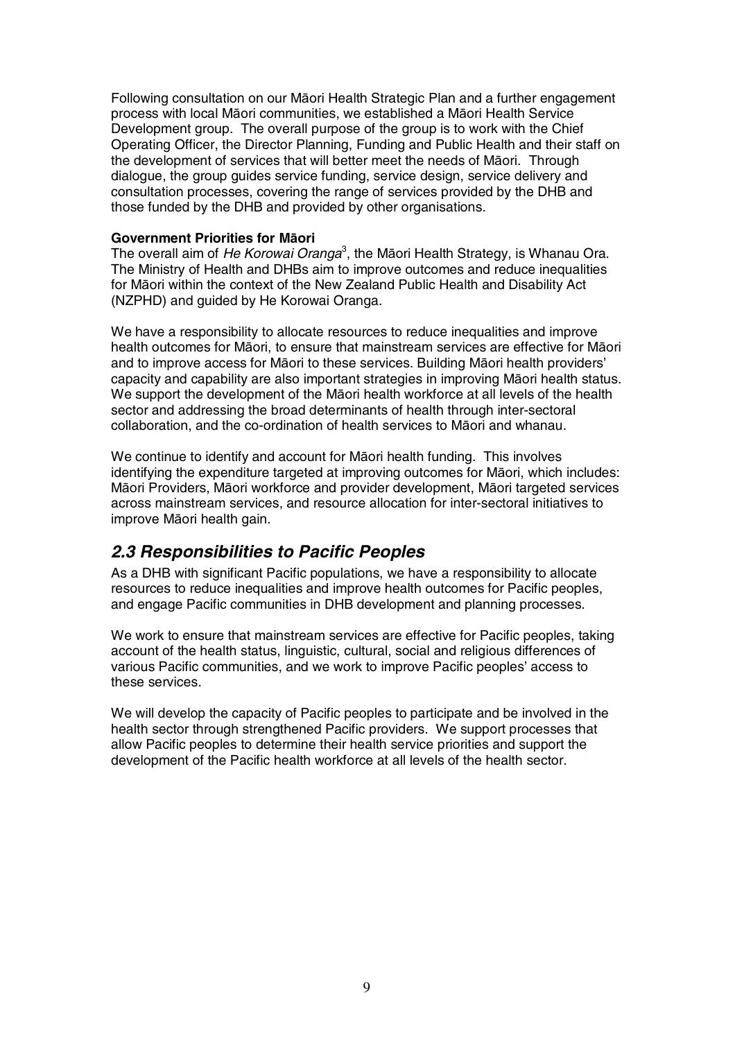Following consultation on our Māori Health Strategic Plan and a further engagement process with local Māori communities, we established a Māori Health Service Development group. The overall purpose of the group is to work with the Chief Operating Officer, the Director Planning, Funding and Public Health and their staff on the development of services that will better meet the needs of Māori. Through dialogue, the group guides service funding, service design, service delivery and consultation processes, covering the range of services provided by the DHB and those funded by the DHB and provided by other organisations.

**Government Priorities for Māori**

The overall aim of *He Korowai Oranga*[3], the Māori Health Strategy, is Whanau Ora. The Ministry of Health and DHBs aim to improve outcomes and reduce inequalities for Māori within the context of the New Zealand Public Health and Disability Act (NZPHD) and guided by He Korowai Oranga.

We have a responsibility to allocate resources to reduce inequalities and improve health outcomes for Māori, to ensure that mainstream services are effective for Māori and to improve access for Māori to these services. Building Māori health providers' capacity and capability are also important strategies in improving Māori health status. We support the development of the Māori health workforce at all levels of the health sector and addressing the broad determinants of health through inter-sectoral collaboration, and the co-ordination of health services to Māori and whanau.

We continue to identify and account for Māori health funding. This involves identifying the expenditure targeted at improving outcomes for Māori, which includes: Māori Providers, Māori workforce and provider development, Māori targeted services across mainstream services, and resource allocation for inter-sectoral initiatives to improve Māori health gain.

## *2.3 Responsibilities to Pacific Peoples*

As a DHB with significant Pacific populations, we have a responsibility to allocate resources to reduce inequalities and improve health outcomes for Pacific peoples, and engage Pacific communities in DHB development and planning processes.

We work to ensure that mainstream services are effective for Pacific peoples, taking account of the health status, linguistic, cultural, social and religious differences of various Pacific communities, and we work to improve Pacific peoples' access to these services.

We will develop the capacity of Pacific peoples to participate and be involved in the health sector through strengthened Pacific providers. We support processes that allow Pacific peoples to determine their health service priorities and support the development of the Pacific health workforce at all levels of the health sector.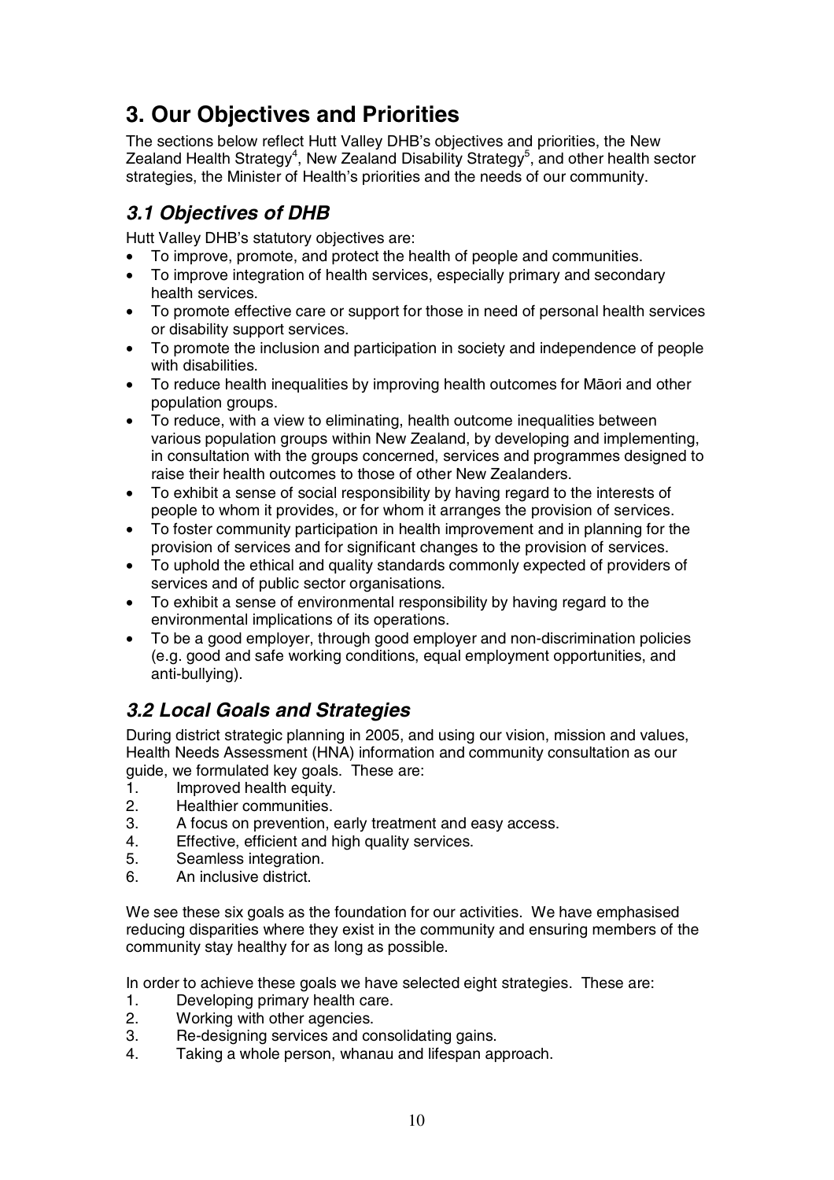# 3. Our Objectives and Priorities

The sections below reflect Hutt Valley DHB's objectives and priorities, the New Zealand Health Strategy[4], New Zealand Disability Strategy[5], and other health sector strategies, the Minister of Health's priorities and the needs of our community.

## *3.1 Objectives of DHB*

Hutt Valley DHB's statutory objectives are:

- To improve, promote, and protect the health of people and communities.
- To improve integration of health services, especially primary and secondary health services.
- To promote effective care or support for those in need of personal health services or disability support services.
- To promote the inclusion and participation in society and independence of people with disabilities.
- To reduce health inequalities by improving health outcomes for Māori and other population groups.
- To reduce, with a view to eliminating, health outcome inequalities between various population groups within New Zealand, by developing and implementing, in consultation with the groups concerned, services and programmes designed to raise their health outcomes to those of other New Zealanders.
- To exhibit a sense of social responsibility by having regard to the interests of people to whom it provides, or for whom it arranges the provision of services.
- To foster community participation in health improvement and in planning for the provision of services and for significant changes to the provision of services.
- To uphold the ethical and quality standards commonly expected of providers of services and of public sector organisations.
- To exhibit a sense of environmental responsibility by having regard to the environmental implications of its operations.
- To be a good employer, through good employer and non-discrimination policies (e.g. good and safe working conditions, equal employment opportunities, and anti-bullying).

## *3.2 Local Goals and Strategies*

During district strategic planning in 2005, and using our vision, mission and values, Health Needs Assessment (HNA) information and community consultation as our guide, we formulated key goals. These are:

1. Improved health equity.
2. Healthier communities.
3. A focus on prevention, early treatment and easy access.
4. Effective, efficient and high quality services.
5. Seamless integration.
6. An inclusive district.

We see these six goals as the foundation for our activities. We have emphasised reducing disparities where they exist in the community and ensuring members of the community stay healthy for as long as possible.

In order to achieve these goals we have selected eight strategies. These are:

1. Developing primary health care.
2. Working with other agencies.
3. Re-designing services and consolidating gains.
4. Taking a whole person, whanau and lifespan approach.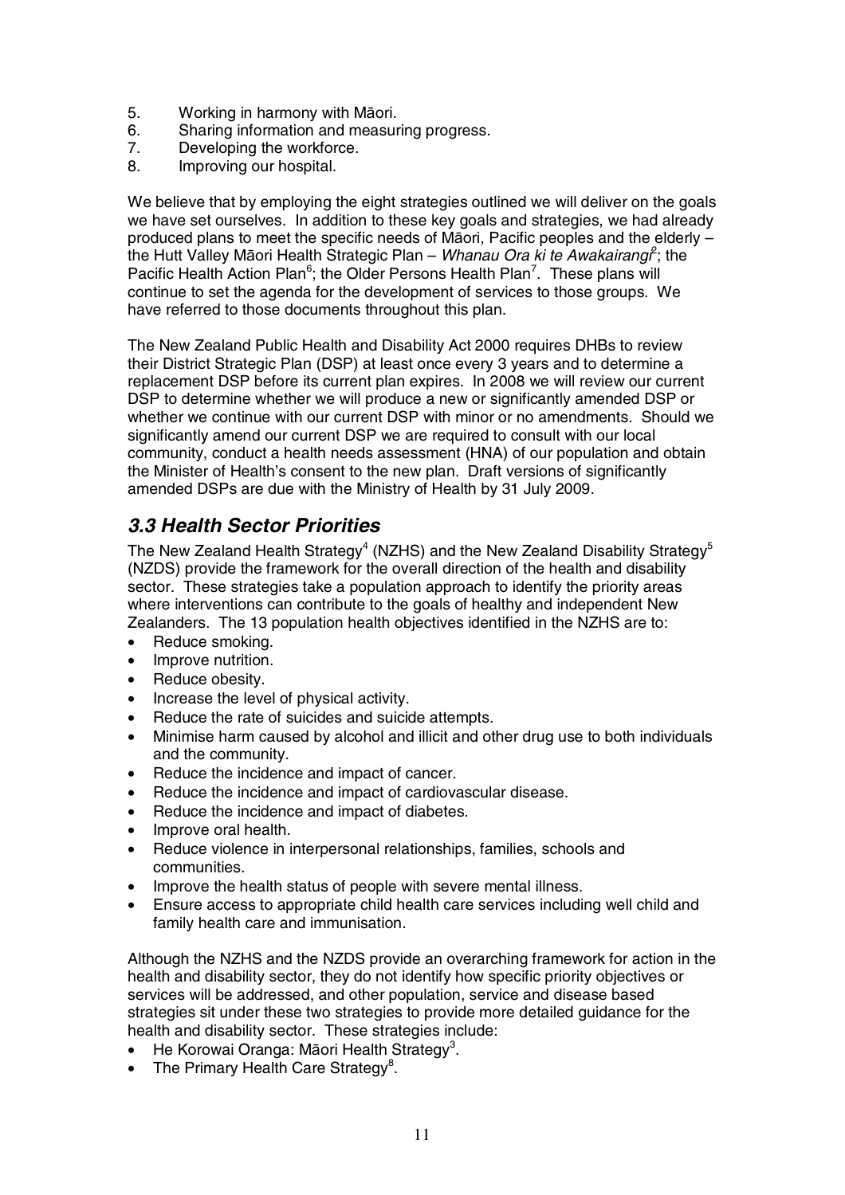5. Working in harmony with Māori.
6. Sharing information and measuring progress.
7. Developing the workforce.
8. Improving our hospital.

We believe that by employing the eight strategies outlined we will deliver on the goals we have set ourselves. In addition to these key goals and strategies, we had already produced plans to meet the specific needs of Māori, Pacific peoples and the elderly – the Hutt Valley Māori Health Strategic Plan – *Whanau Ora ki te Awakairangi*[2]; the Pacific Health Action Plan[6]; the Older Persons Health Plan[7]. These plans will continue to set the agenda for the development of services to those groups. We have referred to those documents throughout this plan.

The New Zealand Public Health and Disability Act 2000 requires DHBs to review their District Strategic Plan (DSP) at least once every 3 years and to determine a replacement DSP before its current plan expires. In 2008 we will review our current DSP to determine whether we will produce a new or significantly amended DSP or whether we continue with our current DSP with minor or no amendments. Should we significantly amend our current DSP we are required to consult with our local community, conduct a health needs assessment (HNA) of our population and obtain the Minister of Health's consent to the new plan. Draft versions of significantly amended DSPs are due with the Ministry of Health by 31 July 2009.

## *3.3 Health Sector Priorities*

The New Zealand Health Strategy[4] (NZHS) and the New Zealand Disability Strategy[5] (NZDS) provide the framework for the overall direction of the health and disability sector. These strategies take a population approach to identify the priority areas where interventions can contribute to the goals of healthy and independent New Zealanders. The 13 population health objectives identified in the NZHS are to:

- Reduce smoking.
- Improve nutrition.
- Reduce obesity.
- Increase the level of physical activity.
- Reduce the rate of suicides and suicide attempts.
- Minimise harm caused by alcohol and illicit and other drug use to both individuals and the community.
- Reduce the incidence and impact of cancer.
- Reduce the incidence and impact of cardiovascular disease.
- Reduce the incidence and impact of diabetes.
- Improve oral health.
- Reduce violence in interpersonal relationships, families, schools and communities.
- Improve the health status of people with severe mental illness.
- Ensure access to appropriate child health care services including well child and family health care and immunisation.

Although the NZHS and the NZDS provide an overarching framework for action in the health and disability sector, they do not identify how specific priority objectives or services will be addressed, and other population, service and disease based strategies sit under these two strategies to provide more detailed guidance for the health and disability sector. These strategies include:

- He Korowai Oranga: Māori Health Strategy[3].
- The Primary Health Care Strategy[8].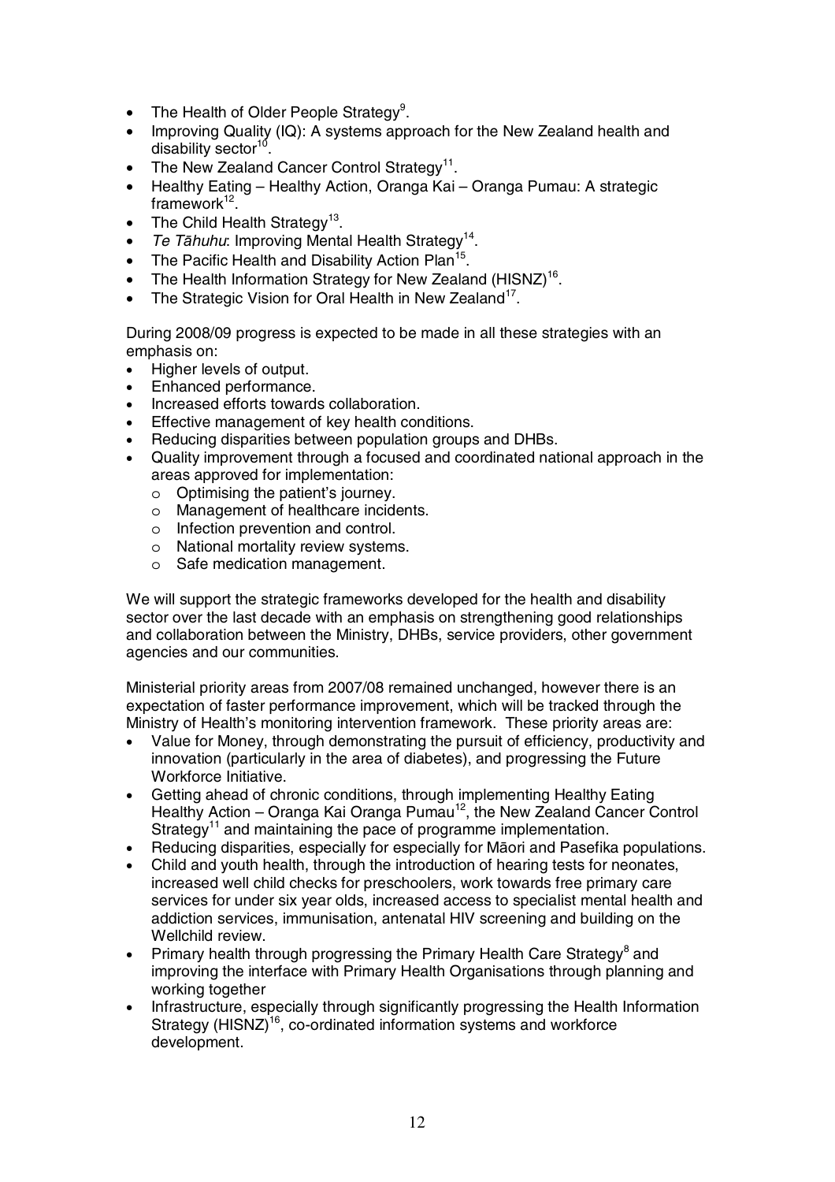- The Health of Older People Strategy[9].
- Improving Quality (IQ): A systems approach for the New Zealand health and disability sector[10].
- The New Zealand Cancer Control Strategy[11].
- Healthy Eating – Healthy Action, Oranga Kai – Oranga Pumau: A strategic framework[12].
- The Child Health Strategy[13].
- *Te Tāhuhu*: Improving Mental Health Strategy[14].
- The Pacific Health and Disability Action Plan[15].
- The Health Information Strategy for New Zealand (HISNZ)[16].
- The Strategic Vision for Oral Health in New Zealand[17].

During 2008/09 progress is expected to be made in all these strategies with an emphasis on:

- Higher levels of output.
- Enhanced performance.
- Increased efforts towards collaboration.
- Effective management of key health conditions.
- Reducing disparities between population groups and DHBs.
- Quality improvement through a focused and coordinated national approach in the areas approved for implementation:
  - Optimising the patient's journey.
  - Management of healthcare incidents.
  - Infection prevention and control.
  - National mortality review systems.
  - Safe medication management.

We will support the strategic frameworks developed for the health and disability sector over the last decade with an emphasis on strengthening good relationships and collaboration between the Ministry, DHBs, service providers, other government agencies and our communities.

Ministerial priority areas from 2007/08 remained unchanged, however there is an expectation of faster performance improvement, which will be tracked through the Ministry of Health's monitoring intervention framework. These priority areas are:

- Value for Money, through demonstrating the pursuit of efficiency, productivity and innovation (particularly in the area of diabetes), and progressing the Future Workforce Initiative.
- Getting ahead of chronic conditions, through implementing Healthy Eating Healthy Action – Oranga Kai Oranga Pumau[12], the New Zealand Cancer Control Strategy[11] and maintaining the pace of programme implementation.
- Reducing disparities, especially for especially for Māori and Pasefika populations.
- Child and youth health, through the introduction of hearing tests for neonates, increased well child checks for preschoolers, work towards free primary care services for under six year olds, increased access to specialist mental health and addiction services, immunisation, antenatal HIV screening and building on the Wellchild review.
- Primary health through progressing the Primary Health Care Strategy[8] and improving the interface with Primary Health Organisations through planning and working together
- Infrastructure, especially through significantly progressing the Health Information Strategy (HISNZ)[16], co-ordinated information systems and workforce development.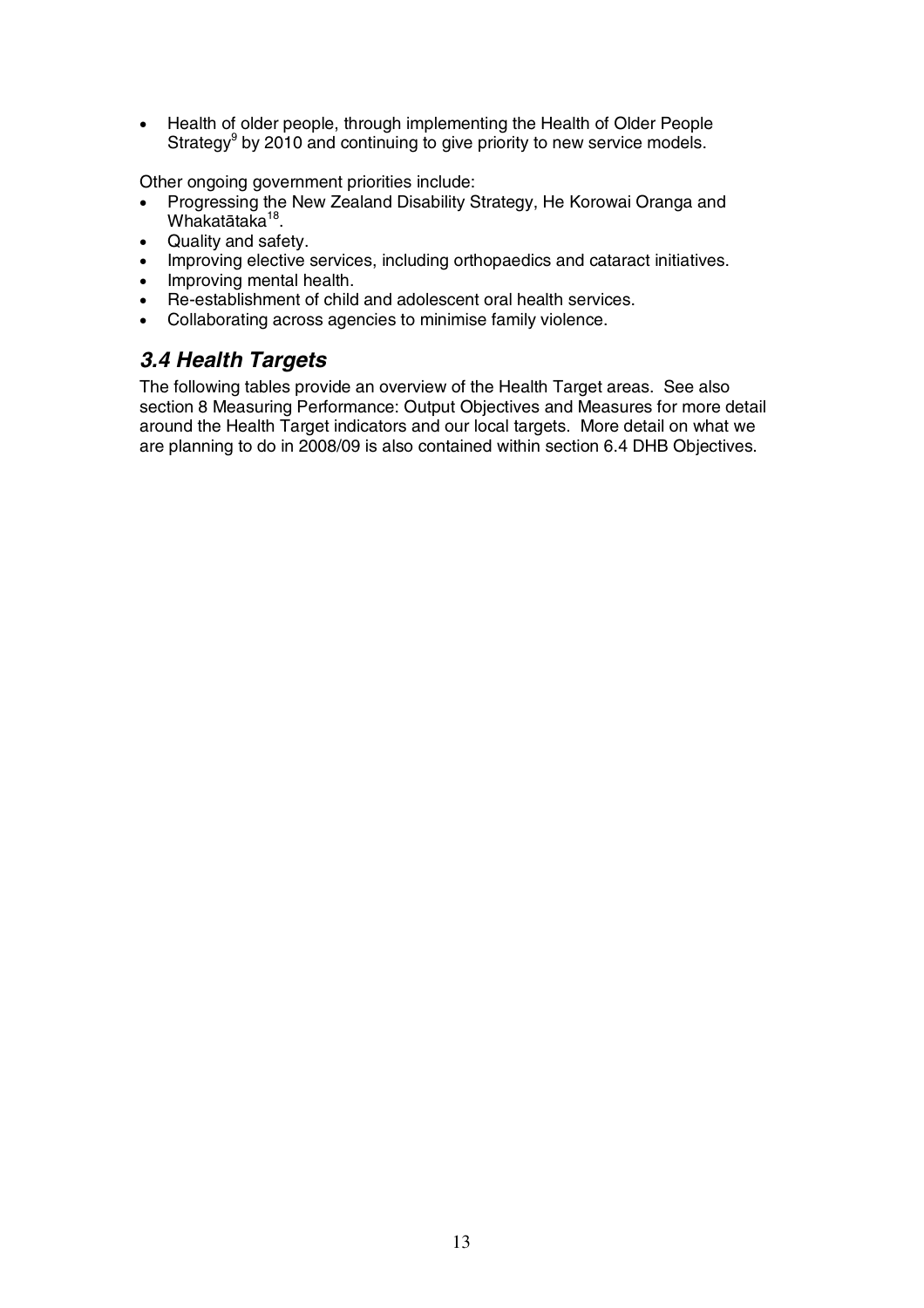- Health of older people, through implementing the Health of Older People Strategy[9] by 2010 and continuing to give priority to new service models.

Other ongoing government priorities include:

- Progressing the New Zealand Disability Strategy, He Korowai Oranga and Whakatātaka[18].
- Quality and safety.
- Improving elective services, including orthopaedics and cataract initiatives.
- Improving mental health.
- Re-establishment of child and adolescent oral health services.
- Collaborating across agencies to minimise family violence.

## *3.4 Health Targets*

The following tables provide an overview of the Health Target areas. See also section 8 Measuring Performance: Output Objectives and Measures for more detail around the Health Target indicators and our local targets. More detail on what we are planning to do in 2008/09 is also contained within section 6.4 DHB Objectives.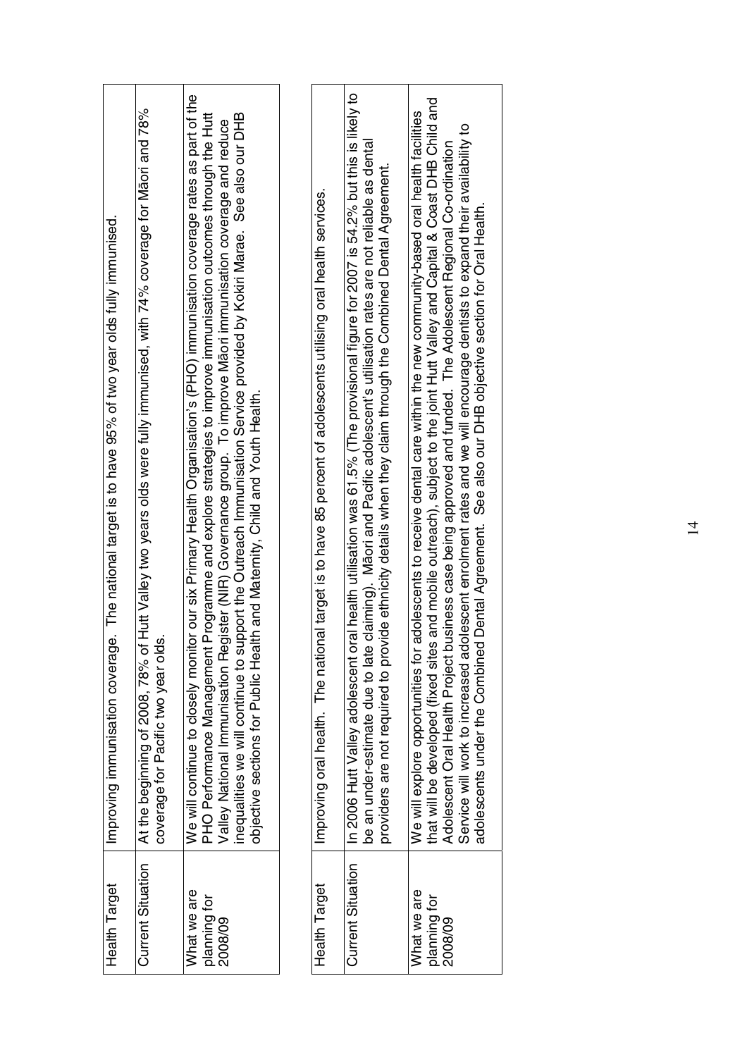| Health Target | Improving immunisation coverage. The national target is to have 95% of two year olds fully immunised. |
|---|---|
| Current Situation | At the beginning of 2008, 78% of Hutt Valley two years olds were fully immunised, with 74% coverage for Māori and 78% coverage for Pacific two year olds. |
| What we are planning for 2008/09 | We will continue to closely monitor our six Primary Health Organisation's (PHO) immunisation coverage rates as part of the PHO Performance Management Programme and explore strategies to improve immunisation outcomes through the Hutt Valley National Immunisation Register (NIR) Governance group. To improve Māori immunisation coverage and reduce inequalities we will continue to support the Outreach Immunisation Service provided by Kokiri Marae. See also our DHB objective sections for Public Health and Maternity, Child and Youth Health. |

| Health Target | Improving oral health. The national target is to have 85 percent of adolescents utilising oral health services. |
|---|---|
| Current Situation | In 2006 Hutt Valley adolescent oral health utilisation was 61.5% (The provisional figure for 2007 is 54.2% but this is likely to be an under-estimate due to late claiming). Māori and Pacific adolescent's utilisation rates are not reliable as dental providers are not required to provide ethnicity details when they claim through the Combined Dental Agreement. |
| What we are planning for 2008/09 | We will explore opportunities for adolescents to receive dental care within the new community-based oral health facilities that will be developed (fixed sites and mobile outreach), subject to the joint Hutt Valley and Capital & Coast DHB Child and Adolescent Oral Health Project business case being approved and funded. The Adolescent Regional Co-ordination Service will work to increased adolescent enrolment rates and we will encourage dentists to expand their availability to adolescents under the Combined Dental Agreement. See also our DHB objective section for Oral Health. |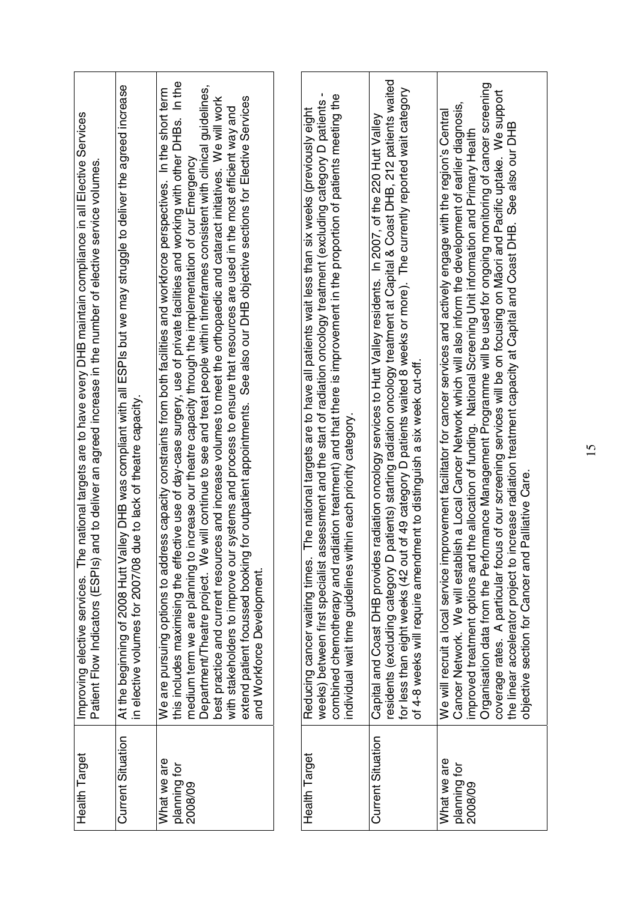| Health Target | Improving elective services. The national targets are to have every DHB maintain compliance in all Elective Services Patient Flow Indicators (ESPIs) and to deliver an agreed increase in the number of elective service volumes. |
|---|---|
| Current Situation | At the beginning of 2008 Hutt Valley DHB was compliant with all ESPIs but we may struggle to deliver the agreed increase in elective volumes for 2007/08 due to lack of theatre capacity. |
| What we are planning for 2008/09 | We are pursuing options to address capacity constraints from both facilities and workforce perspectives. In the short term this includes maximising the effective use of day-case surgery, use of private facilities and working with other DHBs. In the medium term we are planning to increase our theatre capacity through the implementation of our Emergency Department/Theatre project. We will continue to see and treat people within timeframes consistent with clinical guidelines, best practice and current resources and increase volumes to meet the orthopaedic and cataract initiatives. We will work with stakeholders to improve our systems and process to ensure that resources are used in the most efficient way and extend patient focussed booking for outpatient appointments. See also our DHB objective sections for Elective Services and Workforce Development. |

| Health Target | Reducing cancer waiting times. The national targets are to have all patients wait less than six weeks (previously eight weeks) between first specialist assessment and the start of radiation oncology treatment (excluding category D patients - combined chemotherapy and radiation treatment) and that there is improvement in the proportion of patients meeting the individual wait time guidelines within each priority category. |
|---|---|
| Current Situation | Capital and Coast DHB provides radiation oncology services to Hutt Valley residents. In 2007, of the 220 Hutt Valley residents (excluding category D patients) starting radiation oncology treatment at Capital & Coast DHB, 212 patients waited for less than eight weeks (42 out of 49 category D patients waited 8 weeks or more). The currently reported wait category of 4-8 weeks will require amendment to distinguish a six week cut-off. |
| What we are planning for 2008/09 | We will recruit a local service improvement facilitator for cancer services and actively engage with the region's Central Cancer Network. We will establish a Local Cancer Network which will also inform the development of earlier diagnosis, improved treatment options and the allocation of funding. National Screening Unit information and Primary Health Organisation data from the Performance Management Programme will be used for ongoing monitoring of cancer screening coverage rates. A particular focus of our screening services will be on focusing on Māori and Pacific uptake. We support the linear accelerator project to increase radiation treatment capacity at Capital and Coast DHB. See also our DHB objective section for Cancer and Palliative Care. |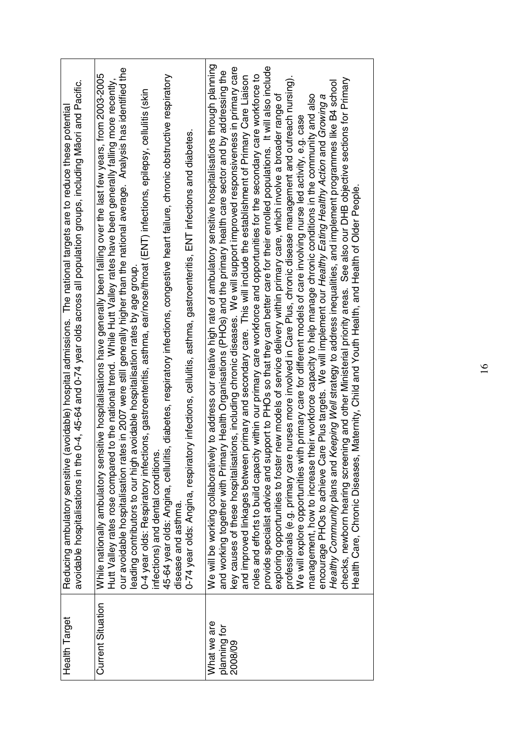| | |
|---|---|
| Health Target | Reducing ambulatory sensitive (avoidable) hospital admissions. The national targets are to reduce these potential avoidable hospitalisations in the 0-4, 45-64 and 0-74 year olds across all population groups, including Māori and Pacific. |
| Current Situation | While nationally ambulatory sensitive hospitalisations have generally been falling over the last few years, from 2003-2005 Hutt Valley rates rose compared to the national trend. While Hutt Valley rates have been generally falling more recently, our avoidable hospitalisation rates in 2007 were still generally higher than the national average. Analysis has identified the leading contributors to our high avoidable hospitalisation rates by age group.<br>0-4 year olds: Respiratory infections, gastroenteritis, asthma, ear/nose/throat (ENT) infections, epilepsy, cellulitis (skin infections) and dental conditions.<br>45-64 year olds: Angina, cellulitis, diabetes, respiratory infections, congestive heart failure, chronic obstructive respiratory disease and asthma.<br>0-74 year olds: Angina, respiratory infections, cellulitis, asthma, gastroenteritis, ENT infections and diabetes. |
| What we are planning for 2008/09 | We will be working collaboratively to address our relative high rate of ambulatory sensitive hospitalisations through planning and working together with Primary Health Organisations (PHOs) and the primary health care sector and by addressing the key causes of these hospitalisations, including chronic diseases. We will support improved responsiveness in primary care and improved linkages between primary and secondary care. This will include the establishment of Primary Care Liaison roles and efforts to build capacity within our primary care workforce and opportunities for the secondary care workforce to provide specialist advice and support to PHOs so that they can better care for their enrolled populations. It will also include exploring opportunities to foster new models of service delivery within primary care, which involve a broader range of professionals (e.g. primary care nurses more involved in Care Plus, chronic disease management and outreach nursing).<br>We will explore opportunities with primary care for different models of care involving nurse led activity, e.g. case management, how to increase their workforce capacity to help manage chronic conditions in the community and also encourage PHOs to achieve Care Plus targets. We will implement our *Healthy Eating Healthy Action* and *Growing a Healthy Community* plans and *Keeping Well* strategy to address inequalities, and implement programmes like B4 school checks, newborn hearing screening and other Ministerial priority areas. See also our DHB objective sections for Primary Health Care, Chronic Diseases, Maternity, Child and Youth Health, and Health of Older People. |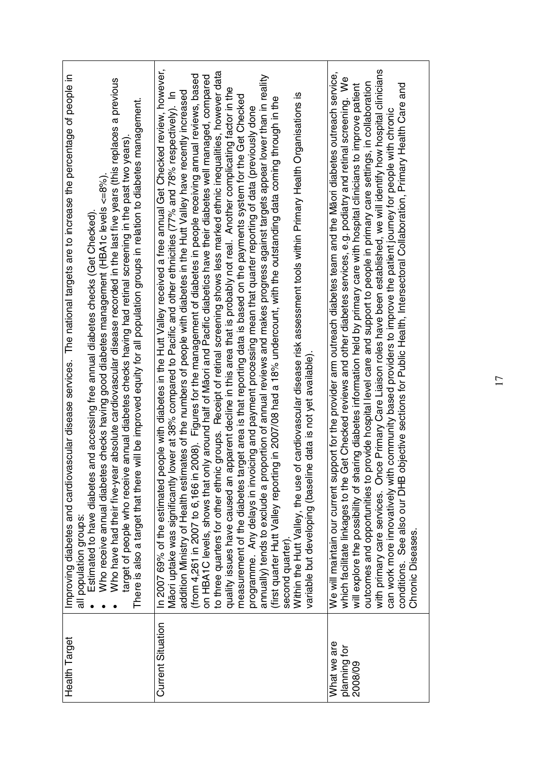| Health Target | Improving diabetes and cardiovascular disease services. The national targets are to increase the percentage of people in all population groups:<br>• Estimated to have diabetes and accessing free annual diabetes checks (Get Checked).<br>• Who receive annual diabetes checks having good diabetes management (HBA1c levels <=8%).<br>• Who have had their five-year absolute cardiovascular disease recorded in the last five years (this replaces a previous target of people who receive annual diabetes checks having had retinal screening in the past two years).<br>There is also a target that there will be improved equity for all population groups in relation to diabetes management. |
|---|---|
| Current Situation | In 2007 69% of the estimated people with diabetes in the Hutt Valley received a free annual Get Checked review, however, Māori uptake was significantly lower at 38% compared to Pacific and other ethnicities (77% and 78% respectively). In addition Ministry of Health estimates of the numbers of people with diabetes in the Hutt Valley have recently increased (from 4,261 in 2007 to 6,166 in 2008). Figures for the management of diabetes in people receiving annual reviews, based on HBA1C levels, shows that only around half of Māori and Pacific diabetics have their diabetes well managed, compared to three quarters for other ethnic groups. Receipt of retinal screening shows less marked ethnic inequalities, however data quality issues have caused an apparent decline in this area that is probably not real. Another complicating factor in the measurement of the diabetes target area is that reporting data is based on the payments system for the Get Checked programme. Any delays in invoicing and payment processing mean that quarter reporting of data (previously done annually) tends to exclude a proportion of annual reviews and makes progress against targets appear lower than in reality (first quarter Hutt Valley reporting in 2007/08 had a 18% undercount, with the outstanding data coming through in the second quarter).<br>Within the Hutt Valley, the use of cardiovascular disease risk assessment tools within Primary Health Organisations is variable but developing (baseline data is not yet available). |
| What we are planning for 2008/09 | We will maintain our current support for the provider arm outreach diabetes team and the Māori diabetes outreach service, which facilitate linkages to the Get Checked reviews and other diabetes services, e.g. podiatry and retinal screening. We will explore the possibility of sharing diabetes information held by primary care with hospital clinicians to improve patient outcomes and opportunities to provide hospital level care and support to people in primary care settings, in collaboration with primary care services. Once Primary Care Liaison roles have been established, we will identify how hospital clinicians can work more innovatively with community based providers to improve the patient journey for people with chronic conditions. See also our DHB objective sections for Public Health, Intersectoral Collaboration, Primary Health Care and Chronic Diseases. |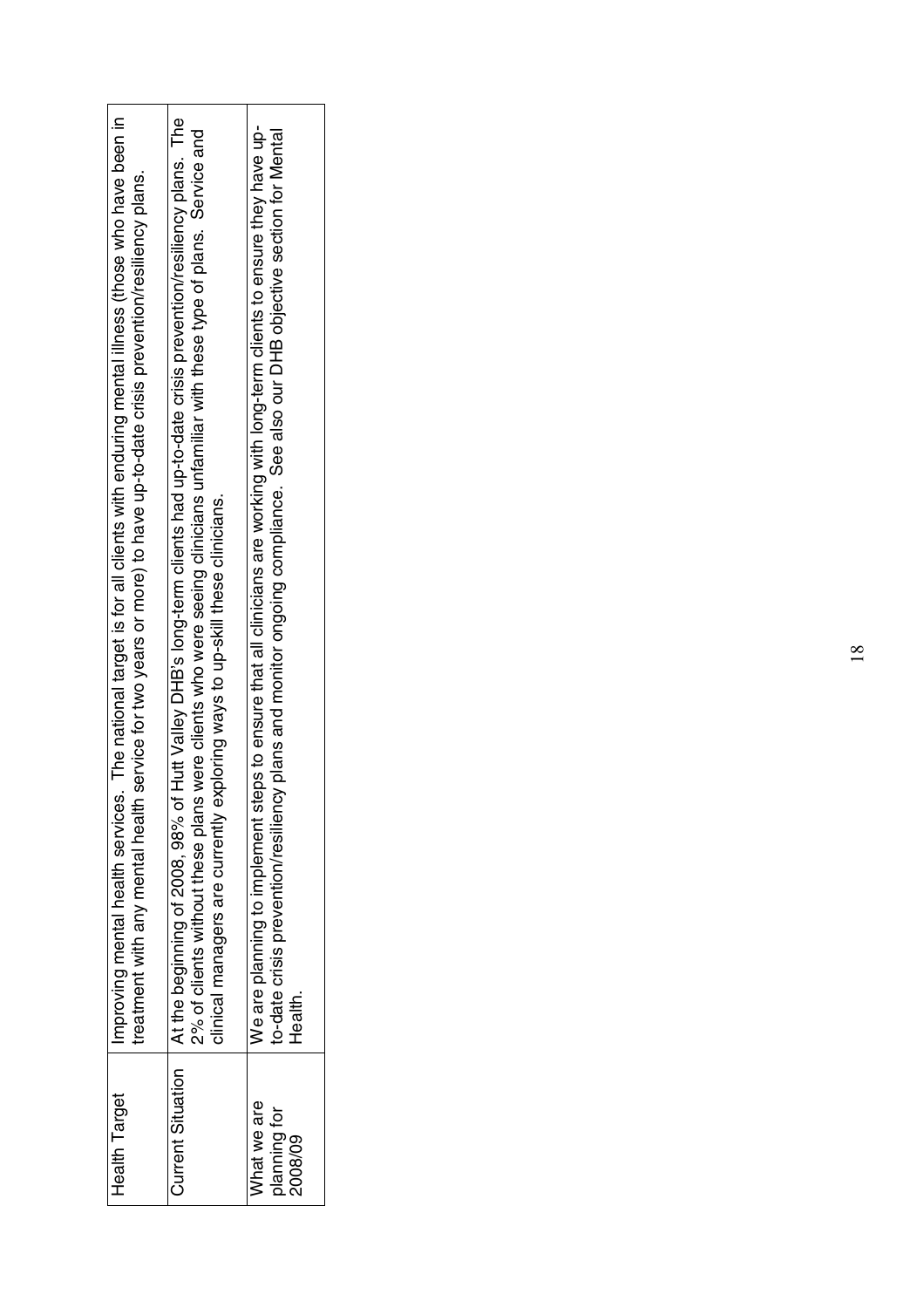| | |
|---|---|
| Health Target | Improving mental health services. The national target is for all clients with enduring mental illness (those who have been in treatment with any mental health service for two years or more) to have up-to-date crisis prevention/resiliency plans. |
| Current Situation | At the beginning of 2008, 98% of Hutt Valley DHB's long-term clients had up-to-date crisis prevention/resiliency plans. The 2% of clients without these plans were clients who were seeing clinicians unfamiliar with these type of plans. Service and clinical managers are currently exploring ways to up-skill these clinicians. |
| What we are planning for 2008/09 | We are planning to implement steps to ensure that all clinicians are working with long-term clients to ensure they have up-to-date crisis prevention/resiliency plans and monitor ongoing compliance. See also our DHB objective section for Mental Health. |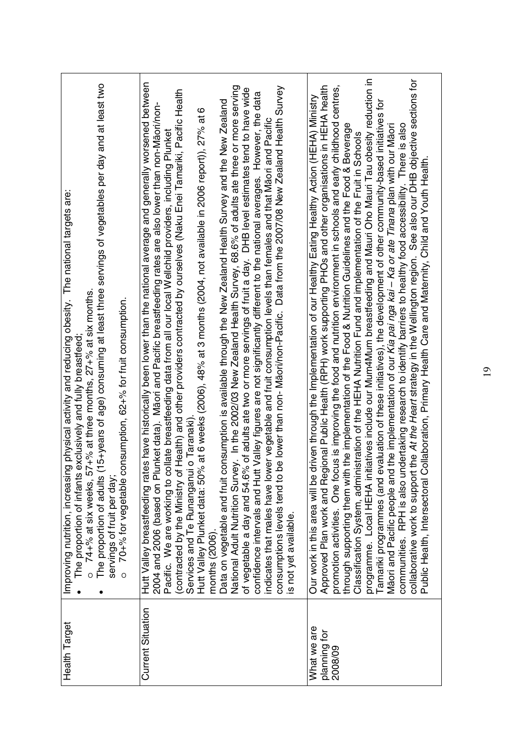| Health Target | Improving nutrition, increasing physical activity and reducing obesity. The national targets are:<br>• The proportion of infants exclusively and fully breastfeed;<br>  ○ 74+% at six weeks, 57+% at three months, 27+% at six months.<br>• The proportion of adults (15+years of age) consuming at least three servings of vegetables per day and at least two servings of fruit per day;<br>  ○ 70+% for vegetable consumption, 62+% for fruit consumption. |
|---|---|
| Current Situation | Hutt Valley breastfeeding rates have historically been lower than the national average and generally worsened between 2004 and 2006 (based on Plunket data). Māori and Pacific breastfeeding rates are also lower than non-Māori/non-Pacific. We are working to collate breastfeeding data from all our local Wellchild providers, including Plunket (contracted by the Ministry of Health) and other providers contracted by ourselves (Naku Enei Tamariki, Pacific Health Services and Te Runanganui o Taranaki).<br>Hutt Valley Plunket data: 50% at 6 weeks (2006), 48% at 3 months (2004, not available in 2006 report)), 27% at 6 months (2006).<br>Data on vegetable and fruit consumption is available through the New Zealand Health Survey and the New Zealand National Adult Nutrition Survey. In the 2002/03 New Zealand Health Survey, 68.6% of adults ate three or more serving of vegetable a day and 54.6% of adults ate two or more servings of fruit a day. DHB level estimates tend to have wide confidence intervals and Hutt Valley figures are not significantly different to the national averages. However, the data indicates that males have lower vegetable and fruit consumption levels than females and that Māori and Pacific consumptions levels tend to be lower than non- Māori/non-Pacific. Data from the 2007/08 New Zealand Health Survey is not yet available. |
| What we are planning for 2008/09 | Our work in this area will be driven through the Implementation of our Healthy Eating Healthy Action (HEHA) Ministry Approved Plan work and Regional Public Health (RPH) work supporting PHOs and other organisations in HEHA health promotion activities. One focus is improving the food and nutrition environment in schools and early childhood centres, through supporting them with the implementation of the Food & Nutrition Guidelines and the Food & Beverage Classification System, administration of the HEHA Nutrition Fund and implementation of the Fruit in Schools programme. Local HEHA initiatives include our Mum4Mum breastfeeding and Mauri Oho Mauri Tau obesity reduction in Tamariki programmes (and evaluation of these initiatives), the development of other community-based initiatives for Māori and Pacific people and the implementation of our *Kia pai nga kai – Ka or ate Tinana* plan with our Māori communities. RPH is also undertaking research to identify barriers to healthy food accessibility. There is also collaborative work to support the *At the Heart* strategy in the Wellington region. See also our DHB objective sections for Public Health, Intersectoral Collaboration, Primary Health Care and Maternity, Child and Youth Health. |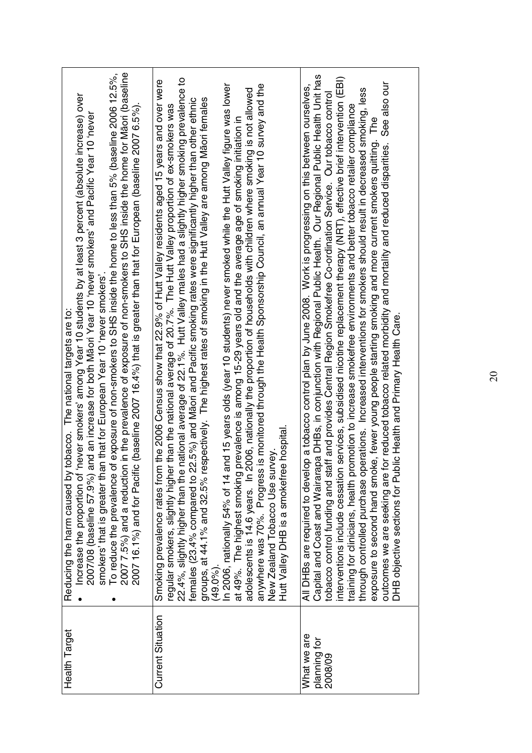| | |
|---|---|
| Health Target | Reducing the harm caused by tobacco. The national targets are to:<br>• Increase the proportion of 'never smokers' among Year 10 students by at least 3 percent (absolute increase) over 2007/08 (baseline 57.9%) and an increase for both Māori Year 10 'never smokers' and Pacific Year 10 'never smokers' that is greater than that for European Year 10 'never smokers'.<br>• To reduce the prevalence of exposure of non-smokers to SHS inside the home to less than 5% (baseline 2006 12.5%, 2007 7.5%) and a reduction in the prevalence of exposure of non-smokers to SHS inside the home for Māori (baseline 2007 16.4%) that is greater than that for European (baseline 2007 6.5%). |
| Current Situation | Smoking prevalence rates from the 2006 Census show that 22.9% of Hutt Valley residents aged 15 years and over were regular smokers, slightly higher than the national average of 20.7%. The Hutt Valley proportion of ex-smokers was 22.4%, slightly higher than the national average of 22.1%. Hutt Valley males had a slightly higher smoking prevalence to females (23.4% compared to 22.5%) and Māori and Pacific smoking rates were significantly higher than other ethnic groups, at 44.1% and 32.5% respectively. The highest rates of smoking in the Hutt Valley are among Māori females (49.0%).<br>In 2006, nationally 54% of 14 and 15 years olds (year 10 students) never smoked while the Hutt Valley figure was lower at 49%. The highest smoking prevalence is among 15-29 years old and the average age of smoking initiation in adolescents is 14.6 years. In 2006, nationally the proportion of households with children where smoking is not allowed anywhere was 70%. Progress is monitored through the Health Sponsorship Council, an annual Year 10 survey and the New Zealand Tobacco Use survey.<br>Hutt Valley DHB is a smokefree hospital. |
| What we are planning for 2008/09 | All DHBs are required to develop a tobacco control plan by June 2008. Work is progressing on this between ourselves, Capital and Coast and Wairarapa DHBs, in conjunction with Regional Public Health. Our Regional Public Health Unit has tobacco control funding and staff and provides Central Region Smokefree Co-ordination Service. Our tobacco control interventions include cessation services, subsidised nicotine replacement therapy (NRT), effective brief intervention (EBI) training for clinicians, health promotion to increase smokefree environments and better tobacco retailer compliance through controlled purchase operations. Increased interventions for smokers should result in decreased smoking, less exposure to second hand smoke, fewer young people starting smoking and more current smokers quitting. The outcomes we are seeking are for reduced tobacco related morbidity and mortality and reduced disparities. See also our DHB objective sections for Public Health and Primary Health Care. |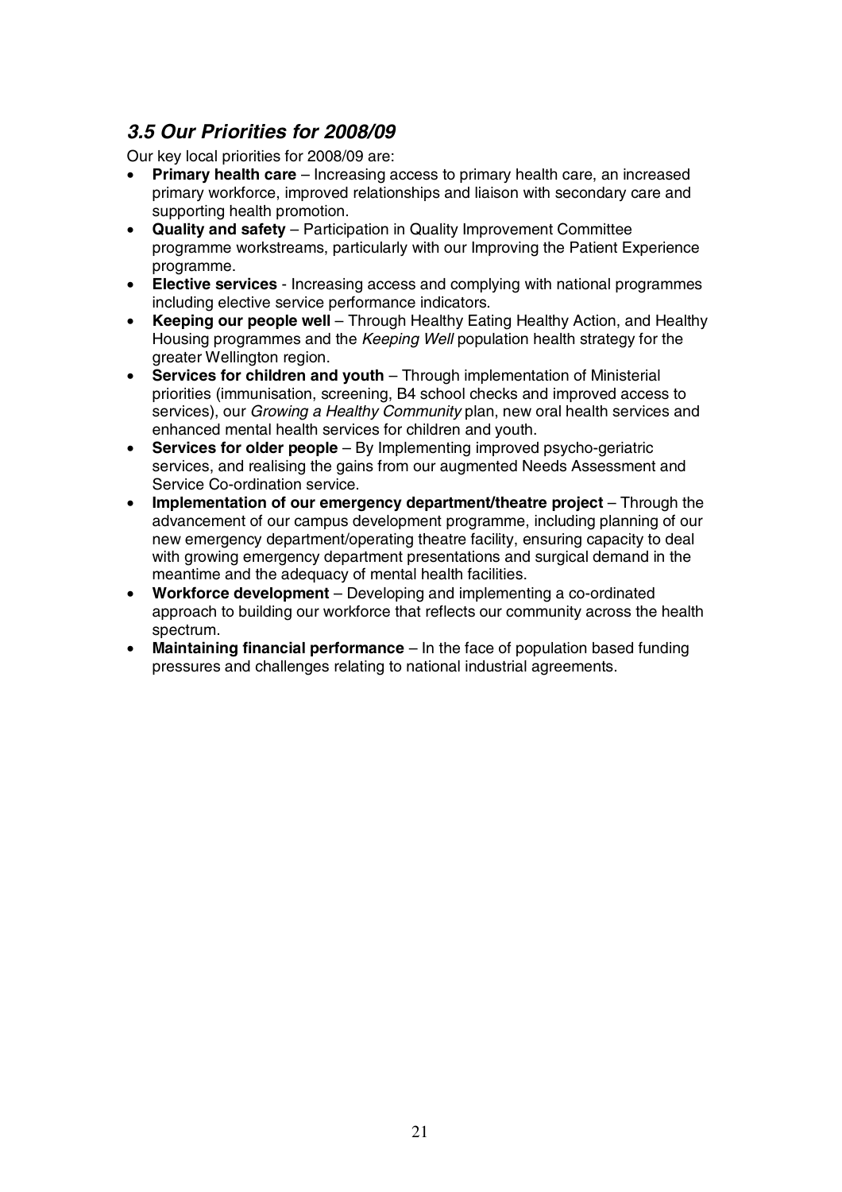### *3.5 Our Priorities for 2008/09*

Our key local priorities for 2008/09 are:

- **Primary health care** – Increasing access to primary health care, an increased primary workforce, improved relationships and liaison with secondary care and supporting health promotion.
- **Quality and safety** – Participation in Quality Improvement Committee programme workstreams, particularly with our Improving the Patient Experience programme.
- **Elective services** - Increasing access and complying with national programmes including elective service performance indicators.
- **Keeping our people well** – Through Healthy Eating Healthy Action, and Healthy Housing programmes and the *Keeping Well* population health strategy for the greater Wellington region.
- **Services for children and youth** – Through implementation of Ministerial priorities (immunisation, screening, B4 school checks and improved access to services), our *Growing a Healthy Community* plan, new oral health services and enhanced mental health services for children and youth.
- **Services for older people** – By Implementing improved psycho-geriatric services, and realising the gains from our augmented Needs Assessment and Service Co-ordination service.
- **Implementation of our emergency department/theatre project** – Through the advancement of our campus development programme, including planning of our new emergency department/operating theatre facility, ensuring capacity to deal with growing emergency department presentations and surgical demand in the meantime and the adequacy of mental health facilities.
- **Workforce development** – Developing and implementing a co-ordinated approach to building our workforce that reflects our community across the health spectrum.
- **Maintaining financial performance** – In the face of population based funding pressures and challenges relating to national industrial agreements.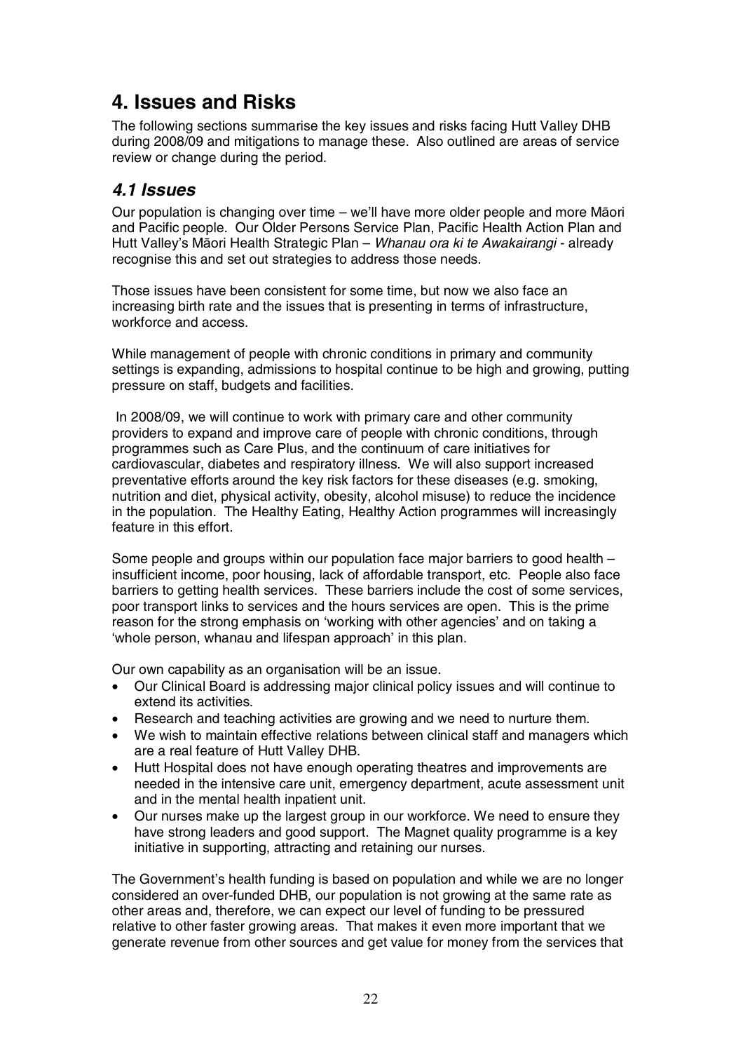# 4. Issues and Risks

The following sections summarise the key issues and risks facing Hutt Valley DHB during 2008/09 and mitigations to manage these. Also outlined are areas of service review or change during the period.

## *4.1 Issues*

Our population is changing over time – we'll have more older people and more Māori and Pacific people. Our Older Persons Service Plan, Pacific Health Action Plan and Hutt Valley's Māori Health Strategic Plan – *Whanau ora ki te Awakairangi* - already recognise this and set out strategies to address those needs.

Those issues have been consistent for some time, but now we also face an increasing birth rate and the issues that is presenting in terms of infrastructure, workforce and access.

While management of people with chronic conditions in primary and community settings is expanding, admissions to hospital continue to be high and growing, putting pressure on staff, budgets and facilities.

In 2008/09, we will continue to work with primary care and other community providers to expand and improve care of people with chronic conditions, through programmes such as Care Plus, and the continuum of care initiatives for cardiovascular, diabetes and respiratory illness. We will also support increased preventative efforts around the key risk factors for these diseases (e.g. smoking, nutrition and diet, physical activity, obesity, alcohol misuse) to reduce the incidence in the population. The Healthy Eating, Healthy Action programmes will increasingly feature in this effort.

Some people and groups within our population face major barriers to good health – insufficient income, poor housing, lack of affordable transport, etc. People also face barriers to getting health services. These barriers include the cost of some services, poor transport links to services and the hours services are open. This is the prime reason for the strong emphasis on 'working with other agencies' and on taking a 'whole person, whanau and lifespan approach' in this plan.

Our own capability as an organisation will be an issue.

- Our Clinical Board is addressing major clinical policy issues and will continue to extend its activities.
- Research and teaching activities are growing and we need to nurture them.
- We wish to maintain effective relations between clinical staff and managers which are a real feature of Hutt Valley DHB.
- Hutt Hospital does not have enough operating theatres and improvements are needed in the intensive care unit, emergency department, acute assessment unit and in the mental health inpatient unit.
- Our nurses make up the largest group in our workforce. We need to ensure they have strong leaders and good support. The Magnet quality programme is a key initiative in supporting, attracting and retaining our nurses.

The Government's health funding is based on population and while we are no longer considered an over-funded DHB, our population is not growing at the same rate as other areas and, therefore, we can expect our level of funding to be pressured relative to other faster growing areas. That makes it even more important that we generate revenue from other sources and get value for money from the services that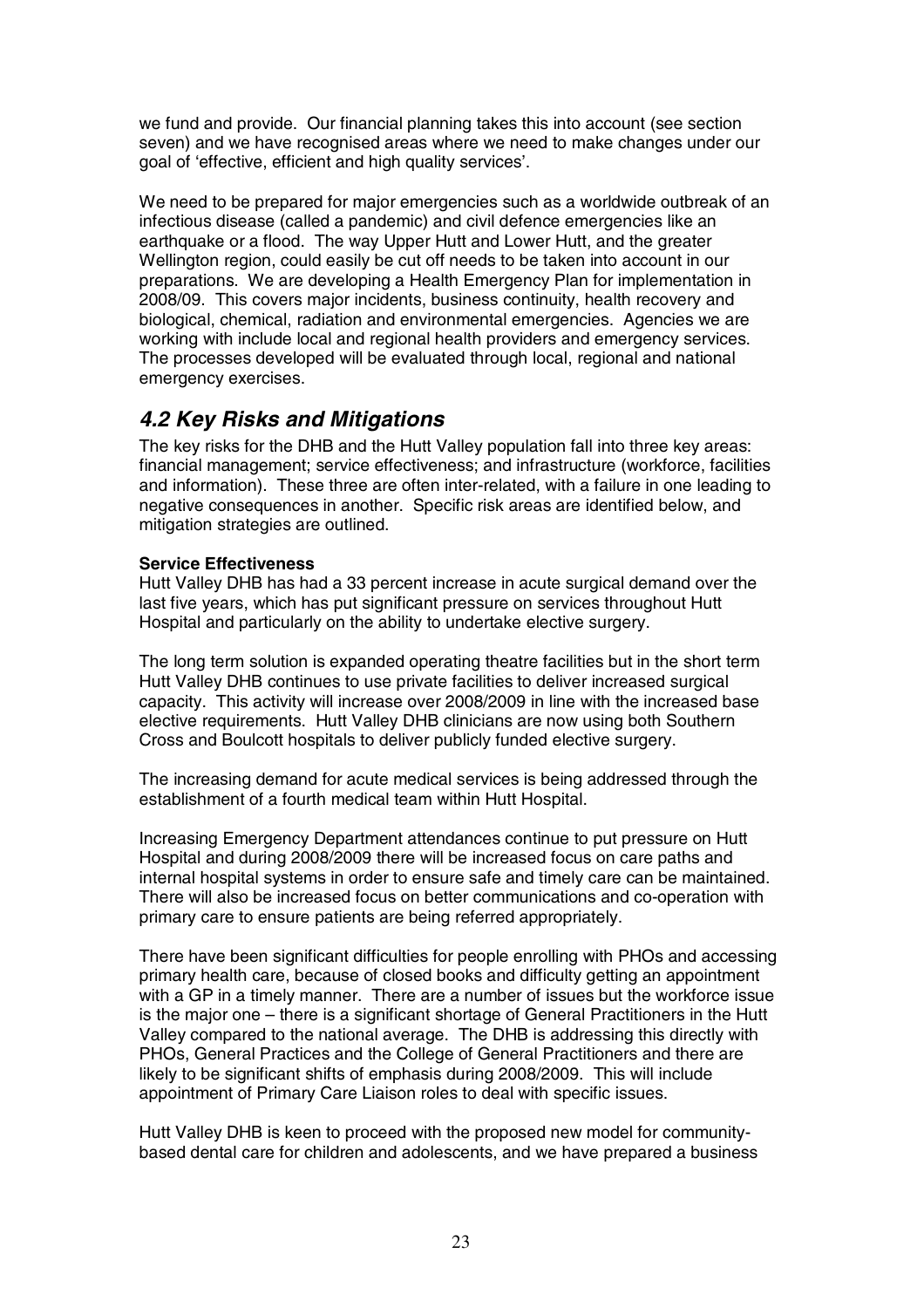we fund and provide. Our financial planning takes this into account (see section seven) and we have recognised areas where we need to make changes under our goal of 'effective, efficient and high quality services'.

We need to be prepared for major emergencies such as a worldwide outbreak of an infectious disease (called a pandemic) and civil defence emergencies like an earthquake or a flood. The way Upper Hutt and Lower Hutt, and the greater Wellington region, could easily be cut off needs to be taken into account in our preparations. We are developing a Health Emergency Plan for implementation in 2008/09. This covers major incidents, business continuity, health recovery and biological, chemical, radiation and environmental emergencies. Agencies we are working with include local and regional health providers and emergency services. The processes developed will be evaluated through local, regional and national emergency exercises.

## *4.2 Key Risks and Mitigations*

The key risks for the DHB and the Hutt Valley population fall into three key areas: financial management; service effectiveness; and infrastructure (workforce, facilities and information). These three are often inter-related, with a failure in one leading to negative consequences in another. Specific risk areas are identified below, and mitigation strategies are outlined.

**Service Effectiveness**

Hutt Valley DHB has had a 33 percent increase in acute surgical demand over the last five years, which has put significant pressure on services throughout Hutt Hospital and particularly on the ability to undertake elective surgery.

The long term solution is expanded operating theatre facilities but in the short term Hutt Valley DHB continues to use private facilities to deliver increased surgical capacity. This activity will increase over 2008/2009 in line with the increased base elective requirements. Hutt Valley DHB clinicians are now using both Southern Cross and Boulcott hospitals to deliver publicly funded elective surgery.

The increasing demand for acute medical services is being addressed through the establishment of a fourth medical team within Hutt Hospital.

Increasing Emergency Department attendances continue to put pressure on Hutt Hospital and during 2008/2009 there will be increased focus on care paths and internal hospital systems in order to ensure safe and timely care can be maintained. There will also be increased focus on better communications and co-operation with primary care to ensure patients are being referred appropriately.

There have been significant difficulties for people enrolling with PHOs and accessing primary health care, because of closed books and difficulty getting an appointment with a GP in a timely manner. There are a number of issues but the workforce issue is the major one – there is a significant shortage of General Practitioners in the Hutt Valley compared to the national average. The DHB is addressing this directly with PHOs, General Practices and the College of General Practitioners and there are likely to be significant shifts of emphasis during 2008/2009. This will include appointment of Primary Care Liaison roles to deal with specific issues.

Hutt Valley DHB is keen to proceed with the proposed new model for community-based dental care for children and adolescents, and we have prepared a business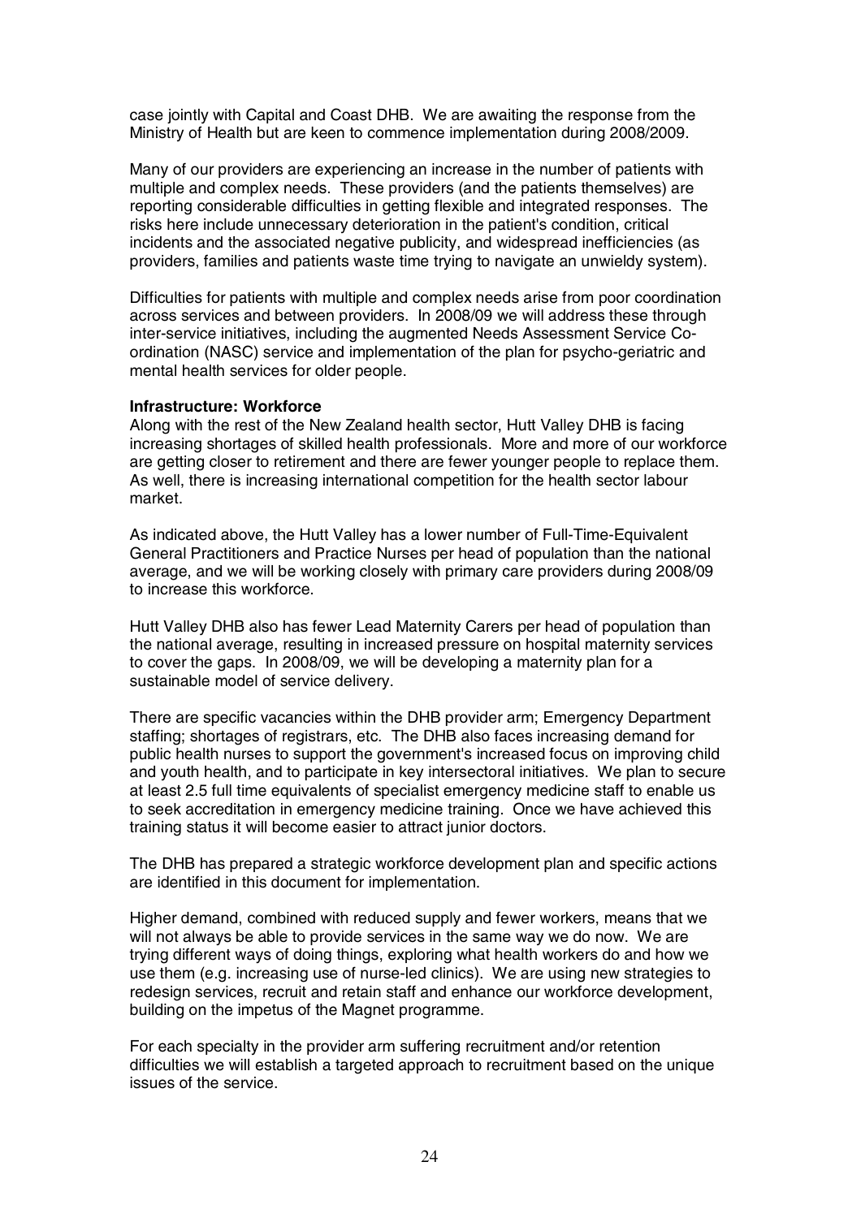case jointly with Capital and Coast DHB. We are awaiting the response from the Ministry of Health but are keen to commence implementation during 2008/2009.

Many of our providers are experiencing an increase in the number of patients with multiple and complex needs. These providers (and the patients themselves) are reporting considerable difficulties in getting flexible and integrated responses. The risks here include unnecessary deterioration in the patient's condition, critical incidents and the associated negative publicity, and widespread inefficiencies (as providers, families and patients waste time trying to navigate an unwieldy system).

Difficulties for patients with multiple and complex needs arise from poor coordination across services and between providers. In 2008/09 we will address these through inter-service initiatives, including the augmented Needs Assessment Service Co-ordination (NASC) service and implementation of the plan for psycho-geriatric and mental health services for older people.

**Infrastructure: Workforce**

Along with the rest of the New Zealand health sector, Hutt Valley DHB is facing increasing shortages of skilled health professionals. More and more of our workforce are getting closer to retirement and there are fewer younger people to replace them. As well, there is increasing international competition for the health sector labour market.

As indicated above, the Hutt Valley has a lower number of Full-Time-Equivalent General Practitioners and Practice Nurses per head of population than the national average, and we will be working closely with primary care providers during 2008/09 to increase this workforce.

Hutt Valley DHB also has fewer Lead Maternity Carers per head of population than the national average, resulting in increased pressure on hospital maternity services to cover the gaps. In 2008/09, we will be developing a maternity plan for a sustainable model of service delivery.

There are specific vacancies within the DHB provider arm; Emergency Department staffing; shortages of registrars, etc. The DHB also faces increasing demand for public health nurses to support the government's increased focus on improving child and youth health, and to participate in key intersectoral initiatives. We plan to secure at least 2.5 full time equivalents of specialist emergency medicine staff to enable us to seek accreditation in emergency medicine training. Once we have achieved this training status it will become easier to attract junior doctors.

The DHB has prepared a strategic workforce development plan and specific actions are identified in this document for implementation.

Higher demand, combined with reduced supply and fewer workers, means that we will not always be able to provide services in the same way we do now. We are trying different ways of doing things, exploring what health workers do and how we use them (e.g. increasing use of nurse-led clinics). We are using new strategies to redesign services, recruit and retain staff and enhance our workforce development, building on the impetus of the Magnet programme.

For each specialty in the provider arm suffering recruitment and/or retention difficulties we will establish a targeted approach to recruitment based on the unique issues of the service.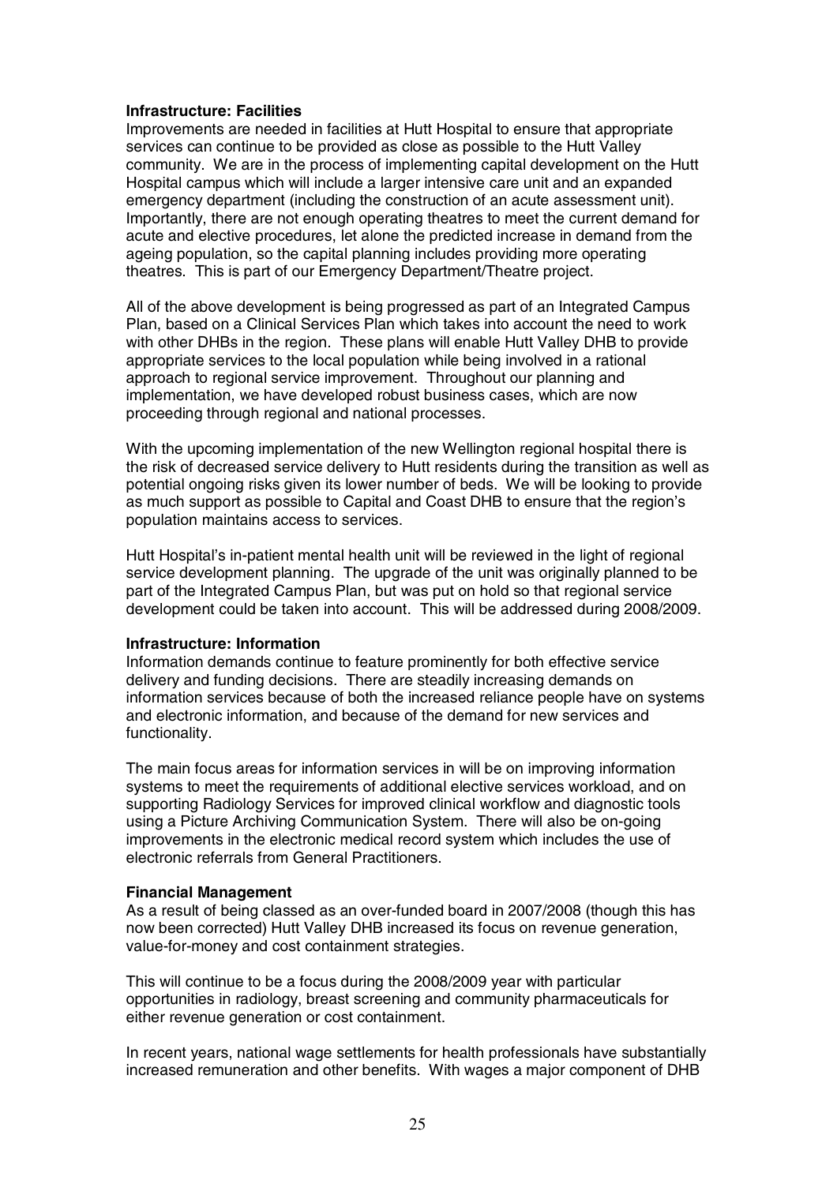**Infrastructure: Facilities**

Improvements are needed in facilities at Hutt Hospital to ensure that appropriate services can continue to be provided as close as possible to the Hutt Valley community. We are in the process of implementing capital development on the Hutt Hospital campus which will include a larger intensive care unit and an expanded emergency department (including the construction of an acute assessment unit). Importantly, there are not enough operating theatres to meet the current demand for acute and elective procedures, let alone the predicted increase in demand from the ageing population, so the capital planning includes providing more operating theatres. This is part of our Emergency Department/Theatre project.

All of the above development is being progressed as part of an Integrated Campus Plan, based on a Clinical Services Plan which takes into account the need to work with other DHBs in the region. These plans will enable Hutt Valley DHB to provide appropriate services to the local population while being involved in a rational approach to regional service improvement. Throughout our planning and implementation, we have developed robust business cases, which are now proceeding through regional and national processes.

With the upcoming implementation of the new Wellington regional hospital there is the risk of decreased service delivery to Hutt residents during the transition as well as potential ongoing risks given its lower number of beds. We will be looking to provide as much support as possible to Capital and Coast DHB to ensure that the region's population maintains access to services.

Hutt Hospital's in-patient mental health unit will be reviewed in the light of regional service development planning. The upgrade of the unit was originally planned to be part of the Integrated Campus Plan, but was put on hold so that regional service development could be taken into account. This will be addressed during 2008/2009.

**Infrastructure: Information**

Information demands continue to feature prominently for both effective service delivery and funding decisions. There are steadily increasing demands on information services because of both the increased reliance people have on systems and electronic information, and because of the demand for new services and functionality.

The main focus areas for information services in will be on improving information systems to meet the requirements of additional elective services workload, and on supporting Radiology Services for improved clinical workflow and diagnostic tools using a Picture Archiving Communication System. There will also be on-going improvements in the electronic medical record system which includes the use of electronic referrals from General Practitioners.

**Financial Management**

As a result of being classed as an over-funded board in 2007/2008 (though this has now been corrected) Hutt Valley DHB increased its focus on revenue generation, value-for-money and cost containment strategies.

This will continue to be a focus during the 2008/2009 year with particular opportunities in radiology, breast screening and community pharmaceuticals for either revenue generation or cost containment.

In recent years, national wage settlements for health professionals have substantially increased remuneration and other benefits. With wages a major component of DHB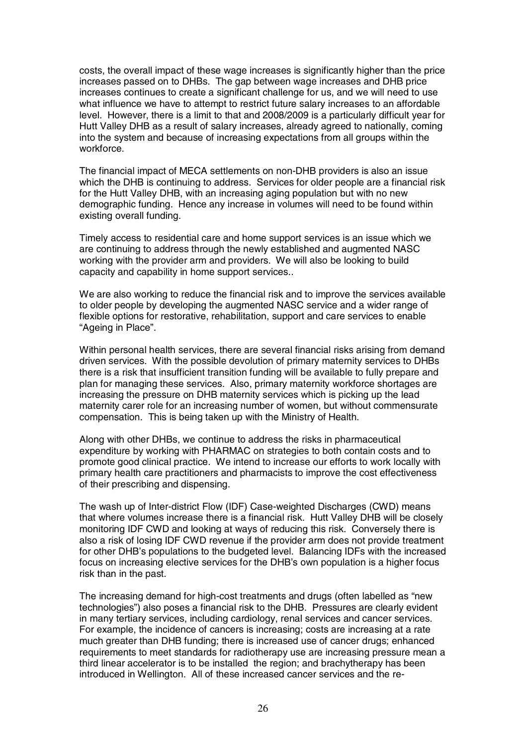costs, the overall impact of these wage increases is significantly higher than the price increases passed on to DHBs. The gap between wage increases and DHB price increases continues to create a significant challenge for us, and we will need to use what influence we have to attempt to restrict future salary increases to an affordable level. However, there is a limit to that and 2008/2009 is a particularly difficult year for Hutt Valley DHB as a result of salary increases, already agreed to nationally, coming into the system and because of increasing expectations from all groups within the workforce.

The financial impact of MECA settlements on non-DHB providers is also an issue which the DHB is continuing to address. Services for older people are a financial risk for the Hutt Valley DHB, with an increasing aging population but with no new demographic funding. Hence any increase in volumes will need to be found within existing overall funding.

Timely access to residential care and home support services is an issue which we are continuing to address through the newly established and augmented NASC working with the provider arm and providers. We will also be looking to build capacity and capability in home support services..

We are also working to reduce the financial risk and to improve the services available to older people by developing the augmented NASC service and a wider range of flexible options for restorative, rehabilitation, support and care services to enable "Ageing in Place".

Within personal health services, there are several financial risks arising from demand driven services. With the possible devolution of primary maternity services to DHBs there is a risk that insufficient transition funding will be available to fully prepare and plan for managing these services. Also, primary maternity workforce shortages are increasing the pressure on DHB maternity services which is picking up the lead maternity carer role for an increasing number of women, but without commensurate compensation. This is being taken up with the Ministry of Health.

Along with other DHBs, we continue to address the risks in pharmaceutical expenditure by working with PHARMAC on strategies to both contain costs and to promote good clinical practice. We intend to increase our efforts to work locally with primary health care practitioners and pharmacists to improve the cost effectiveness of their prescribing and dispensing.

The wash up of Inter-district Flow (IDF) Case-weighted Discharges (CWD) means that where volumes increase there is a financial risk. Hutt Valley DHB will be closely monitoring IDF CWD and looking at ways of reducing this risk. Conversely there is also a risk of losing IDF CWD revenue if the provider arm does not provide treatment for other DHB's populations to the budgeted level. Balancing IDFs with the increased focus on increasing elective services for the DHB's own population is a higher focus risk than in the past.

The increasing demand for high-cost treatments and drugs (often labelled as "new technologies") also poses a financial risk to the DHB. Pressures are clearly evident in many tertiary services, including cardiology, renal services and cancer services. For example, the incidence of cancers is increasing; costs are increasing at a rate much greater than DHB funding; there is increased use of cancer drugs; enhanced requirements to meet standards for radiotherapy use are increasing pressure mean a third linear accelerator is to be installed the region; and brachytherapy has been introduced in Wellington. All of these increased cancer services and the re-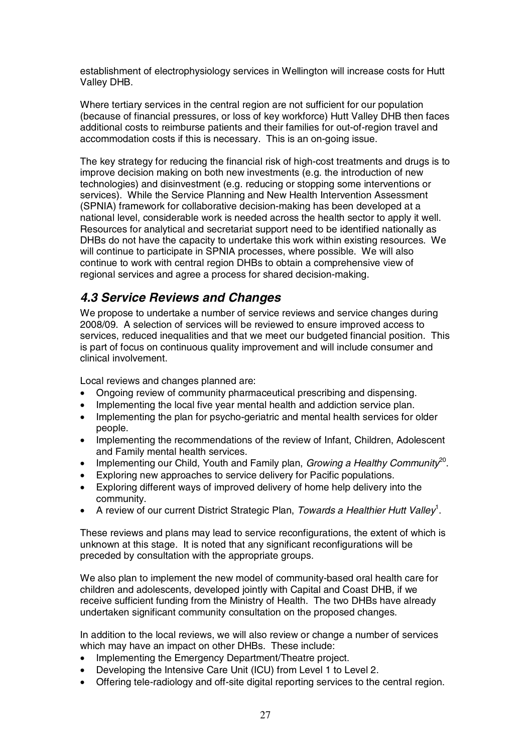establishment of electrophysiology services in Wellington will increase costs for Hutt Valley DHB.

Where tertiary services in the central region are not sufficient for our population (because of financial pressures, or loss of key workforce) Hutt Valley DHB then faces additional costs to reimburse patients and their families for out-of-region travel and accommodation costs if this is necessary. This is an on-going issue.

The key strategy for reducing the financial risk of high-cost treatments and drugs is to improve decision making on both new investments (e.g. the introduction of new technologies) and disinvestment (e.g. reducing or stopping some interventions or services). While the Service Planning and New Health Intervention Assessment (SPNIA) framework for collaborative decision-making has been developed at a national level, considerable work is needed across the health sector to apply it well. Resources for analytical and secretariat support need to be identified nationally as DHBs do not have the capacity to undertake this work within existing resources. We will continue to participate in SPNIA processes, where possible. We will also continue to work with central region DHBs to obtain a comprehensive view of regional services and agree a process for shared decision-making.

## *4.3 Service Reviews and Changes*

We propose to undertake a number of service reviews and service changes during 2008/09. A selection of services will be reviewed to ensure improved access to services, reduced inequalities and that we meet our budgeted financial position. This is part of focus on continuous quality improvement and will include consumer and clinical involvement.

Local reviews and changes planned are:

- Ongoing review of community pharmaceutical prescribing and dispensing.
- Implementing the local five year mental health and addiction service plan.
- Implementing the plan for psycho-geriatric and mental health services for older people.
- Implementing the recommendations of the review of Infant, Children, Adolescent and Family mental health services.
- Implementing our Child, Youth and Family plan, *Growing a Healthy Community*[20].
- Exploring new approaches to service delivery for Pacific populations.
- Exploring different ways of improved delivery of home help delivery into the community.
- A review of our current District Strategic Plan, *Towards a Healthier Hutt Valley*[1].

These reviews and plans may lead to service reconfigurations, the extent of which is unknown at this stage. It is noted that any significant reconfigurations will be preceded by consultation with the appropriate groups.

We also plan to implement the new model of community-based oral health care for children and adolescents, developed jointly with Capital and Coast DHB, if we receive sufficient funding from the Ministry of Health. The two DHBs have already undertaken significant community consultation on the proposed changes.

In addition to the local reviews, we will also review or change a number of services which may have an impact on other DHBs. These include:

- Implementing the Emergency Department/Theatre project.
- Developing the Intensive Care Unit (ICU) from Level 1 to Level 2.
- Offering tele-radiology and off-site digital reporting services to the central region.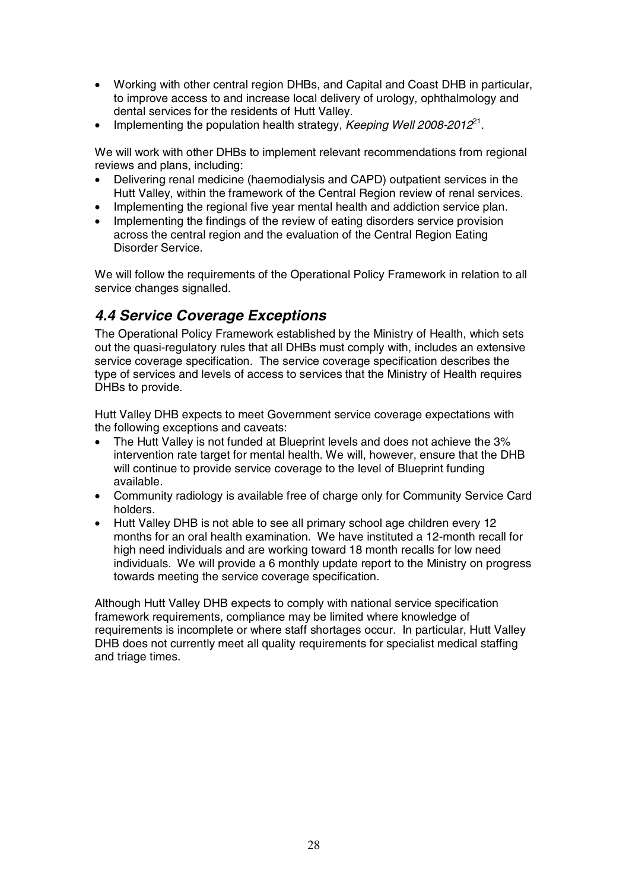- Working with other central region DHBs, and Capital and Coast DHB in particular, to improve access to and increase local delivery of urology, ophthalmology and dental services for the residents of Hutt Valley.
- Implementing the population health strategy, *Keeping Well 2008-2012*[21].

We will work with other DHBs to implement relevant recommendations from regional reviews and plans, including:

- Delivering renal medicine (haemodialysis and CAPD) outpatient services in the Hutt Valley, within the framework of the Central Region review of renal services.
- Implementing the regional five year mental health and addiction service plan.
- Implementing the findings of the review of eating disorders service provision across the central region and the evaluation of the Central Region Eating Disorder Service.

We will follow the requirements of the Operational Policy Framework in relation to all service changes signalled.

## *4.4 Service Coverage Exceptions*

The Operational Policy Framework established by the Ministry of Health, which sets out the quasi-regulatory rules that all DHBs must comply with, includes an extensive service coverage specification. The service coverage specification describes the type of services and levels of access to services that the Ministry of Health requires DHBs to provide.

Hutt Valley DHB expects to meet Government service coverage expectations with the following exceptions and caveats:

- The Hutt Valley is not funded at Blueprint levels and does not achieve the 3% intervention rate target for mental health. We will, however, ensure that the DHB will continue to provide service coverage to the level of Blueprint funding available.
- Community radiology is available free of charge only for Community Service Card holders.
- Hutt Valley DHB is not able to see all primary school age children every 12 months for an oral health examination. We have instituted a 12-month recall for high need individuals and are working toward 18 month recalls for low need individuals. We will provide a 6 monthly update report to the Ministry on progress towards meeting the service coverage specification.

Although Hutt Valley DHB expects to comply with national service specification framework requirements, compliance may be limited where knowledge of requirements is incomplete or where staff shortages occur. In particular, Hutt Valley DHB does not currently meet all quality requirements for specialist medical staffing and triage times.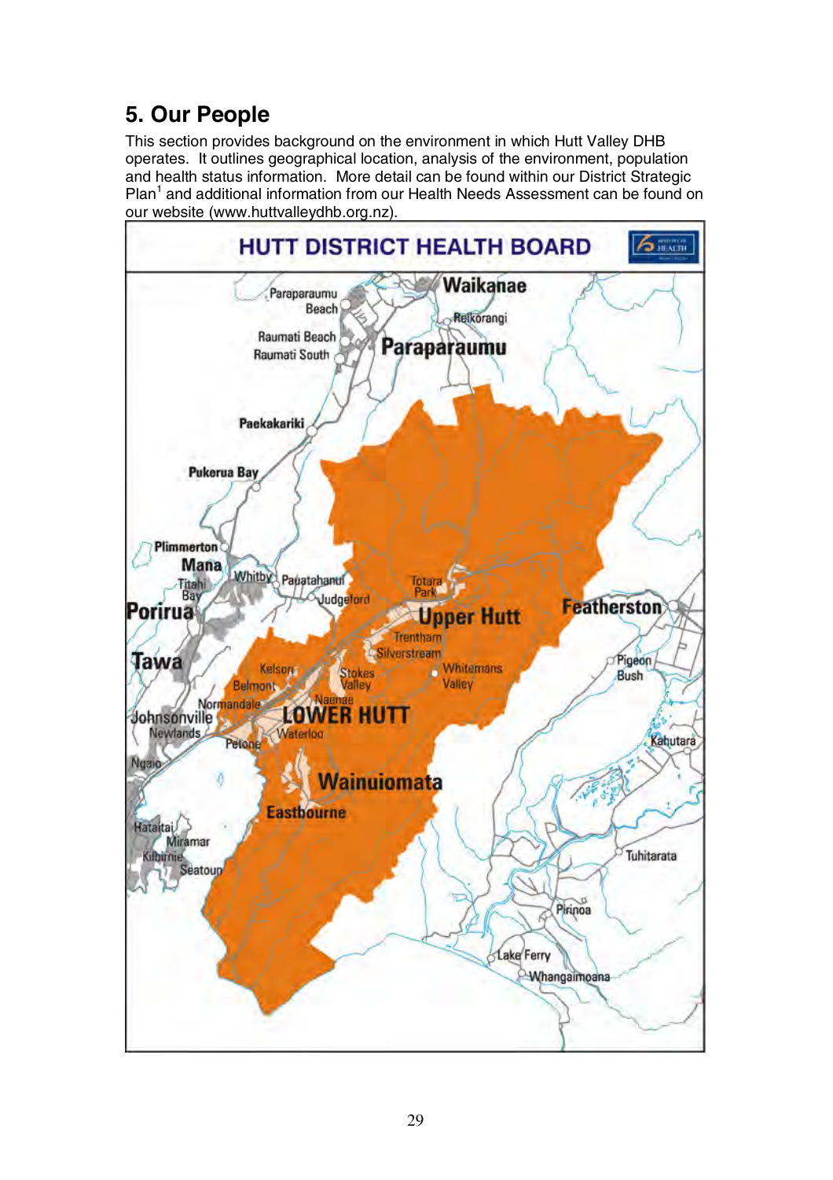# 5. Our People

This section provides background on the environment in which Hutt Valley DHB operates. It outlines geographical location, analysis of the environment, population and health status information. More detail can be found within our District Strategic Plan[1] and additional information from our Health Needs Assessment can be found on our website (www.huttvalleydhb.org.nz).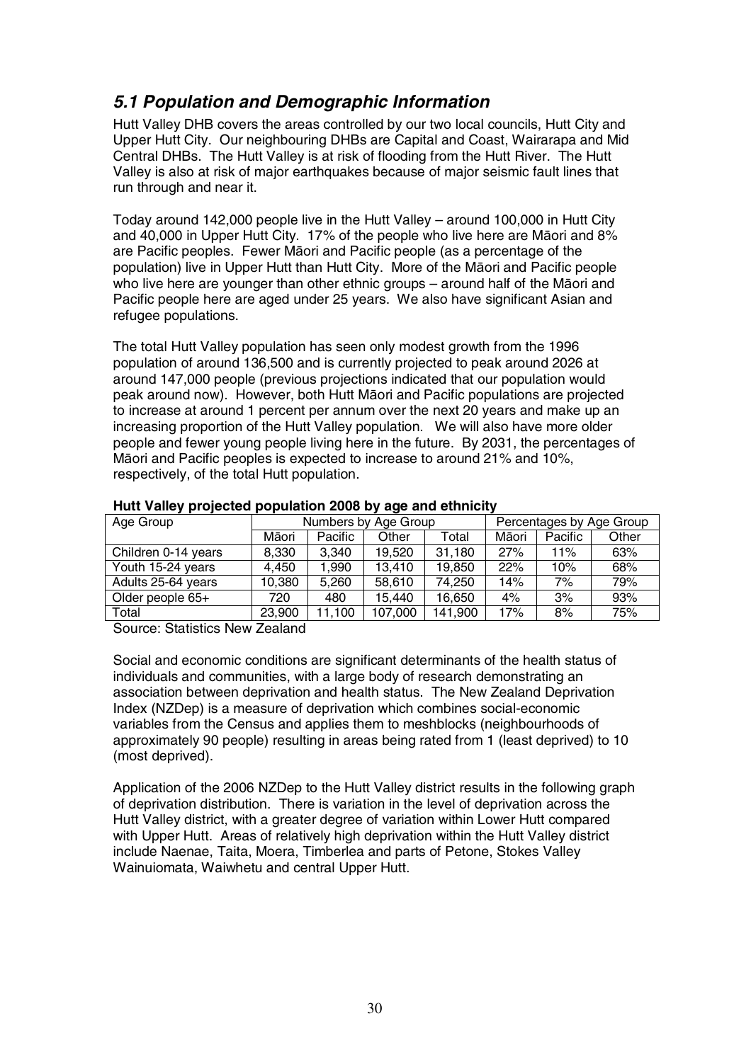## *5.1 Population and Demographic Information*

Hutt Valley DHB covers the areas controlled by our two local councils, Hutt City and Upper Hutt City. Our neighbouring DHBs are Capital and Coast, Wairarapa and Mid Central DHBs. The Hutt Valley is at risk of flooding from the Hutt River. The Hutt Valley is also at risk of major earthquakes because of major seismic fault lines that run through and near it.

Today around 142,000 people live in the Hutt Valley – around 100,000 in Hutt City and 40,000 in Upper Hutt City. 17% of the people who live here are Māori and 8% are Pacific peoples. Fewer Māori and Pacific people (as a percentage of the population) live in Upper Hutt than Hutt City. More of the Māori and Pacific people who live here are younger than other ethnic groups – around half of the Māori and Pacific people here are aged under 25 years. We also have significant Asian and refugee populations.

The total Hutt Valley population has seen only modest growth from the 1996 population of around 136,500 and is currently projected to peak around 2026 at around 147,000 people (previous projections indicated that our population would peak around now). However, both Hutt Māori and Pacific populations are projected to increase at around 1 percent per annum over the next 20 years and make up an increasing proportion of the Hutt Valley population. We will also have more older people and fewer young people living here in the future. By 2031, the percentages of Māori and Pacific peoples is expected to increase to around 21% and 10%, respectively, of the total Hutt population.

**Hutt Valley projected population 2008 by age and ethnicity**

| Age Group | Numbers by Age Group | | | | Percentages by Age Group | | |
|---|---|---|---|---|---|---|---|
| | Māori | Pacific | Other | Total | Māori | Pacific | Other |
| Children 0-14 years | 8,330 | 3,340 | 19,520 | 31,180 | 27% | 11% | 63% |
| Youth 15-24 years | 4,450 | 1,990 | 13,410 | 19,850 | 22% | 10% | 68% |
| Adults 25-64 years | 10,380 | 5,260 | 58,610 | 74,250 | 14% | 7% | 79% |
| Older people 65+ | 720 | 480 | 15,440 | 16,650 | 4% | 3% | 93% |
| Total | 23,900 | 11,100 | 107,000 | 141,900 | 17% | 8% | 75% |

Source: Statistics New Zealand

Social and economic conditions are significant determinants of the health status of individuals and communities, with a large body of research demonstrating an association between deprivation and health status. The New Zealand Deprivation Index (NZDep) is a measure of deprivation which combines social-economic variables from the Census and applies them to meshblocks (neighbourhoods of approximately 90 people) resulting in areas being rated from 1 (least deprived) to 10 (most deprived).

Application of the 2006 NZDep to the Hutt Valley district results in the following graph of deprivation distribution. There is variation in the level of deprivation across the Hutt Valley district, with a greater degree of variation within Lower Hutt compared with Upper Hutt. Areas of relatively high deprivation within the Hutt Valley district include Naenae, Taita, Moera, Timberlea and parts of Petone, Stokes Valley Wainuiomata, Waiwhetu and central Upper Hutt.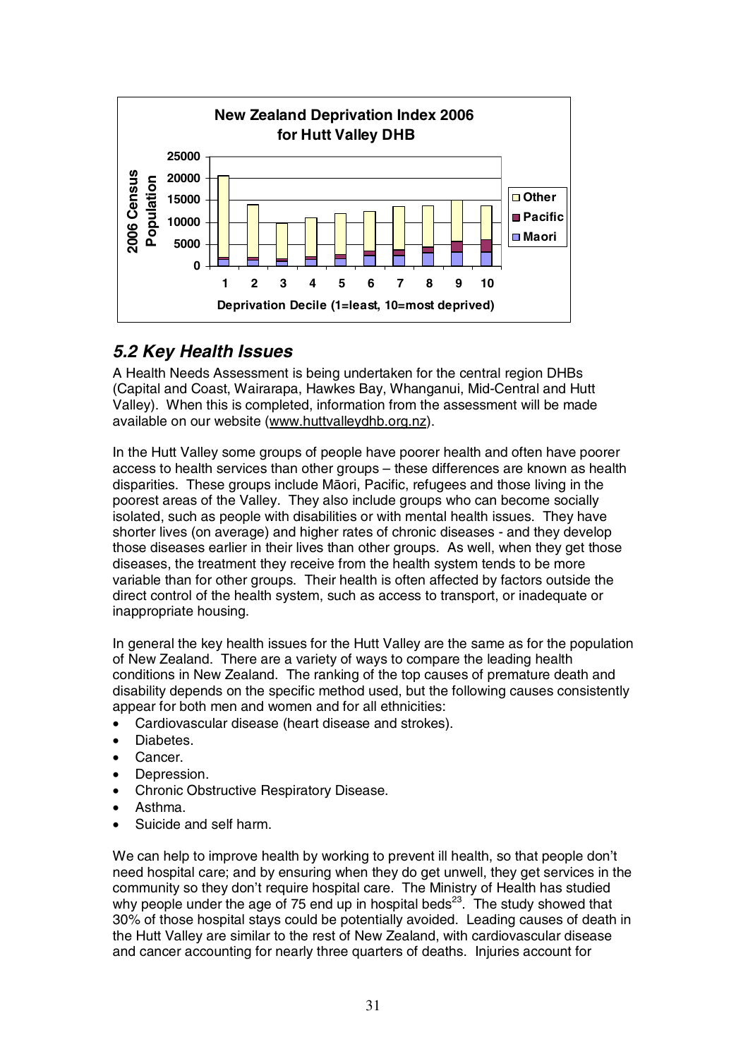**New Zealand Deprivation Index 2006 for Hutt Valley DHB**

2006 Census Population

Deprivation Decile (1=least, 10=most deprived)

Other / Pacific / Maori

## *5.2 Key Health Issues*

A Health Needs Assessment is being undertaken for the central region DHBs (Capital and Coast, Wairarapa, Hawkes Bay, Whanganui, Mid-Central and Hutt Valley). When this is completed, information from the assessment will be made available on our website (www.huttvalleydhb.org.nz).

In the Hutt Valley some groups of people have poorer health and often have poorer access to health services than other groups – these differences are known as health disparities. These groups include Māori, Pacific, refugees and those living in the poorest areas of the Valley. They also include groups who can become socially isolated, such as people with disabilities or with mental health issues. They have shorter lives (on average) and higher rates of chronic diseases - and they develop those diseases earlier in their lives than other groups. As well, when they get those diseases, the treatment they receive from the health system tends to be more variable than for other groups. Their health is often affected by factors outside the direct control of the health system, such as access to transport, or inadequate or inappropriate housing.

In general the key health issues for the Hutt Valley are the same as for the population of New Zealand. There are a variety of ways to compare the leading health conditions in New Zealand. The ranking of the top causes of premature death and disability depends on the specific method used, but the following causes consistently appear for both men and women and for all ethnicities:

- Cardiovascular disease (heart disease and strokes).
- Diabetes.
- Cancer.
- Depression.
- Chronic Obstructive Respiratory Disease.
- Asthma.
- Suicide and self harm.

We can help to improve health by working to prevent ill health, so that people don't need hospital care; and by ensuring when they do get unwell, they get services in the community so they don't require hospital care. The Ministry of Health has studied why people under the age of 75 end up in hospital beds[23]. The study showed that 30% of those hospital stays could be potentially avoided. Leading causes of death in the Hutt Valley are similar to the rest of New Zealand, with cardiovascular disease and cancer accounting for nearly three quarters of deaths. Injuries account for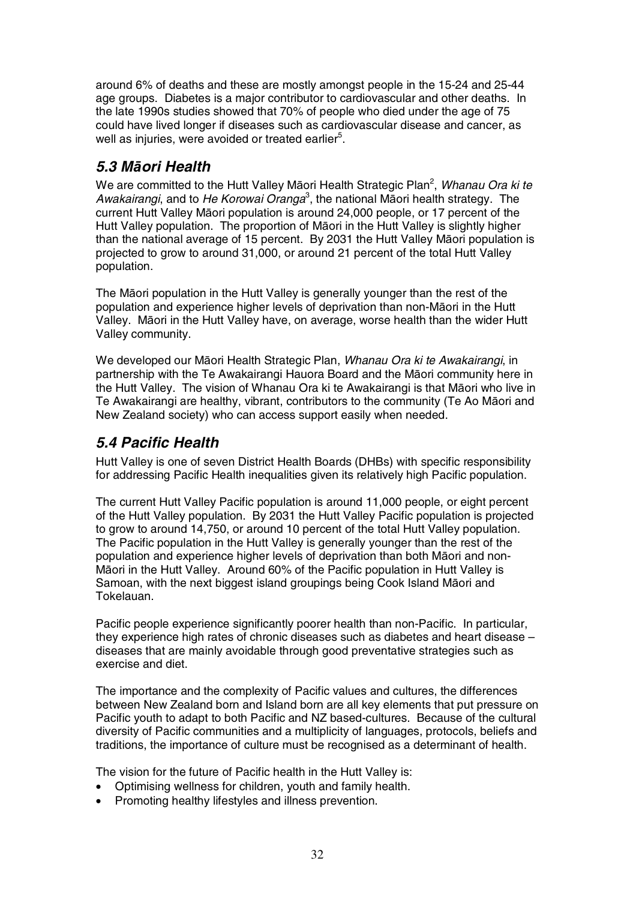around 6% of deaths and these are mostly amongst people in the 15-24 and 25-44 age groups. Diabetes is a major contributor to cardiovascular and other deaths. In the late 1990s studies showed that 70% of people who died under the age of 75 could have lived longer if diseases such as cardiovascular disease and cancer, as well as injuries, were avoided or treated earlier[5].

## *5.3 Māori Health*

We are committed to the Hutt Valley Māori Health Strategic Plan[2], *Whanau Ora ki te Awakairangi*, and to *He Korowai Oranga*[3], the national Māori health strategy. The current Hutt Valley Māori population is around 24,000 people, or 17 percent of the Hutt Valley population. The proportion of Māori in the Hutt Valley is slightly higher than the national average of 15 percent. By 2031 the Hutt Valley Māori population is projected to grow to around 31,000, or around 21 percent of the total Hutt Valley population.

The Māori population in the Hutt Valley is generally younger than the rest of the population and experience higher levels of deprivation than non-Māori in the Hutt Valley. Māori in the Hutt Valley have, on average, worse health than the wider Hutt Valley community.

We developed our Māori Health Strategic Plan, *Whanau Ora ki te Awakairangi*, in partnership with the Te Awakairangi Hauora Board and the Māori community here in the Hutt Valley. The vision of Whanau Ora ki te Awakairangi is that Māori who live in Te Awakairangi are healthy, vibrant, contributors to the community (Te Ao Māori and New Zealand society) who can access support easily when needed.

## *5.4 Pacific Health*

Hutt Valley is one of seven District Health Boards (DHBs) with specific responsibility for addressing Pacific Health inequalities given its relatively high Pacific population.

The current Hutt Valley Pacific population is around 11,000 people, or eight percent of the Hutt Valley population. By 2031 the Hutt Valley Pacific population is projected to grow to around 14,750, or around 10 percent of the total Hutt Valley population. The Pacific population in the Hutt Valley is generally younger than the rest of the population and experience higher levels of deprivation than both Māori and non-Māori in the Hutt Valley. Around 60% of the Pacific population in Hutt Valley is Samoan, with the next biggest island groupings being Cook Island Māori and Tokelauan.

Pacific people experience significantly poorer health than non-Pacific. In particular, they experience high rates of chronic diseases such as diabetes and heart disease – diseases that are mainly avoidable through good preventative strategies such as exercise and diet.

The importance and the complexity of Pacific values and cultures, the differences between New Zealand born and Island born are all key elements that put pressure on Pacific youth to adapt to both Pacific and NZ based-cultures. Because of the cultural diversity of Pacific communities and a multiplicity of languages, protocols, beliefs and traditions, the importance of culture must be recognised as a determinant of health.

The vision for the future of Pacific health in the Hutt Valley is:

- Optimising wellness for children, youth and family health.
- Promoting healthy lifestyles and illness prevention.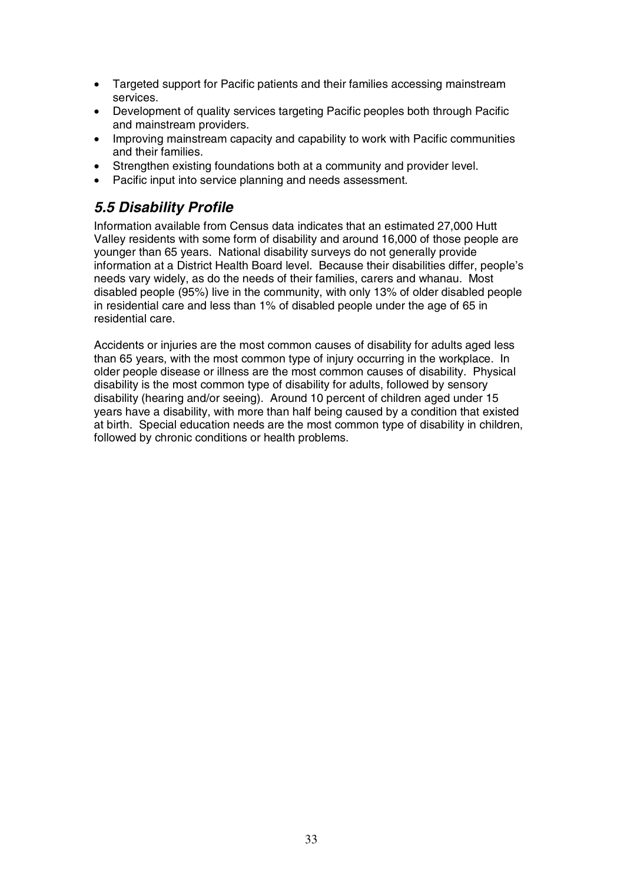- Targeted support for Pacific patients and their families accessing mainstream services.
- Development of quality services targeting Pacific peoples both through Pacific and mainstream providers.
- Improving mainstream capacity and capability to work with Pacific communities and their families.
- Strengthen existing foundations both at a community and provider level.
- Pacific input into service planning and needs assessment.

## *5.5 Disability Profile*

Information available from Census data indicates that an estimated 27,000 Hutt Valley residents with some form of disability and around 16,000 of those people are younger than 65 years. National disability surveys do not generally provide information at a District Health Board level. Because their disabilities differ, people's needs vary widely, as do the needs of their families, carers and whanau. Most disabled people (95%) live in the community, with only 13% of older disabled people in residential care and less than 1% of disabled people under the age of 65 in residential care.

Accidents or injuries are the most common causes of disability for adults aged less than 65 years, with the most common type of injury occurring in the workplace. In older people disease or illness are the most common causes of disability. Physical disability is the most common type of disability for adults, followed by sensory disability (hearing and/or seeing). Around 10 percent of children aged under 15 years have a disability, with more than half being caused by a condition that existed at birth. Special education needs are the most common type of disability in children, followed by chronic conditions or health problems.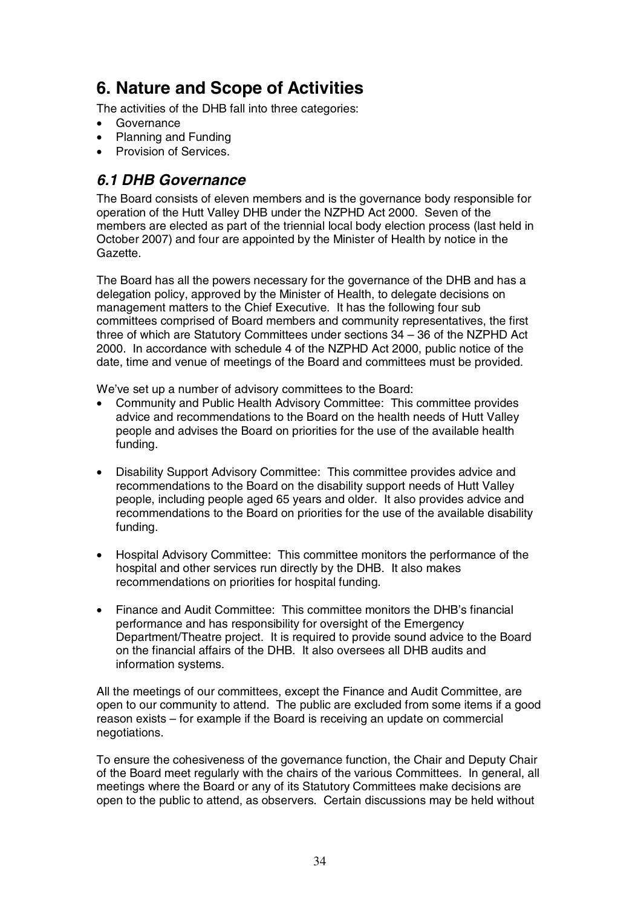# 6. Nature and Scope of Activities

The activities of the DHB fall into three categories:

- Governance
- Planning and Funding
- Provision of Services.

## *6.1 DHB Governance*

The Board consists of eleven members and is the governance body responsible for operation of the Hutt Valley DHB under the NZPHD Act 2000. Seven of the members are elected as part of the triennial local body election process (last held in October 2007) and four are appointed by the Minister of Health by notice in the Gazette.

The Board has all the powers necessary for the governance of the DHB and has a delegation policy, approved by the Minister of Health, to delegate decisions on management matters to the Chief Executive. It has the following four sub committees comprised of Board members and community representatives, the first three of which are Statutory Committees under sections 34 – 36 of the NZPHD Act 2000. In accordance with schedule 4 of the NZPHD Act 2000, public notice of the date, time and venue of meetings of the Board and committees must be provided.

We've set up a number of advisory committees to the Board:

- Community and Public Health Advisory Committee: This committee provides advice and recommendations to the Board on the health needs of Hutt Valley people and advises the Board on priorities for the use of the available health funding.

- Disability Support Advisory Committee: This committee provides advice and recommendations to the Board on the disability support needs of Hutt Valley people, including people aged 65 years and older. It also provides advice and recommendations to the Board on priorities for the use of the available disability funding.

- Hospital Advisory Committee: This committee monitors the performance of the hospital and other services run directly by the DHB. It also makes recommendations on priorities for hospital funding.

- Finance and Audit Committee: This committee monitors the DHB's financial performance and has responsibility for oversight of the Emergency Department/Theatre project. It is required to provide sound advice to the Board on the financial affairs of the DHB. It also oversees all DHB audits and information systems.

All the meetings of our committees, except the Finance and Audit Committee, are open to our community to attend. The public are excluded from some items if a good reason exists – for example if the Board is receiving an update on commercial negotiations.

To ensure the cohesiveness of the governance function, the Chair and Deputy Chair of the Board meet regularly with the chairs of the various Committees. In general, all meetings where the Board or any of its Statutory Committees make decisions are open to the public to attend, as observers. Certain discussions may be held without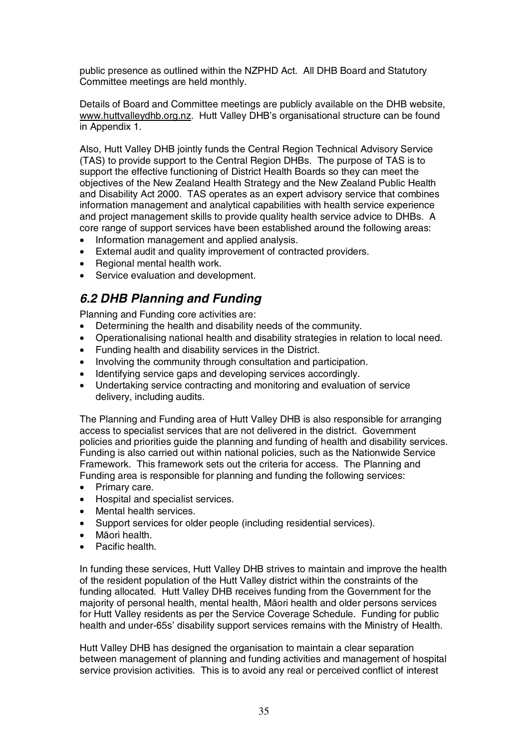public presence as outlined within the NZPHD Act. All DHB Board and Statutory Committee meetings are held monthly.

Details of Board and Committee meetings are publicly available on the DHB website, www.huttvalleydhb.org.nz. Hutt Valley DHB's organisational structure can be found in Appendix 1.

Also, Hutt Valley DHB jointly funds the Central Region Technical Advisory Service (TAS) to provide support to the Central Region DHBs. The purpose of TAS is to support the effective functioning of District Health Boards so they can meet the objectives of the New Zealand Health Strategy and the New Zealand Public Health and Disability Act 2000. TAS operates as an expert advisory service that combines information management and analytical capabilities with health service experience and project management skills to provide quality health service advice to DHBs. A core range of support services have been established around the following areas:

- Information management and applied analysis.
- External audit and quality improvement of contracted providers.
- Regional mental health work.
- Service evaluation and development.

## *6.2 DHB Planning and Funding*

Planning and Funding core activities are:

- Determining the health and disability needs of the community.
- Operationalising national health and disability strategies in relation to local need.
- Funding health and disability services in the District.
- Involving the community through consultation and participation.
- Identifying service gaps and developing services accordingly.
- Undertaking service contracting and monitoring and evaluation of service delivery, including audits.

The Planning and Funding area of Hutt Valley DHB is also responsible for arranging access to specialist services that are not delivered in the district. Government policies and priorities guide the planning and funding of health and disability services. Funding is also carried out within national policies, such as the Nationwide Service Framework. This framework sets out the criteria for access. The Planning and Funding area is responsible for planning and funding the following services:

- Primary care.
- Hospital and specialist services.
- Mental health services.
- Support services for older people (including residential services).
- Māori health.
- Pacific health.

In funding these services, Hutt Valley DHB strives to maintain and improve the health of the resident population of the Hutt Valley district within the constraints of the funding allocated. Hutt Valley DHB receives funding from the Government for the majority of personal health, mental health, Māori health and older persons services for Hutt Valley residents as per the Service Coverage Schedule. Funding for public health and under-65s' disability support services remains with the Ministry of Health.

Hutt Valley DHB has designed the organisation to maintain a clear separation between management of planning and funding activities and management of hospital service provision activities. This is to avoid any real or perceived conflict of interest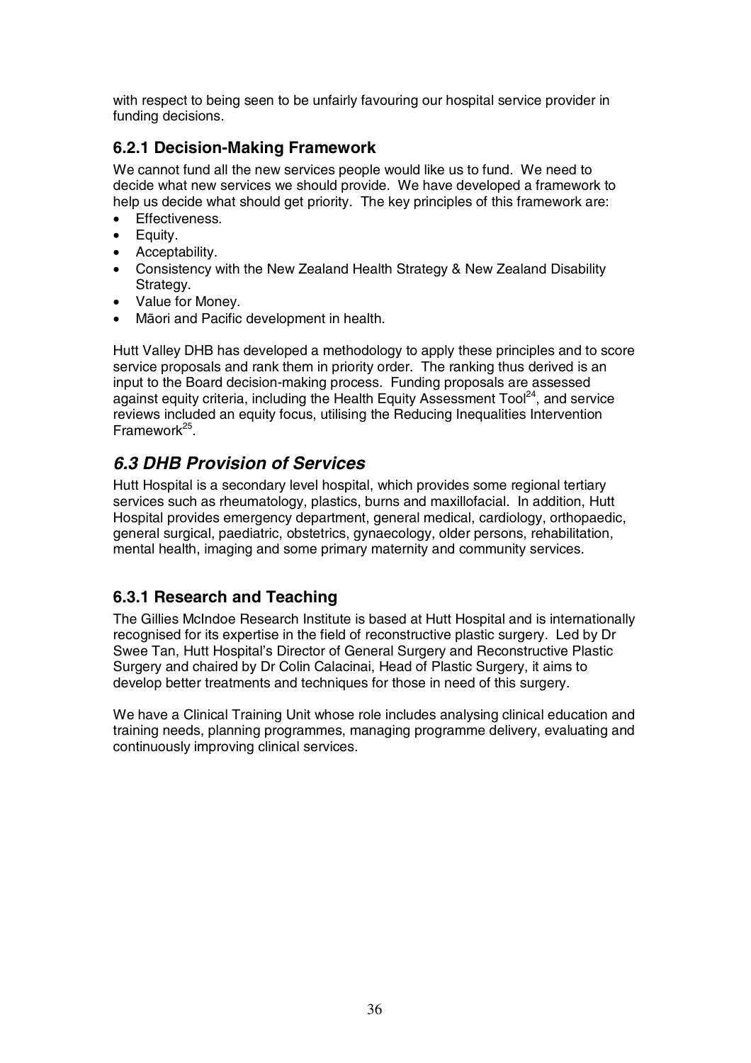with respect to being seen to be unfairly favouring our hospital service provider in funding decisions.

### 6.2.1 Decision-Making Framework

We cannot fund all the new services people would like us to fund. We need to decide what new services we should provide. We have developed a framework to help us decide what should get priority. The key principles of this framework are:

- Effectiveness.
- Equity.
- Acceptability.
- Consistency with the New Zealand Health Strategy & New Zealand Disability Strategy.
- Value for Money.
- Māori and Pacific development in health.

Hutt Valley DHB has developed a methodology to apply these principles and to score service proposals and rank them in priority order. The ranking thus derived is an input to the Board decision-making process. Funding proposals are assessed against equity criteria, including the Health Equity Assessment Tool[24], and service reviews included an equity focus, utilising the Reducing Inequalities Intervention Framework[25].

## *6.3 DHB Provision of Services*

Hutt Hospital is a secondary level hospital, which provides some regional tertiary services such as rheumatology, plastics, burns and maxillofacial. In addition, Hutt Hospital provides emergency department, general medical, cardiology, orthopaedic, general surgical, paediatric, obstetrics, gynaecology, older persons, rehabilitation, mental health, imaging and some primary maternity and community services.

### 6.3.1 Research and Teaching

The Gillies McIndoe Research Institute is based at Hutt Hospital and is internationally recognised for its expertise in the field of reconstructive plastic surgery. Led by Dr Swee Tan, Hutt Hospital's Director of General Surgery and Reconstructive Plastic Surgery and chaired by Dr Colin Calacinai, Head of Plastic Surgery, it aims to develop better treatments and techniques for those in need of this surgery.

We have a Clinical Training Unit whose role includes analysing clinical education and training needs, planning programmes, managing programme delivery, evaluating and continuously improving clinical services.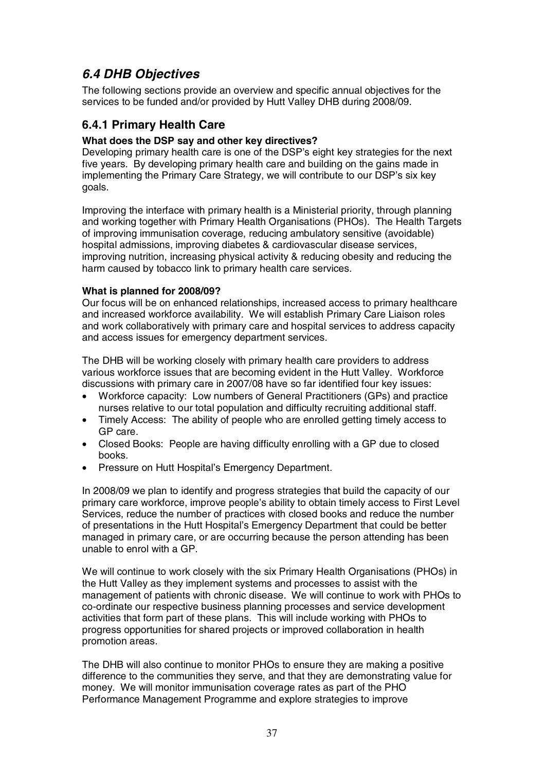## *6.4 DHB Objectives*

The following sections provide an overview and specific annual objectives for the services to be funded and/or provided by Hutt Valley DHB during 2008/09.

### 6.4.1 Primary Health Care

**What does the DSP say and other key directives?**

Developing primary health care is one of the DSP's eight key strategies for the next five years. By developing primary health care and building on the gains made in implementing the Primary Care Strategy, we will contribute to our DSP's six key goals.

Improving the interface with primary health is a Ministerial priority, through planning and working together with Primary Health Organisations (PHOs). The Health Targets of improving immunisation coverage, reducing ambulatory sensitive (avoidable) hospital admissions, improving diabetes & cardiovascular disease services, improving nutrition, increasing physical activity & reducing obesity and reducing the harm caused by tobacco link to primary health care services.

**What is planned for 2008/09?**

Our focus will be on enhanced relationships, increased access to primary healthcare and increased workforce availability. We will establish Primary Care Liaison roles and work collaboratively with primary care and hospital services to address capacity and access issues for emergency department services.

The DHB will be working closely with primary health care providers to address various workforce issues that are becoming evident in the Hutt Valley. Workforce discussions with primary care in 2007/08 have so far identified four key issues:

- Workforce capacity: Low numbers of General Practitioners (GPs) and practice nurses relative to our total population and difficulty recruiting additional staff.
- Timely Access: The ability of people who are enrolled getting timely access to GP care.
- Closed Books: People are having difficulty enrolling with a GP due to closed books.
- Pressure on Hutt Hospital's Emergency Department.

In 2008/09 we plan to identify and progress strategies that build the capacity of our primary care workforce, improve people's ability to obtain timely access to First Level Services, reduce the number of practices with closed books and reduce the number of presentations in the Hutt Hospital's Emergency Department that could be better managed in primary care, or are occurring because the person attending has been unable to enrol with a GP.

We will continue to work closely with the six Primary Health Organisations (PHOs) in the Hutt Valley as they implement systems and processes to assist with the management of patients with chronic disease. We will continue to work with PHOs to co-ordinate our respective business planning processes and service development activities that form part of these plans. This will include working with PHOs to progress opportunities for shared projects or improved collaboration in health promotion areas.

The DHB will also continue to monitor PHOs to ensure they are making a positive difference to the communities they serve, and that they are demonstrating value for money. We will monitor immunisation coverage rates as part of the PHO Performance Management Programme and explore strategies to improve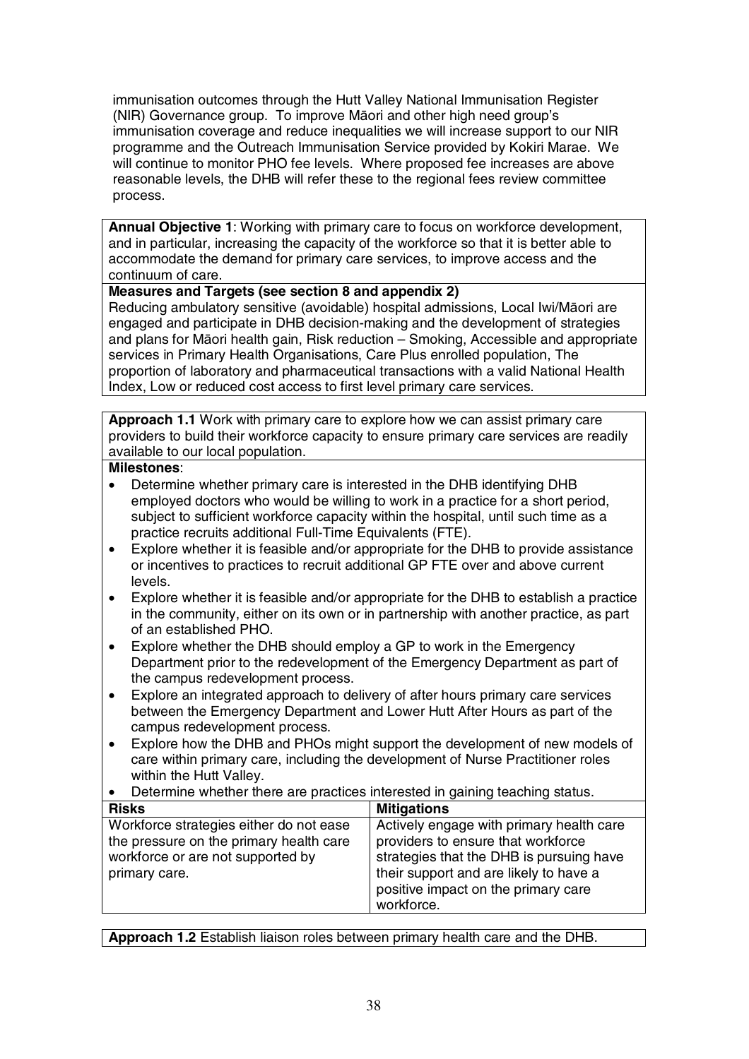immunisation outcomes through the Hutt Valley National Immunisation Register (NIR) Governance group. To improve Māori and other high need group's immunisation coverage and reduce inequalities we will increase support to our NIR programme and the Outreach Immunisation Service provided by Kokiri Marae. We will continue to monitor PHO fee levels. Where proposed fee increases are above reasonable levels, the DHB will refer these to the regional fees review committee process.

**Annual Objective 1**: Working with primary care to focus on workforce development, and in particular, increasing the capacity of the workforce so that it is better able to accommodate the demand for primary care services, to improve access and the continuum of care.

**Measures and Targets (see section 8 and appendix 2)**

Reducing ambulatory sensitive (avoidable) hospital admissions, Local Iwi/Māori are engaged and participate in DHB decision-making and the development of strategies and plans for Māori health gain, Risk reduction – Smoking, Accessible and appropriate services in Primary Health Organisations, Care Plus enrolled population, The proportion of laboratory and pharmaceutical transactions with a valid National Health Index, Low or reduced cost access to first level primary care services.

**Approach 1.1** Work with primary care to explore how we can assist primary care providers to build their workforce capacity to ensure primary care services are readily available to our local population.

**Milestones**:

- Determine whether primary care is interested in the DHB identifying DHB employed doctors who would be willing to work in a practice for a short period, subject to sufficient workforce capacity within the hospital, until such time as a practice recruits additional Full-Time Equivalents (FTE).
- Explore whether it is feasible and/or appropriate for the DHB to provide assistance or incentives to practices to recruit additional GP FTE over and above current levels.
- Explore whether it is feasible and/or appropriate for the DHB to establish a practice in the community, either on its own or in partnership with another practice, as part of an established PHO.
- Explore whether the DHB should employ a GP to work in the Emergency Department prior to the redevelopment of the Emergency Department as part of the campus redevelopment process.
- Explore an integrated approach to delivery of after hours primary care services between the Emergency Department and Lower Hutt After Hours as part of the campus redevelopment process.
- Explore how the DHB and PHOs might support the development of new models of care within primary care, including the development of Nurse Practitioner roles within the Hutt Valley.
- Determine whether there are practices interested in gaining teaching status.

| **Risks** | **Mitigations** |
|---|---|
| Workforce strategies either do not ease the pressure on the primary health care workforce or are not supported by primary care. | Actively engage with primary health care providers to ensure that workforce strategies that the DHB is pursuing have their support and are likely to have a positive impact on the primary care workforce. |

**Approach 1.2** Establish liaison roles between primary health care and the DHB.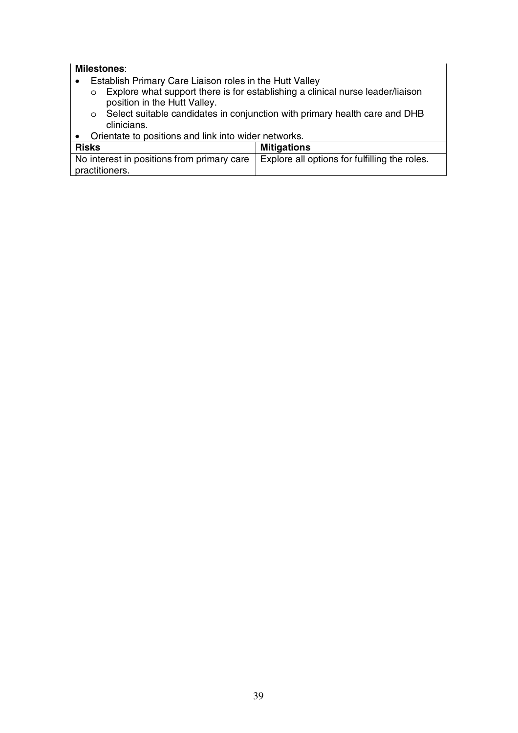**Milestones**:

- Establish Primary Care Liaison roles in the Hutt Valley
  - Explore what support there is for establishing a clinical nurse leader/liaison position in the Hutt Valley.
  - Select suitable candidates in conjunction with primary health care and DHB clinicians.
- Orientate to positions and link into wider networks.

| **Risks** | **Mitigations** |
|---|---|
| No interest in positions from primary care practitioners. | Explore all options for fulfilling the roles. |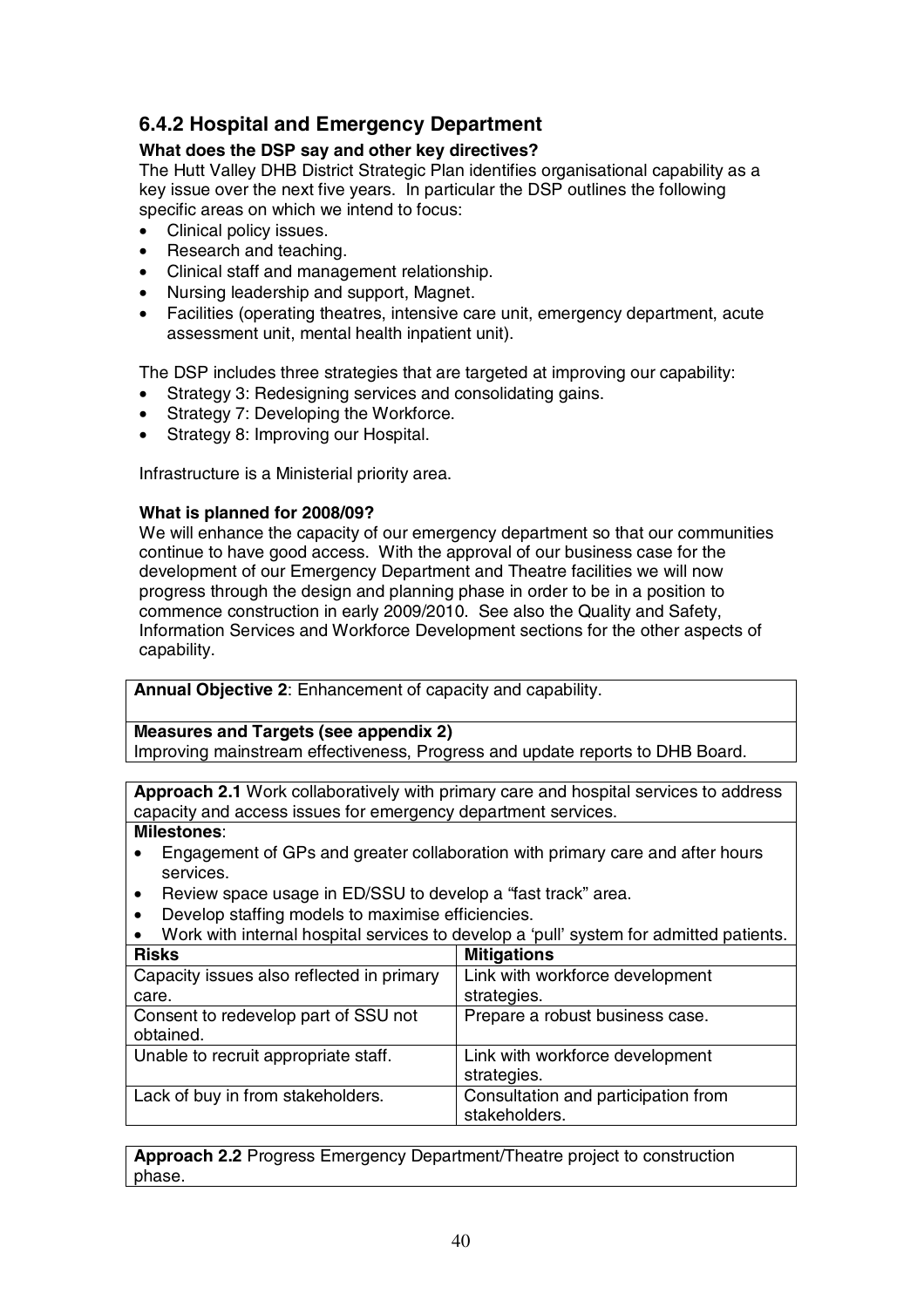### 6.4.2 Hospital and Emergency Department

**What does the DSP say and other key directives?**

The Hutt Valley DHB District Strategic Plan identifies organisational capability as a key issue over the next five years. In particular the DSP outlines the following specific areas on which we intend to focus:

- Clinical policy issues.
- Research and teaching.
- Clinical staff and management relationship.
- Nursing leadership and support, Magnet.
- Facilities (operating theatres, intensive care unit, emergency department, acute assessment unit, mental health inpatient unit).

The DSP includes three strategies that are targeted at improving our capability:

- Strategy 3: Redesigning services and consolidating gains.
- Strategy 7: Developing the Workforce.
- Strategy 8: Improving our Hospital.

Infrastructure is a Ministerial priority area.

**What is planned for 2008/09?**

We will enhance the capacity of our emergency department so that our communities continue to have good access. With the approval of our business case for the development of our Emergency Department and Theatre facilities we will now progress through the design and planning phase in order to be in a position to commence construction in early 2009/2010. See also the Quality and Safety, Information Services and Workforce Development sections for the other aspects of capability.

**Annual Objective 2**: Enhancement of capacity and capability.

**Measures and Targets (see appendix 2)**

Improving mainstream effectiveness, Progress and update reports to DHB Board.

**Approach 2.1** Work collaboratively with primary care and hospital services to address capacity and access issues for emergency department services.

**Milestones**:

- Engagement of GPs and greater collaboration with primary care and after hours services.
- Review space usage in ED/SSU to develop a "fast track" area.
- Develop staffing models to maximise efficiencies.
- Work with internal hospital services to develop a 'pull' system for admitted patients.

| Risks | Mitigations |
|---|---|
| Capacity issues also reflected in primary care. | Link with workforce development strategies. |
| Consent to redevelop part of SSU not obtained. | Prepare a robust business case. |
| Unable to recruit appropriate staff. | Link with workforce development strategies. |
| Lack of buy in from stakeholders. | Consultation and participation from stakeholders. |

**Approach 2.2** Progress Emergency Department/Theatre project to construction phase.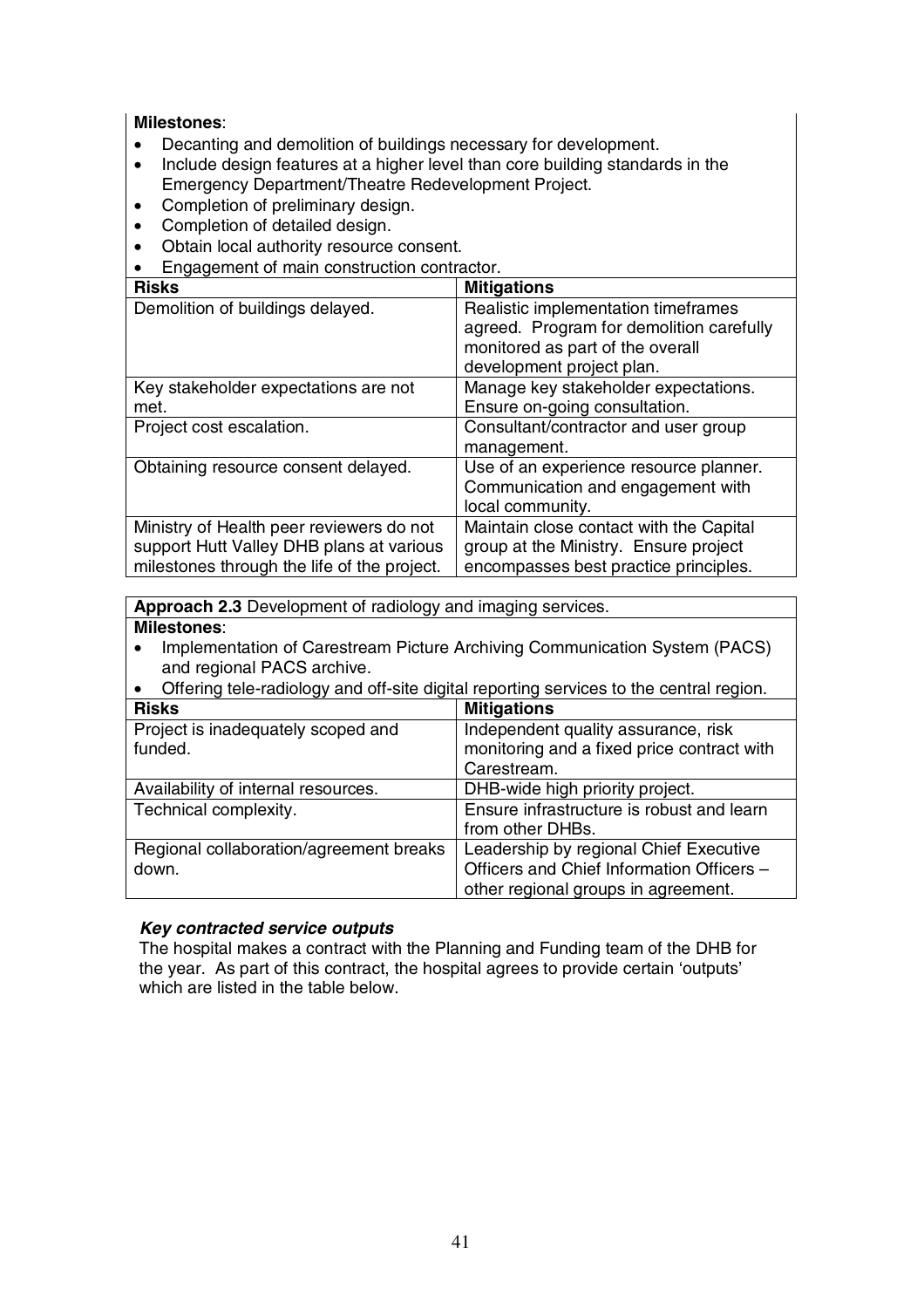**Milestones**:

- Decanting and demolition of buildings necessary for development.
- Include design features at a higher level than core building standards in the Emergency Department/Theatre Redevelopment Project.
- Completion of preliminary design.
- Completion of detailed design.
- Obtain local authority resource consent.
- Engagement of main construction contractor.

| Risks | Mitigations |
|---|---|
| Demolition of buildings delayed. | Realistic implementation timeframes agreed. Program for demolition carefully monitored as part of the overall development project plan. |
| Key stakeholder expectations are not met. | Manage key stakeholder expectations. Ensure on-going consultation. |
| Project cost escalation. | Consultant/contractor and user group management. |
| Obtaining resource consent delayed. | Use of an experience resource planner. Communication and engagement with local community. |
| Ministry of Health peer reviewers do not support Hutt Valley DHB plans at various milestones through the life of the project. | Maintain close contact with the Capital group at the Ministry. Ensure project encompasses best practice principles. |

**Approach 2.3** Development of radiology and imaging services.

**Milestones**:

- Implementation of Carestream Picture Archiving Communication System (PACS) and regional PACS archive.
- Offering tele-radiology and off-site digital reporting services to the central region.

| Risks | Mitigations |
|---|---|
| Project is inadequately scoped and funded. | Independent quality assurance, risk monitoring and a fixed price contract with Carestream. |
| Availability of internal resources. | DHB-wide high priority project. |
| Technical complexity. | Ensure infrastructure is robust and learn from other DHBs. |
| Regional collaboration/agreement breaks down. | Leadership by regional Chief Executive Officers and Chief Information Officers – other regional groups in agreement. |

***Key contracted service outputs***

The hospital makes a contract with the Planning and Funding team of the DHB for the year. As part of this contract, the hospital agrees to provide certain 'outputs' which are listed in the table below.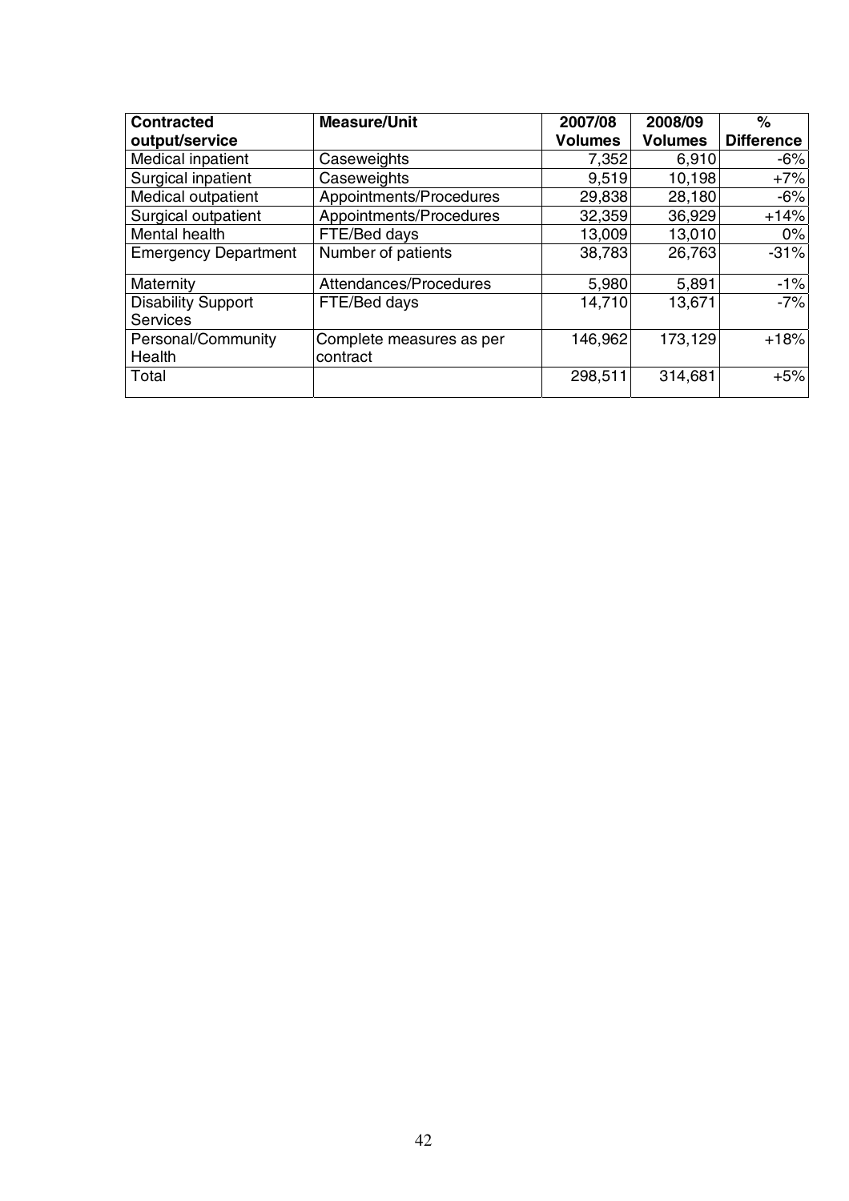| Contracted output/service | Measure/Unit | 2007/08 Volumes | 2008/09 Volumes | % Difference |
|---|---|---|---|---|
| Medical inpatient | Caseweights | 7,352 | 6,910 | -6% |
| Surgical inpatient | Caseweights | 9,519 | 10,198 | +7% |
| Medical outpatient | Appointments/Procedures | 29,838 | 28,180 | -6% |
| Surgical outpatient | Appointments/Procedures | 32,359 | 36,929 | +14% |
| Mental health | FTE/Bed days | 13,009 | 13,010 | 0% |
| Emergency Department | Number of patients | 38,783 | 26,763 | -31% |
| Maternity | Attendances/Procedures | 5,980 | 5,891 | -1% |
| Disability Support Services | FTE/Bed days | 14,710 | 13,671 | -7% |
| Personal/Community Health | Complete measures as per contract | 146,962 | 173,129 | +18% |
| Total | | 298,511 | 314,681 | +5% |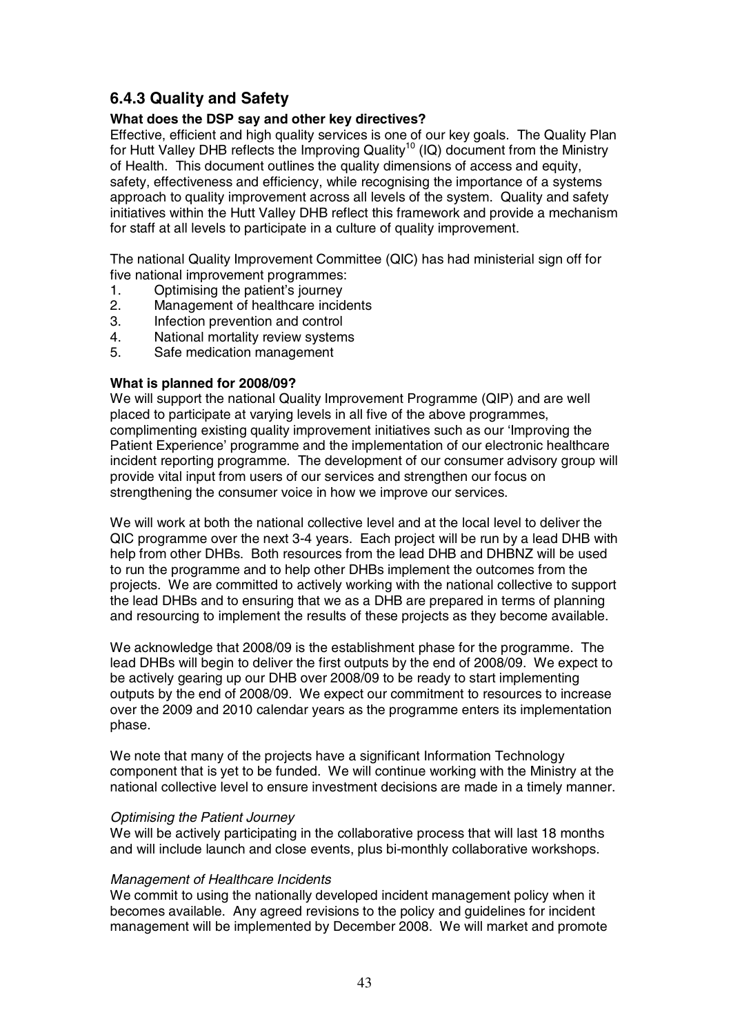### 6.4.3 Quality and Safety

**What does the DSP say and other key directives?**

Effective, efficient and high quality services is one of our key goals. The Quality Plan for Hutt Valley DHB reflects the Improving Quality[10] (IQ) document from the Ministry of Health. This document outlines the quality dimensions of access and equity, safety, effectiveness and efficiency, while recognising the importance of a systems approach to quality improvement across all levels of the system. Quality and safety initiatives within the Hutt Valley DHB reflect this framework and provide a mechanism for staff at all levels to participate in a culture of quality improvement.

The national Quality Improvement Committee (QIC) has had ministerial sign off for five national improvement programmes:

1. Optimising the patient's journey
2. Management of healthcare incidents
3. Infection prevention and control
4. National mortality review systems
5. Safe medication management

**What is planned for 2008/09?**

We will support the national Quality Improvement Programme (QIP) and are well placed to participate at varying levels in all five of the above programmes, complimenting existing quality improvement initiatives such as our 'Improving the Patient Experience' programme and the implementation of our electronic healthcare incident reporting programme. The development of our consumer advisory group will provide vital input from users of our services and strengthen our focus on strengthening the consumer voice in how we improve our services.

We will work at both the national collective level and at the local level to deliver the QIC programme over the next 3-4 years. Each project will be run by a lead DHB with help from other DHBs. Both resources from the lead DHB and DHBNZ will be used to run the programme and to help other DHBs implement the outcomes from the projects. We are committed to actively working with the national collective to support the lead DHBs and to ensuring that we as a DHB are prepared in terms of planning and resourcing to implement the results of these projects as they become available.

We acknowledge that 2008/09 is the establishment phase for the programme. The lead DHBs will begin to deliver the first outputs by the end of 2008/09. We expect to be actively gearing up our DHB over 2008/09 to be ready to start implementing outputs by the end of 2008/09. We expect our commitment to resources to increase over the 2009 and 2010 calendar years as the programme enters its implementation phase.

We note that many of the projects have a significant Information Technology component that is yet to be funded. We will continue working with the Ministry at the national collective level to ensure investment decisions are made in a timely manner.

*Optimising the Patient Journey*

We will be actively participating in the collaborative process that will last 18 months and will include launch and close events, plus bi-monthly collaborative workshops.

*Management of Healthcare Incidents*

We commit to using the nationally developed incident management policy when it becomes available. Any agreed revisions to the policy and guidelines for incident management will be implemented by December 2008. We will market and promote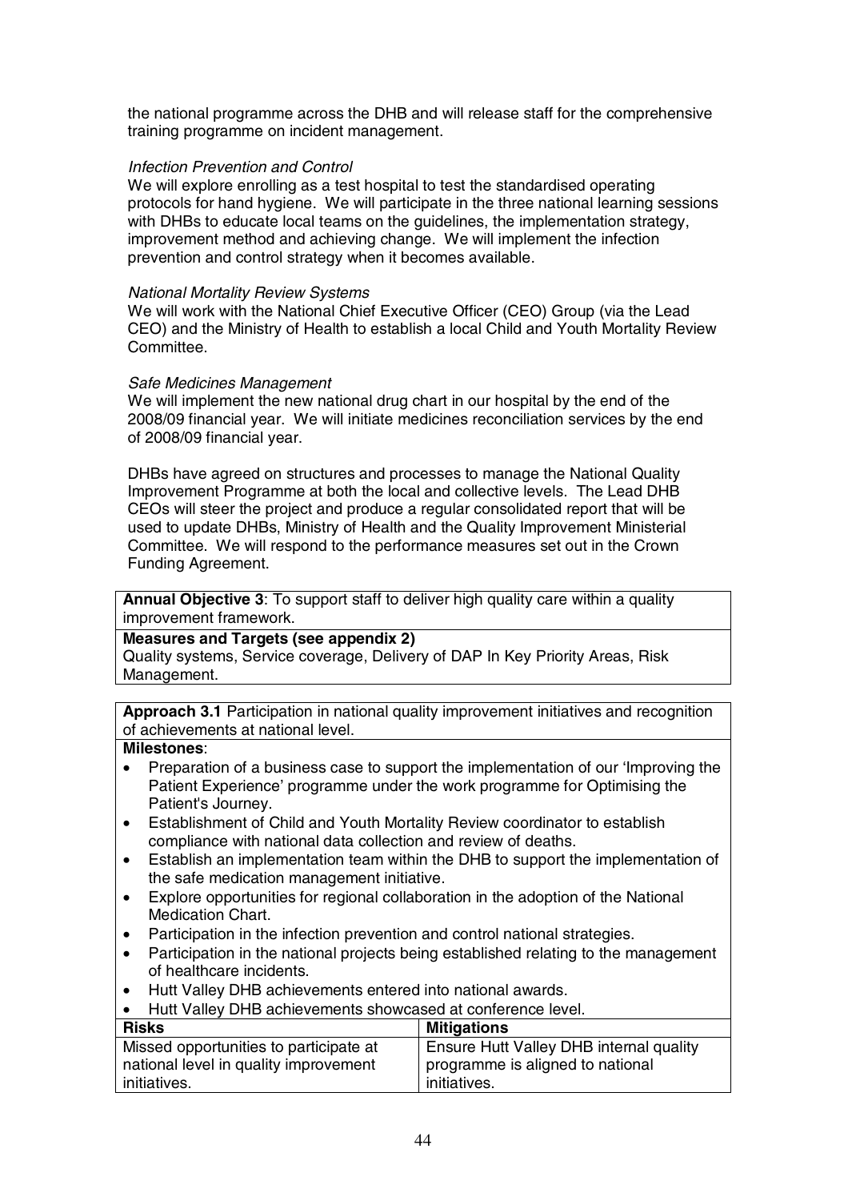the national programme across the DHB and will release staff for the comprehensive training programme on incident management.

*Infection Prevention and Control*

We will explore enrolling as a test hospital to test the standardised operating protocols for hand hygiene. We will participate in the three national learning sessions with DHBs to educate local teams on the guidelines, the implementation strategy, improvement method and achieving change. We will implement the infection prevention and control strategy when it becomes available.

*National Mortality Review Systems*

We will work with the National Chief Executive Officer (CEO) Group (via the Lead CEO) and the Ministry of Health to establish a local Child and Youth Mortality Review Committee.

*Safe Medicines Management*

We will implement the new national drug chart in our hospital by the end of the 2008/09 financial year. We will initiate medicines reconciliation services by the end of 2008/09 financial year.

DHBs have agreed on structures and processes to manage the National Quality Improvement Programme at both the local and collective levels. The Lead DHB CEOs will steer the project and produce a regular consolidated report that will be used to update DHBs, Ministry of Health and the Quality Improvement Ministerial Committee. We will respond to the performance measures set out in the Crown Funding Agreement.

**Annual Objective 3**: To support staff to deliver high quality care within a quality improvement framework.

**Measures and Targets (see appendix 2)**

Quality systems, Service coverage, Delivery of DAP In Key Priority Areas, Risk Management.

**Approach 3.1** Participation in national quality improvement initiatives and recognition of achievements at national level.

**Milestones**:

- Preparation of a business case to support the implementation of our 'Improving the Patient Experience' programme under the work programme for Optimising the Patient's Journey.
- Establishment of Child and Youth Mortality Review coordinator to establish compliance with national data collection and review of deaths.
- Establish an implementation team within the DHB to support the implementation of the safe medication management initiative.
- Explore opportunities for regional collaboration in the adoption of the National Medication Chart.
- Participation in the infection prevention and control national strategies.
- Participation in the national projects being established relating to the management of healthcare incidents.
- Hutt Valley DHB achievements entered into national awards.
- Hutt Valley DHB achievements showcased at conference level.

| Risks | Mitigations |
|---|---|
| Missed opportunities to participate at national level in quality improvement initiatives. | Ensure Hutt Valley DHB internal quality programme is aligned to national initiatives. |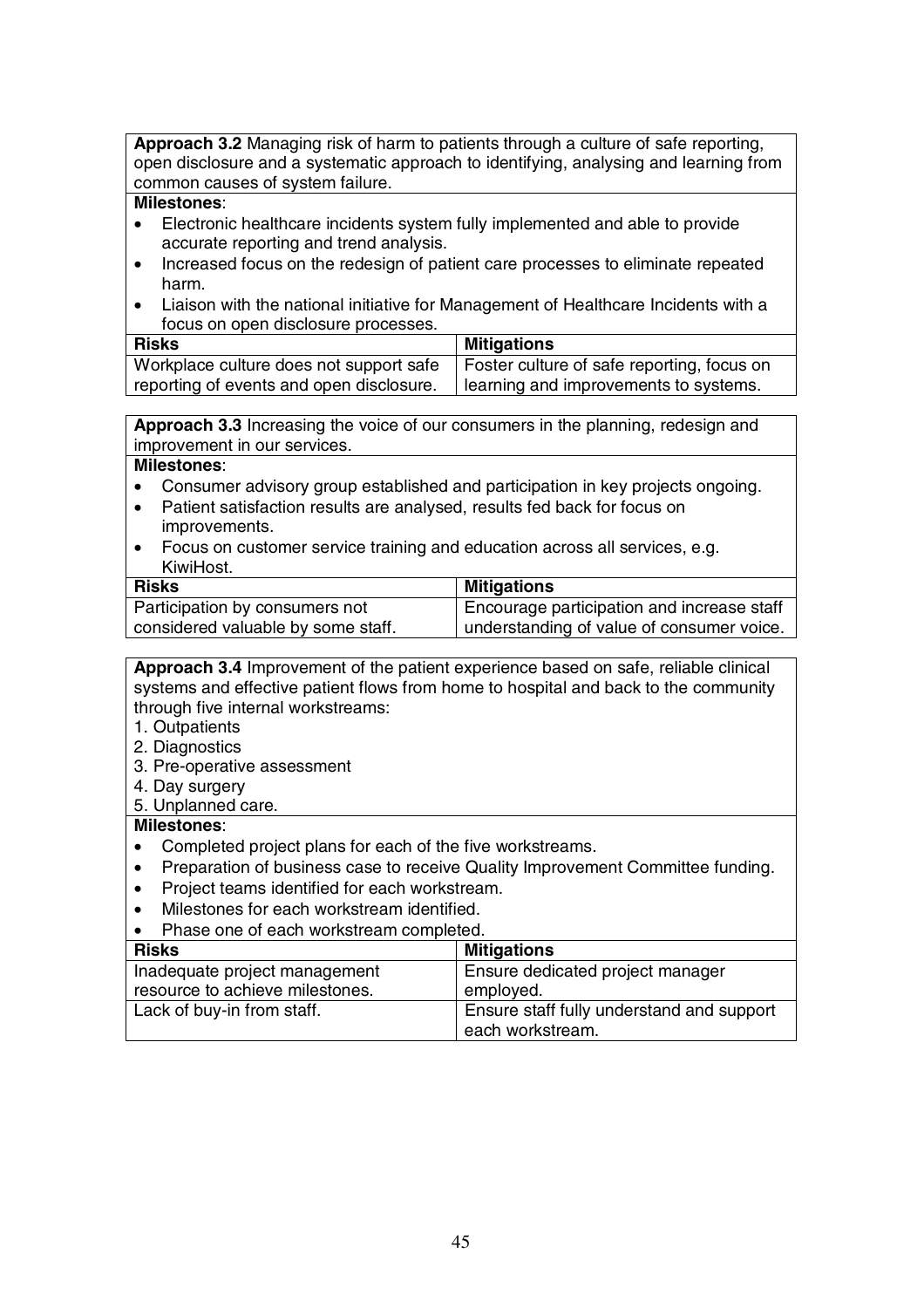**Approach 3.2** Managing risk of harm to patients through a culture of safe reporting, open disclosure and a systematic approach to identifying, analysing and learning from common causes of system failure.

**Milestones**:

- Electronic healthcare incidents system fully implemented and able to provide accurate reporting and trend analysis.
- Increased focus on the redesign of patient care processes to eliminate repeated harm.
- Liaison with the national initiative for Management of Healthcare Incidents with a focus on open disclosure processes.

| **Risks** | **Mitigations** |
|---|---|
| Workplace culture does not support safe reporting of events and open disclosure. | Foster culture of safe reporting, focus on learning and improvements to systems. |

**Approach 3.3** Increasing the voice of our consumers in the planning, redesign and improvement in our services.

**Milestones**:

- Consumer advisory group established and participation in key projects ongoing.
- Patient satisfaction results are analysed, results fed back for focus on improvements.
- Focus on customer service training and education across all services, e.g. KiwiHost.

| **Risks** | **Mitigations** |
|---|---|
| Participation by consumers not considered valuable by some staff. | Encourage participation and increase staff understanding of value of consumer voice. |

**Approach 3.4** Improvement of the patient experience based on safe, reliable clinical systems and effective patient flows from home to hospital and back to the community through five internal workstreams:

1. Outpatients
2. Diagnostics
3. Pre-operative assessment
4. Day surgery
5. Unplanned care.

**Milestones**:

- Completed project plans for each of the five workstreams.
- Preparation of business case to receive Quality Improvement Committee funding.
- Project teams identified for each workstream.
- Milestones for each workstream identified.
- Phase one of each workstream completed.

| **Risks** | **Mitigations** |
|---|---|
| Inadequate project management resource to achieve milestones. | Ensure dedicated project manager employed. |
| Lack of buy-in from staff. | Ensure staff fully understand and support each workstream. |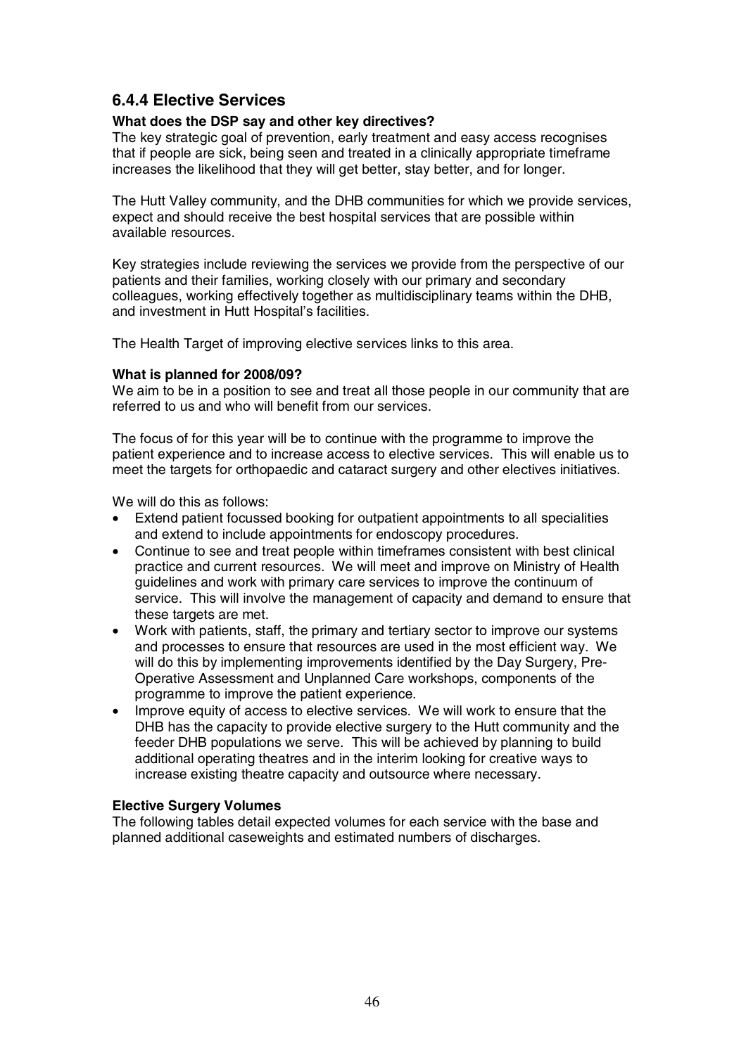### 6.4.4 Elective Services

**What does the DSP say and other key directives?**

The key strategic goal of prevention, early treatment and easy access recognises that if people are sick, being seen and treated in a clinically appropriate timeframe increases the likelihood that they will get better, stay better, and for longer.

The Hutt Valley community, and the DHB communities for which we provide services, expect and should receive the best hospital services that are possible within available resources.

Key strategies include reviewing the services we provide from the perspective of our patients and their families, working closely with our primary and secondary colleagues, working effectively together as multidisciplinary teams within the DHB, and investment in Hutt Hospital's facilities.

The Health Target of improving elective services links to this area.

**What is planned for 2008/09?**

We aim to be in a position to see and treat all those people in our community that are referred to us and who will benefit from our services.

The focus of for this year will be to continue with the programme to improve the patient experience and to increase access to elective services. This will enable us to meet the targets for orthopaedic and cataract surgery and other electives initiatives.

We will do this as follows:

- Extend patient focussed booking for outpatient appointments to all specialities and extend to include appointments for endoscopy procedures.
- Continue to see and treat people within timeframes consistent with best clinical practice and current resources. We will meet and improve on Ministry of Health guidelines and work with primary care services to improve the continuum of service. This will involve the management of capacity and demand to ensure that these targets are met.
- Work with patients, staff, the primary and tertiary sector to improve our systems and processes to ensure that resources are used in the most efficient way. We will do this by implementing improvements identified by the Day Surgery, Pre-Operative Assessment and Unplanned Care workshops, components of the programme to improve the patient experience.
- Improve equity of access to elective services. We will work to ensure that the DHB has the capacity to provide elective surgery to the Hutt community and the feeder DHB populations we serve. This will be achieved by planning to build additional operating theatres and in the interim looking for creative ways to increase existing theatre capacity and outsource where necessary.

**Elective Surgery Volumes**

The following tables detail expected volumes for each service with the base and planned additional caseweights and estimated numbers of discharges.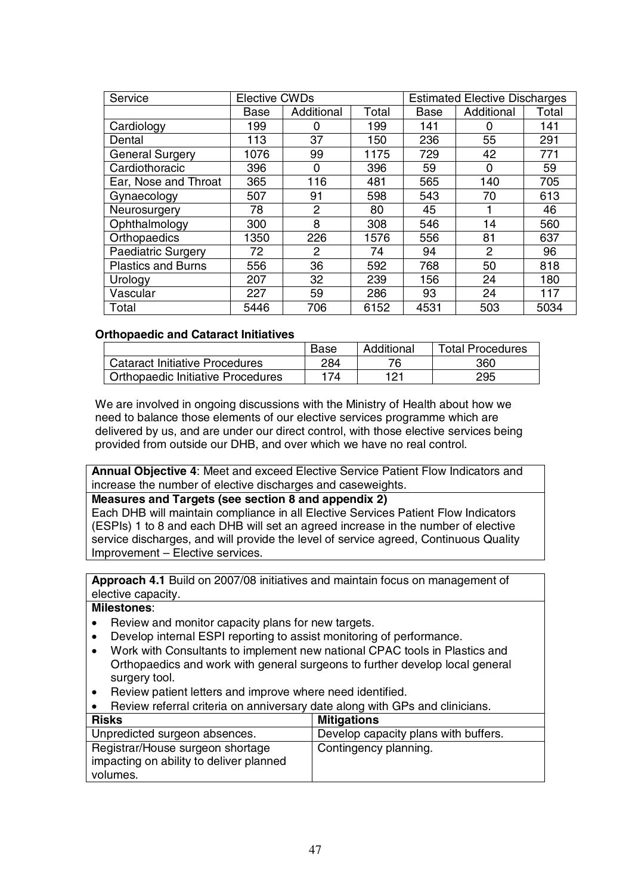| Service | Elective CWDs | | | Estimated Elective Discharges | | |
|---|---|---|---|---|---|---|
| | Base | Additional | Total | Base | Additional | Total |
| Cardiology | 199 | 0 | 199 | 141 | 0 | 141 |
| Dental | 113 | 37 | 150 | 236 | 55 | 291 |
| General Surgery | 1076 | 99 | 1175 | 729 | 42 | 771 |
| Cardiothoracic | 396 | 0 | 396 | 59 | 0 | 59 |
| Ear, Nose and Throat | 365 | 116 | 481 | 565 | 140 | 705 |
| Gynaecology | 507 | 91 | 598 | 543 | 70 | 613 |
| Neurosurgery | 78 | 2 | 80 | 45 | 1 | 46 |
| Ophthalmology | 300 | 8 | 308 | 546 | 14 | 560 |
| Orthopaedics | 1350 | 226 | 1576 | 556 | 81 | 637 |
| Paediatric Surgery | 72 | 2 | 74 | 94 | 2 | 96 |
| Plastics and Burns | 556 | 36 | 592 | 768 | 50 | 818 |
| Urology | 207 | 32 | 239 | 156 | 24 | 180 |
| Vascular | 227 | 59 | 286 | 93 | 24 | 117 |
| Total | 5446 | 706 | 6152 | 4531 | 503 | 5034 |

**Orthopaedic and Cataract Initiatives**

| | Base | Additional | Total Procedures |
|---|---|---|---|
| Cataract Initiative Procedures | 284 | 76 | 360 |
| Orthopaedic Initiative Procedures | 174 | 121 | 295 |

We are involved in ongoing discussions with the Ministry of Health about how we need to balance those elements of our elective services programme which are delivered by us, and are under our direct control, with those elective services being provided from outside our DHB, and over which we have no real control.

**Annual Objective 4**: Meet and exceed Elective Service Patient Flow Indicators and increase the number of elective discharges and caseweights.

**Measures and Targets (see section 8 and appendix 2)**

Each DHB will maintain compliance in all Elective Services Patient Flow Indicators (ESPIs) 1 to 8 and each DHB will set an agreed increase in the number of elective service discharges, and will provide the level of service agreed, Continuous Quality Improvement – Elective services.

**Approach 4.1** Build on 2007/08 initiatives and maintain focus on management of elective capacity.

**Milestones**:

- Review and monitor capacity plans for new targets.
- Develop internal ESPI reporting to assist monitoring of performance.
- Work with Consultants to implement new national CPAC tools in Plastics and Orthopaedics and work with general surgeons to further develop local general surgery tool.
- Review patient letters and improve where need identified.
- Review referral criteria on anniversary date along with GPs and clinicians.

| Risks | Mitigations |
|---|---|
| Unpredicted surgeon absences. | Develop capacity plans with buffers. |
| Registrar/House surgeon shortage impacting on ability to deliver planned volumes. | Contingency planning. |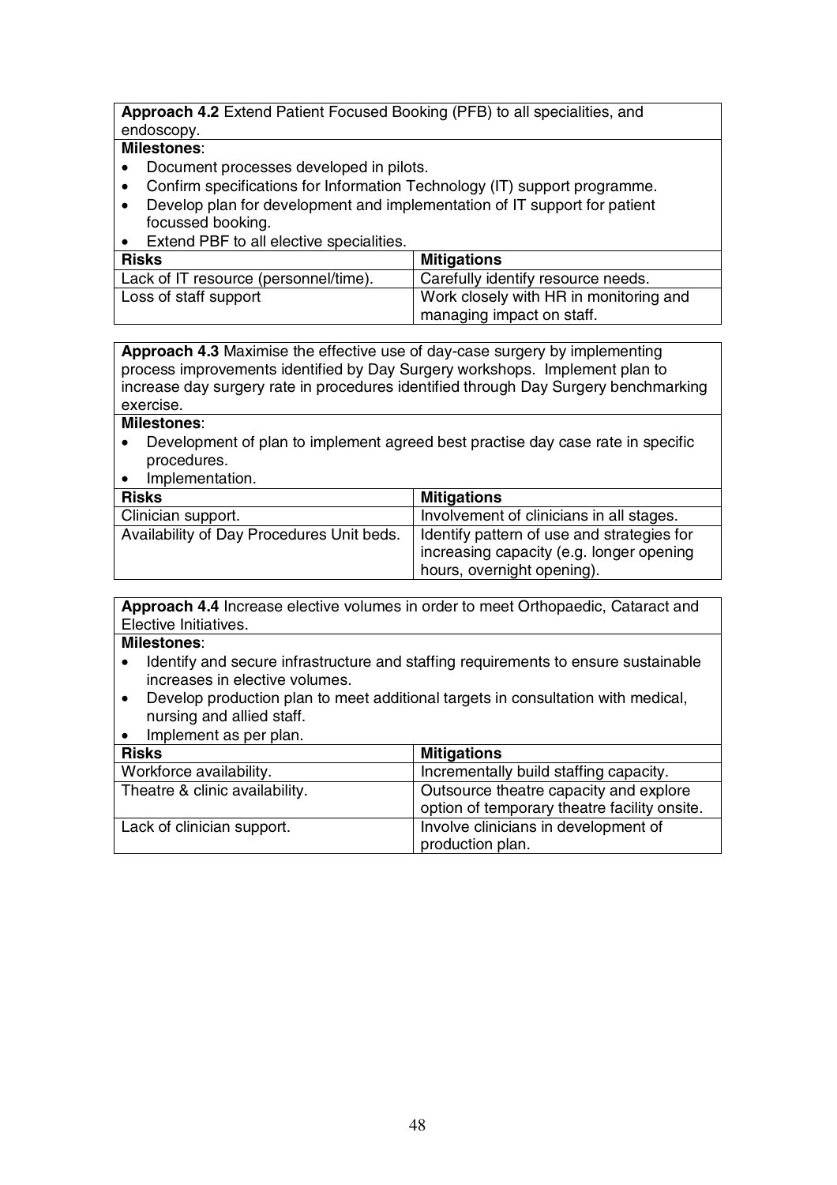**Approach 4.2** Extend Patient Focused Booking (PFB) to all specialities, and endoscopy.

**Milestones**:

- Document processes developed in pilots.
- Confirm specifications for Information Technology (IT) support programme.
- Develop plan for development and implementation of IT support for patient focussed booking.
- Extend PBF to all elective specialities.

| Risks | Mitigations |
|---|---|
| Lack of IT resource (personnel/time). | Carefully identify resource needs. |
| Loss of staff support | Work closely with HR in monitoring and managing impact on staff. |

**Approach 4.3** Maximise the effective use of day-case surgery by implementing process improvements identified by Day Surgery workshops. Implement plan to increase day surgery rate in procedures identified through Day Surgery benchmarking exercise.

**Milestones**:

- Development of plan to implement agreed best practise day case rate in specific procedures.
- Implementation.

| Risks | Mitigations |
|---|---|
| Clinician support. | Involvement of clinicians in all stages. |
| Availability of Day Procedures Unit beds. | Identify pattern of use and strategies for increasing capacity (e.g. longer opening hours, overnight opening). |

**Approach 4.4** Increase elective volumes in order to meet Orthopaedic, Cataract and Elective Initiatives.

**Milestones**:

- Identify and secure infrastructure and staffing requirements to ensure sustainable increases in elective volumes.
- Develop production plan to meet additional targets in consultation with medical, nursing and allied staff.
- Implement as per plan.

| Risks | Mitigations |
|---|---|
| Workforce availability. | Incrementally build staffing capacity. |
| Theatre & clinic availability. | Outsource theatre capacity and explore option of temporary theatre facility onsite. |
| Lack of clinician support. | Involve clinicians in development of production plan. |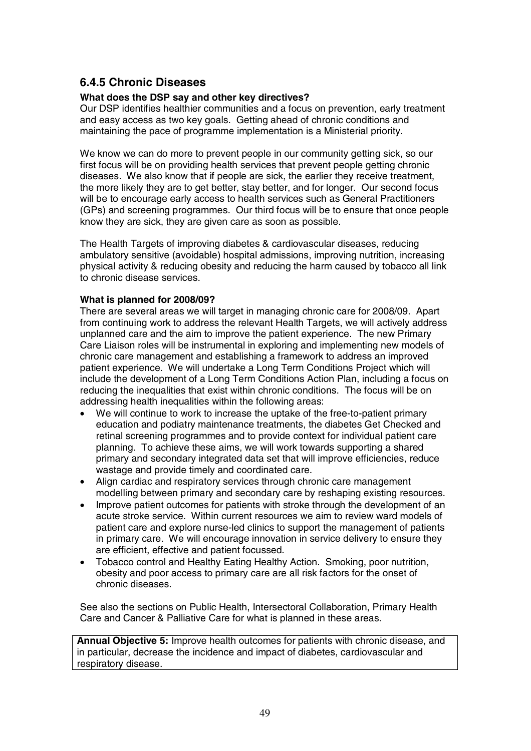### 6.4.5 Chronic Diseases

**What does the DSP say and other key directives?**

Our DSP identifies healthier communities and a focus on prevention, early treatment and easy access as two key goals. Getting ahead of chronic conditions and maintaining the pace of programme implementation is a Ministerial priority.

We know we can do more to prevent people in our community getting sick, so our first focus will be on providing health services that prevent people getting chronic diseases. We also know that if people are sick, the earlier they receive treatment, the more likely they are to get better, stay better, and for longer. Our second focus will be to encourage early access to health services such as General Practitioners (GPs) and screening programmes. Our third focus will be to ensure that once people know they are sick, they are given care as soon as possible.

The Health Targets of improving diabetes & cardiovascular diseases, reducing ambulatory sensitive (avoidable) hospital admissions, improving nutrition, increasing physical activity & reducing obesity and reducing the harm caused by tobacco all link to chronic disease services.

**What is planned for 2008/09?**

There are several areas we will target in managing chronic care for 2008/09. Apart from continuing work to address the relevant Health Targets, we will actively address unplanned care and the aim to improve the patient experience. The new Primary Care Liaison roles will be instrumental in exploring and implementing new models of chronic care management and establishing a framework to address an improved patient experience. We will undertake a Long Term Conditions Project which will include the development of a Long Term Conditions Action Plan, including a focus on reducing the inequalities that exist within chronic conditions. The focus will be on addressing health inequalities within the following areas:

- We will continue to work to increase the uptake of the free-to-patient primary education and podiatry maintenance treatments, the diabetes Get Checked and retinal screening programmes and to provide context for individual patient care planning. To achieve these aims, we will work towards supporting a shared primary and secondary integrated data set that will improve efficiencies, reduce wastage and provide timely and coordinated care.
- Align cardiac and respiratory services through chronic care management modelling between primary and secondary care by reshaping existing resources.
- Improve patient outcomes for patients with stroke through the development of an acute stroke service. Within current resources we aim to review ward models of patient care and explore nurse-led clinics to support the management of patients in primary care. We will encourage innovation in service delivery to ensure they are efficient, effective and patient focussed.
- Tobacco control and Healthy Eating Healthy Action. Smoking, poor nutrition, obesity and poor access to primary care are all risk factors for the onset of chronic diseases.

See also the sections on Public Health, Intersectoral Collaboration, Primary Health Care and Cancer & Palliative Care for what is planned in these areas.

| **Annual Objective 5:** Improve health outcomes for patients with chronic disease, and in particular, decrease the incidence and impact of diabetes, cardiovascular and respiratory disease. |
|---|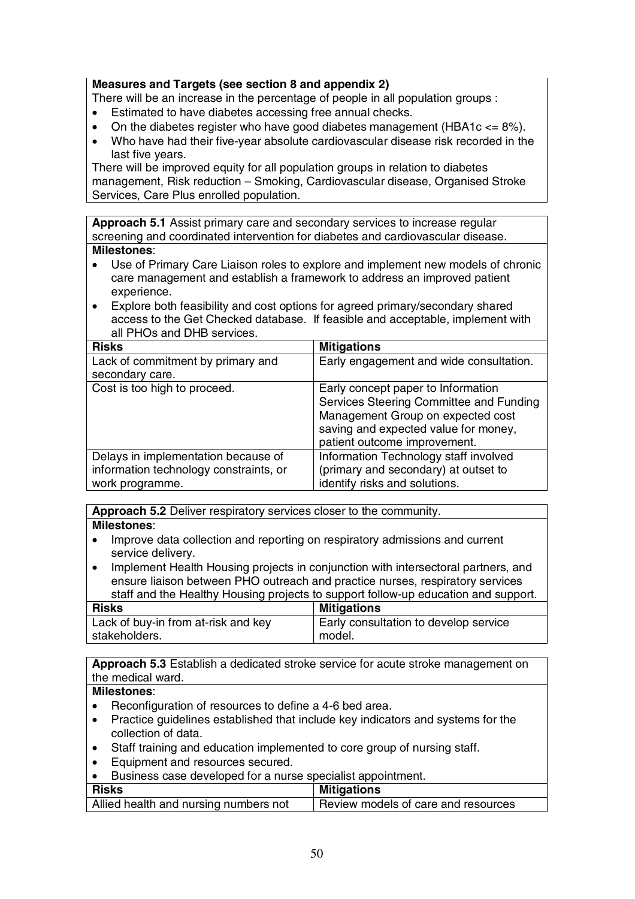**Measures and Targets (see section 8 and appendix 2)**

There will be an increase in the percentage of people in all population groups :

- Estimated to have diabetes accessing free annual checks.
- On the diabetes register who have good diabetes management (HBA1c <= 8%).
- Who have had their five-year absolute cardiovascular disease risk recorded in the last five years.

There will be improved equity for all population groups in relation to diabetes management, Risk reduction – Smoking, Cardiovascular disease, Organised Stroke Services, Care Plus enrolled population.

**Approach 5.1** Assist primary care and secondary services to increase regular screening and coordinated intervention for diabetes and cardiovascular disease.

**Milestones**:

- Use of Primary Care Liaison roles to explore and implement new models of chronic care management and establish a framework to address an improved patient experience.
- Explore both feasibility and cost options for agreed primary/secondary shared access to the Get Checked database. If feasible and acceptable, implement with all PHOs and DHB services.

| Risks | Mitigations |
|---|---|
| Lack of commitment by primary and secondary care. | Early engagement and wide consultation. |
| Cost is too high to proceed. | Early concept paper to Information Services Steering Committee and Funding Management Group on expected cost saving and expected value for money, patient outcome improvement. |
| Delays in implementation because of information technology constraints, or work programme. | Information Technology staff involved (primary and secondary) at outset to identify risks and solutions. |

**Approach 5.2** Deliver respiratory services closer to the community.

**Milestones**:

- Improve data collection and reporting on respiratory admissions and current service delivery.
- Implement Health Housing projects in conjunction with intersectoral partners, and ensure liaison between PHO outreach and practice nurses, respiratory services staff and the Healthy Housing projects to support follow-up education and support.

| Risks | Mitigations |
|---|---|
| Lack of buy-in from at-risk and key stakeholders. | Early consultation to develop service model. |

**Approach 5.3** Establish a dedicated stroke service for acute stroke management on the medical ward.

**Milestones**:

- Reconfiguration of resources to define a 4-6 bed area.
- Practice guidelines established that include key indicators and systems for the collection of data.
- Staff training and education implemented to core group of nursing staff.
- Equipment and resources secured.
- Business case developed for a nurse specialist appointment.

| Risks | Mitigations |
|---|---|
| Allied health and nursing numbers not | Review models of care and resources |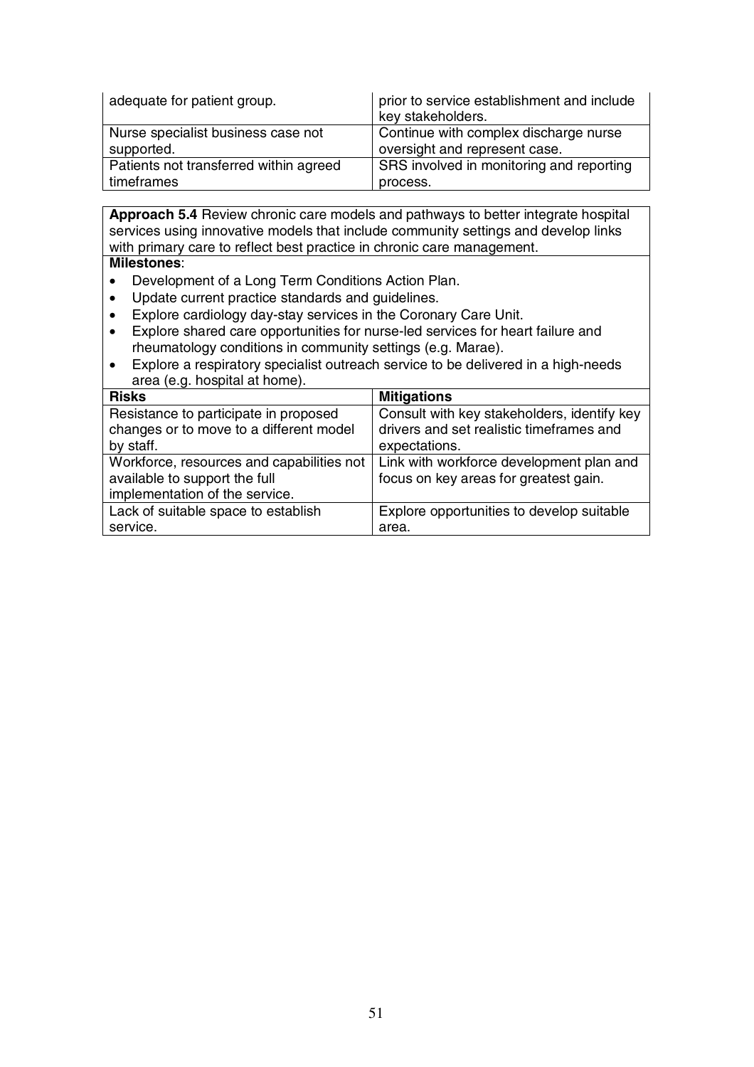| | |
|---|---|
| adequate for patient group. | prior to service establishment and include key stakeholders. |
| Nurse specialist business case not supported. | Continue with complex discharge nurse oversight and represent case. |
| Patients not transferred within agreed timeframes | SRS involved in monitoring and reporting process. |

**Approach 5.4** Review chronic care models and pathways to better integrate hospital services using innovative models that include community settings and develop links with primary care to reflect best practice in chronic care management.

**Milestones**:

- Development of a Long Term Conditions Action Plan.
- Update current practice standards and guidelines.
- Explore cardiology day-stay services in the Coronary Care Unit.
- Explore shared care opportunities for nurse-led services for heart failure and rheumatology conditions in community settings (e.g. Marae).
- Explore a respiratory specialist outreach service to be delivered in a high-needs area (e.g. hospital at home).

| **Risks** | **Mitigations** |
|---|---|
| Resistance to participate in proposed changes or to move to a different model by staff. | Consult with key stakeholders, identify key drivers and set realistic timeframes and expectations. |
| Workforce, resources and capabilities not available to support the full implementation of the service. | Link with workforce development plan and focus on key areas for greatest gain. |
| Lack of suitable space to establish service. | Explore opportunities to develop suitable area. |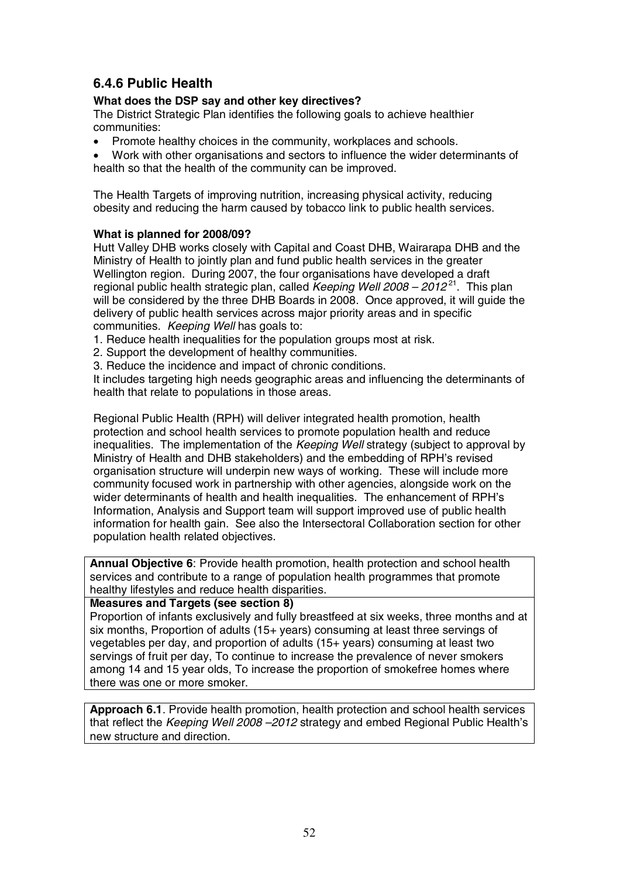### 6.4.6 Public Health

**What does the DSP say and other key directives?**

The District Strategic Plan identifies the following goals to achieve healthier communities:

- Promote healthy choices in the community, workplaces and schools.
- Work with other organisations and sectors to influence the wider determinants of health so that the health of the community can be improved.

The Health Targets of improving nutrition, increasing physical activity, reducing obesity and reducing the harm caused by tobacco link to public health services.

**What is planned for 2008/09?**

Hutt Valley DHB works closely with Capital and Coast DHB, Wairarapa DHB and the Ministry of Health to jointly plan and fund public health services in the greater Wellington region. During 2007, the four organisations have developed a draft regional public health strategic plan, called *Keeping Well 2008 – 2012*[21]. This plan will be considered by the three DHB Boards in 2008. Once approved, it will guide the delivery of public health services across major priority areas and in specific communities. *Keeping Well* has goals to:

1. Reduce health inequalities for the population groups most at risk.
2. Support the development of healthy communities.
3. Reduce the incidence and impact of chronic conditions.

It includes targeting high needs geographic areas and influencing the determinants of health that relate to populations in those areas.

Regional Public Health (RPH) will deliver integrated health promotion, health protection and school health services to promote population health and reduce inequalities. The implementation of the *Keeping Well* strategy (subject to approval by Ministry of Health and DHB stakeholders) and the embedding of RPH's revised organisation structure will underpin new ways of working. These will include more community focused work in partnership with other agencies, alongside work on the wider determinants of health and health inequalities. The enhancement of RPH's Information, Analysis and Support team will support improved use of public health information for health gain. See also the Intersectoral Collaboration section for other population health related objectives.

| **Annual Objective 6**: Provide health promotion, health protection and school health services and contribute to a range of population health programmes that promote healthy lifestyles and reduce health disparities. |
|---|
| **Measures and Targets (see section 8)** |
| Proportion of infants exclusively and fully breastfeed at six weeks, three months and at six months, Proportion of adults (15+ years) consuming at least three servings of vegetables per day, and proportion of adults (15+ years) consuming at least two servings of fruit per day, To continue to increase the prevalence of never smokers among 14 and 15 year olds, To increase the proportion of smokefree homes where there was one or more smoker. |

| **Approach 6.1**. Provide health promotion, health protection and school health services that reflect the *Keeping Well 2008 –2012* strategy and embed Regional Public Health's new structure and direction. |
|---|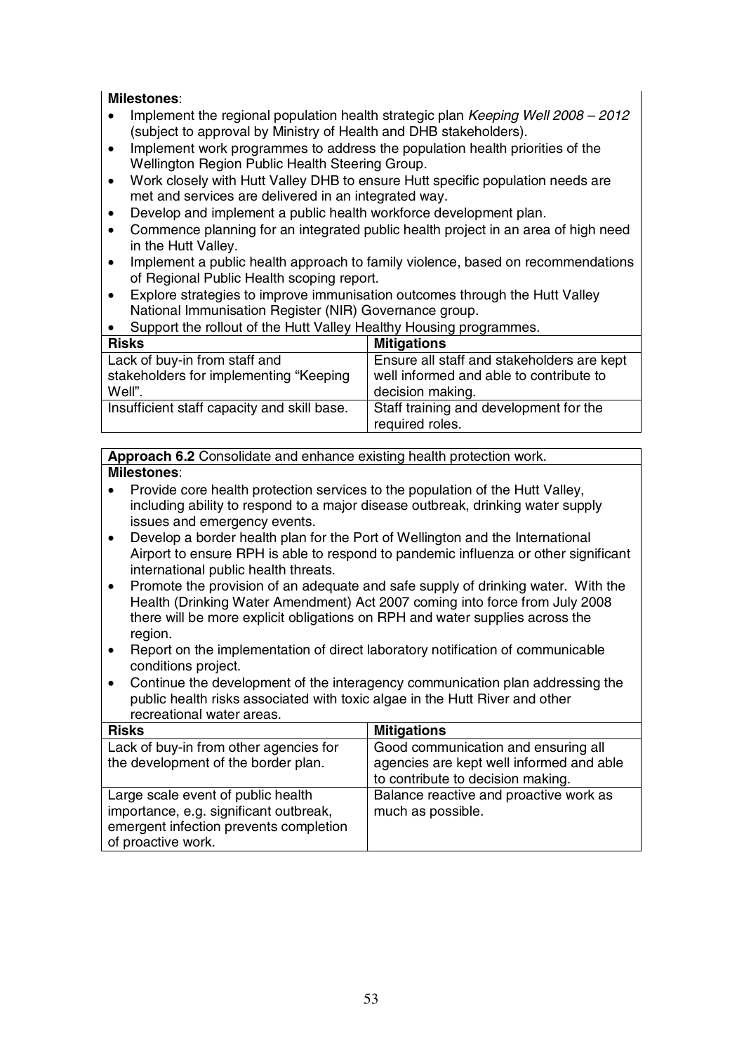**Milestones**:

- Implement the regional population health strategic plan *Keeping Well 2008 – 2012* (subject to approval by Ministry of Health and DHB stakeholders).
- Implement work programmes to address the population health priorities of the Wellington Region Public Health Steering Group.
- Work closely with Hutt Valley DHB to ensure Hutt specific population needs are met and services are delivered in an integrated way.
- Develop and implement a public health workforce development plan.
- Commence planning for an integrated public health project in an area of high need in the Hutt Valley.
- Implement a public health approach to family violence, based on recommendations of Regional Public Health scoping report.
- Explore strategies to improve immunisation outcomes through the Hutt Valley National Immunisation Register (NIR) Governance group.
- Support the rollout of the Hutt Valley Healthy Housing programmes.

| **Risks** | **Mitigations** |
|---|---|
| Lack of buy-in from staff and stakeholders for implementing "Keeping Well". | Ensure all staff and stakeholders are kept well informed and able to contribute to decision making. |
| Insufficient staff capacity and skill base. | Staff training and development for the required roles. |

**Approach 6.2** Consolidate and enhance existing health protection work.

**Milestones**:

- Provide core health protection services to the population of the Hutt Valley, including ability to respond to a major disease outbreak, drinking water supply issues and emergency events.
- Develop a border health plan for the Port of Wellington and the International Airport to ensure RPH is able to respond to pandemic influenza or other significant international public health threats.
- Promote the provision of an adequate and safe supply of drinking water. With the Health (Drinking Water Amendment) Act 2007 coming into force from July 2008 there will be more explicit obligations on RPH and water supplies across the region.
- Report on the implementation of direct laboratory notification of communicable conditions project.
- Continue the development of the interagency communication plan addressing the public health risks associated with toxic algae in the Hutt River and other recreational water areas.

| **Risks** | **Mitigations** |
|---|---|
| Lack of buy-in from other agencies for the development of the border plan. | Good communication and ensuring all agencies are kept well informed and able to contribute to decision making. |
| Large scale event of public health importance, e.g. significant outbreak, emergent infection prevents completion of proactive work. | Balance reactive and proactive work as much as possible. |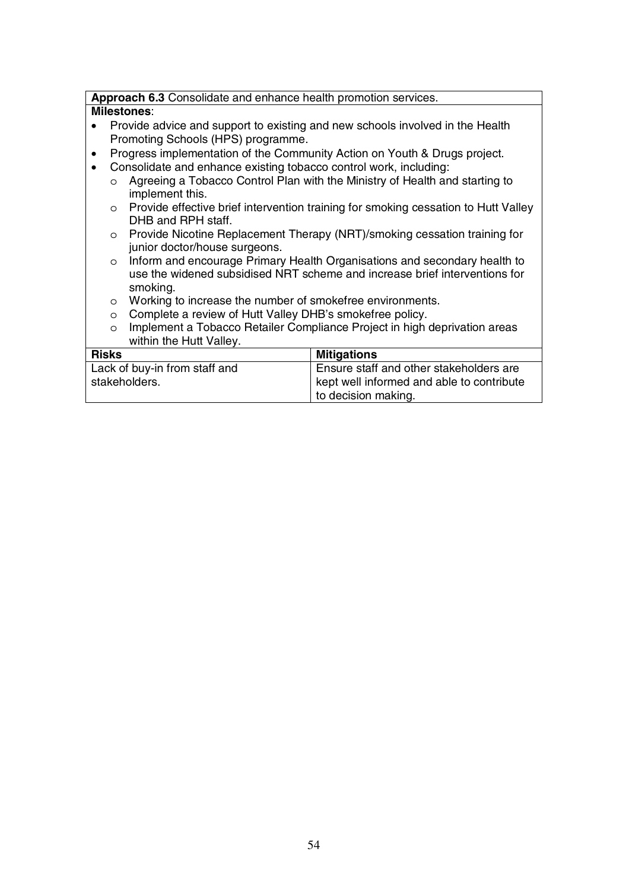**Approach 6.3** Consolidate and enhance health promotion services.

**Milestones**:

- Provide advice and support to existing and new schools involved in the Health Promoting Schools (HPS) programme.
- Progress implementation of the Community Action on Youth & Drugs project.
- Consolidate and enhance existing tobacco control work, including:
  - Agreeing a Tobacco Control Plan with the Ministry of Health and starting to implement this.
  - Provide effective brief intervention training for smoking cessation to Hutt Valley DHB and RPH staff.
  - Provide Nicotine Replacement Therapy (NRT)/smoking cessation training for junior doctor/house surgeons.
  - Inform and encourage Primary Health Organisations and secondary health to use the widened subsidised NRT scheme and increase brief interventions for smoking.
  - Working to increase the number of smokefree environments.
  - Complete a review of Hutt Valley DHB's smokefree policy.
  - Implement a Tobacco Retailer Compliance Project in high deprivation areas within the Hutt Valley.

| Risks | Mitigations |
| --- | --- |
| Lack of buy-in from staff and stakeholders. | Ensure staff and other stakeholders are kept well informed and able to contribute to decision making. |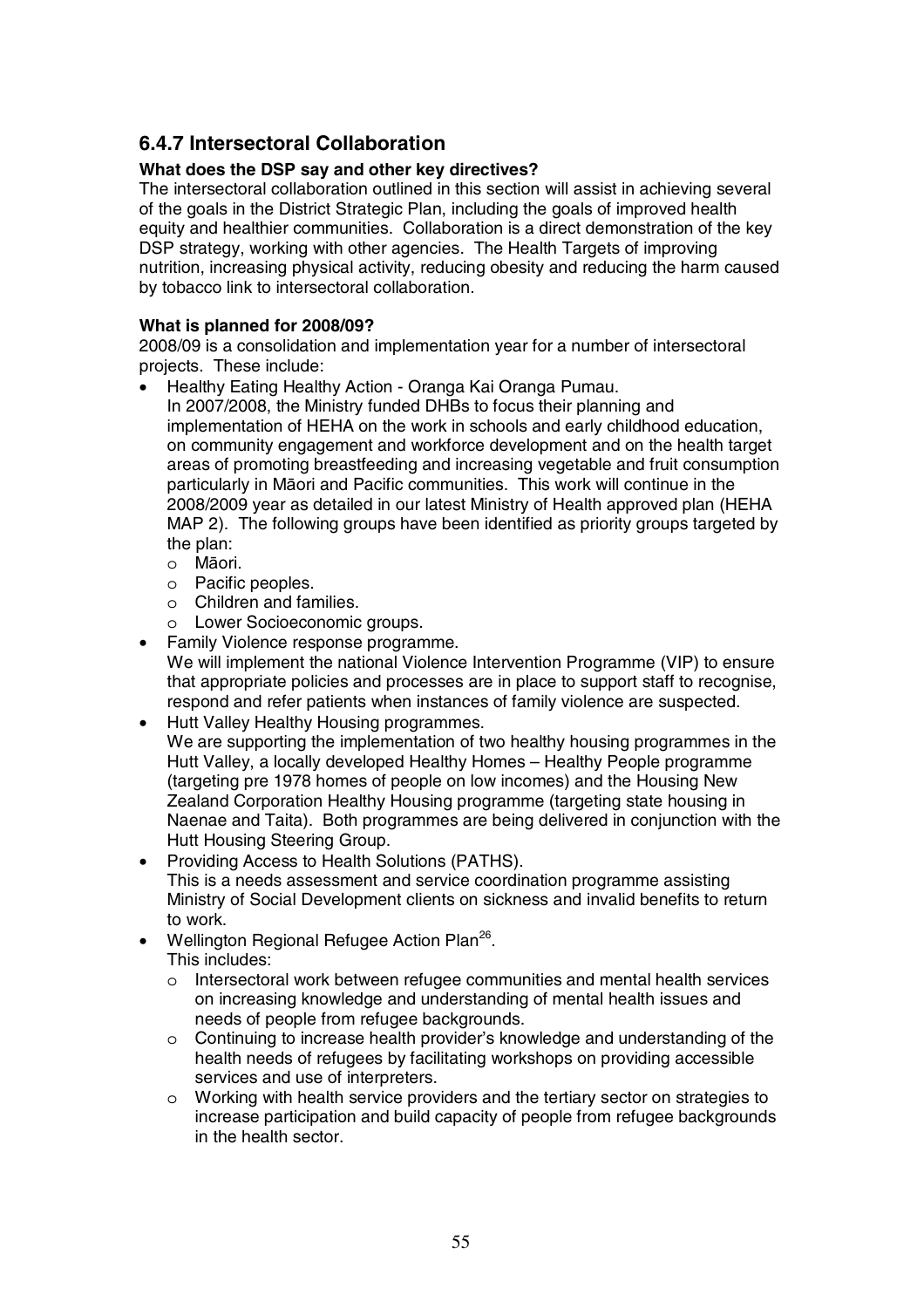## 6.4.7 Intersectoral Collaboration

**What does the DSP say and other key directives?**

The intersectoral collaboration outlined in this section will assist in achieving several of the goals in the District Strategic Plan, including the goals of improved health equity and healthier communities. Collaboration is a direct demonstration of the key DSP strategy, working with other agencies. The Health Targets of improving nutrition, increasing physical activity, reducing obesity and reducing the harm caused by tobacco link to intersectoral collaboration.

**What is planned for 2008/09?**

2008/09 is a consolidation and implementation year for a number of intersectoral projects. These include:

- Healthy Eating Healthy Action - Oranga Kai Oranga Pumau.
  In 2007/2008, the Ministry funded DHBs to focus their planning and implementation of HEHA on the work in schools and early childhood education, on community engagement and workforce development and on the health target areas of promoting breastfeeding and increasing vegetable and fruit consumption particularly in Māori and Pacific communities. This work will continue in the 2008/2009 year as detailed in our latest Ministry of Health approved plan (HEHA MAP 2). The following groups have been identified as priority groups targeted by the plan:
  - Māori.
  - Pacific peoples.
  - Children and families.
  - Lower Socioeconomic groups.
- Family Violence response programme.
  We will implement the national Violence Intervention Programme (VIP) to ensure that appropriate policies and processes are in place to support staff to recognise, respond and refer patients when instances of family violence are suspected.
- Hutt Valley Healthy Housing programmes.
  We are supporting the implementation of two healthy housing programmes in the Hutt Valley, a locally developed Healthy Homes – Healthy People programme (targeting pre 1978 homes of people on low incomes) and the Housing New Zealand Corporation Healthy Housing programme (targeting state housing in Naenae and Taita). Both programmes are being delivered in conjunction with the Hutt Housing Steering Group.
- Providing Access to Health Solutions (PATHS).
  This is a needs assessment and service coordination programme assisting Ministry of Social Development clients on sickness and invalid benefits to return to work.
- Wellington Regional Refugee Action Plan[26].
  This includes:
  - Intersectoral work between refugee communities and mental health services on increasing knowledge and understanding of mental health issues and needs of people from refugee backgrounds.
  - Continuing to increase health provider's knowledge and understanding of the health needs of refugees by facilitating workshops on providing accessible services and use of interpreters.
  - Working with health service providers and the tertiary sector on strategies to increase participation and build capacity of people from refugee backgrounds in the health sector.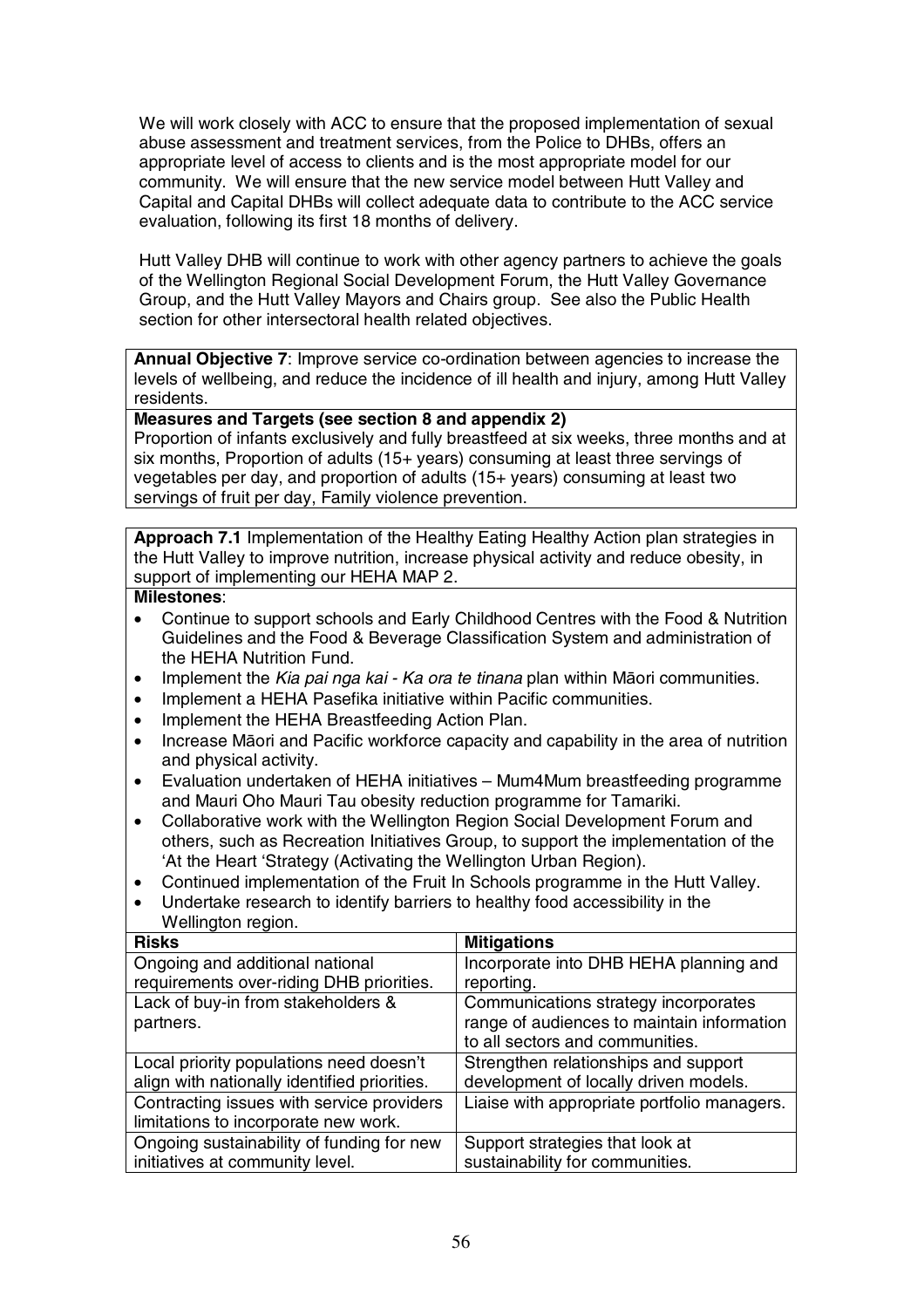We will work closely with ACC to ensure that the proposed implementation of sexual abuse assessment and treatment services, from the Police to DHBs, offers an appropriate level of access to clients and is the most appropriate model for our community. We will ensure that the new service model between Hutt Valley and Capital and Capital DHBs will collect adequate data to contribute to the ACC service evaluation, following its first 18 months of delivery.

Hutt Valley DHB will continue to work with other agency partners to achieve the goals of the Wellington Regional Social Development Forum, the Hutt Valley Governance Group, and the Hutt Valley Mayors and Chairs group. See also the Public Health section for other intersectoral health related objectives.

**Annual Objective 7**: Improve service co-ordination between agencies to increase the levels of wellbeing, and reduce the incidence of ill health and injury, among Hutt Valley residents.

**Measures and Targets (see section 8 and appendix 2)**

Proportion of infants exclusively and fully breastfeed at six weeks, three months and at six months, Proportion of adults (15+ years) consuming at least three servings of vegetables per day, and proportion of adults (15+ years) consuming at least two servings of fruit per day, Family violence prevention.

**Approach 7.1** Implementation of the Healthy Eating Healthy Action plan strategies in the Hutt Valley to improve nutrition, increase physical activity and reduce obesity, in support of implementing our HEHA MAP 2.

**Milestones**:

- Continue to support schools and Early Childhood Centres with the Food & Nutrition Guidelines and the Food & Beverage Classification System and administration of the HEHA Nutrition Fund.
- Implement the *Kia pai nga kai - Ka ora te tinana* plan within Māori communities.
- Implement a HEHA Pasefika initiative within Pacific communities.
- Implement the HEHA Breastfeeding Action Plan.
- Increase Māori and Pacific workforce capacity and capability in the area of nutrition and physical activity.
- Evaluation undertaken of HEHA initiatives – Mum4Mum breastfeeding programme and Mauri Oho Mauri Tau obesity reduction programme for Tamariki.
- Collaborative work with the Wellington Region Social Development Forum and others, such as Recreation Initiatives Group, to support the implementation of the 'At the Heart 'Strategy (Activating the Wellington Urban Region).
- Continued implementation of the Fruit In Schools programme in the Hutt Valley.
- Undertake research to identify barriers to healthy food accessibility in the Wellington region.

| Risks | Mitigations |
|---|---|
| Ongoing and additional national requirements over-riding DHB priorities. | Incorporate into DHB HEHA planning and reporting. |
| Lack of buy-in from stakeholders & partners. | Communications strategy incorporates range of audiences to maintain information to all sectors and communities. |
| Local priority populations need doesn't align with nationally identified priorities. | Strengthen relationships and support development of locally driven models. |
| Contracting issues with service providers limitations to incorporate new work. | Liaise with appropriate portfolio managers. |
| Ongoing sustainability of funding for new initiatives at community level. | Support strategies that look at sustainability for communities. |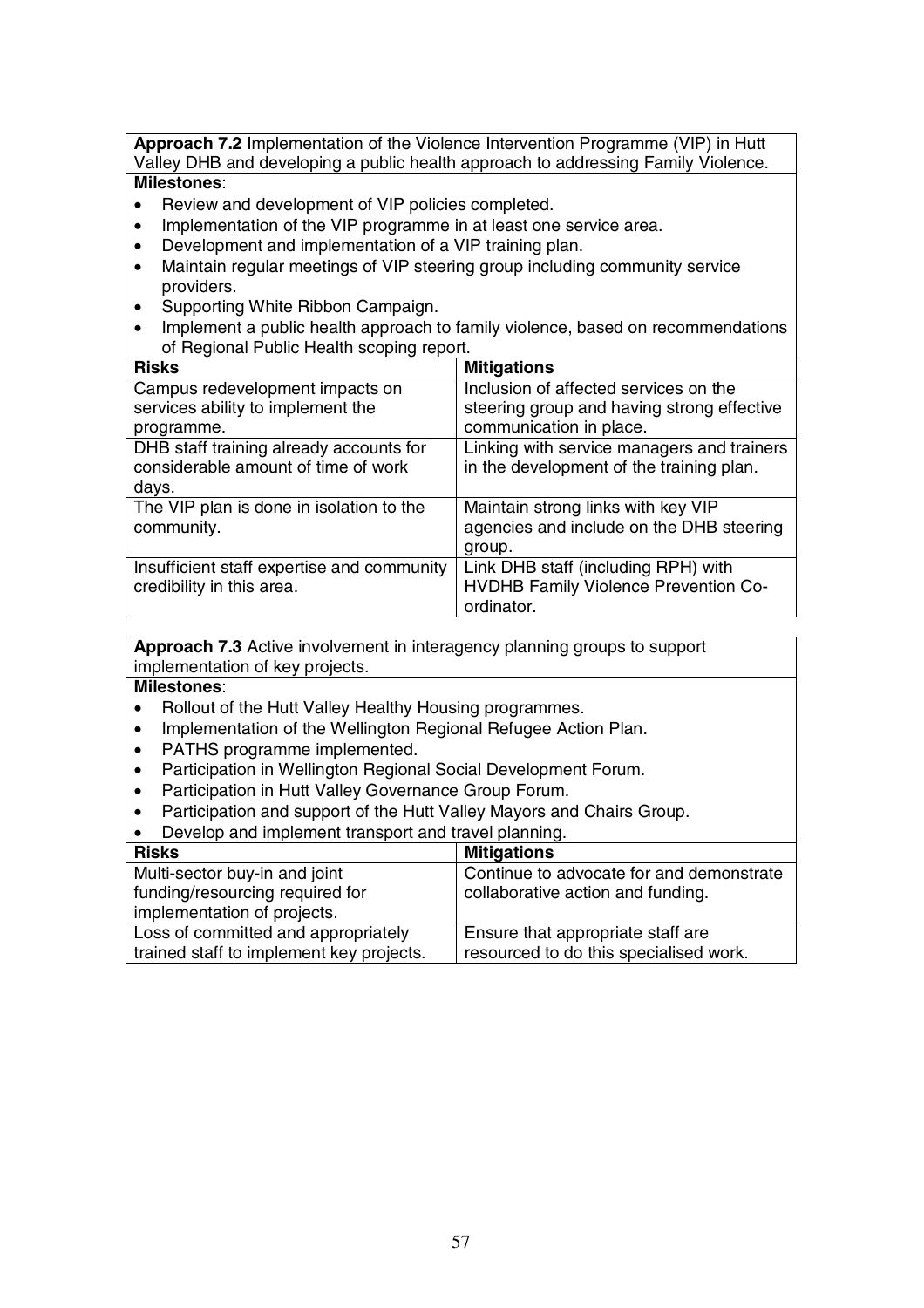**Approach 7.2** Implementation of the Violence Intervention Programme (VIP) in Hutt Valley DHB and developing a public health approach to addressing Family Violence.

**Milestones**:

- Review and development of VIP policies completed.
- Implementation of the VIP programme in at least one service area.
- Development and implementation of a VIP training plan.
- Maintain regular meetings of VIP steering group including community service providers.
- Supporting White Ribbon Campaign.
- Implement a public health approach to family violence, based on recommendations of Regional Public Health scoping report.

| Risks | Mitigations |
|---|---|
| Campus redevelopment impacts on services ability to implement the programme. | Inclusion of affected services on the steering group and having strong effective communication in place. |
| DHB staff training already accounts for considerable amount of time of work days. | Linking with service managers and trainers in the development of the training plan. |
| The VIP plan is done in isolation to the community. | Maintain strong links with key VIP agencies and include on the DHB steering group. |
| Insufficient staff expertise and community credibility in this area. | Link DHB staff (including RPH) with HVDHB Family Violence Prevention Co-ordinator. |

**Approach 7.3** Active involvement in interagency planning groups to support implementation of key projects.

**Milestones**:

- Rollout of the Hutt Valley Healthy Housing programmes.
- Implementation of the Wellington Regional Refugee Action Plan.
- PATHS programme implemented.
- Participation in Wellington Regional Social Development Forum.
- Participation in Hutt Valley Governance Group Forum.
- Participation and support of the Hutt Valley Mayors and Chairs Group.
- Develop and implement transport and travel planning.

| Risks | Mitigations |
|---|---|
| Multi-sector buy-in and joint funding/resourcing required for implementation of projects. | Continue to advocate for and demonstrate collaborative action and funding. |
| Loss of committed and appropriately trained staff to implement key projects. | Ensure that appropriate staff are resourced to do this specialised work. |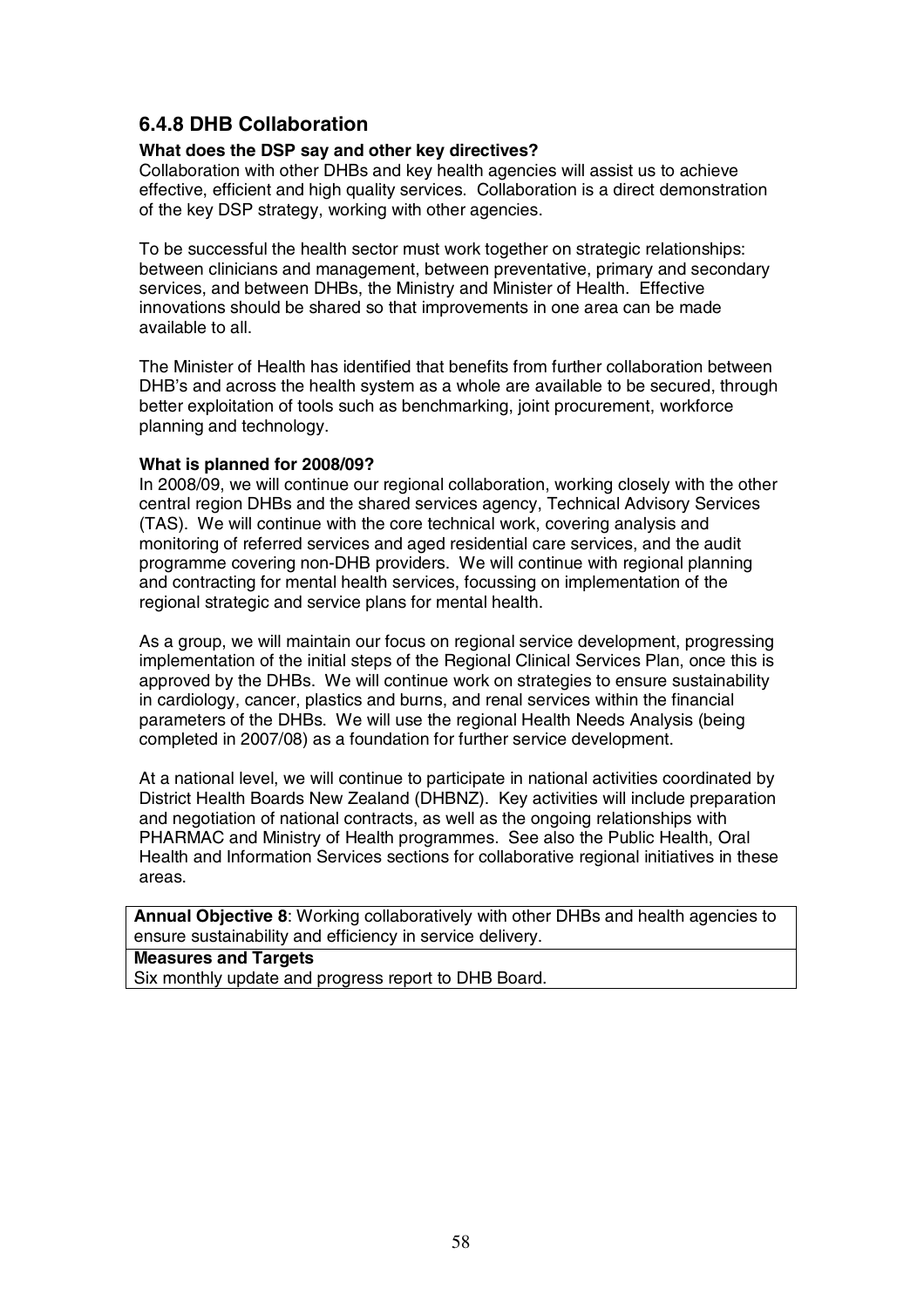## 6.4.8 DHB Collaboration

**What does the DSP say and other key directives?**

Collaboration with other DHBs and key health agencies will assist us to achieve effective, efficient and high quality services. Collaboration is a direct demonstration of the key DSP strategy, working with other agencies.

To be successful the health sector must work together on strategic relationships: between clinicians and management, between preventative, primary and secondary services, and between DHBs, the Ministry and Minister of Health. Effective innovations should be shared so that improvements in one area can be made available to all.

The Minister of Health has identified that benefits from further collaboration between DHB's and across the health system as a whole are available to be secured, through better exploitation of tools such as benchmarking, joint procurement, workforce planning and technology.

**What is planned for 2008/09?**

In 2008/09, we will continue our regional collaboration, working closely with the other central region DHBs and the shared services agency, Technical Advisory Services (TAS). We will continue with the core technical work, covering analysis and monitoring of referred services and aged residential care services, and the audit programme covering non-DHB providers. We will continue with regional planning and contracting for mental health services, focussing on implementation of the regional strategic and service plans for mental health.

As a group, we will maintain our focus on regional service development, progressing implementation of the initial steps of the Regional Clinical Services Plan, once this is approved by the DHBs. We will continue work on strategies to ensure sustainability in cardiology, cancer, plastics and burns, and renal services within the financial parameters of the DHBs. We will use the regional Health Needs Analysis (being completed in 2007/08) as a foundation for further service development.

At a national level, we will continue to participate in national activities coordinated by District Health Boards New Zealand (DHBNZ). Key activities will include preparation and negotiation of national contracts, as well as the ongoing relationships with PHARMAC and Ministry of Health programmes. See also the Public Health, Oral Health and Information Services sections for collaborative regional initiatives in these areas.

| **Annual Objective 8**: Working collaboratively with other DHBs and health agencies to ensure sustainability and efficiency in service delivery. |
|---|
| **Measures and Targets** |
| Six monthly update and progress report to DHB Board. |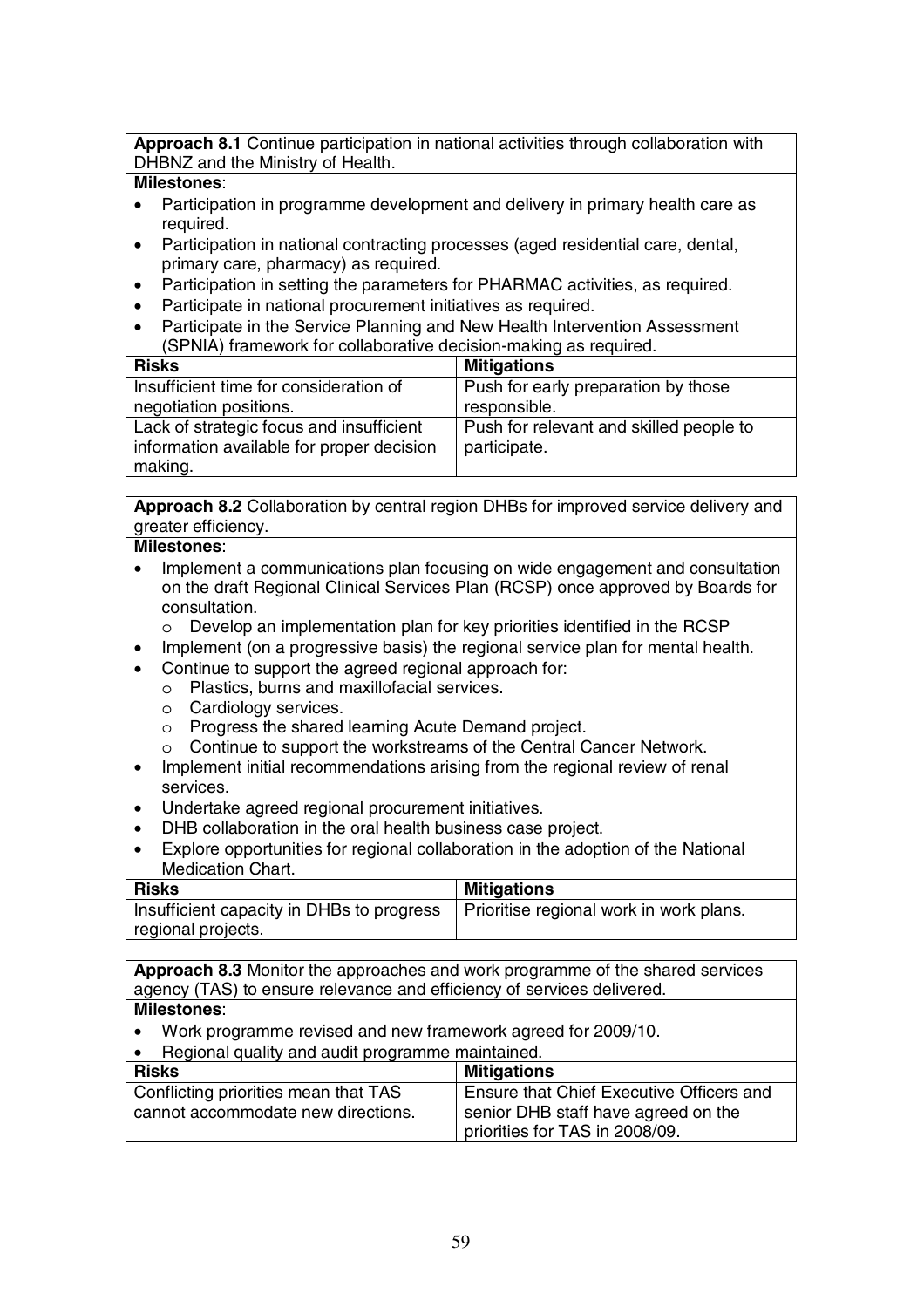**Approach 8.1** Continue participation in national activities through collaboration with DHBNZ and the Ministry of Health.

**Milestones**:

- Participation in programme development and delivery in primary health care as required.
- Participation in national contracting processes (aged residential care, dental, primary care, pharmacy) as required.
- Participation in setting the parameters for PHARMAC activities, as required.
- Participate in national procurement initiatives as required.
- Participate in the Service Planning and New Health Intervention Assessment (SPNIA) framework for collaborative decision-making as required.

| Risks | Mitigations |
|---|---|
| Insufficient time for consideration of negotiation positions. | Push for early preparation by those responsible. |
| Lack of strategic focus and insufficient information available for proper decision making. | Push for relevant and skilled people to participate. |

**Approach 8.2** Collaboration by central region DHBs for improved service delivery and greater efficiency.

**Milestones**:

- Implement a communications plan focusing on wide engagement and consultation on the draft Regional Clinical Services Plan (RCSP) once approved by Boards for consultation.
  - Develop an implementation plan for key priorities identified in the RCSP
- Implement (on a progressive basis) the regional service plan for mental health.
- Continue to support the agreed regional approach for:
  - Plastics, burns and maxillofacial services.
  - Cardiology services.
  - Progress the shared learning Acute Demand project.
  - Continue to support the workstreams of the Central Cancer Network.
- Implement initial recommendations arising from the regional review of renal services.
- Undertake agreed regional procurement initiatives.
- DHB collaboration in the oral health business case project.
- Explore opportunities for regional collaboration in the adoption of the National Medication Chart.

| Risks | Mitigations |
|---|---|
| Insufficient capacity in DHBs to progress regional projects. | Prioritise regional work in work plans. |

**Approach 8.3** Monitor the approaches and work programme of the shared services agency (TAS) to ensure relevance and efficiency of services delivered.

**Milestones**:

- Work programme revised and new framework agreed for 2009/10.
- Regional quality and audit programme maintained.

| Risks | Mitigations |
|---|---|
| Conflicting priorities mean that TAS cannot accommodate new directions. | Ensure that Chief Executive Officers and senior DHB staff have agreed on the priorities for TAS in 2008/09. |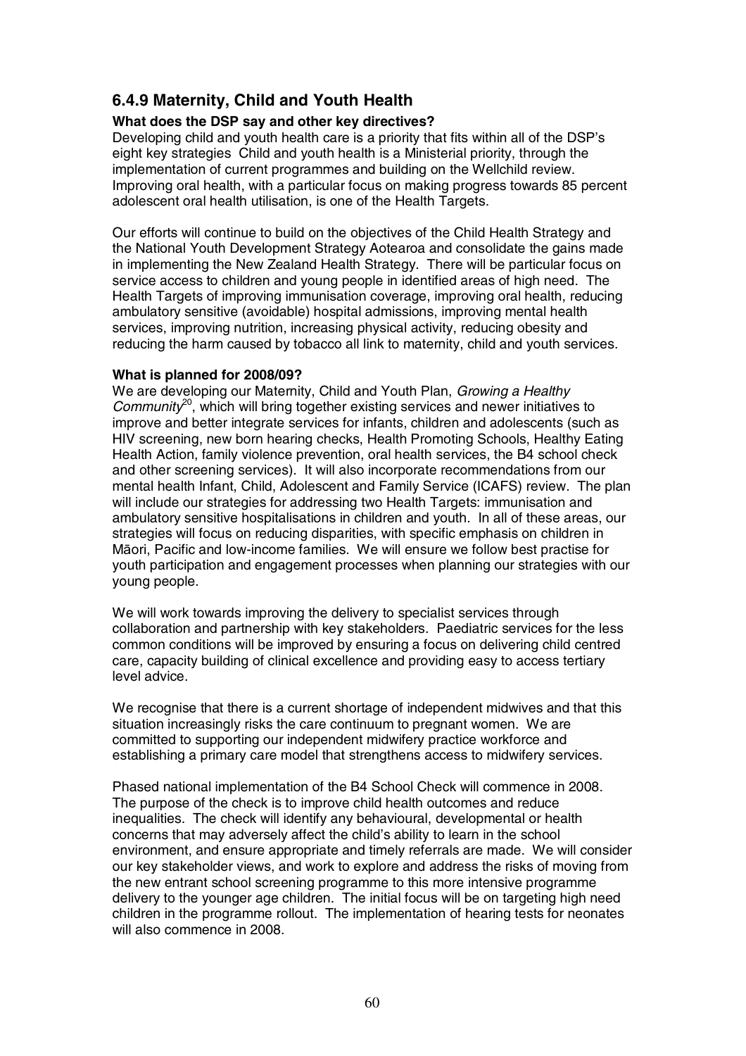## 6.4.9 Maternity, Child and Youth Health

**What does the DSP say and other key directives?**

Developing child and youth health care is a priority that fits within all of the DSP's eight key strategies  Child and youth health is a Ministerial priority, through the implementation of current programmes and building on the Wellchild review. Improving oral health, with a particular focus on making progress towards 85 percent adolescent oral health utilisation, is one of the Health Targets.

Our efforts will continue to build on the objectives of the Child Health Strategy and the National Youth Development Strategy Aotearoa and consolidate the gains made in implementing the New Zealand Health Strategy. There will be particular focus on service access to children and young people in identified areas of high need. The Health Targets of improving immunisation coverage, improving oral health, reducing ambulatory sensitive (avoidable) hospital admissions, improving mental health services, improving nutrition, increasing physical activity, reducing obesity and reducing the harm caused by tobacco all link to maternity, child and youth services.

**What is planned for 2008/09?**

We are developing our Maternity, Child and Youth Plan, *Growing a Healthy Community*[20], which will bring together existing services and newer initiatives to improve and better integrate services for infants, children and adolescents (such as HIV screening, new born hearing checks, Health Promoting Schools, Healthy Eating Health Action, family violence prevention, oral health services, the B4 school check and other screening services). It will also incorporate recommendations from our mental health Infant, Child, Adolescent and Family Service (ICAFS) review. The plan will include our strategies for addressing two Health Targets: immunisation and ambulatory sensitive hospitalisations in children and youth. In all of these areas, our strategies will focus on reducing disparities, with specific emphasis on children in Māori, Pacific and low-income families. We will ensure we follow best practise for youth participation and engagement processes when planning our strategies with our young people.

We will work towards improving the delivery to specialist services through collaboration and partnership with key stakeholders. Paediatric services for the less common conditions will be improved by ensuring a focus on delivering child centred care, capacity building of clinical excellence and providing easy to access tertiary level advice.

We recognise that there is a current shortage of independent midwives and that this situation increasingly risks the care continuum to pregnant women. We are committed to supporting our independent midwifery practice workforce and establishing a primary care model that strengthens access to midwifery services.

Phased national implementation of the B4 School Check will commence in 2008. The purpose of the check is to improve child health outcomes and reduce inequalities. The check will identify any behavioural, developmental or health concerns that may adversely affect the child's ability to learn in the school environment, and ensure appropriate and timely referrals are made. We will consider our key stakeholder views, and work to explore and address the risks of moving from the new entrant school screening programme to this more intensive programme delivery to the younger age children. The initial focus will be on targeting high need children in the programme rollout. The implementation of hearing tests for neonates will also commence in 2008.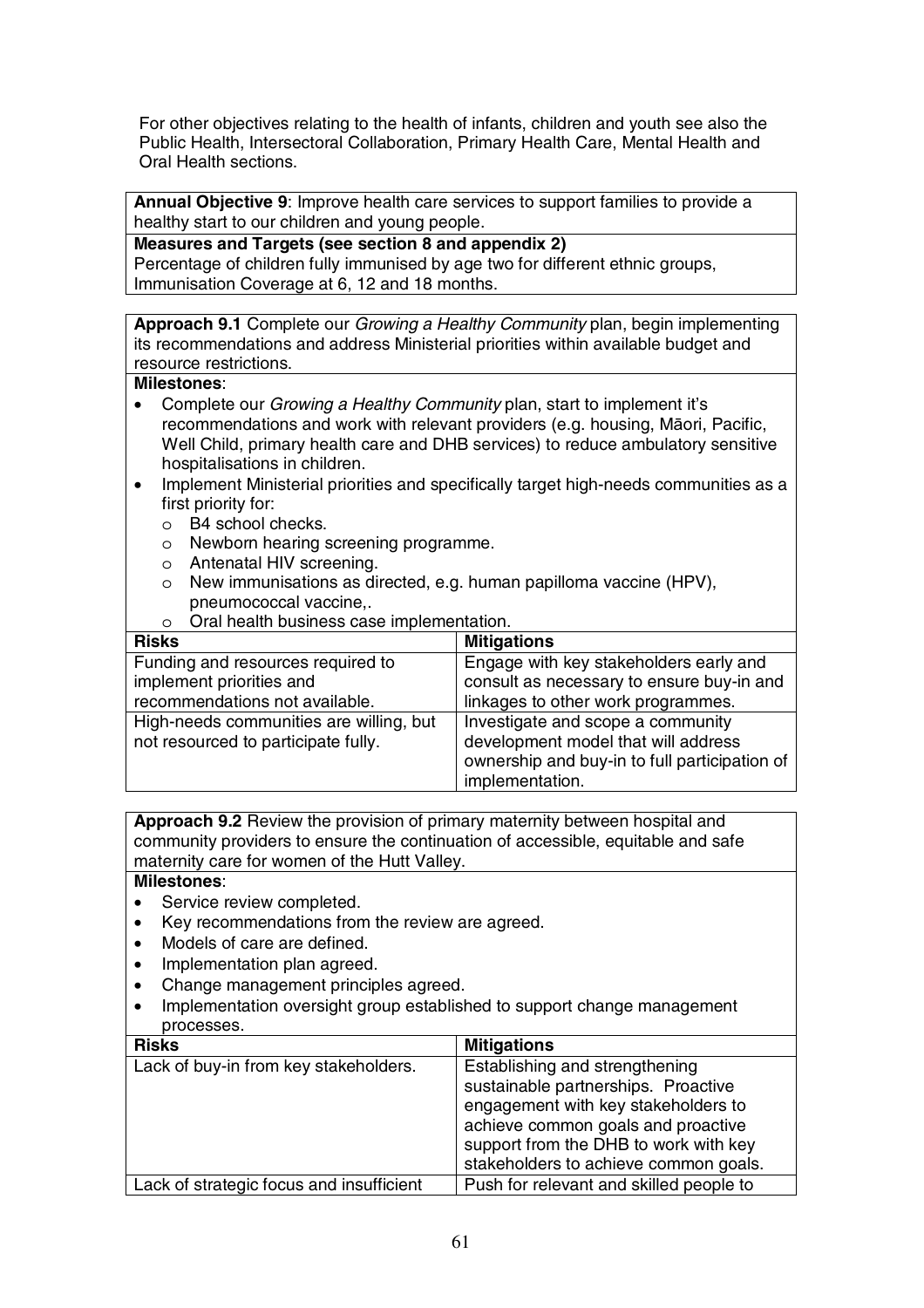For other objectives relating to the health of infants, children and youth see also the Public Health, Intersectoral Collaboration, Primary Health Care, Mental Health and Oral Health sections.

**Annual Objective 9**: Improve health care services to support families to provide a healthy start to our children and young people.

**Measures and Targets (see section 8 and appendix 2)**
Percentage of children fully immunised by age two for different ethnic groups, Immunisation Coverage at 6, 12 and 18 months.

**Approach 9.1** Complete our *Growing a Healthy Community* plan, begin implementing its recommendations and address Ministerial priorities within available budget and resource restrictions.

**Milestones**:

- Complete our *Growing a Healthy Community* plan, start to implement it's recommendations and work with relevant providers (e.g. housing, Māori, Pacific, Well Child, primary health care and DHB services) to reduce ambulatory sensitive hospitalisations in children.
- Implement Ministerial priorities and specifically target high-needs communities as a first priority for:
    - B4 school checks.
    - Newborn hearing screening programme.
    - Antenatal HIV screening.
    - New immunisations as directed, e.g. human papilloma vaccine (HPV), pneumococcal vaccine,.
    - Oral health business case implementation.

| Risks | Mitigations |
| --- | --- |
| Funding and resources required to implement priorities and recommendations not available. | Engage with key stakeholders early and consult as necessary to ensure buy-in and linkages to other work programmes. |
| High-needs communities are willing, but not resourced to participate fully. | Investigate and scope a community development model that will address ownership and buy-in to full participation of implementation. |

**Approach 9.2** Review the provision of primary maternity between hospital and community providers to ensure the continuation of accessible, equitable and safe maternity care for women of the Hutt Valley.

**Milestones**:

- Service review completed.
- Key recommendations from the review are agreed.
- Models of care are defined.
- Implementation plan agreed.
- Change management principles agreed.
- Implementation oversight group established to support change management processes.

| Risks | Mitigations |
| --- | --- |
| Lack of buy-in from key stakeholders. | Establishing and strengthening sustainable partnerships. Proactive engagement with key stakeholders to achieve common goals and proactive support from the DHB to work with key stakeholders to achieve common goals. |
| Lack of strategic focus and insufficient | Push for relevant and skilled people to |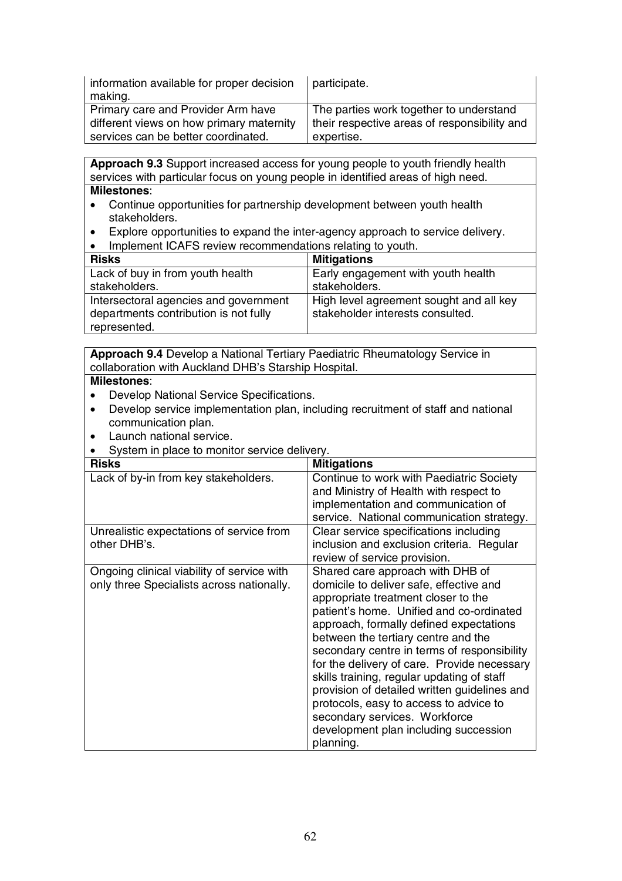| | |
|---|---|
| information available for proper decision making. | participate. |
| Primary care and Provider Arm have different views on how primary maternity services can be better coordinated. | The parties work together to understand their respective areas of responsibility and expertise. |

**Approach 9.3** Support increased access for young people to youth friendly health services with particular focus on young people in identified areas of high need.

**Milestones**:

- Continue opportunities for partnership development between youth health stakeholders.
- Explore opportunities to expand the inter-agency approach to service delivery.
- Implement ICAFS review recommendations relating to youth.

| **Risks** | **Mitigations** |
|---|---|
| Lack of buy in from youth health stakeholders. | Early engagement with youth health stakeholders. |
| Intersectoral agencies and government departments contribution is not fully represented. | High level agreement sought and all key stakeholder interests consulted. |

**Approach 9.4** Develop a National Tertiary Paediatric Rheumatology Service in collaboration with Auckland DHB's Starship Hospital.

**Milestones**:

- Develop National Service Specifications.
- Develop service implementation plan, including recruitment of staff and national communication plan.
- Launch national service.
- System in place to monitor service delivery.

| **Risks** | **Mitigations** |
|---|---|
| Lack of by-in from key stakeholders. | Continue to work with Paediatric Society and Ministry of Health with respect to implementation and communication of service. National communication strategy. |
| Unrealistic expectations of service from other DHB's. | Clear service specifications including inclusion and exclusion criteria. Regular review of service provision. |
| Ongoing clinical viability of service with only three Specialists across nationally. | Shared care approach with DHB of domicile to deliver safe, effective and appropriate treatment closer to the patient's home. Unified and co-ordinated approach, formally defined expectations between the tertiary centre and the secondary centre in terms of responsibility for the delivery of care. Provide necessary skills training, regular updating of staff provision of detailed written guidelines and protocols, easy to access to advice to secondary services. Workforce development plan including succession planning. |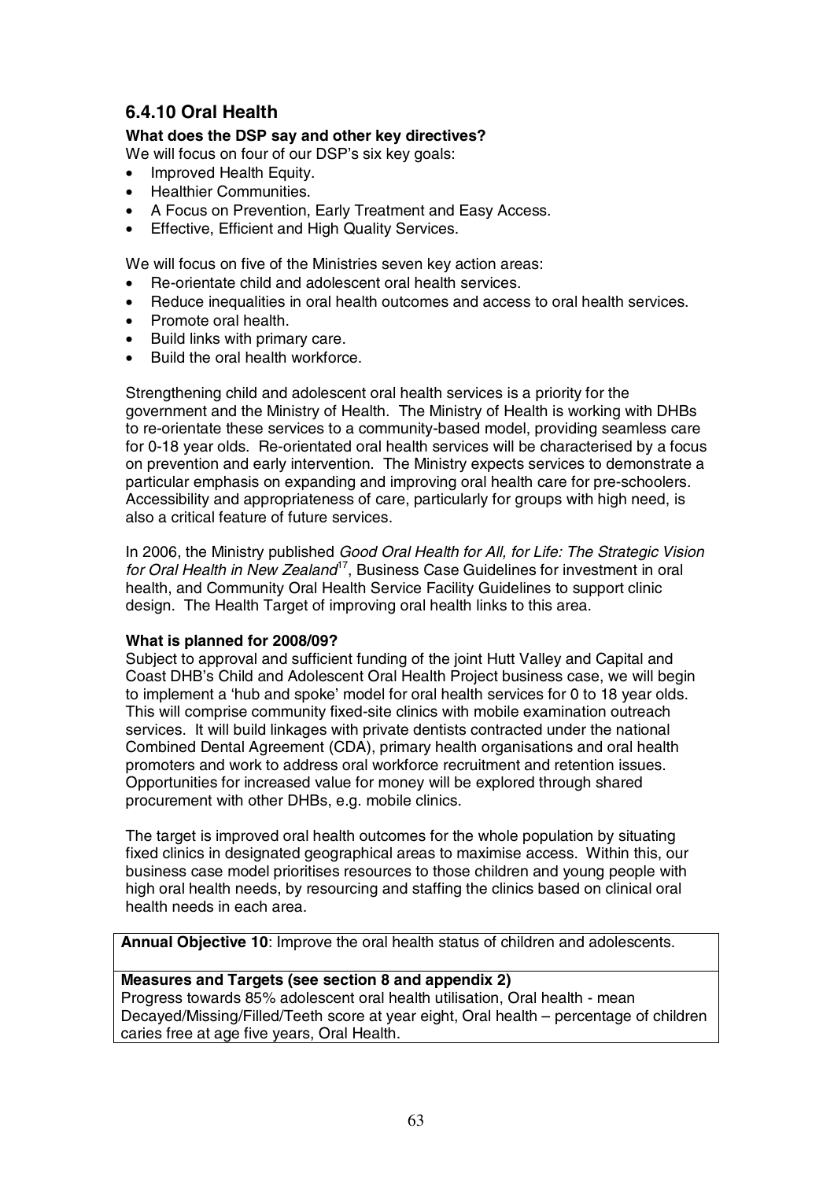## 6.4.10 Oral Health

**What does the DSP say and other key directives?**

We will focus on four of our DSP's six key goals:

- Improved Health Equity.
- Healthier Communities.
- A Focus on Prevention, Early Treatment and Easy Access.
- Effective, Efficient and High Quality Services.

We will focus on five of the Ministries seven key action areas:

- Re-orientate child and adolescent oral health services.
- Reduce inequalities in oral health outcomes and access to oral health services.
- Promote oral health.
- Build links with primary care.
- Build the oral health workforce.

Strengthening child and adolescent oral health services is a priority for the government and the Ministry of Health. The Ministry of Health is working with DHBs to re-orientate these services to a community-based model, providing seamless care for 0-18 year olds. Re-orientated oral health services will be characterised by a focus on prevention and early intervention. The Ministry expects services to demonstrate a particular emphasis on expanding and improving oral health care for pre-schoolers. Accessibility and appropriateness of care, particularly for groups with high need, is also a critical feature of future services.

In 2006, the Ministry published *Good Oral Health for All, for Life: The Strategic Vision for Oral Health in New Zealand*[17], Business Case Guidelines for investment in oral health, and Community Oral Health Service Facility Guidelines to support clinic design. The Health Target of improving oral health links to this area.

**What is planned for 2008/09?**

Subject to approval and sufficient funding of the joint Hutt Valley and Capital and Coast DHB's Child and Adolescent Oral Health Project business case, we will begin to implement a 'hub and spoke' model for oral health services for 0 to 18 year olds. This will comprise community fixed-site clinics with mobile examination outreach services. It will build linkages with private dentists contracted under the national Combined Dental Agreement (CDA), primary health organisations and oral health promoters and work to address oral workforce recruitment and retention issues. Opportunities for increased value for money will be explored through shared procurement with other DHBs, e.g. mobile clinics.

The target is improved oral health outcomes for the whole population by situating fixed clinics in designated geographical areas to maximise access. Within this, our business case model prioritises resources to those children and young people with high oral health needs, by resourcing and staffing the clinics based on clinical oral health needs in each area.

| **Annual Objective 10**: Improve the oral health status of children and adolescents. |
|---|
| **Measures and Targets (see section 8 and appendix 2)**<br>Progress towards 85% adolescent oral health utilisation, Oral health - mean Decayed/Missing/Filled/Teeth score at year eight, Oral health – percentage of children caries free at age five years, Oral Health. |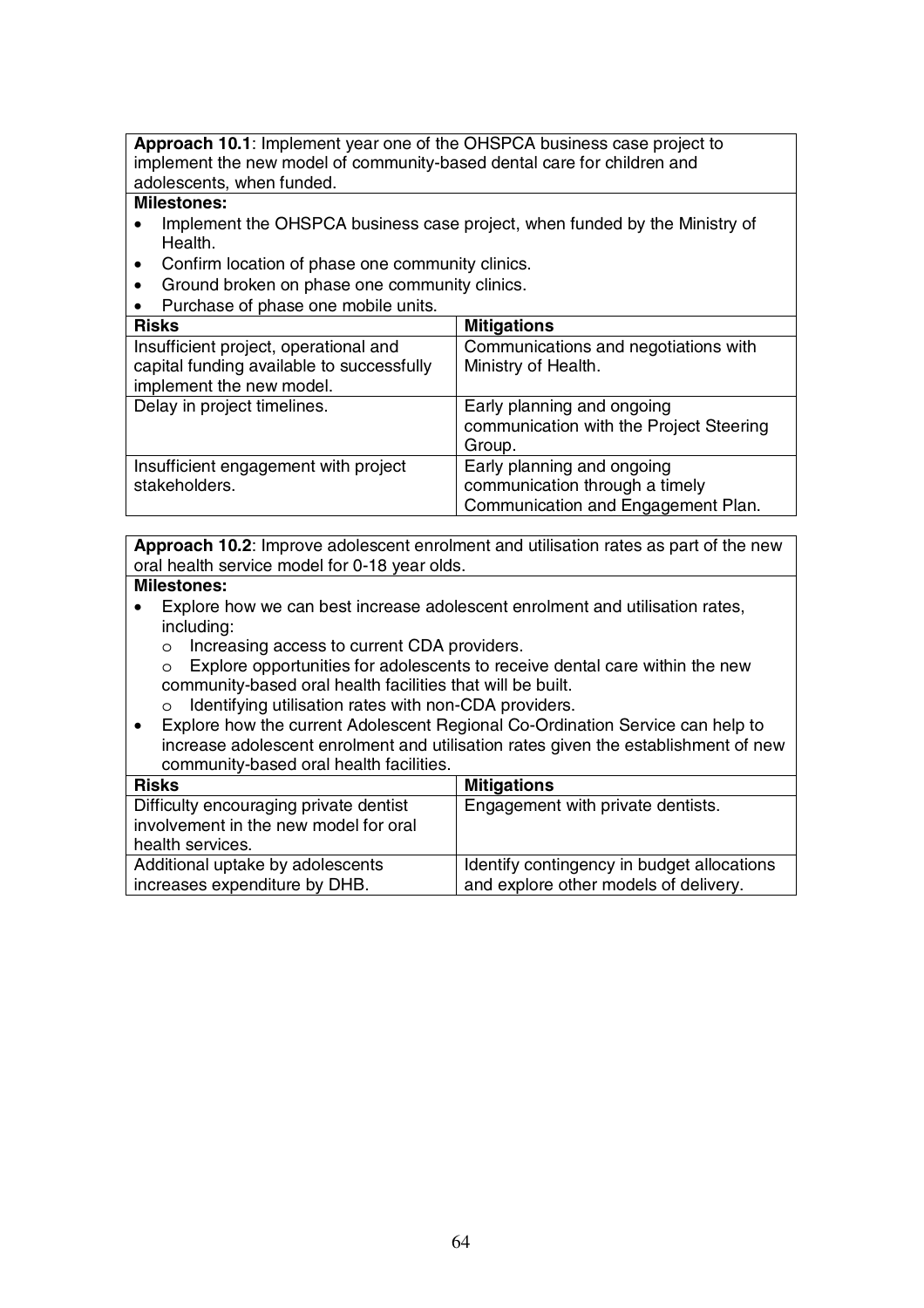**Approach 10.1**: Implement year one of the OHSPCA business case project to implement the new model of community-based dental care for children and adolescents, when funded.

**Milestones:**

- Implement the OHSPCA business case project, when funded by the Ministry of Health.
- Confirm location of phase one community clinics.
- Ground broken on phase one community clinics.
- Purchase of phase one mobile units.

| Risks | Mitigations |
|---|---|
| Insufficient project, operational and capital funding available to successfully implement the new model. | Communications and negotiations with Ministry of Health. |
| Delay in project timelines. | Early planning and ongoing communication with the Project Steering Group. |
| Insufficient engagement with project stakeholders. | Early planning and ongoing communication through a timely Communication and Engagement Plan. |

**Approach 10.2**: Improve adolescent enrolment and utilisation rates as part of the new oral health service model for 0-18 year olds.

**Milestones:**

- Explore how we can best increase adolescent enrolment and utilisation rates, including:
  - Increasing access to current CDA providers.
  - Explore opportunities for adolescents to receive dental care within the new community-based oral health facilities that will be built.
  - Identifying utilisation rates with non-CDA providers.
- Explore how the current Adolescent Regional Co-Ordination Service can help to increase adolescent enrolment and utilisation rates given the establishment of new community-based oral health facilities.

| Risks | Mitigations |
|---|---|
| Difficulty encouraging private dentist involvement in the new model for oral health services. | Engagement with private dentists. |
| Additional uptake by adolescents increases expenditure by DHB. | Identify contingency in budget allocations and explore other models of delivery. |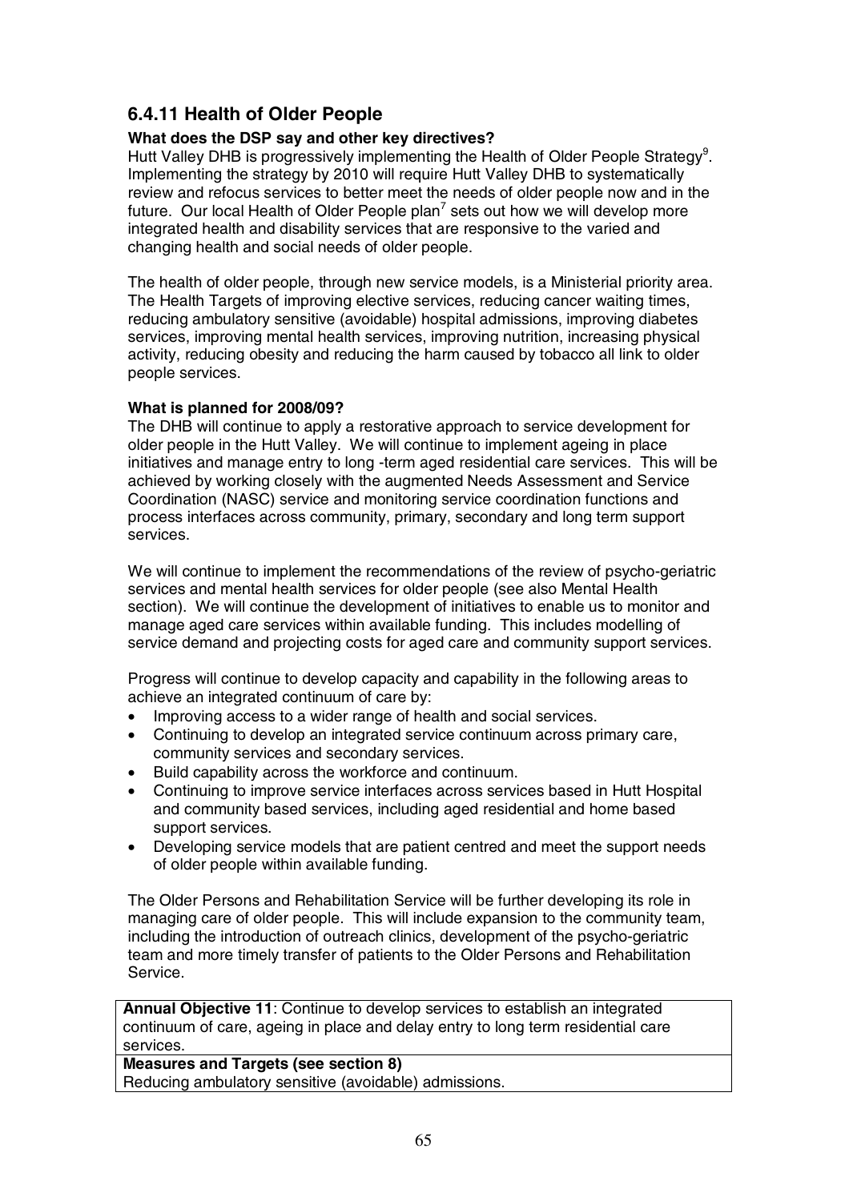## 6.4.11 Health of Older People

**What does the DSP say and other key directives?**

Hutt Valley DHB is progressively implementing the Health of Older People Strategy[9]. Implementing the strategy by 2010 will require Hutt Valley DHB to systematically review and refocus services to better meet the needs of older people now and in the future. Our local Health of Older People plan[7] sets out how we will develop more integrated health and disability services that are responsive to the varied and changing health and social needs of older people.

The health of older people, through new service models, is a Ministerial priority area. The Health Targets of improving elective services, reducing cancer waiting times, reducing ambulatory sensitive (avoidable) hospital admissions, improving diabetes services, improving mental health services, improving nutrition, increasing physical activity, reducing obesity and reducing the harm caused by tobacco all link to older people services.

**What is planned for 2008/09?**

The DHB will continue to apply a restorative approach to service development for older people in the Hutt Valley. We will continue to implement ageing in place initiatives and manage entry to long -term aged residential care services. This will be achieved by working closely with the augmented Needs Assessment and Service Coordination (NASC) service and monitoring service coordination functions and process interfaces across community, primary, secondary and long term support services.

We will continue to implement the recommendations of the review of psycho-geriatric services and mental health services for older people (see also Mental Health section). We will continue the development of initiatives to enable us to monitor and manage aged care services within available funding. This includes modelling of service demand and projecting costs for aged care and community support services.

Progress will continue to develop capacity and capability in the following areas to achieve an integrated continuum of care by:

- Improving access to a wider range of health and social services.
- Continuing to develop an integrated service continuum across primary care, community services and secondary services.
- Build capability across the workforce and continuum.
- Continuing to improve service interfaces across services based in Hutt Hospital and community based services, including aged residential and home based support services.
- Developing service models that are patient centred and meet the support needs of older people within available funding.

The Older Persons and Rehabilitation Service will be further developing its role in managing care of older people. This will include expansion to the community team, including the introduction of outreach clinics, development of the psycho-geriatric team and more timely transfer of patients to the Older Persons and Rehabilitation Service.

| **Annual Objective 11**: Continue to develop services to establish an integrated continuum of care, ageing in place and delay entry to long term residential care services. |
|---|
| **Measures and Targets (see section 8)**<br>Reducing ambulatory sensitive (avoidable) admissions. |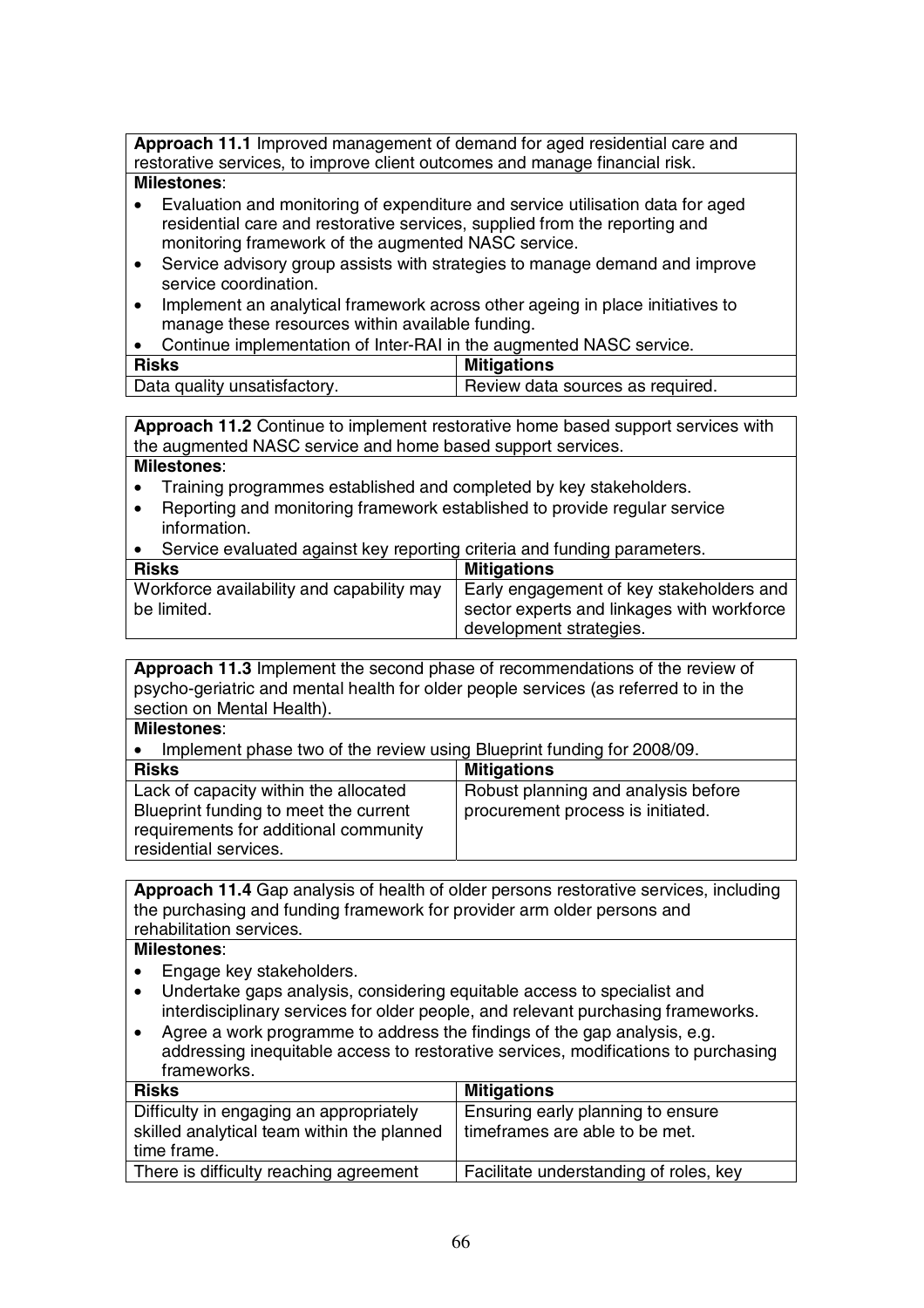**Approach 11.1** Improved management of demand for aged residential care and restorative services, to improve client outcomes and manage financial risk.

**Milestones**:

- Evaluation and monitoring of expenditure and service utilisation data for aged residential care and restorative services, supplied from the reporting and monitoring framework of the augmented NASC service.
- Service advisory group assists with strategies to manage demand and improve service coordination.
- Implement an analytical framework across other ageing in place initiatives to manage these resources within available funding.
- Continue implementation of Inter-RAI in the augmented NASC service.

| Risks | Mitigations |
|---|---|
| Data quality unsatisfactory. | Review data sources as required. |

**Approach 11.2** Continue to implement restorative home based support services with the augmented NASC service and home based support services.

**Milestones**:

- Training programmes established and completed by key stakeholders.
- Reporting and monitoring framework established to provide regular service information.
- Service evaluated against key reporting criteria and funding parameters.

| Risks | Mitigations |
|---|---|
| Workforce availability and capability may be limited. | Early engagement of key stakeholders and sector experts and linkages with workforce development strategies. |

**Approach 11.3** Implement the second phase of recommendations of the review of psycho-geriatric and mental health for older people services (as referred to in the section on Mental Health).

**Milestones**:

- Implement phase two of the review using Blueprint funding for 2008/09.

| Risks | Mitigations |
|---|---|
| Lack of capacity within the allocated Blueprint funding to meet the current requirements for additional community residential services. | Robust planning and analysis before procurement process is initiated. |

**Approach 11.4** Gap analysis of health of older persons restorative services, including the purchasing and funding framework for provider arm older persons and rehabilitation services.

**Milestones**:

- Engage key stakeholders.
- Undertake gaps analysis, considering equitable access to specialist and interdisciplinary services for older people, and relevant purchasing frameworks.
- Agree a work programme to address the findings of the gap analysis, e.g. addressing inequitable access to restorative services, modifications to purchasing frameworks.

| Risks | Mitigations |
|---|---|
| Difficulty in engaging an appropriately skilled analytical team within the planned time frame. | Ensuring early planning to ensure timeframes are able to be met. |
| There is difficulty reaching agreement | Facilitate understanding of roles, key |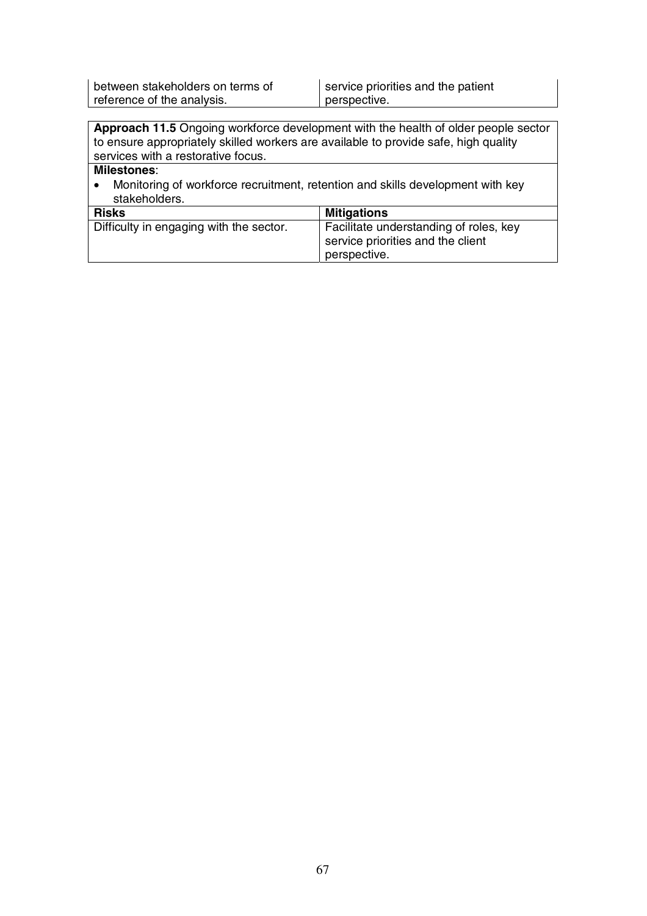| | |
|---|---|
| between stakeholders on terms of reference of the analysis. | service priorities and the patient perspective. |

**Approach 11.5** Ongoing workforce development with the health of older people sector to ensure appropriately skilled workers are available to provide safe, high quality services with a restorative focus.

**Milestones**:

- Monitoring of workforce recruitment, retention and skills development with key stakeholders.

| **Risks** | **Mitigations** |
|---|---|
| Difficulty in engaging with the sector. | Facilitate understanding of roles, key service priorities and the client perspective. |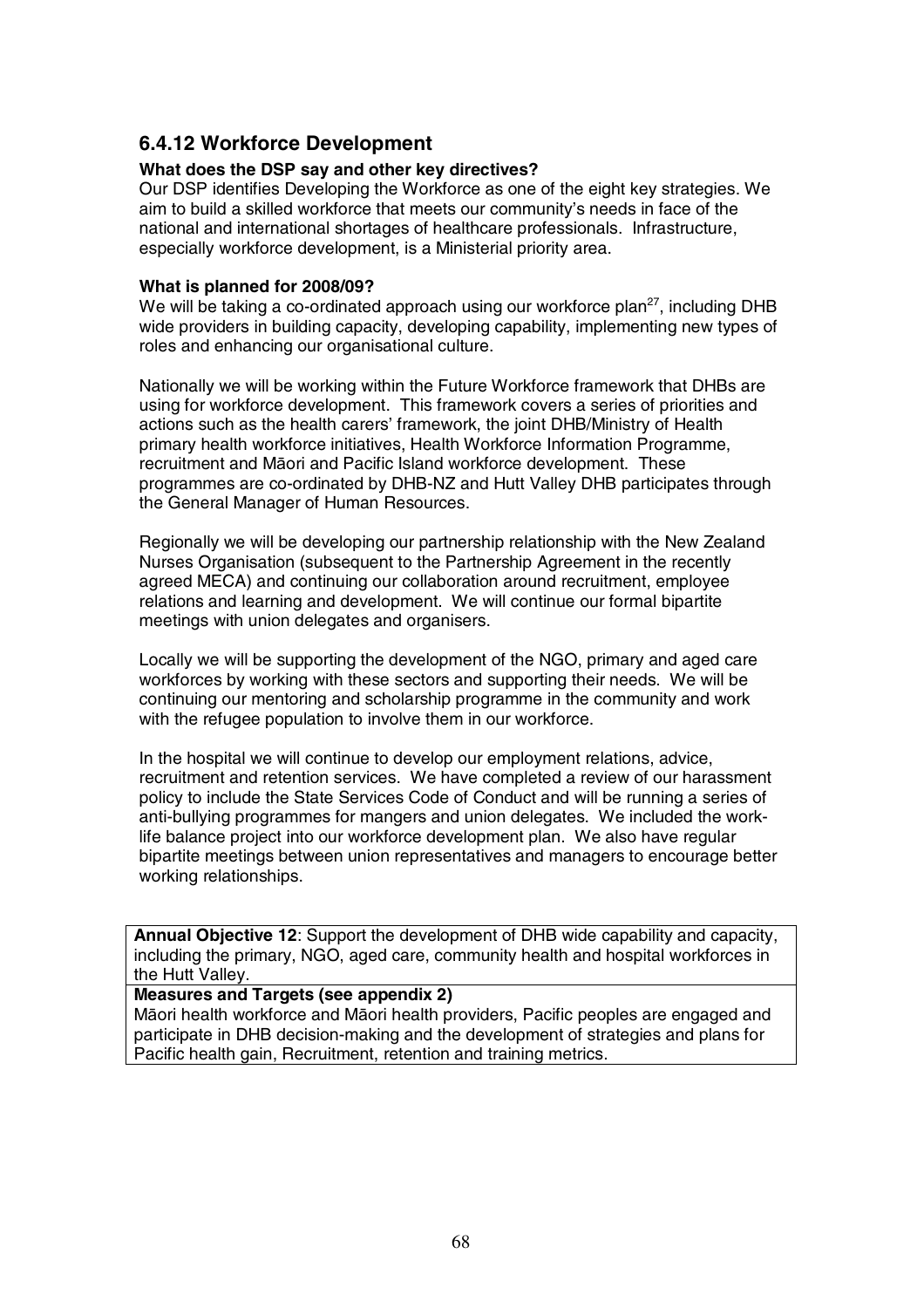### 6.4.12 Workforce Development

**What does the DSP say and other key directives?**

Our DSP identifies Developing the Workforce as one of the eight key strategies. We aim to build a skilled workforce that meets our community's needs in face of the national and international shortages of healthcare professionals. Infrastructure, especially workforce development, is a Ministerial priority area.

**What is planned for 2008/09?**

We will be taking a co-ordinated approach using our workforce plan[27], including DHB wide providers in building capacity, developing capability, implementing new types of roles and enhancing our organisational culture.

Nationally we will be working within the Future Workforce framework that DHBs are using for workforce development. This framework covers a series of priorities and actions such as the health carers' framework, the joint DHB/Ministry of Health primary health workforce initiatives, Health Workforce Information Programme, recruitment and Māori and Pacific Island workforce development. These programmes are co-ordinated by DHB-NZ and Hutt Valley DHB participates through the General Manager of Human Resources.

Regionally we will be developing our partnership relationship with the New Zealand Nurses Organisation (subsequent to the Partnership Agreement in the recently agreed MECA) and continuing our collaboration around recruitment, employee relations and learning and development. We will continue our formal bipartite meetings with union delegates and organisers.

Locally we will be supporting the development of the NGO, primary and aged care workforces by working with these sectors and supporting their needs. We will be continuing our mentoring and scholarship programme in the community and work with the refugee population to involve them in our workforce.

In the hospital we will continue to develop our employment relations, advice, recruitment and retention services. We have completed a review of our harassment policy to include the State Services Code of Conduct and will be running a series of anti-bullying programmes for mangers and union delegates. We included the work-life balance project into our workforce development plan. We also have regular bipartite meetings between union representatives and managers to encourage better working relationships.

| **Annual Objective 12**: Support the development of DHB wide capability and capacity, including the primary, NGO, aged care, community health and hospital workforces in the Hutt Valley. |
|---|
| **Measures and Targets (see appendix 2)**<br>Māori health workforce and Māori health providers, Pacific peoples are engaged and participate in DHB decision-making and the development of strategies and plans for Pacific health gain, Recruitment, retention and training metrics. |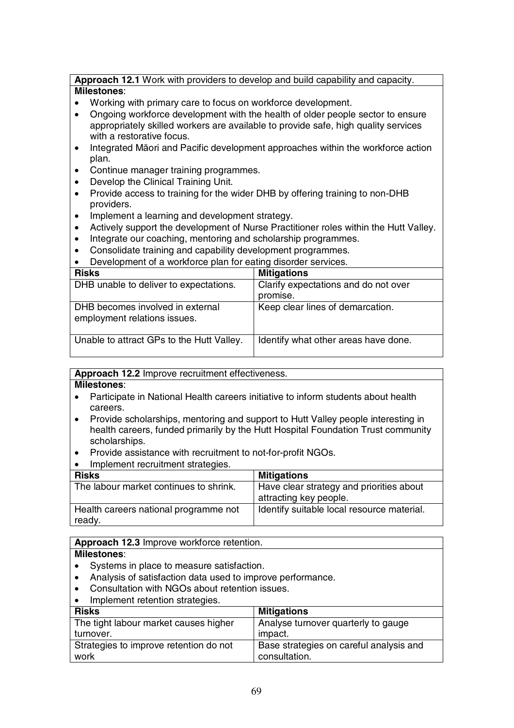**Approach 12.1** Work with providers to develop and build capability and capacity.

**Milestones**:

- Working with primary care to focus on workforce development.
- Ongoing workforce development with the health of older people sector to ensure appropriately skilled workers are available to provide safe, high quality services with a restorative focus.
- Integrated Māori and Pacific development approaches within the workforce action plan.
- Continue manager training programmes.
- Develop the Clinical Training Unit.
- Provide access to training for the wider DHB by offering training to non-DHB providers.
- Implement a learning and development strategy.
- Actively support the development of Nurse Practitioner roles within the Hutt Valley.
- Integrate our coaching, mentoring and scholarship programmes.
- Consolidate training and capability development programmes.
- Development of a workforce plan for eating disorder services.

| Risks | Mitigations |
|---|---|
| DHB unable to deliver to expectations. | Clarify expectations and do not over promise. |
| DHB becomes involved in external employment relations issues. | Keep clear lines of demarcation. |
| Unable to attract GPs to the Hutt Valley. | Identify what other areas have done. |

**Approach 12.2** Improve recruitment effectiveness.

**Milestones**:

- Participate in National Health careers initiative to inform students about health careers.
- Provide scholarships, mentoring and support to Hutt Valley people interesting in health careers, funded primarily by the Hutt Hospital Foundation Trust community scholarships.
- Provide assistance with recruitment to not-for-profit NGOs.
- Implement recruitment strategies.

| Risks | Mitigations |
|---|---|
| The labour market continues to shrink. | Have clear strategy and priorities about attracting key people. |
| Health careers national programme not ready. | Identify suitable local resource material. |

**Approach 12.3** Improve workforce retention.

**Milestones**:

- Systems in place to measure satisfaction.
- Analysis of satisfaction data used to improve performance.
- Consultation with NGOs about retention issues.
- Implement retention strategies.

| Risks | Mitigations |
|---|---|
| The tight labour market causes higher turnover. | Analyse turnover quarterly to gauge impact. |
| Strategies to improve retention do not work | Base strategies on careful analysis and consultation. |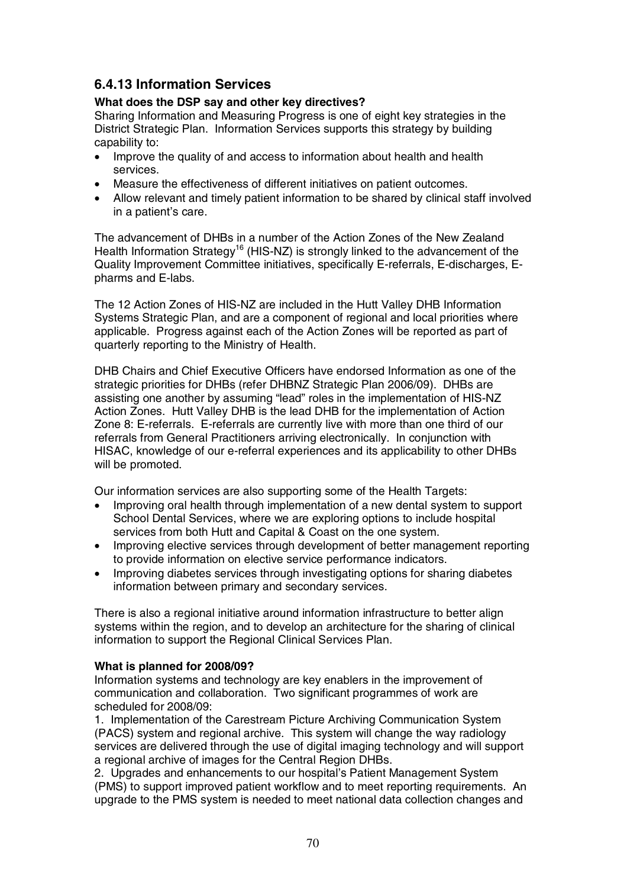## 6.4.13 Information Services

**What does the DSP say and other key directives?**

Sharing Information and Measuring Progress is one of eight key strategies in the District Strategic Plan. Information Services supports this strategy by building capability to:

- Improve the quality of and access to information about health and health services.
- Measure the effectiveness of different initiatives on patient outcomes.
- Allow relevant and timely patient information to be shared by clinical staff involved in a patient's care.

The advancement of DHBs in a number of the Action Zones of the New Zealand Health Information Strategy[16] (HIS-NZ) is strongly linked to the advancement of the Quality Improvement Committee initiatives, specifically E-referrals, E-discharges, E-pharms and E-labs.

The 12 Action Zones of HIS-NZ are included in the Hutt Valley DHB Information Systems Strategic Plan, and are a component of regional and local priorities where applicable. Progress against each of the Action Zones will be reported as part of quarterly reporting to the Ministry of Health.

DHB Chairs and Chief Executive Officers have endorsed Information as one of the strategic priorities for DHBs (refer DHBNZ Strategic Plan 2006/09). DHBs are assisting one another by assuming "lead" roles in the implementation of HIS-NZ Action Zones. Hutt Valley DHB is the lead DHB for the implementation of Action Zone 8: E-referrals. E-referrals are currently live with more than one third of our referrals from General Practitioners arriving electronically. In conjunction with HISAC, knowledge of our e-referral experiences and its applicability to other DHBs will be promoted.

Our information services are also supporting some of the Health Targets:

- Improving oral health through implementation of a new dental system to support School Dental Services, where we are exploring options to include hospital services from both Hutt and Capital & Coast on the one system.
- Improving elective services through development of better management reporting to provide information on elective service performance indicators.
- Improving diabetes services through investigating options for sharing diabetes information between primary and secondary services.

There is also a regional initiative around information infrastructure to better align systems within the region, and to develop an architecture for the sharing of clinical information to support the Regional Clinical Services Plan.

**What is planned for 2008/09?**

Information systems and technology are key enablers in the improvement of communication and collaboration. Two significant programmes of work are scheduled for 2008/09:

1. Implementation of the Carestream Picture Archiving Communication System (PACS) system and regional archive. This system will change the way radiology services are delivered through the use of digital imaging technology and will support a regional archive of images for the Central Region DHBs.
2. Upgrades and enhancements to our hospital's Patient Management System (PMS) to support improved patient workflow and to meet reporting requirements. An upgrade to the PMS system is needed to meet national data collection changes and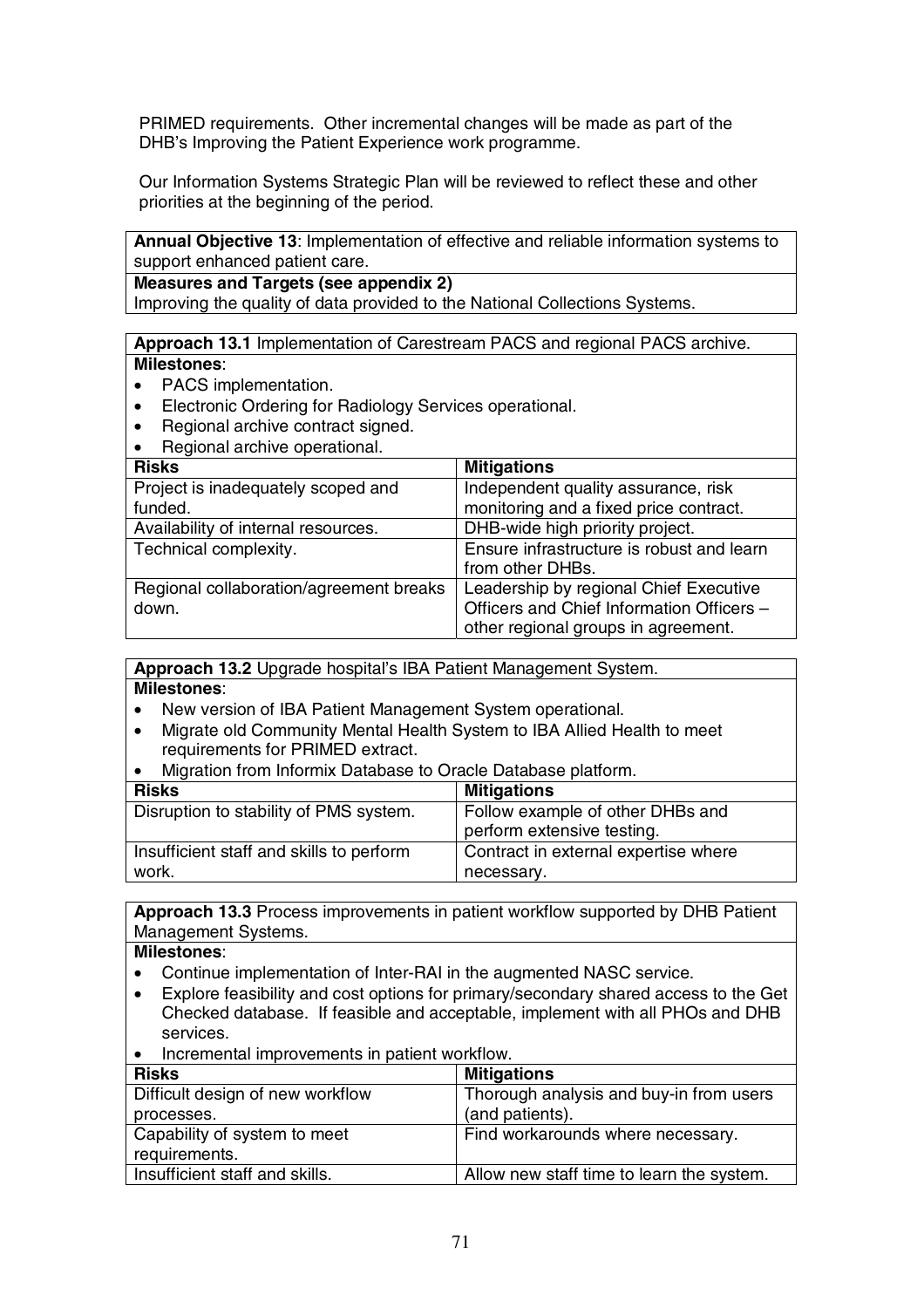PRIMED requirements. Other incremental changes will be made as part of the DHB's Improving the Patient Experience work programme.

Our Information Systems Strategic Plan will be reviewed to reflect these and other priorities at the beginning of the period.

**Annual Objective 13**: Implementation of effective and reliable information systems to support enhanced patient care.

**Measures and Targets (see appendix 2)**

Improving the quality of data provided to the National Collections Systems.

**Approach 13.1** Implementation of Carestream PACS and regional PACS archive.

**Milestones**:

- PACS implementation.
- Electronic Ordering for Radiology Services operational.
- Regional archive contract signed.
- Regional archive operational.

| Risks | Mitigations |
| --- | --- |
| Project is inadequately scoped and funded. | Independent quality assurance, risk monitoring and a fixed price contract. |
| Availability of internal resources. | DHB-wide high priority project. |
| Technical complexity. | Ensure infrastructure is robust and learn from other DHBs. |
| Regional collaboration/agreement breaks down. | Leadership by regional Chief Executive Officers and Chief Information Officers – other regional groups in agreement. |

**Approach 13.2** Upgrade hospital's IBA Patient Management System.

**Milestones**:

- New version of IBA Patient Management System operational.
- Migrate old Community Mental Health System to IBA Allied Health to meet requirements for PRIMED extract.
- Migration from Informix Database to Oracle Database platform.

| Risks | Mitigations |
| --- | --- |
| Disruption to stability of PMS system. | Follow example of other DHBs and perform extensive testing. |
| Insufficient staff and skills to perform work. | Contract in external expertise where necessary. |

**Approach 13.3** Process improvements in patient workflow supported by DHB Patient Management Systems.

**Milestones**:

- Continue implementation of Inter-RAI in the augmented NASC service.
- Explore feasibility and cost options for primary/secondary shared access to the Get Checked database. If feasible and acceptable, implement with all PHOs and DHB services.
- Incremental improvements in patient workflow.

| Risks | Mitigations |
| --- | --- |
| Difficult design of new workflow processes. | Thorough analysis and buy-in from users (and patients). |
| Capability of system to meet requirements. | Find workarounds where necessary. |
| Insufficient staff and skills. | Allow new staff time to learn the system. |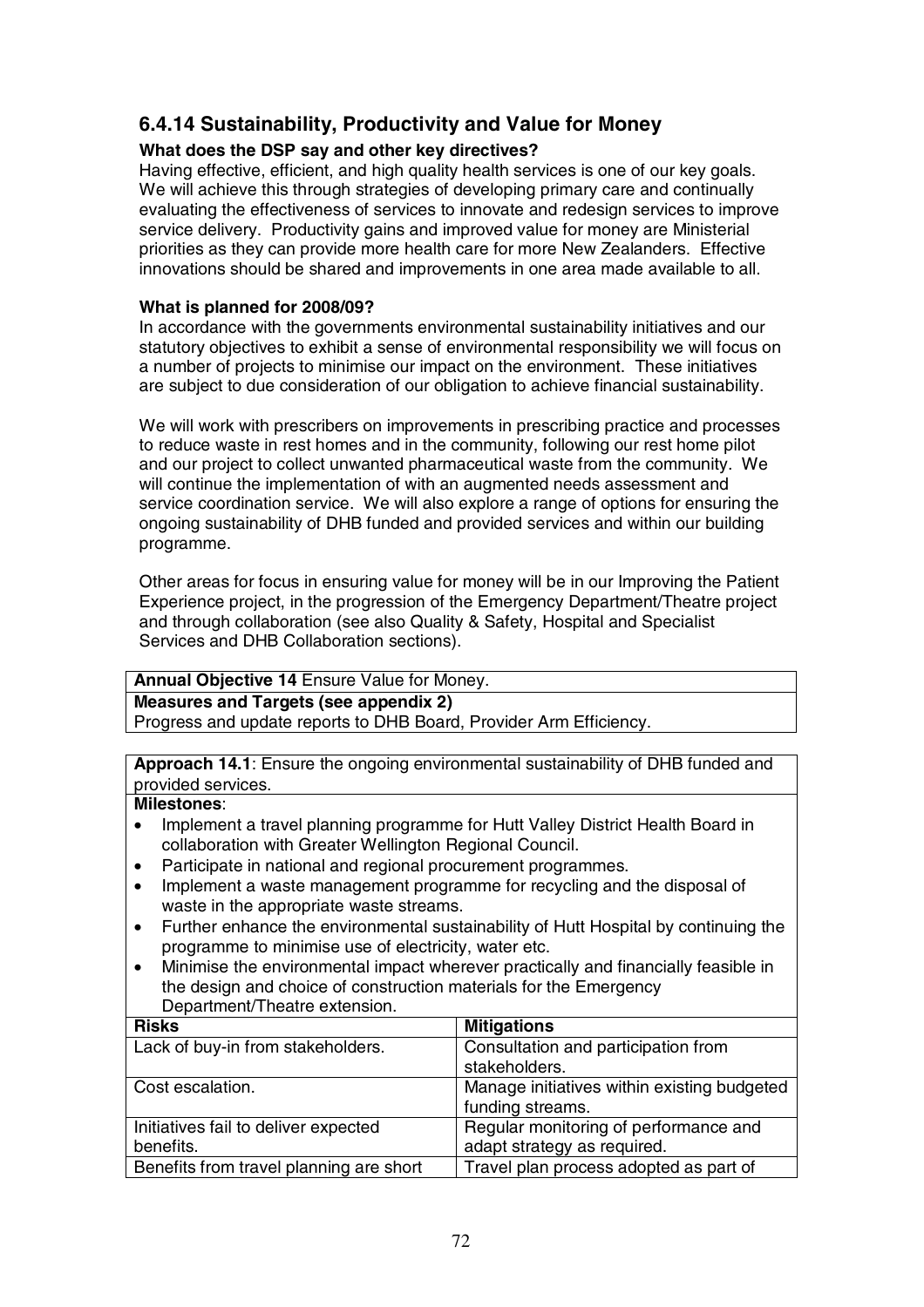## 6.4.14 Sustainability, Productivity and Value for Money

**What does the DSP say and other key directives?**

Having effective, efficient, and high quality health services is one of our key goals. We will achieve this through strategies of developing primary care and continually evaluating the effectiveness of services to innovate and redesign services to improve service delivery. Productivity gains and improved value for money are Ministerial priorities as they can provide more health care for more New Zealanders. Effective innovations should be shared and improvements in one area made available to all.

**What is planned for 2008/09?**

In accordance with the governments environmental sustainability initiatives and our statutory objectives to exhibit a sense of environmental responsibility we will focus on a number of projects to minimise our impact on the environment. These initiatives are subject to due consideration of our obligation to achieve financial sustainability.

We will work with prescribers on improvements in prescribing practice and processes to reduce waste in rest homes and in the community, following our rest home pilot and our project to collect unwanted pharmaceutical waste from the community. We will continue the implementation of with an augmented needs assessment and service coordination service. We will also explore a range of options for ensuring the ongoing sustainability of DHB funded and provided services and within our building programme.

Other areas for focus in ensuring value for money will be in our Improving the Patient Experience project, in the progression of the Emergency Department/Theatre project and through collaboration (see also Quality & Safety, Hospital and Specialist Services and DHB Collaboration sections).

**Annual Objective 14** Ensure Value for Money.

**Measures and Targets (see appendix 2)**

Progress and update reports to DHB Board, Provider Arm Efficiency.

**Approach 14.1**: Ensure the ongoing environmental sustainability of DHB funded and provided services.

**Milestones**:

- Implement a travel planning programme for Hutt Valley District Health Board in collaboration with Greater Wellington Regional Council.
- Participate in national and regional procurement programmes.
- Implement a waste management programme for recycling and the disposal of waste in the appropriate waste streams.
- Further enhance the environmental sustainability of Hutt Hospital by continuing the programme to minimise use of electricity, water etc.
- Minimise the environmental impact wherever practically and financially feasible in the design and choice of construction materials for the Emergency Department/Theatre extension.

| Risks | Mitigations |
|---|---|
| Lack of buy-in from stakeholders. | Consultation and participation from stakeholders. |
| Cost escalation. | Manage initiatives within existing budgeted funding streams. |
| Initiatives fail to deliver expected benefits. | Regular monitoring of performance and adapt strategy as required. |
| Benefits from travel planning are short | Travel plan process adopted as part of |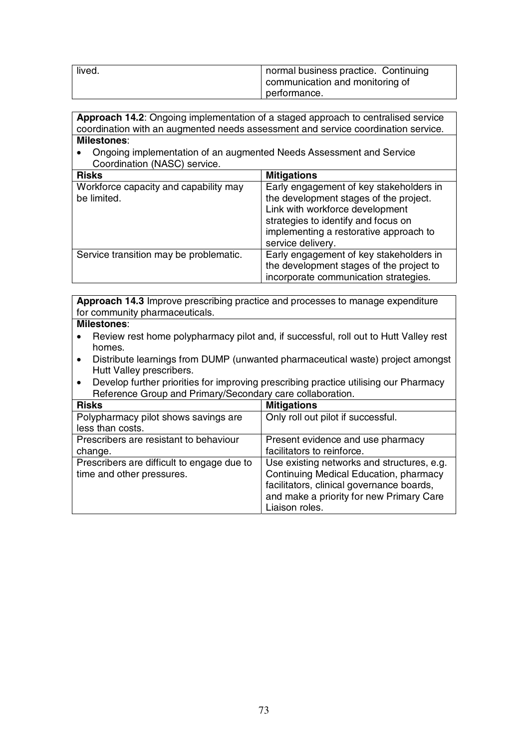| | |
|---|---|
| lived. | normal business practice. Continuing communication and monitoring of performance. |

**Approach 14.2**: Ongoing implementation of a staged approach to centralised service coordination with an augmented needs assessment and service coordination service.

**Milestones**:

- Ongoing implementation of an augmented Needs Assessment and Service Coordination (NASC) service.

| **Risks** | **Mitigations** |
|---|---|
| Workforce capacity and capability may be limited. | Early engagement of key stakeholders in the development stages of the project. Link with workforce development strategies to identify and focus on implementing a restorative approach to service delivery. |
| Service transition may be problematic. | Early engagement of key stakeholders in the development stages of the project to incorporate communication strategies. |

**Approach 14.3** Improve prescribing practice and processes to manage expenditure for community pharmaceuticals.

**Milestones**:

- Review rest home polypharmacy pilot and, if successful, roll out to Hutt Valley rest homes.
- Distribute learnings from DUMP (unwanted pharmaceutical waste) project amongst Hutt Valley prescribers.
- Develop further priorities for improving prescribing practice utilising our Pharmacy Reference Group and Primary/Secondary care collaboration.

| **Risks** | **Mitigations** |
|---|---|
| Polypharmacy pilot shows savings are less than costs. | Only roll out pilot if successful. |
| Prescribers are resistant to behaviour change. | Present evidence and use pharmacy facilitators to reinforce. |
| Prescribers are difficult to engage due to time and other pressures. | Use existing networks and structures, e.g. Continuing Medical Education, pharmacy facilitators, clinical governance boards, and make a priority for new Primary Care Liaison roles. |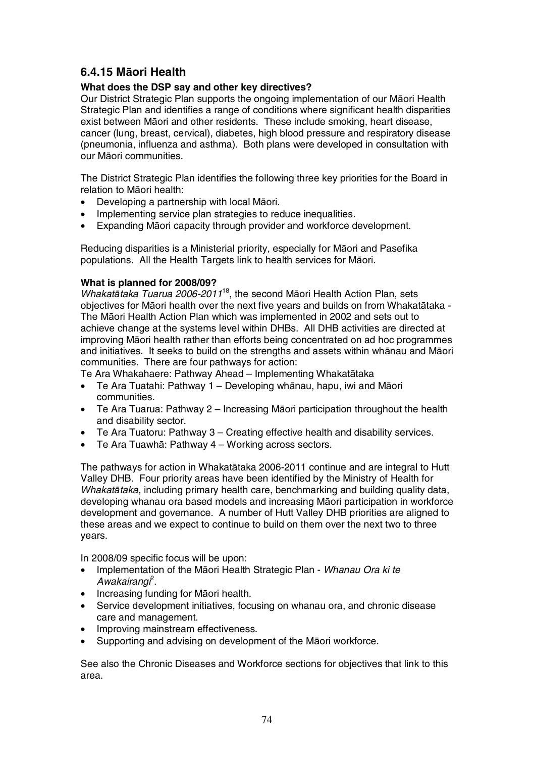## 6.4.15 Māori Health

**What does the DSP say and other key directives?**

Our District Strategic Plan supports the ongoing implementation of our Māori Health Strategic Plan and identifies a range of conditions where significant health disparities exist between Māori and other residents. These include smoking, heart disease, cancer (lung, breast, cervical), diabetes, high blood pressure and respiratory disease (pneumonia, influenza and asthma). Both plans were developed in consultation with our Māori communities.

The District Strategic Plan identifies the following three key priorities for the Board in relation to Māori health:

- Developing a partnership with local Māori.
- Implementing service plan strategies to reduce inequalities.
- Expanding Māori capacity through provider and workforce development.

Reducing disparities is a Ministerial priority, especially for Māori and Pasefika populations. All the Health Targets link to health services for Māori.

**What is planned for 2008/09?**

*Whakatātaka Tuarua 2006-2011*[18], the second Māori Health Action Plan, sets objectives for Māori health over the next five years and builds on from Whakatātaka - The Māori Health Action Plan which was implemented in 2002 and sets out to achieve change at the systems level within DHBs. All DHB activities are directed at improving Māori health rather than efforts being concentrated on ad hoc programmes and initiatives. It seeks to build on the strengths and assets within whānau and Māori communities. There are four pathways for action:

Te Ara Whakahaere: Pathway Ahead – Implementing Whakatātaka

- Te Ara Tuatahi: Pathway 1 – Developing whānau, hapu, iwi and Māori communities.
- Te Ara Tuarua: Pathway 2 – Increasing Māori participation throughout the health and disability sector.
- Te Ara Tuatoru: Pathway 3 – Creating effective health and disability services.
- Te Ara Tuawhā: Pathway 4 – Working across sectors.

The pathways for action in Whakatātaka 2006-2011 continue and are integral to Hutt Valley DHB. Four priority areas have been identified by the Ministry of Health for *Whakatātaka*, including primary health care, benchmarking and building quality data, developing whanau ora based models and increasing Māori participation in workforce development and governance. A number of Hutt Valley DHB priorities are aligned to these areas and we expect to continue to build on them over the next two to three years.

In 2008/09 specific focus will be upon:

- Implementation of the Māori Health Strategic Plan - *Whanau Ora ki te Awakairangi*[2].
- Increasing funding for Māori health.
- Service development initiatives, focusing on whanau ora, and chronic disease care and management.
- Improving mainstream effectiveness.
- Supporting and advising on development of the Māori workforce.

See also the Chronic Diseases and Workforce sections for objectives that link to this area.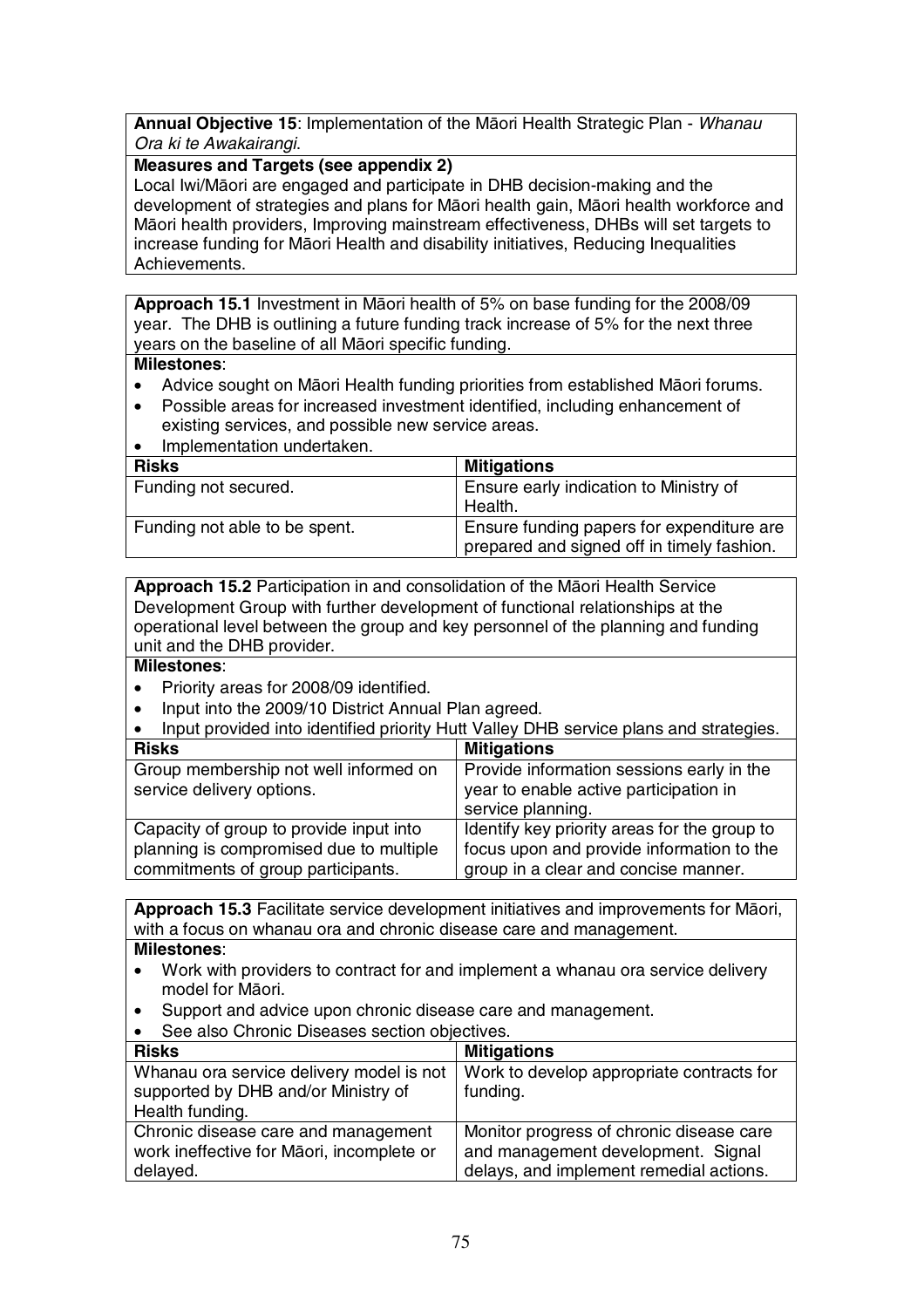**Annual Objective 15**: Implementation of the Māori Health Strategic Plan - *Whanau Ora ki te Awakairangi*.

**Measures and Targets (see appendix 2)**

Local Iwi/Māori are engaged and participate in DHB decision-making and the development of strategies and plans for Māori health gain, Māori health workforce and Māori health providers, Improving mainstream effectiveness, DHBs will set targets to increase funding for Māori Health and disability initiatives, Reducing Inequalities Achievements.

**Approach 15.1** Investment in Māori health of 5% on base funding for the 2008/09 year. The DHB is outlining a future funding track increase of 5% for the next three years on the baseline of all Māori specific funding.

**Milestones**:

- Advice sought on Māori Health funding priorities from established Māori forums.
- Possible areas for increased investment identified, including enhancement of existing services, and possible new service areas.
- Implementation undertaken.

| Risks | Mitigations |
|---|---|
| Funding not secured. | Ensure early indication to Ministry of Health. |
| Funding not able to be spent. | Ensure funding papers for expenditure are prepared and signed off in timely fashion. |

**Approach 15.2** Participation in and consolidation of the Māori Health Service Development Group with further development of functional relationships at the operational level between the group and key personnel of the planning and funding unit and the DHB provider.

**Milestones**:

- Priority areas for 2008/09 identified.
- Input into the 2009/10 District Annual Plan agreed.
- Input provided into identified priority Hutt Valley DHB service plans and strategies.

| Risks | Mitigations |
|---|---|
| Group membership not well informed on service delivery options. | Provide information sessions early in the year to enable active participation in service planning. |
| Capacity of group to provide input into planning is compromised due to multiple commitments of group participants. | Identify key priority areas for the group to focus upon and provide information to the group in a clear and concise manner. |

**Approach 15.3** Facilitate service development initiatives and improvements for Māori, with a focus on whanau ora and chronic disease care and management.

**Milestones**:

- Work with providers to contract for and implement a whanau ora service delivery model for Māori.
- Support and advice upon chronic disease care and management.
- See also Chronic Diseases section objectives.

| Risks | Mitigations |
|---|---|
| Whanau ora service delivery model is not supported by DHB and/or Ministry of Health funding. | Work to develop appropriate contracts for funding. |
| Chronic disease care and management work ineffective for Māori, incomplete or delayed. | Monitor progress of chronic disease care and management development. Signal delays, and implement remedial actions. |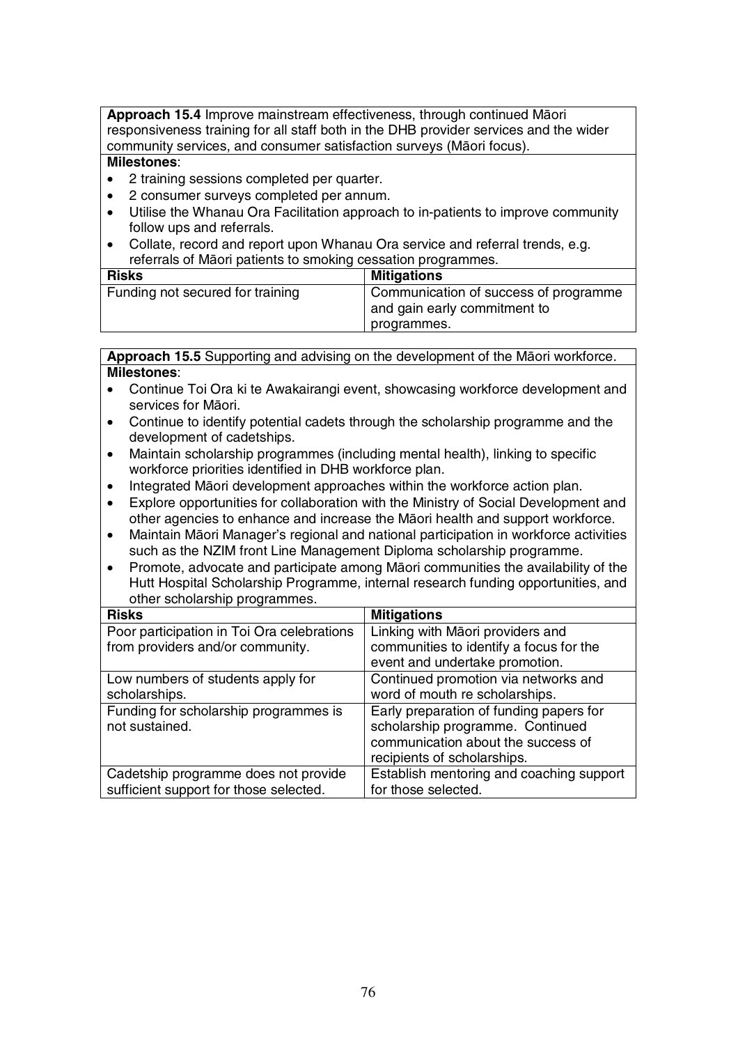**Approach 15.4** Improve mainstream effectiveness, through continued Māori responsiveness training for all staff both in the DHB provider services and the wider community services, and consumer satisfaction surveys (Māori focus).

**Milestones**:

- 2 training sessions completed per quarter.
- 2 consumer surveys completed per annum.
- Utilise the Whanau Ora Facilitation approach to in-patients to improve community follow ups and referrals.
- Collate, record and report upon Whanau Ora service and referral trends, e.g. referrals of Māori patients to smoking cessation programmes.

| **Risks** | **Mitigations** |
|---|---|
| Funding not secured for training | Communication of success of programme and gain early commitment to programmes. |

**Approach 15.5** Supporting and advising on the development of the Māori workforce.

**Milestones**:

- Continue Toi Ora ki te Awakairangi event, showcasing workforce development and services for Māori.
- Continue to identify potential cadets through the scholarship programme and the development of cadetships.
- Maintain scholarship programmes (including mental health), linking to specific workforce priorities identified in DHB workforce plan.
- Integrated Māori development approaches within the workforce action plan.
- Explore opportunities for collaboration with the Ministry of Social Development and other agencies to enhance and increase the Māori health and support workforce.
- Maintain Māori Manager's regional and national participation in workforce activities such as the NZIM front Line Management Diploma scholarship programme.
- Promote, advocate and participate among Māori communities the availability of the Hutt Hospital Scholarship Programme, internal research funding opportunities, and other scholarship programmes.

| **Risks** | **Mitigations** |
|---|---|
| Poor participation in Toi Ora celebrations from providers and/or community. | Linking with Māori providers and communities to identify a focus for the event and undertake promotion. |
| Low numbers of students apply for scholarships. | Continued promotion via networks and word of mouth re scholarships. |
| Funding for scholarship programmes is not sustained. | Early preparation of funding papers for scholarship programme. Continued communication about the success of recipients of scholarships. |
| Cadetship programme does not provide sufficient support for those selected. | Establish mentoring and coaching support for those selected. |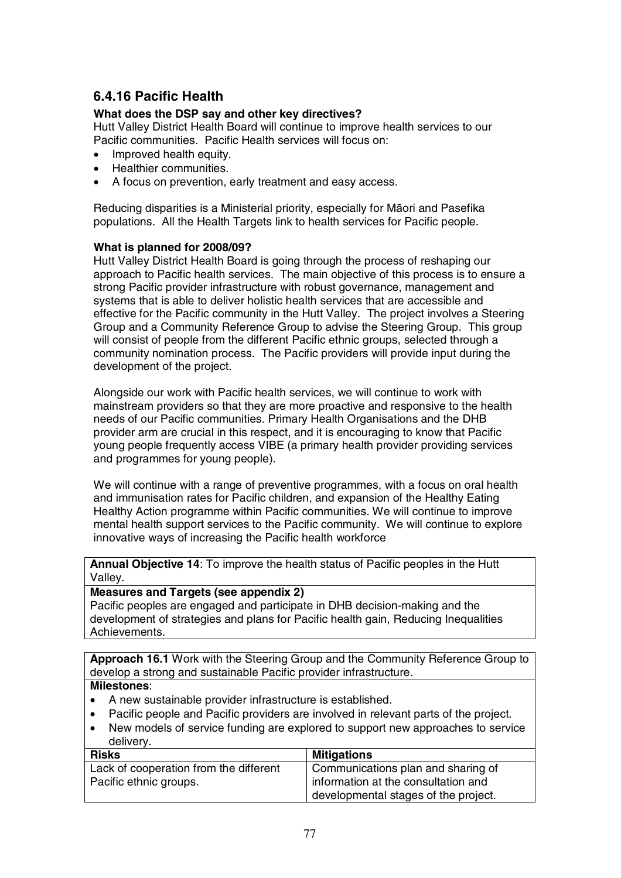### 6.4.16 Pacific Health

**What does the DSP say and other key directives?**

Hutt Valley District Health Board will continue to improve health services to our Pacific communities. Pacific Health services will focus on:

- Improved health equity.
- Healthier communities.
- A focus on prevention, early treatment and easy access.

Reducing disparities is a Ministerial priority, especially for Māori and Pasefika populations. All the Health Targets link to health services for Pacific people.

**What is planned for 2008/09?**

Hutt Valley District Health Board is going through the process of reshaping our approach to Pacific health services. The main objective of this process is to ensure a strong Pacific provider infrastructure with robust governance, management and systems that is able to deliver holistic health services that are accessible and effective for the Pacific community in the Hutt Valley. The project involves a Steering Group and a Community Reference Group to advise the Steering Group. This group will consist of people from the different Pacific ethnic groups, selected through a community nomination process. The Pacific providers will provide input during the development of the project.

Alongside our work with Pacific health services, we will continue to work with mainstream providers so that they are more proactive and responsive to the health needs of our Pacific communities. Primary Health Organisations and the DHB provider arm are crucial in this respect, and it is encouraging to know that Pacific young people frequently access VIBE (a primary health provider providing services and programmes for young people).

We will continue with a range of preventive programmes, with a focus on oral health and immunisation rates for Pacific children, and expansion of the Healthy Eating Healthy Action programme within Pacific communities. We will continue to improve mental health support services to the Pacific community. We will continue to explore innovative ways of increasing the Pacific health workforce

**Annual Objective 14**: To improve the health status of Pacific peoples in the Hutt Valley.

**Measures and Targets (see appendix 2)**

Pacific peoples are engaged and participate in DHB decision-making and the development of strategies and plans for Pacific health gain, Reducing Inequalities Achievements.

**Approach 16.1** Work with the Steering Group and the Community Reference Group to develop a strong and sustainable Pacific provider infrastructure.

**Milestones**:

- A new sustainable provider infrastructure is established.
- Pacific people and Pacific providers are involved in relevant parts of the project.
- New models of service funding are explored to support new approaches to service delivery.

| **Risks** | **Mitigations** |
|---|---|
| Lack of cooperation from the different Pacific ethnic groups. | Communications plan and sharing of information at the consultation and developmental stages of the project. |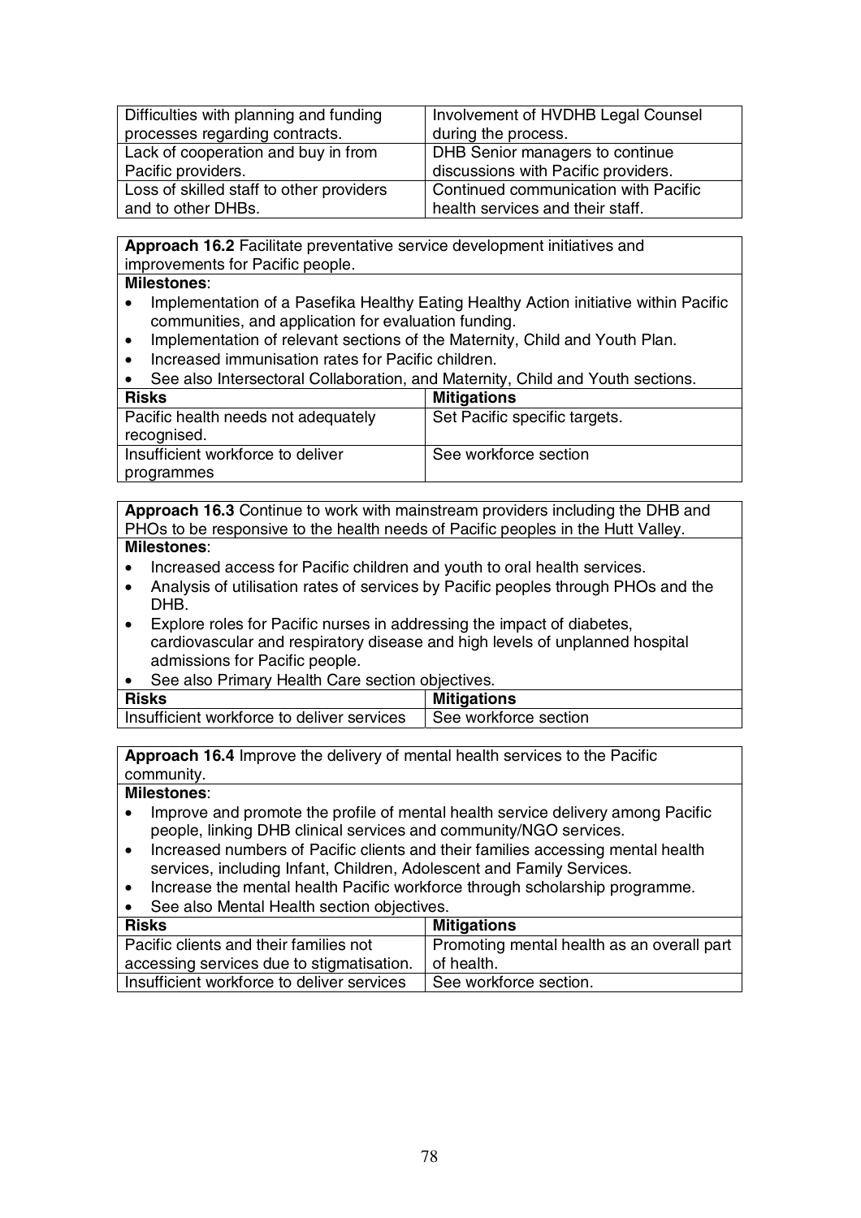| Difficulties with planning and funding processes regarding contracts. | Involvement of HVDHB Legal Counsel during the process. |
|---|---|
| Lack of cooperation and buy in from Pacific providers. | DHB Senior managers to continue discussions with Pacific providers. |
| Loss of skilled staff to other providers and to other DHBs. | Continued communication with Pacific health services and their staff. |

**Approach 16.2** Facilitate preventative service development initiatives and improvements for Pacific people.

**Milestones**:

- Implementation of a Pasefika Healthy Eating Healthy Action initiative within Pacific communities, and application for evaluation funding.
- Implementation of relevant sections of the Maternity, Child and Youth Plan.
- Increased immunisation rates for Pacific children.
- See also Intersectoral Collaboration, and Maternity, Child and Youth sections.

| Risks | Mitigations |
|---|---|
| Pacific health needs not adequately recognised. | Set Pacific specific targets. |
| Insufficient workforce to deliver programmes | See workforce section |

**Approach 16.3** Continue to work with mainstream providers including the DHB and PHOs to be responsive to the health needs of Pacific peoples in the Hutt Valley.

**Milestones**:

- Increased access for Pacific children and youth to oral health services.
- Analysis of utilisation rates of services by Pacific peoples through PHOs and the DHB.
- Explore roles for Pacific nurses in addressing the impact of diabetes, cardiovascular and respiratory disease and high levels of unplanned hospital admissions for Pacific people.
- See also Primary Health Care section objectives.

| Risks | Mitigations |
|---|---|
| Insufficient workforce to deliver services | See workforce section |

**Approach 16.4** Improve the delivery of mental health services to the Pacific community.

**Milestones**:

- Improve and promote the profile of mental health service delivery among Pacific people, linking DHB clinical services and community/NGO services.
- Increased numbers of Pacific clients and their families accessing mental health services, including Infant, Children, Adolescent and Family Services.
- Increase the mental health Pacific workforce through scholarship programme.
- See also Mental Health section objectives.

| Risks | Mitigations |
|---|---|
| Pacific clients and their families not accessing services due to stigmatisation. | Promoting mental health as an overall part of health. |
| Insufficient workforce to deliver services | See workforce section. |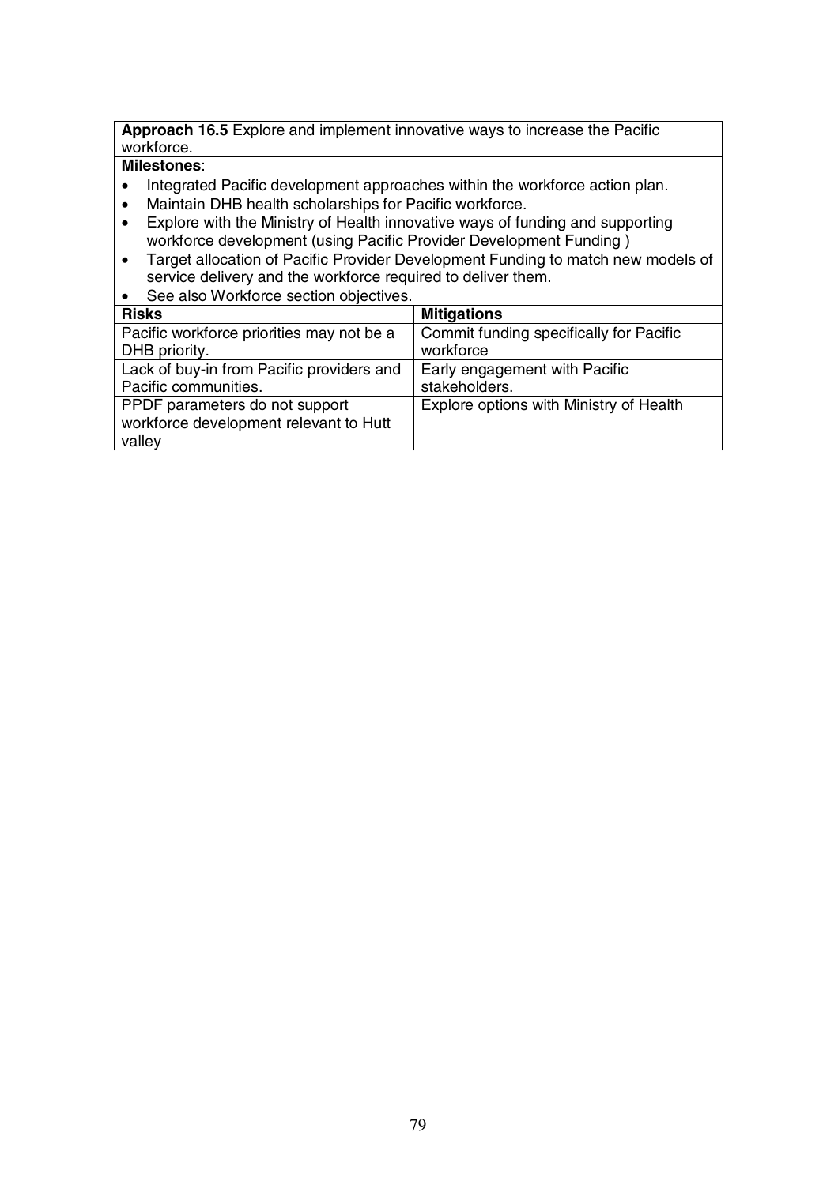**Approach 16.5** Explore and implement innovative ways to increase the Pacific workforce.

**Milestones**:

- Integrated Pacific development approaches within the workforce action plan.
- Maintain DHB health scholarships for Pacific workforce.
- Explore with the Ministry of Health innovative ways of funding and supporting workforce development (using Pacific Provider Development Funding )
- Target allocation of Pacific Provider Development Funding to match new models of service delivery and the workforce required to deliver them.
- See also Workforce section objectives.

| **Risks** | **Mitigations** |
|---|---|
| Pacific workforce priorities may not be a DHB priority. | Commit funding specifically for Pacific workforce |
| Lack of buy-in from Pacific providers and Pacific communities. | Early engagement with Pacific stakeholders. |
| PPDF parameters do not support workforce development relevant to Hutt valley | Explore options with Ministry of Health |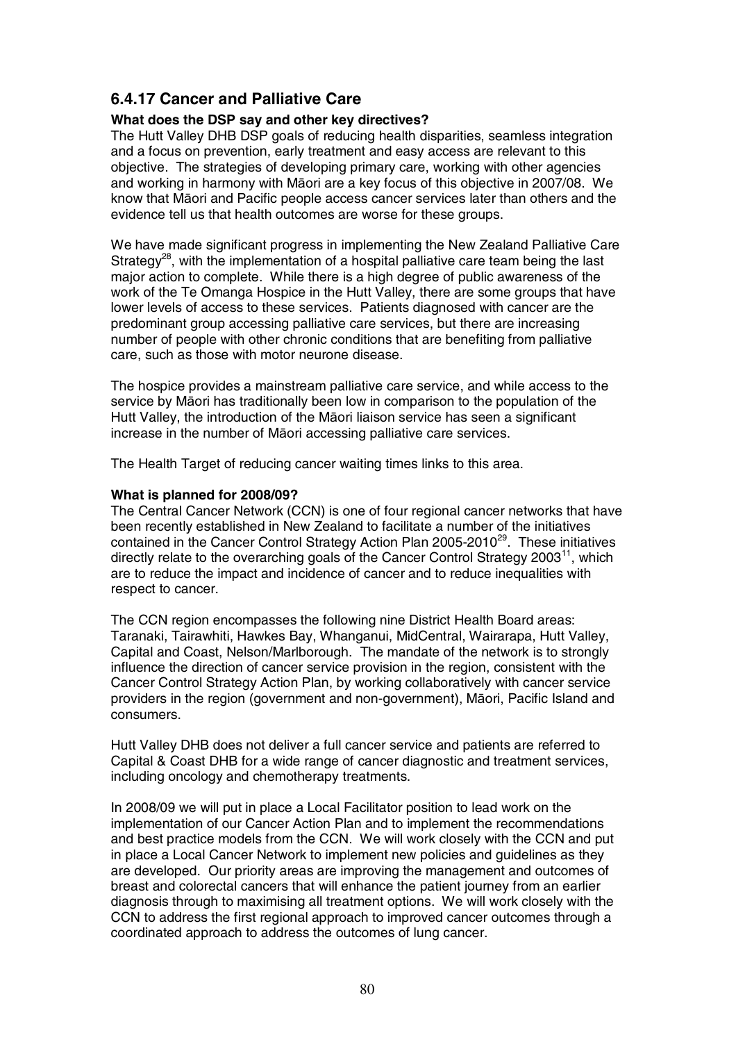### 6.4.17 Cancer and Palliative Care

**What does the DSP say and other key directives?**

The Hutt Valley DHB DSP goals of reducing health disparities, seamless integration and a focus on prevention, early treatment and easy access are relevant to this objective. The strategies of developing primary care, working with other agencies and working in harmony with Māori are a key focus of this objective in 2007/08. We know that Māori and Pacific people access cancer services later than others and the evidence tell us that health outcomes are worse for these groups.

We have made significant progress in implementing the New Zealand Palliative Care Strategy[28], with the implementation of a hospital palliative care team being the last major action to complete. While there is a high degree of public awareness of the work of the Te Omanga Hospice in the Hutt Valley, there are some groups that have lower levels of access to these services. Patients diagnosed with cancer are the predominant group accessing palliative care services, but there are increasing number of people with other chronic conditions that are benefiting from palliative care, such as those with motor neurone disease.

The hospice provides a mainstream palliative care service, and while access to the service by Māori has traditionally been low in comparison to the population of the Hutt Valley, the introduction of the Māori liaison service has seen a significant increase in the number of Māori accessing palliative care services.

The Health Target of reducing cancer waiting times links to this area.

**What is planned for 2008/09?**

The Central Cancer Network (CCN) is one of four regional cancer networks that have been recently established in New Zealand to facilitate a number of the initiatives contained in the Cancer Control Strategy Action Plan 2005-2010[29]. These initiatives directly relate to the overarching goals of the Cancer Control Strategy 2003[11], which are to reduce the impact and incidence of cancer and to reduce inequalities with respect to cancer.

The CCN region encompasses the following nine District Health Board areas: Taranaki, Tairawhiti, Hawkes Bay, Whanganui, MidCentral, Wairarapa, Hutt Valley, Capital and Coast, Nelson/Marlborough. The mandate of the network is to strongly influence the direction of cancer service provision in the region, consistent with the Cancer Control Strategy Action Plan, by working collaboratively with cancer service providers in the region (government and non-government), Māori, Pacific Island and consumers.

Hutt Valley DHB does not deliver a full cancer service and patients are referred to Capital & Coast DHB for a wide range of cancer diagnostic and treatment services, including oncology and chemotherapy treatments.

In 2008/09 we will put in place a Local Facilitator position to lead work on the implementation of our Cancer Action Plan and to implement the recommendations and best practice models from the CCN. We will work closely with the CCN and put in place a Local Cancer Network to implement new policies and guidelines as they are developed. Our priority areas are improving the management and outcomes of breast and colorectal cancers that will enhance the patient journey from an earlier diagnosis through to maximising all treatment options. We will work closely with the CCN to address the first regional approach to improved cancer outcomes through a coordinated approach to address the outcomes of lung cancer.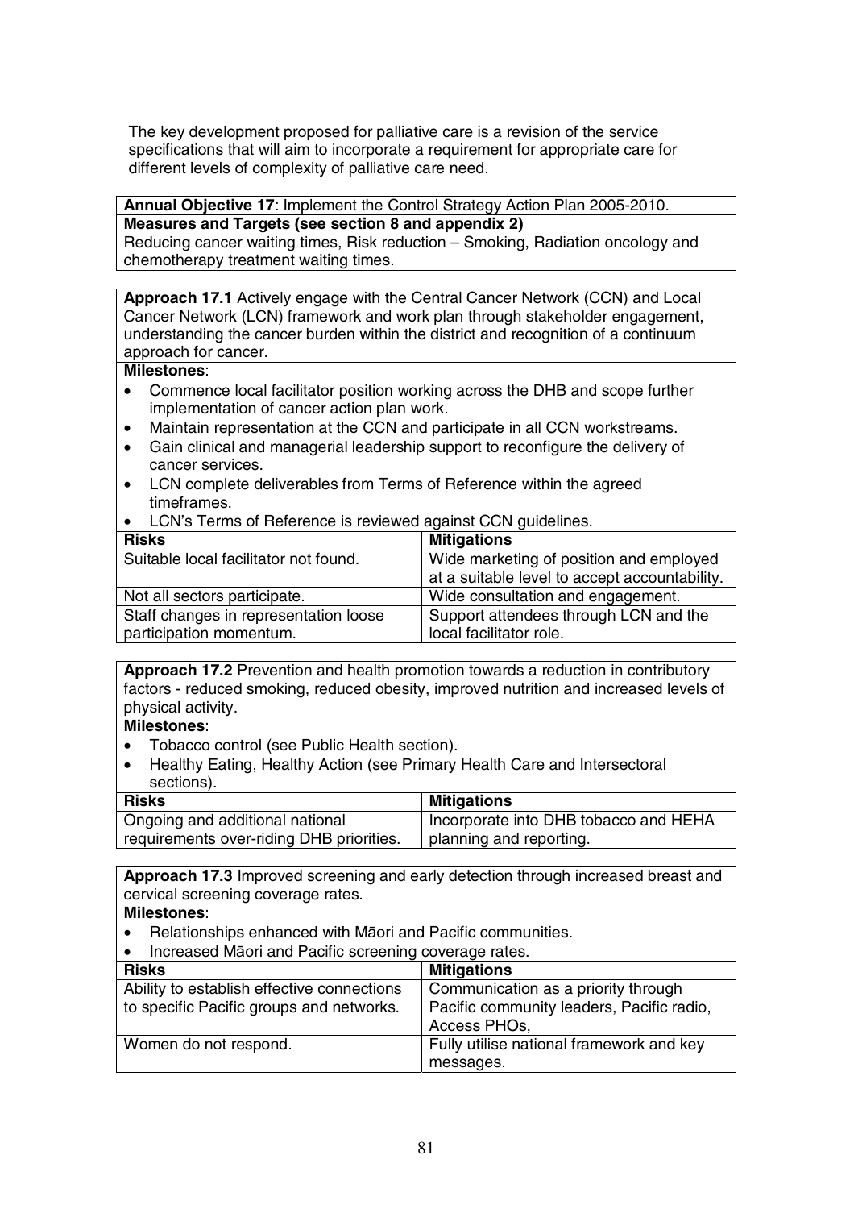The key development proposed for palliative care is a revision of the service specifications that will aim to incorporate a requirement for appropriate care for different levels of complexity of palliative care need.

**Annual Objective 17**: Implement the Control Strategy Action Plan 2005-2010.

**Measures and Targets (see section 8 and appendix 2)**

Reducing cancer waiting times, Risk reduction – Smoking, Radiation oncology and chemotherapy treatment waiting times.

**Approach 17.1** Actively engage with the Central Cancer Network (CCN) and Local Cancer Network (LCN) framework and work plan through stakeholder engagement, understanding the cancer burden within the district and recognition of a continuum approach for cancer.

**Milestones**:

- Commence local facilitator position working across the DHB and scope further implementation of cancer action plan work.
- Maintain representation at the CCN and participate in all CCN workstreams.
- Gain clinical and managerial leadership support to reconfigure the delivery of cancer services.
- LCN complete deliverables from Terms of Reference within the agreed timeframes.
- LCN's Terms of Reference is reviewed against CCN guidelines.

| Risks | Mitigations |
|---|---|
| Suitable local facilitator not found. | Wide marketing of position and employed at a suitable level to accept accountability. |
| Not all sectors participate. | Wide consultation and engagement. |
| Staff changes in representation loose participation momentum. | Support attendees through LCN and the local facilitator role. |

**Approach 17.2** Prevention and health promotion towards a reduction in contributory factors - reduced smoking, reduced obesity, improved nutrition and increased levels of physical activity.

**Milestones**:

- Tobacco control (see Public Health section).
- Healthy Eating, Healthy Action (see Primary Health Care and Intersectoral sections).

| Risks | Mitigations |
|---|---|
| Ongoing and additional national requirements over-riding DHB priorities. | Incorporate into DHB tobacco and HEHA planning and reporting. |

**Approach 17.3** Improved screening and early detection through increased breast and cervical screening coverage rates.

**Milestones**:

- Relationships enhanced with Māori and Pacific communities.
- Increased Māori and Pacific screening coverage rates.

| Risks | Mitigations |
|---|---|
| Ability to establish effective connections to specific Pacific groups and networks. | Communication as a priority through Pacific community leaders, Pacific radio, Access PHOs, |
| Women do not respond. | Fully utilise national framework and key messages. |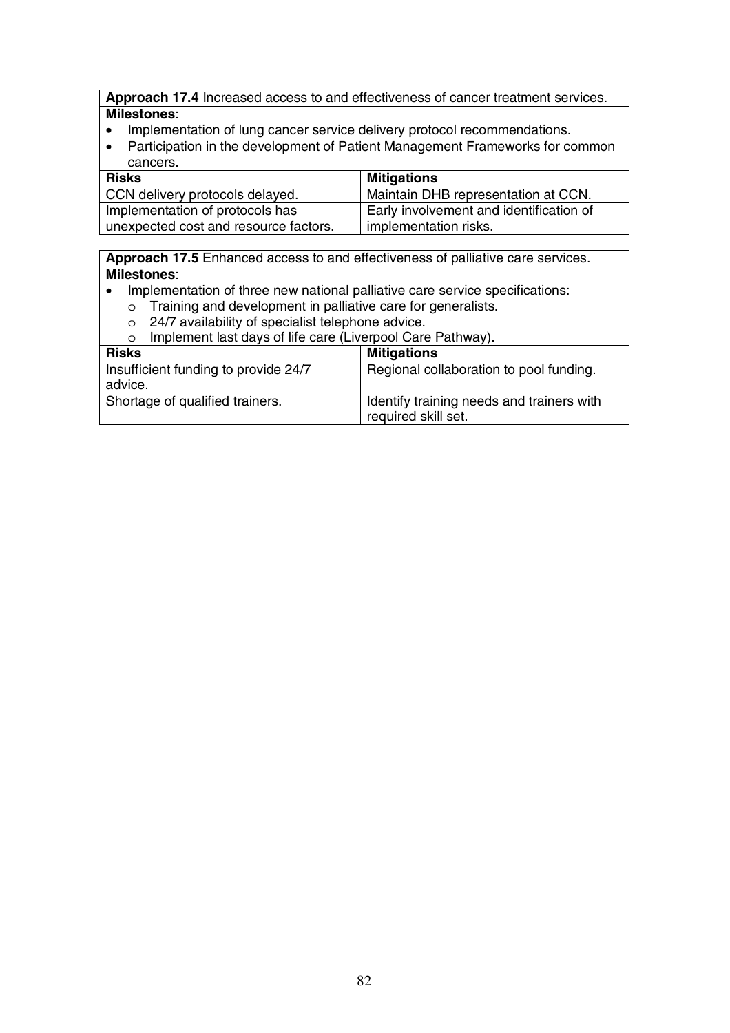**Approach 17.4** Increased access to and effectiveness of cancer treatment services.

**Milestones**:

- Implementation of lung cancer service delivery protocol recommendations.
- Participation in the development of Patient Management Frameworks for common cancers.

| **Risks** | **Mitigations** |
|---|---|
| CCN delivery protocols delayed. | Maintain DHB representation at CCN. |
| Implementation of protocols has unexpected cost and resource factors. | Early involvement and identification of implementation risks. |

**Approach 17.5** Enhanced access to and effectiveness of palliative care services.

**Milestones**:

- Implementation of three new national palliative care service specifications:
  - Training and development in palliative care for generalists.
  - 24/7 availability of specialist telephone advice.
  - Implement last days of life care (Liverpool Care Pathway).

| **Risks** | **Mitigations** |
|---|---|
| Insufficient funding to provide 24/7 advice. | Regional collaboration to pool funding. |
| Shortage of qualified trainers. | Identify training needs and trainers with required skill set. |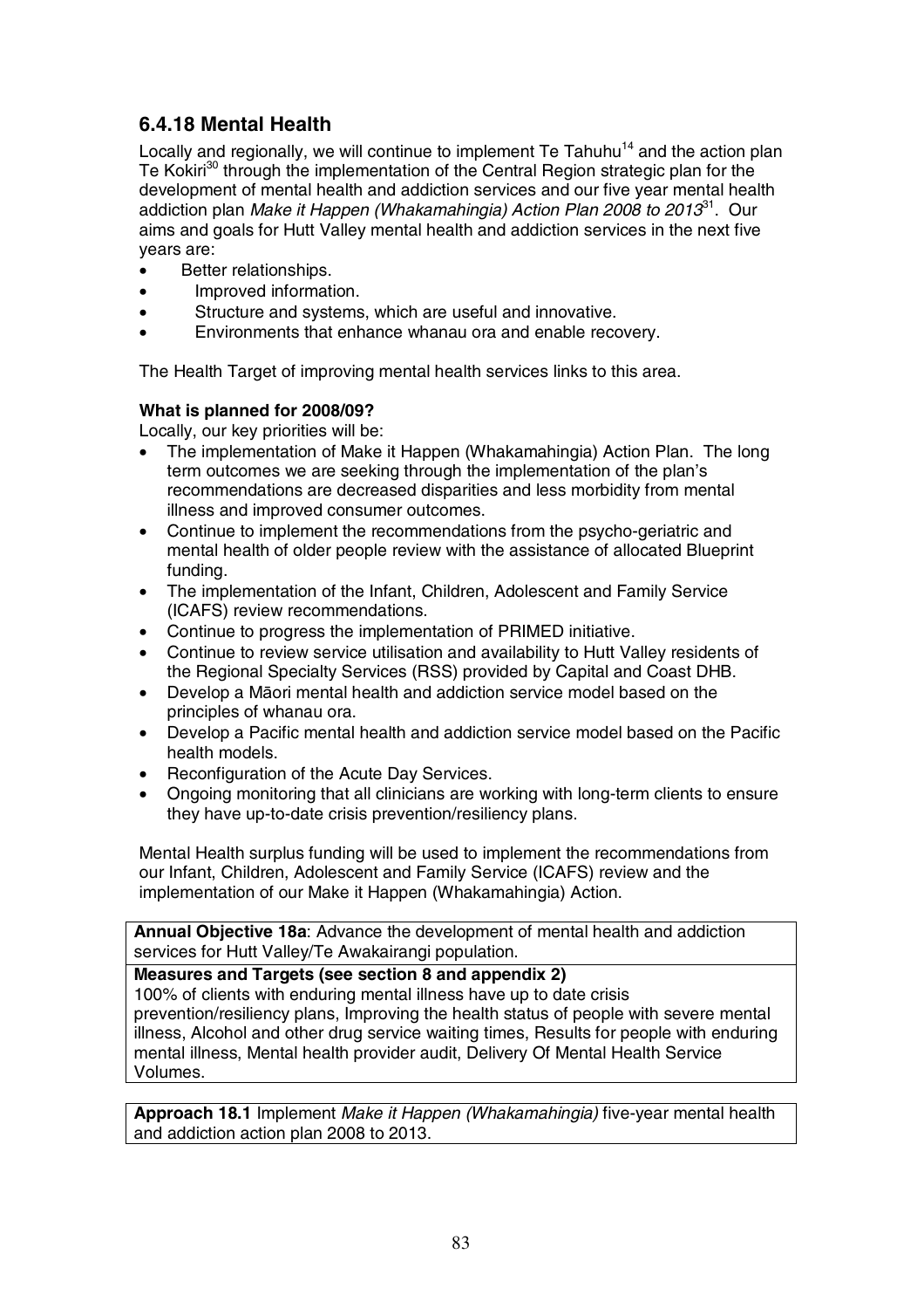## 6.4.18 Mental Health

Locally and regionally, we will continue to implement Te Tahuhu[14] and the action plan Te Kokiri[30] through the implementation of the Central Region strategic plan for the development of mental health and addiction services and our five year mental health addiction plan *Make it Happen (Whakamahingia) Action Plan 2008 to 2013*[31]. Our aims and goals for Hutt Valley mental health and addiction services in the next five years are:

- Better relationships.
- Improved information.
- Structure and systems, which are useful and innovative.
- Environments that enhance whanau ora and enable recovery.

The Health Target of improving mental health services links to this area.

**What is planned for 2008/09?**

Locally, our key priorities will be:

- The implementation of Make it Happen (Whakamahingia) Action Plan. The long term outcomes we are seeking through the implementation of the plan's recommendations are decreased disparities and less morbidity from mental illness and improved consumer outcomes.
- Continue to implement the recommendations from the psycho-geriatric and mental health of older people review with the assistance of allocated Blueprint funding.
- The implementation of the Infant, Children, Adolescent and Family Service (ICAFS) review recommendations.
- Continue to progress the implementation of PRIMED initiative.
- Continue to review service utilisation and availability to Hutt Valley residents of the Regional Specialty Services (RSS) provided by Capital and Coast DHB.
- Develop a Māori mental health and addiction service model based on the principles of whanau ora.
- Develop a Pacific mental health and addiction service model based on the Pacific health models.
- Reconfiguration of the Acute Day Services.
- Ongoing monitoring that all clinicians are working with long-term clients to ensure they have up-to-date crisis prevention/resiliency plans.

Mental Health surplus funding will be used to implement the recommendations from our Infant, Children, Adolescent and Family Service (ICAFS) review and the implementation of our Make it Happen (Whakamahingia) Action.

| **Annual Objective 18a**: Advance the development of mental health and addiction services for Hutt Valley/Te Awakairangi population. |
|---|
| **Measures and Targets (see section 8 and appendix 2)**<br>100% of clients with enduring mental illness have up to date crisis prevention/resiliency plans, Improving the health status of people with severe mental illness, Alcohol and other drug service waiting times, Results for people with enduring mental illness, Mental health provider audit, Delivery Of Mental Health Service Volumes. |

| **Approach 18.1** Implement *Make it Happen (Whakamahingia)* five-year mental health and addiction action plan 2008 to 2013. |
|---|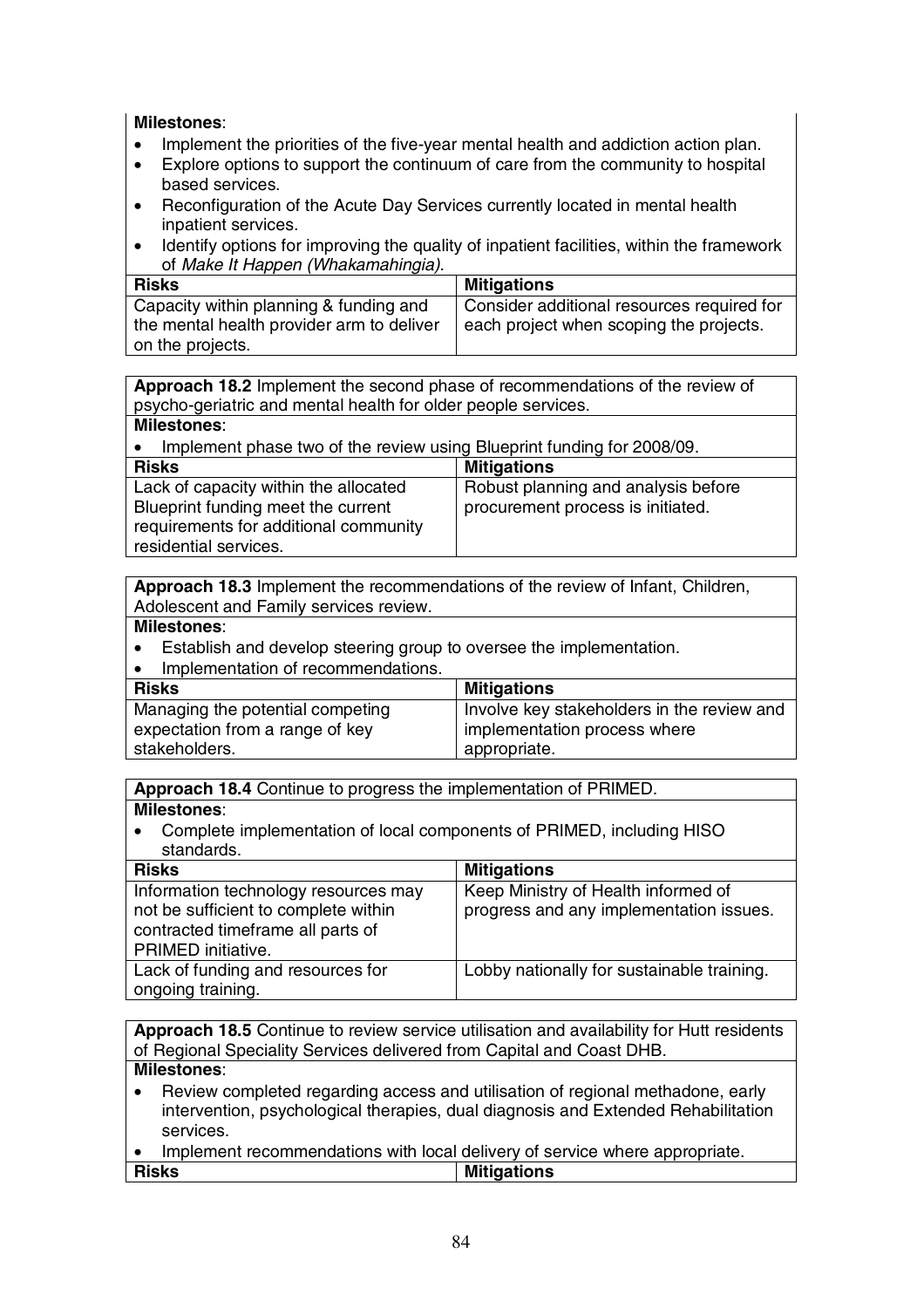**Milestones**:

- Implement the priorities of the five-year mental health and addiction action plan.
- Explore options to support the continuum of care from the community to hospital based services.
- Reconfiguration of the Acute Day Services currently located in mental health inpatient services.
- Identify options for improving the quality of inpatient facilities, within the framework of *Make It Happen (Whakamahingia)*.

| Risks | Mitigations |
|---|---|
| Capacity within planning & funding and the mental health provider arm to deliver on the projects. | Consider additional resources required for each project when scoping the projects. |

**Approach 18.2** Implement the second phase of recommendations of the review of psycho-geriatric and mental health for older people services.

**Milestones**:

- Implement phase two of the review using Blueprint funding for 2008/09.

| Risks | Mitigations |
|---|---|
| Lack of capacity within the allocated Blueprint funding meet the current requirements for additional community residential services. | Robust planning and analysis before procurement process is initiated. |

**Approach 18.3** Implement the recommendations of the review of Infant, Children, Adolescent and Family services review.

**Milestones**:

- Establish and develop steering group to oversee the implementation.
- Implementation of recommendations.

| Risks | Mitigations |
|---|---|
| Managing the potential competing expectation from a range of key stakeholders. | Involve key stakeholders in the review and implementation process where appropriate. |

**Approach 18.4** Continue to progress the implementation of PRIMED.

**Milestones**:

- Complete implementation of local components of PRIMED, including HISO standards.

| Risks | Mitigations |
|---|---|
| Information technology resources may not be sufficient to complete within contracted timeframe all parts of PRIMED initiative. | Keep Ministry of Health informed of progress and any implementation issues. |
| Lack of funding and resources for ongoing training. | Lobby nationally for sustainable training. |

**Approach 18.5** Continue to review service utilisation and availability for Hutt residents of Regional Speciality Services delivered from Capital and Coast DHB.

**Milestones**:

- Review completed regarding access and utilisation of regional methadone, early intervention, psychological therapies, dual diagnosis and Extended Rehabilitation services.
- Implement recommendations with local delivery of service where appropriate.

| Risks | Mitigations |
|---|---|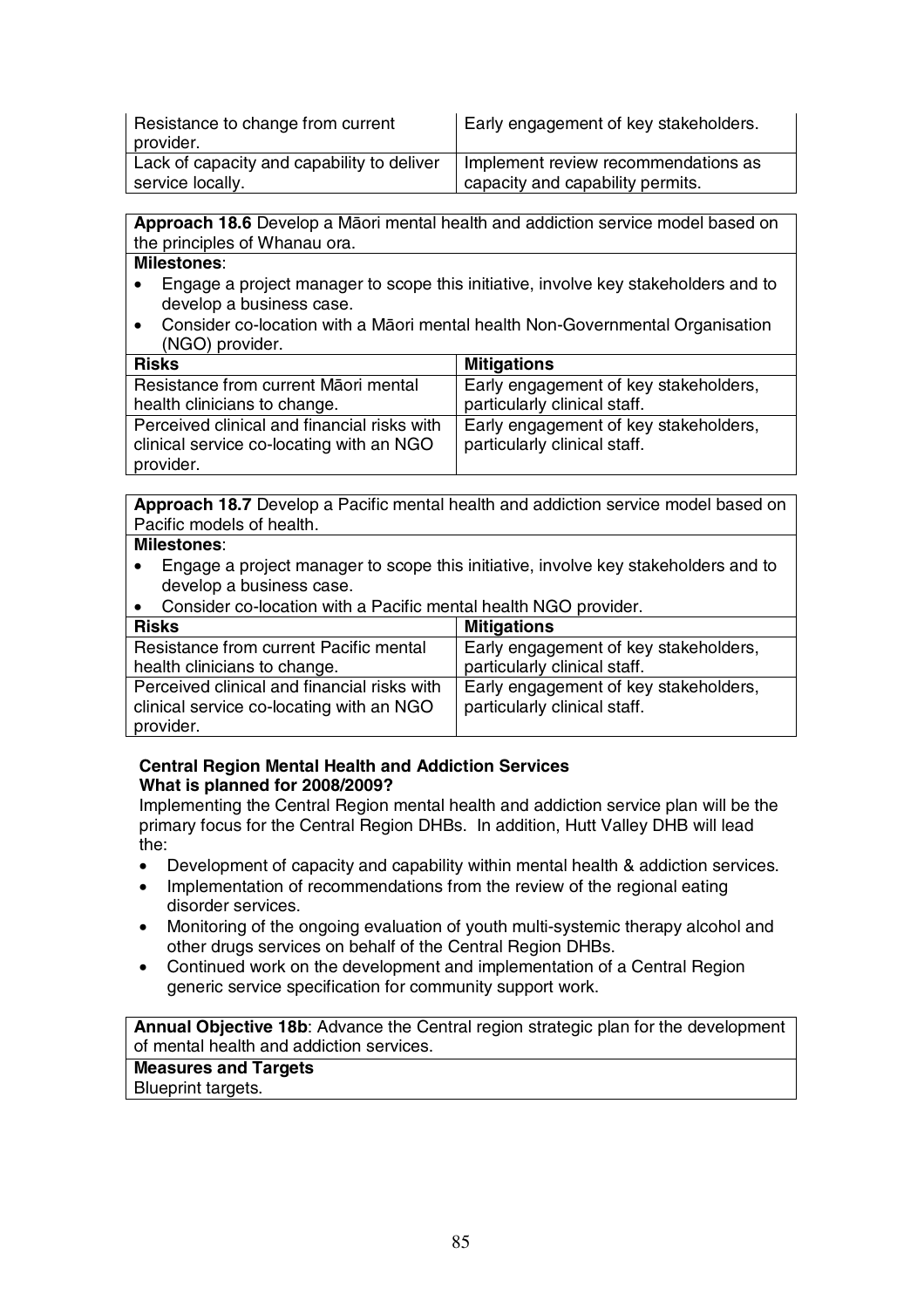| Resistance to change from current provider. | Early engagement of key stakeholders. |
|---|---|
| Lack of capacity and capability to deliver service locally. | Implement review recommendations as capacity and capability permits. |

**Approach 18.6** Develop a Māori mental health and addiction service model based on the principles of Whanau ora.

**Milestones**:

- Engage a project manager to scope this initiative, involve key stakeholders and to develop a business case.
- Consider co-location with a Māori mental health Non-Governmental Organisation (NGO) provider.

| Risks | Mitigations |
|---|---|
| Resistance from current Māori mental health clinicians to change. | Early engagement of key stakeholders, particularly clinical staff. |
| Perceived clinical and financial risks with clinical service co-locating with an NGO provider. | Early engagement of key stakeholders, particularly clinical staff. |

**Approach 18.7** Develop a Pacific mental health and addiction service model based on Pacific models of health.

**Milestones**:

- Engage a project manager to scope this initiative, involve key stakeholders and to develop a business case.
- Consider co-location with a Pacific mental health NGO provider.

| Risks | Mitigations |
|---|---|
| Resistance from current Pacific mental health clinicians to change. | Early engagement of key stakeholders, particularly clinical staff. |
| Perceived clinical and financial risks with clinical service co-locating with an NGO provider. | Early engagement of key stakeholders, particularly clinical staff. |

**Central Region Mental Health and Addiction Services**
**What is planned for 2008/2009?**

Implementing the Central Region mental health and addiction service plan will be the primary focus for the Central Region DHBs. In addition, Hutt Valley DHB will lead the:

- Development of capacity and capability within mental health & addiction services.
- Implementation of recommendations from the review of the regional eating disorder services.
- Monitoring of the ongoing evaluation of youth multi-systemic therapy alcohol and other drugs services on behalf of the Central Region DHBs.
- Continued work on the development and implementation of a Central Region generic service specification for community support work.

**Annual Objective 18b**: Advance the Central region strategic plan for the development of mental health and addiction services.

**Measures and Targets**

Blueprint targets.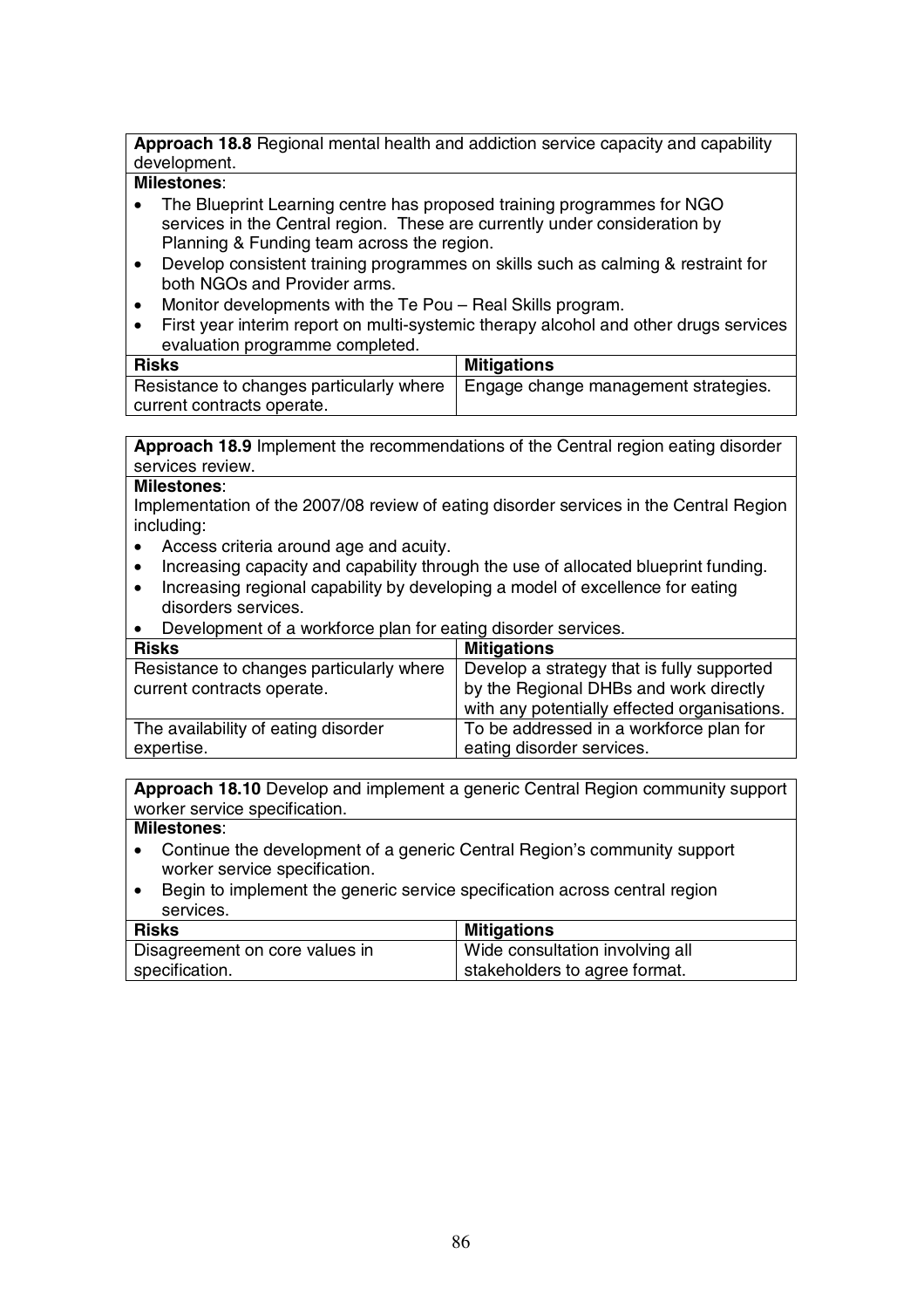**Approach 18.8** Regional mental health and addiction service capacity and capability development.

**Milestones**:

- The Blueprint Learning centre has proposed training programmes for NGO services in the Central region. These are currently under consideration by Planning & Funding team across the region.
- Develop consistent training programmes on skills such as calming & restraint for both NGOs and Provider arms.
- Monitor developments with the Te Pou – Real Skills program.
- First year interim report on multi-systemic therapy alcohol and other drugs services evaluation programme completed.

| **Risks** | **Mitigations** |
| --- | --- |
| Resistance to changes particularly where current contracts operate. | Engage change management strategies. |

**Approach 18.9** Implement the recommendations of the Central region eating disorder services review.

**Milestones**:

Implementation of the 2007/08 review of eating disorder services in the Central Region including:

- Access criteria around age and acuity.
- Increasing capacity and capability through the use of allocated blueprint funding.
- Increasing regional capability by developing a model of excellence for eating disorders services.
- Development of a workforce plan for eating disorder services.

| **Risks** | **Mitigations** |
| --- | --- |
| Resistance to changes particularly where current contracts operate. | Develop a strategy that is fully supported by the Regional DHBs and work directly with any potentially effected organisations. |
| The availability of eating disorder expertise. | To be addressed in a workforce plan for eating disorder services. |

**Approach 18.10** Develop and implement a generic Central Region community support worker service specification.

**Milestones**:

- Continue the development of a generic Central Region's community support worker service specification.
- Begin to implement the generic service specification across central region services.

| **Risks** | **Mitigations** |
| --- | --- |
| Disagreement on core values in specification. | Wide consultation involving all stakeholders to agree format. |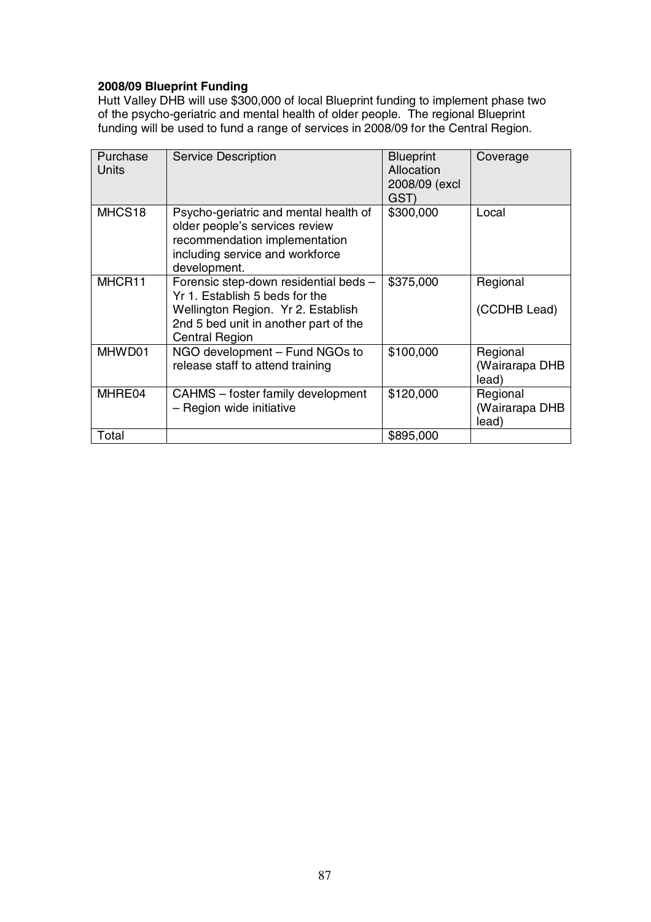**2008/09 Blueprint Funding**

Hutt Valley DHB will use $300,000 of local Blueprint funding to implement phase two of the psycho-geriatric and mental health of older people. The regional Blueprint funding will be used to fund a range of services in 2008/09 for the Central Region.

| Purchase Units | Service Description | Blueprint Allocation 2008/09 (excl GST) | Coverage |
|---|---|---|---|
| MHCS18 | Psycho-geriatric and mental health of older people's services review recommendation implementation including service and workforce development. | $300,000 | Local |
| MHCR11 | Forensic step-down residential beds – Yr 1. Establish 5 beds for the Wellington Region. Yr 2. Establish 2nd 5 bed unit in another part of the Central Region | $375,000 | Regional (CCDHB Lead) |
| MHWD01 | NGO development – Fund NGOs to release staff to attend training | $100,000 | Regional (Wairarapa DHB lead) |
| MHRE04 | CAHMS – foster family development – Region wide initiative | $120,000 | Regional (Wairarapa DHB lead) |
| Total | | $895,000 | |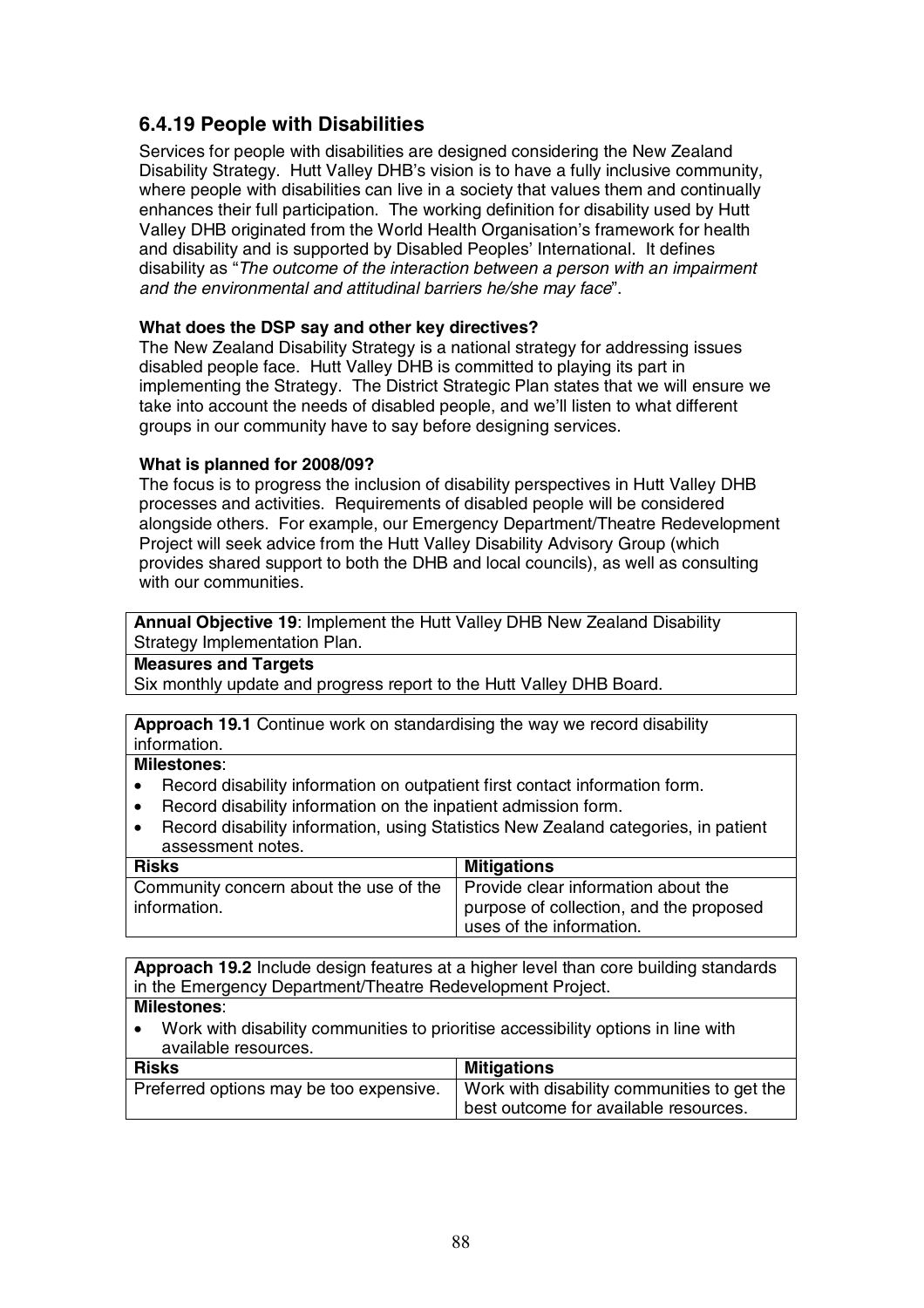## 6.4.19 People with Disabilities

Services for people with disabilities are designed considering the New Zealand Disability Strategy. Hutt Valley DHB's vision is to have a fully inclusive community, where people with disabilities can live in a society that values them and continually enhances their full participation. The working definition for disability used by Hutt Valley DHB originated from the World Health Organisation's framework for health and disability and is supported by Disabled Peoples' International. It defines disability as "*The outcome of the interaction between a person with an impairment and the environmental and attitudinal barriers he/she may face*".

**What does the DSP say and other key directives?**

The New Zealand Disability Strategy is a national strategy for addressing issues disabled people face. Hutt Valley DHB is committed to playing its part in implementing the Strategy. The District Strategic Plan states that we will ensure we take into account the needs of disabled people, and we'll listen to what different groups in our community have to say before designing services.

**What is planned for 2008/09?**

The focus is to progress the inclusion of disability perspectives in Hutt Valley DHB processes and activities. Requirements of disabled people will be considered alongside others. For example, our Emergency Department/Theatre Redevelopment Project will seek advice from the Hutt Valley Disability Advisory Group (which provides shared support to both the DHB and local councils), as well as consulting with our communities.

**Annual Objective 19**: Implement the Hutt Valley DHB New Zealand Disability Strategy Implementation Plan.

**Measures and Targets**

Six monthly update and progress report to the Hutt Valley DHB Board.

**Approach 19.1** Continue work on standardising the way we record disability information.

**Milestones**:

- Record disability information on outpatient first contact information form.
- Record disability information on the inpatient admission form.
- Record disability information, using Statistics New Zealand categories, in patient assessment notes.

| Risks | Mitigations |
|---|---|
| Community concern about the use of the information. | Provide clear information about the purpose of collection, and the proposed uses of the information. |

**Approach 19.2** Include design features at a higher level than core building standards in the Emergency Department/Theatre Redevelopment Project.

**Milestones**:

- Work with disability communities to prioritise accessibility options in line with available resources.

| Risks | Mitigations |
|---|---|
| Preferred options may be too expensive. | Work with disability communities to get the best outcome for available resources. |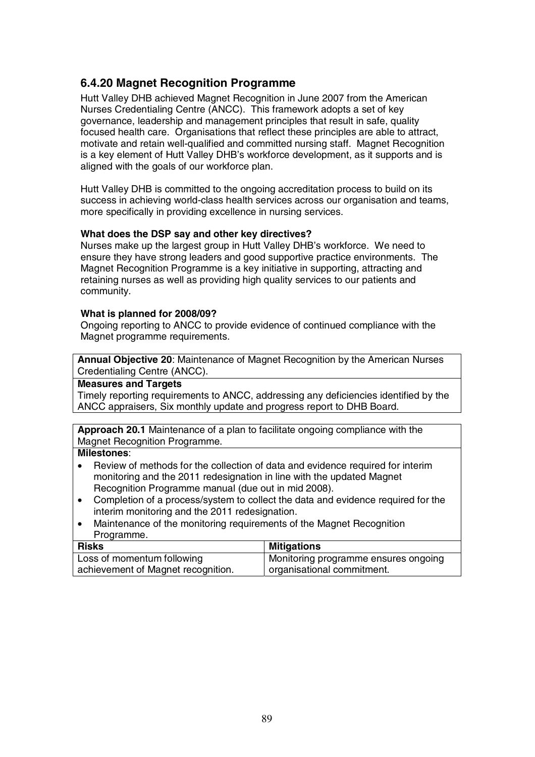### 6.4.20 Magnet Recognition Programme

Hutt Valley DHB achieved Magnet Recognition in June 2007 from the American Nurses Credentialing Centre (ANCC). This framework adopts a set of key governance, leadership and management principles that result in safe, quality focused health care. Organisations that reflect these principles are able to attract, motivate and retain well-qualified and committed nursing staff. Magnet Recognition is a key element of Hutt Valley DHB's workforce development, as it supports and is aligned with the goals of our workforce plan.

Hutt Valley DHB is committed to the ongoing accreditation process to build on its success in achieving world-class health services across our organisation and teams, more specifically in providing excellence in nursing services.

**What does the DSP say and other key directives?**

Nurses make up the largest group in Hutt Valley DHB's workforce. We need to ensure they have strong leaders and good supportive practice environments. The Magnet Recognition Programme is a key initiative in supporting, attracting and retaining nurses as well as providing high quality services to our patients and community.

**What is planned for 2008/09?**

Ongoing reporting to ANCC to provide evidence of continued compliance with the Magnet programme requirements.

**Annual Objective 20**: Maintenance of Magnet Recognition by the American Nurses Credentialing Centre (ANCC).

**Measures and Targets**

Timely reporting requirements to ANCC, addressing any deficiencies identified by the ANCC appraisers, Six monthly update and progress report to DHB Board.

**Approach 20.1** Maintenance of a plan to facilitate ongoing compliance with the Magnet Recognition Programme.

**Milestones**:

- Review of methods for the collection of data and evidence required for interim monitoring and the 2011 redesignation in line with the updated Magnet Recognition Programme manual (due out in mid 2008).
- Completion of a process/system to collect the data and evidence required for the interim monitoring and the 2011 redesignation.
- Maintenance of the monitoring requirements of the Magnet Recognition Programme.

| Risks | Mitigations |
|---|---|
| Loss of momentum following achievement of Magnet recognition. | Monitoring programme ensures ongoing organisational commitment. |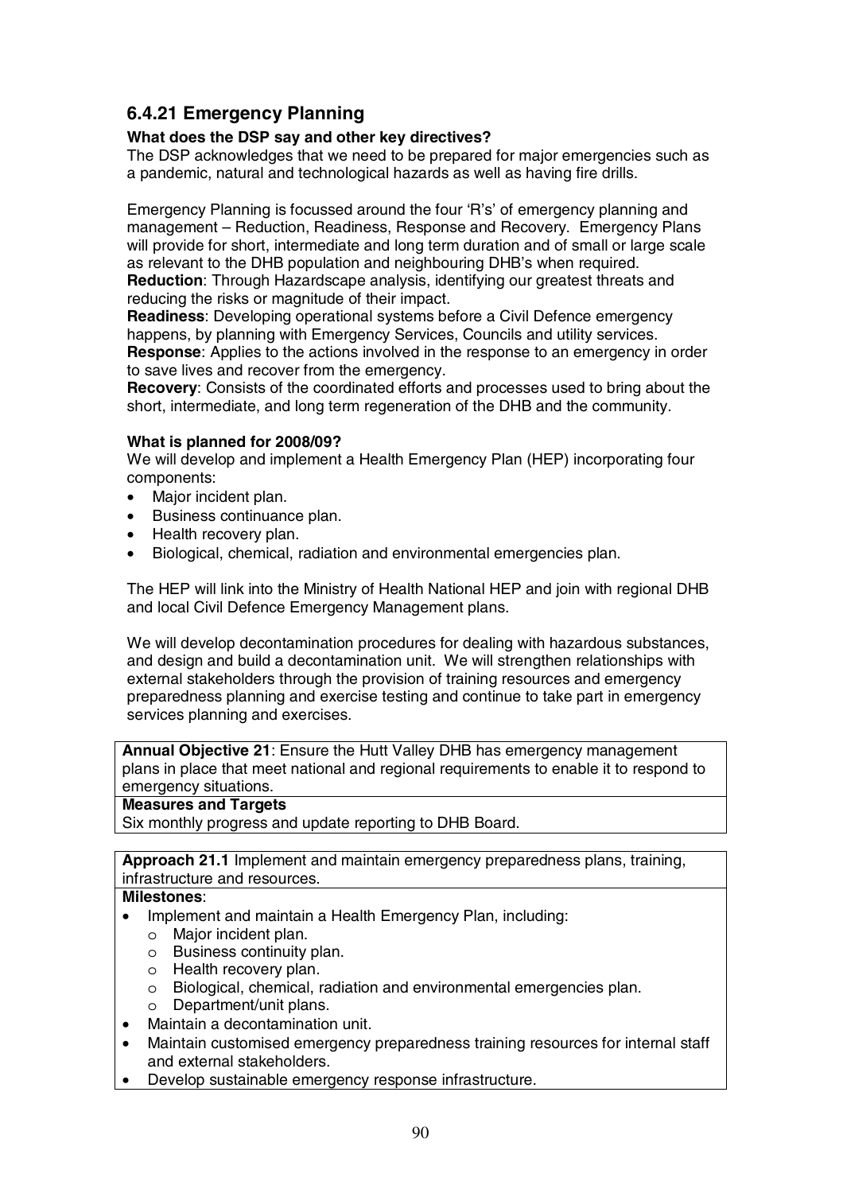## 6.4.21 Emergency Planning

**What does the DSP say and other key directives?**

The DSP acknowledges that we need to be prepared for major emergencies such as a pandemic, natural and technological hazards as well as having fire drills.

Emergency Planning is focussed around the four 'R's' of emergency planning and management – Reduction, Readiness, Response and Recovery. Emergency Plans will provide for short, intermediate and long term duration and of small or large scale as relevant to the DHB population and neighbouring DHB's when required.

**Reduction**: Through Hazardscape analysis, identifying our greatest threats and reducing the risks or magnitude of their impact.

**Readiness**: Developing operational systems before a Civil Defence emergency happens, by planning with Emergency Services, Councils and utility services.

**Response**: Applies to the actions involved in the response to an emergency in order to save lives and recover from the emergency.

**Recovery**: Consists of the coordinated efforts and processes used to bring about the short, intermediate, and long term regeneration of the DHB and the community.

**What is planned for 2008/09?**

We will develop and implement a Health Emergency Plan (HEP) incorporating four components:

- Major incident plan.
- Business continuance plan.
- Health recovery plan.
- Biological, chemical, radiation and environmental emergencies plan.

The HEP will link into the Ministry of Health National HEP and join with regional DHB and local Civil Defence Emergency Management plans.

We will develop decontamination procedures for dealing with hazardous substances, and design and build a decontamination unit. We will strengthen relationships with external stakeholders through the provision of training resources and emergency preparedness planning and exercise testing and continue to take part in emergency services planning and exercises.

**Annual Objective 21**: Ensure the Hutt Valley DHB has emergency management plans in place that meet national and regional requirements to enable it to respond to emergency situations.

**Measures and Targets**

Six monthly progress and update reporting to DHB Board.

**Approach 21.1** Implement and maintain emergency preparedness plans, training, infrastructure and resources.

**Milestones**:

- Implement and maintain a Health Emergency Plan, including:
  - Major incident plan.
  - Business continuity plan.
  - Health recovery plan.
  - Biological, chemical, radiation and environmental emergencies plan.
  - Department/unit plans.
- Maintain a decontamination unit.
- Maintain customised emergency preparedness training resources for internal staff and external stakeholders.
- Develop sustainable emergency response infrastructure.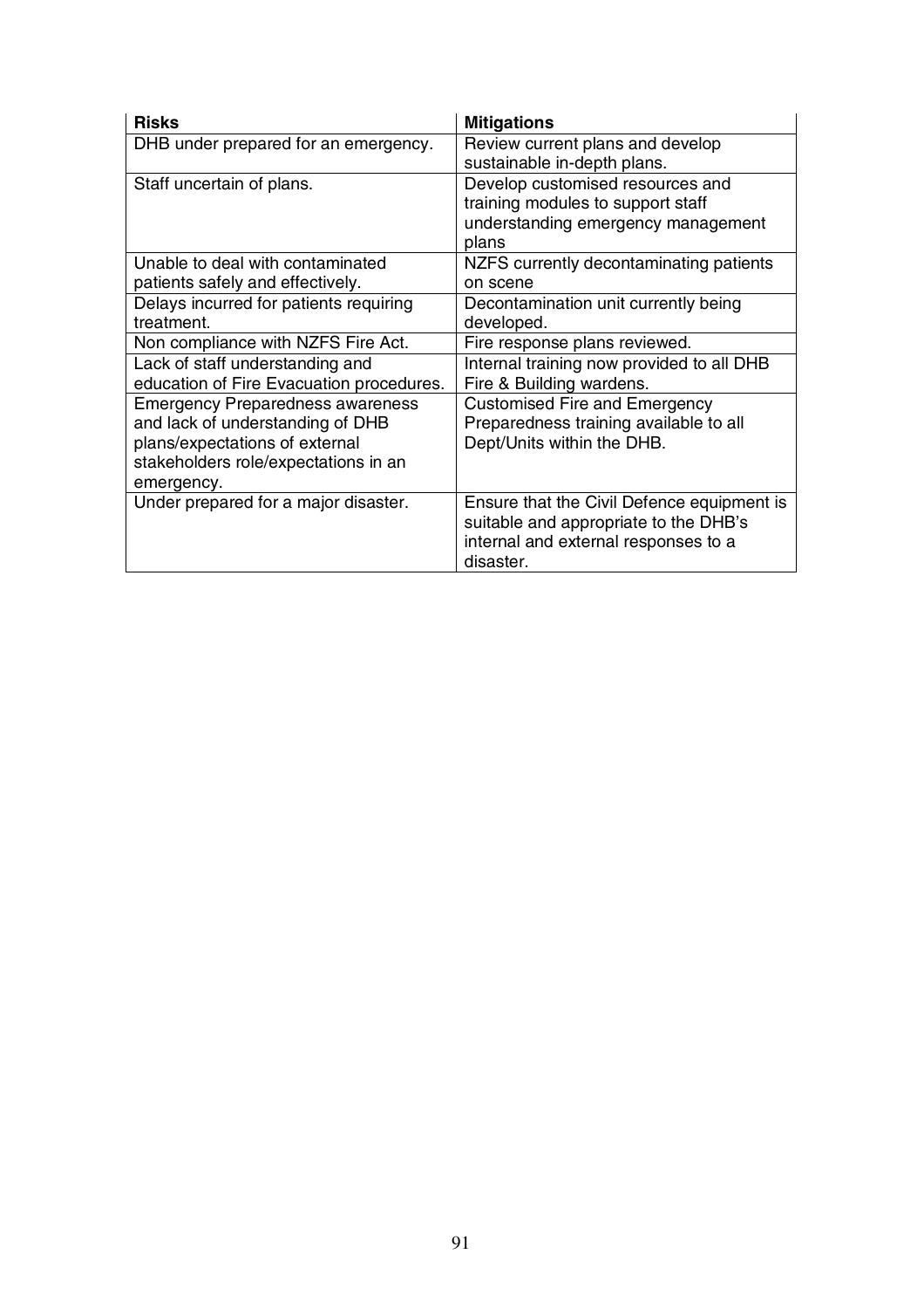| Risks | Mitigations |
|---|---|
| DHB under prepared for an emergency. | Review current plans and develop sustainable in-depth plans. |
| Staff uncertain of plans. | Develop customised resources and training modules to support staff understanding emergency management plans |
| Unable to deal with contaminated patients safely and effectively. | NZFS currently decontaminating patients on scene |
| Delays incurred for patients requiring treatment. | Decontamination unit currently being developed. |
| Non compliance with NZFS Fire Act. | Fire response plans reviewed. |
| Lack of staff understanding and education of Fire Evacuation procedures. | Internal training now provided to all DHB Fire & Building wardens. |
| Emergency Preparedness awareness and lack of understanding of DHB plans/expectations of external stakeholders role/expectations in an emergency. | Customised Fire and Emergency Preparedness training available to all Dept/Units within the DHB. |
| Under prepared for a major disaster. | Ensure that the Civil Defence equipment is suitable and appropriate to the DHB's internal and external responses to a disaster. |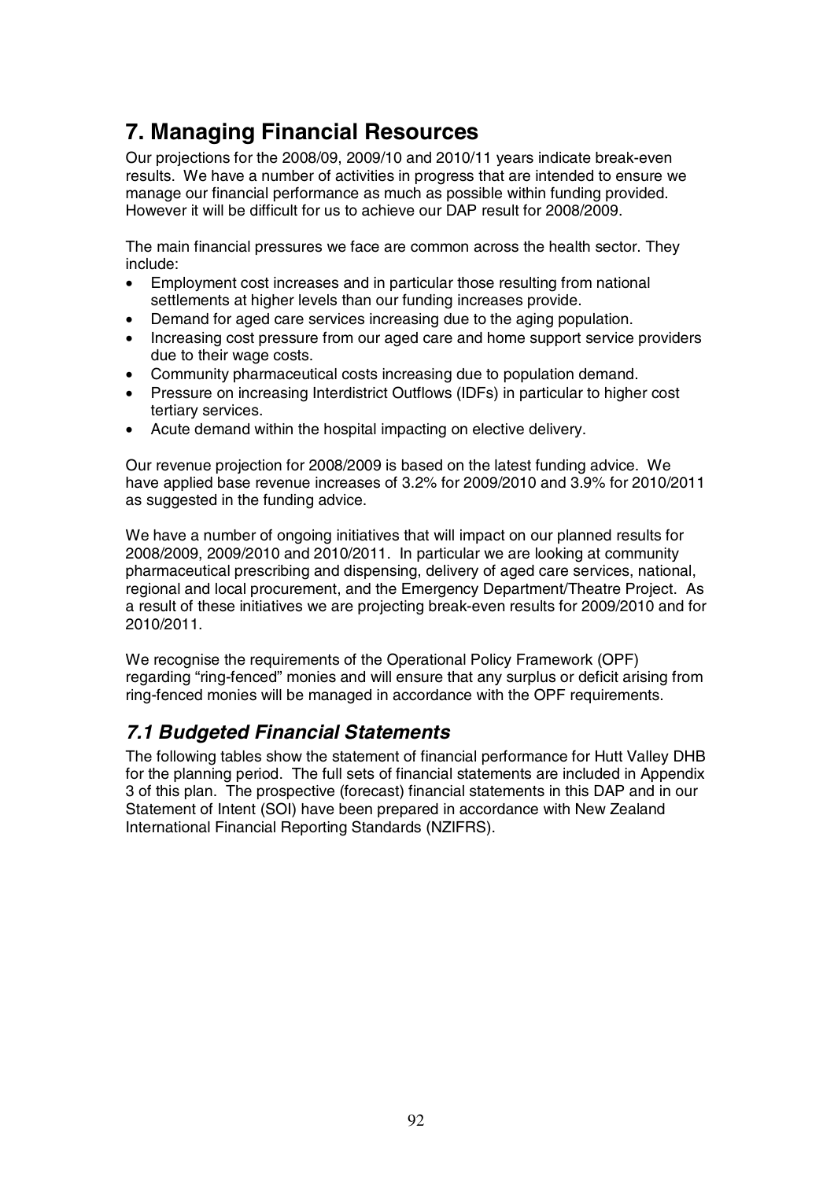# 7. Managing Financial Resources

Our projections for the 2008/09, 2009/10 and 2010/11 years indicate break-even results. We have a number of activities in progress that are intended to ensure we manage our financial performance as much as possible within funding provided. However it will be difficult for us to achieve our DAP result for 2008/2009.

The main financial pressures we face are common across the health sector. They include:

- Employment cost increases and in particular those resulting from national settlements at higher levels than our funding increases provide.
- Demand for aged care services increasing due to the aging population.
- Increasing cost pressure from our aged care and home support service providers due to their wage costs.
- Community pharmaceutical costs increasing due to population demand.
- Pressure on increasing Interdistrict Outflows (IDFs) in particular to higher cost tertiary services.
- Acute demand within the hospital impacting on elective delivery.

Our revenue projection for 2008/2009 is based on the latest funding advice. We have applied base revenue increases of 3.2% for 2009/2010 and 3.9% for 2010/2011 as suggested in the funding advice.

We have a number of ongoing initiatives that will impact on our planned results for 2008/2009, 2009/2010 and 2010/2011. In particular we are looking at community pharmaceutical prescribing and dispensing, delivery of aged care services, national, regional and local procurement, and the Emergency Department/Theatre Project. As a result of these initiatives we are projecting break-even results for 2009/2010 and for 2010/2011.

We recognise the requirements of the Operational Policy Framework (OPF) regarding "ring-fenced" monies and will ensure that any surplus or deficit arising from ring-fenced monies will be managed in accordance with the OPF requirements.

## *7.1 Budgeted Financial Statements*

The following tables show the statement of financial performance for Hutt Valley DHB for the planning period. The full sets of financial statements are included in Appendix 3 of this plan. The prospective (forecast) financial statements in this DAP and in our Statement of Intent (SOI) have been prepared in accordance with New Zealand International Financial Reporting Standards (NZIFRS).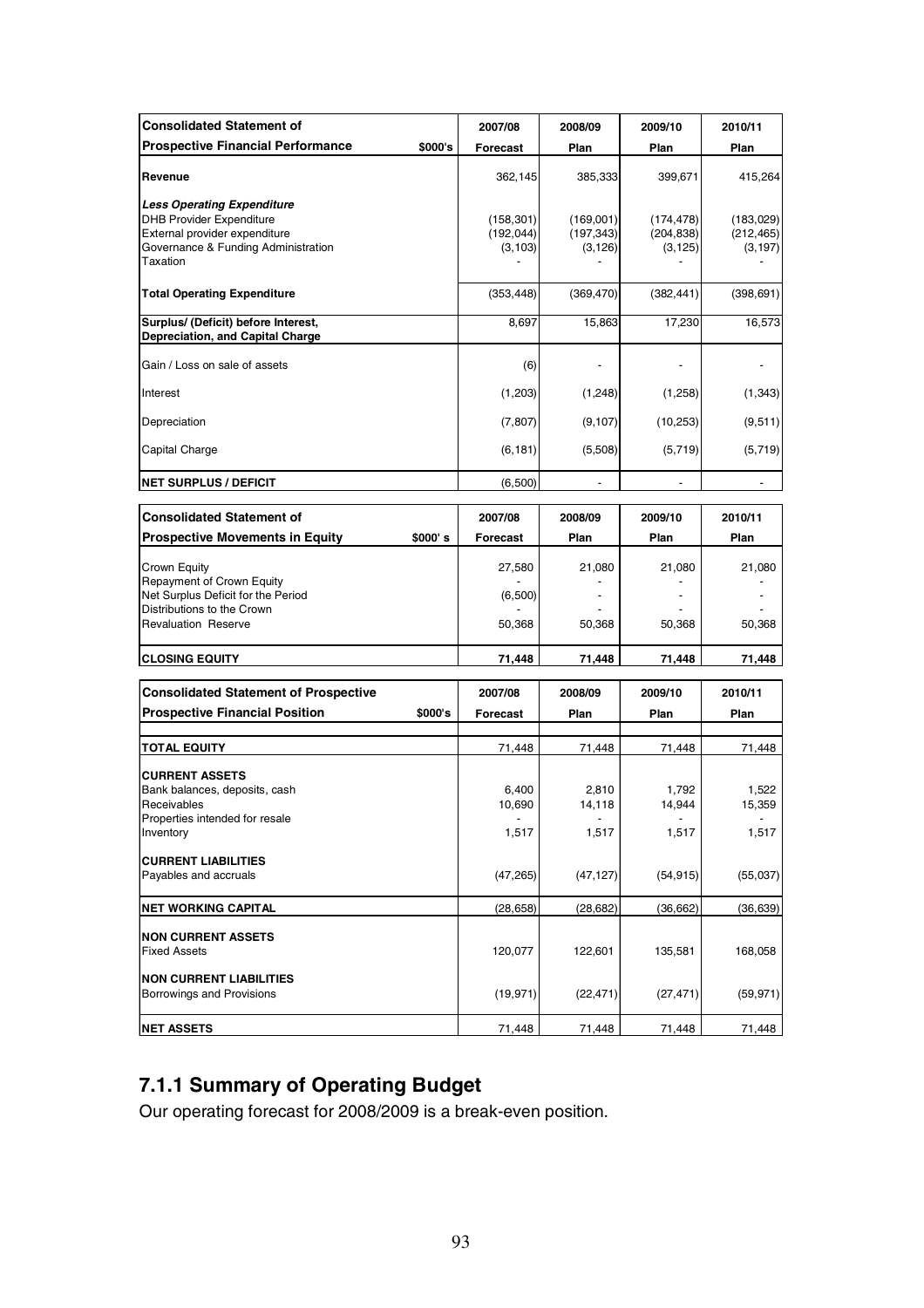| **Consolidated Statement of Prospective Financial Performance** $000's | 2007/08 Forecast | 2008/09 Plan | 2009/10 Plan | 2010/11 Plan |
|---|---|---|---|---|
| **Revenue** | 362,145 | 385,333 | 399,671 | 415,264 |
| ***Less Operating Expenditure*** | | | | |
| DHB Provider Expenditure | (158,301) | (169,001) | (174,478) | (183,029) |
| External provider expenditure | (192,044) | (197,343) | (204,838) | (212,465) |
| Governance & Funding Administration | (3,103) | (3,126) | (3,125) | (3,197) |
| Taxation | - | - | - | - |
| **Total Operating Expenditure** | (353,448) | (369,470) | (382,441) | (398,691) |
| **Surplus/ (Deficit) before Interest, Depreciation, and Capital Charge** | 8,697 | 15,863 | 17,230 | 16,573 |
| Gain / Loss on sale of assets | (6) | - | - | - |
| Interest | (1,203) | (1,248) | (1,258) | (1,343) |
| Depreciation | (7,807) | (9,107) | (10,253) | (9,511) |
| Capital Charge | (6,181) | (5,508) | (5,719) | (5,719) |
| **NET SURPLUS / DEFICIT** | (6,500) | - | - | - |

| **Consolidated Statement of Prospective Movements in Equity** $000' s | 2007/08 Forecast | 2008/09 Plan | 2009/10 Plan | 2010/11 Plan |
|---|---|---|---|---|
| Crown Equity | 27,580 | 21,080 | 21,080 | 21,080 |
| Repayment of Crown Equity | - | - | - | - |
| Net Surplus Deficit for the Period | (6,500) | - | - | - |
| Distributions to the Crown | - | - | - | - |
| Revaluation Reserve | 50,368 | 50,368 | 50,368 | 50,368 |
| **CLOSING EQUITY** | **71,448** | **71,448** | **71,448** | **71,448** |

| **Consolidated Statement of Prospective Financial Position** $000's | 2007/08 Forecast | 2008/09 Plan | 2009/10 Plan | 2010/11 Plan |
|---|---|---|---|---|
| **TOTAL EQUITY** | 71,448 | 71,448 | 71,448 | 71,448 |
| **CURRENT ASSETS** | | | | |
| Bank balances, deposits, cash | 6,400 | 2,810 | 1,792 | 1,522 |
| Receivables | 10,690 | 14,118 | 14,944 | 15,359 |
| Properties intended for resale | - | - | - | - |
| Inventory | 1,517 | 1,517 | 1,517 | 1,517 |
| **CURRENT LIABILITIES** | | | | |
| Payables and accruals | (47,265) | (47,127) | (54,915) | (55,037) |
| **NET WORKING CAPITAL** | (28,658) | (28,682) | (36,662) | (36,639) |
| **NON CURRENT ASSETS** | | | | |
| Fixed Assets | 120,077 | 122,601 | 135,581 | 168,058 |
| **NON CURRENT LIABILITIES** | | | | |
| Borrowings and Provisions | (19,971) | (22,471) | (27,471) | (59,971) |
| **NET ASSETS** | 71,448 | 71,448 | 71,448 | 71,448 |

## 7.1.1 Summary of Operating Budget

Our operating forecast for 2008/2009 is a break-even position.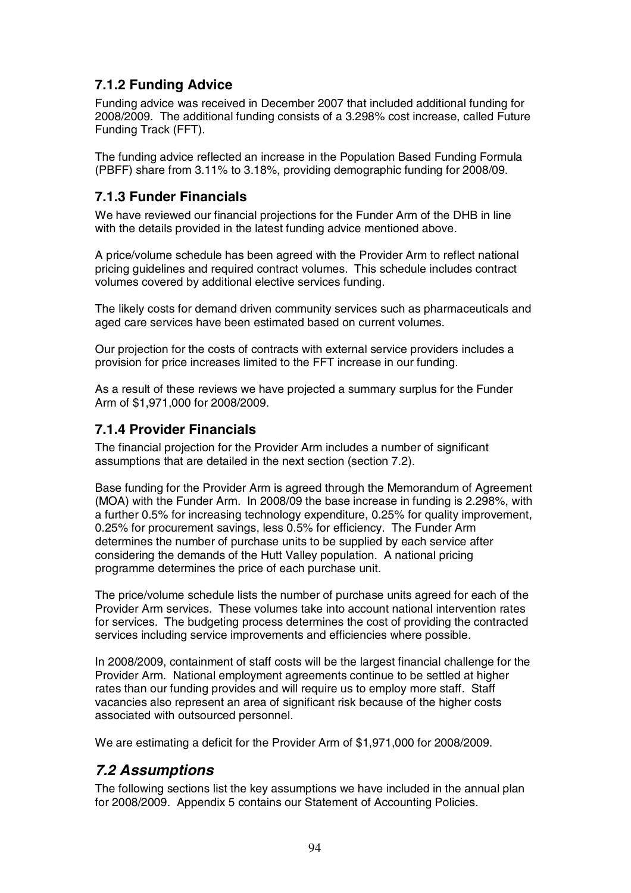### 7.1.2 Funding Advice

Funding advice was received in December 2007 that included additional funding for 2008/2009. The additional funding consists of a 3.298% cost increase, called Future Funding Track (FFT).

The funding advice reflected an increase in the Population Based Funding Formula (PBFF) share from 3.11% to 3.18%, providing demographic funding for 2008/09.

### 7.1.3 Funder Financials

We have reviewed our financial projections for the Funder Arm of the DHB in line with the details provided in the latest funding advice mentioned above.

A price/volume schedule has been agreed with the Provider Arm to reflect national pricing guidelines and required contract volumes. This schedule includes contract volumes covered by additional elective services funding.

The likely costs for demand driven community services such as pharmaceuticals and aged care services have been estimated based on current volumes.

Our projection for the costs of contracts with external service providers includes a provision for price increases limited to the FFT increase in our funding.

As a result of these reviews we have projected a summary surplus for the Funder Arm of $1,971,000 for 2008/2009.

### 7.1.4 Provider Financials

The financial projection for the Provider Arm includes a number of significant assumptions that are detailed in the next section (section 7.2).

Base funding for the Provider Arm is agreed through the Memorandum of Agreement (MOA) with the Funder Arm. In 2008/09 the base increase in funding is 2.298%, with a further 0.5% for increasing technology expenditure, 0.25% for quality improvement, 0.25% for procurement savings, less 0.5% for efficiency. The Funder Arm determines the number of purchase units to be supplied by each service after considering the demands of the Hutt Valley population. A national pricing programme determines the price of each purchase unit.

The price/volume schedule lists the number of purchase units agreed for each of the Provider Arm services. These volumes take into account national intervention rates for services. The budgeting process determines the cost of providing the contracted services including service improvements and efficiencies where possible.

In 2008/2009, containment of staff costs will be the largest financial challenge for the Provider Arm. National employment agreements continue to be settled at higher rates than our funding provides and will require us to employ more staff. Staff vacancies also represent an area of significant risk because of the higher costs associated with outsourced personnel.

We are estimating a deficit for the Provider Arm of $1,971,000 for 2008/2009.

## *7.2 Assumptions*

The following sections list the key assumptions we have included in the annual plan for 2008/2009. Appendix 5 contains our Statement of Accounting Policies.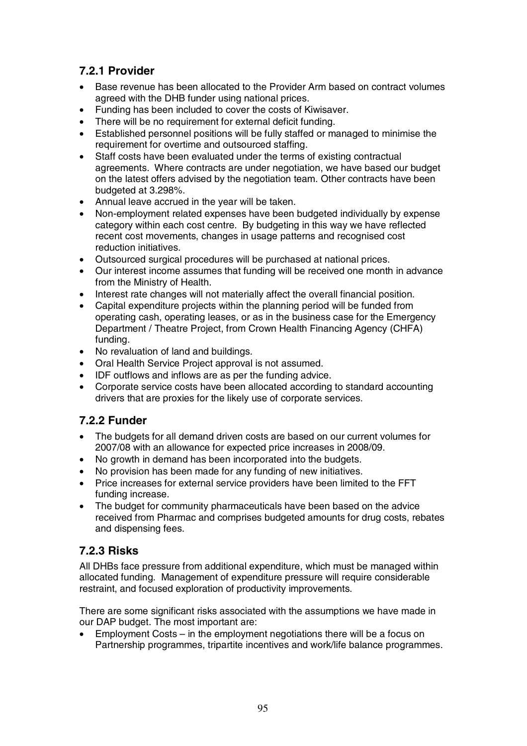### 7.2.1 Provider

- Base revenue has been allocated to the Provider Arm based on contract volumes agreed with the DHB funder using national prices.
- Funding has been included to cover the costs of Kiwisaver.
- There will be no requirement for external deficit funding.
- Established personnel positions will be fully staffed or managed to minimise the requirement for overtime and outsourced staffing.
- Staff costs have been evaluated under the terms of existing contractual agreements. Where contracts are under negotiation, we have based our budget on the latest offers advised by the negotiation team. Other contracts have been budgeted at 3.298%.
- Annual leave accrued in the year will be taken.
- Non-employment related expenses have been budgeted individually by expense category within each cost centre. By budgeting in this way we have reflected recent cost movements, changes in usage patterns and recognised cost reduction initiatives.
- Outsourced surgical procedures will be purchased at national prices.
- Our interest income assumes that funding will be received one month in advance from the Ministry of Health.
- Interest rate changes will not materially affect the overall financial position.
- Capital expenditure projects within the planning period will be funded from operating cash, operating leases, or as in the business case for the Emergency Department / Theatre Project, from Crown Health Financing Agency (CHFA) funding.
- No revaluation of land and buildings.
- Oral Health Service Project approval is not assumed.
- IDF outflows and inflows are as per the funding advice.
- Corporate service costs have been allocated according to standard accounting drivers that are proxies for the likely use of corporate services.

### 7.2.2 Funder

- The budgets for all demand driven costs are based on our current volumes for 2007/08 with an allowance for expected price increases in 2008/09.
- No growth in demand has been incorporated into the budgets.
- No provision has been made for any funding of new initiatives.
- Price increases for external service providers have been limited to the FFT funding increase.
- The budget for community pharmaceuticals have been based on the advice received from Pharmac and comprises budgeted amounts for drug costs, rebates and dispensing fees.

### 7.2.3 Risks

All DHBs face pressure from additional expenditure, which must be managed within allocated funding. Management of expenditure pressure will require considerable restraint, and focused exploration of productivity improvements.

There are some significant risks associated with the assumptions we have made in our DAP budget. The most important are:

- Employment Costs – in the employment negotiations there will be a focus on Partnership programmes, tripartite incentives and work/life balance programmes.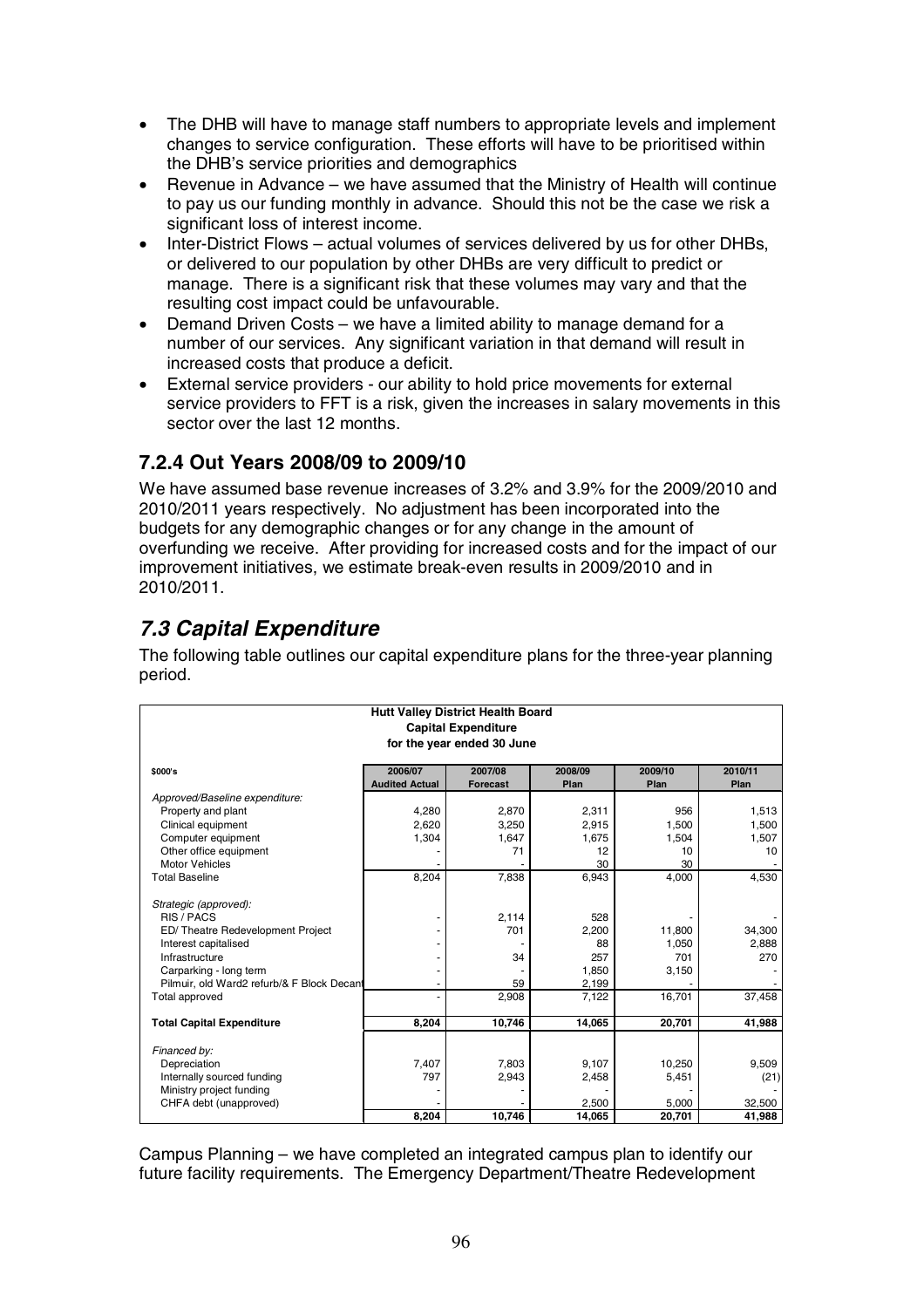- The DHB will have to manage staff numbers to appropriate levels and implement changes to service configuration. These efforts will have to be prioritised within the DHB's service priorities and demographics
- Revenue in Advance – we have assumed that the Ministry of Health will continue to pay us our funding monthly in advance. Should this not be the case we risk a significant loss of interest income.
- Inter-District Flows – actual volumes of services delivered by us for other DHBs, or delivered to our population by other DHBs are very difficult to predict or manage. There is a significant risk that these volumes may vary and that the resulting cost impact could be unfavourable.
- Demand Driven Costs – we have a limited ability to manage demand for a number of our services. Any significant variation in that demand will result in increased costs that produce a deficit.
- External service providers - our ability to hold price movements for external service providers to FFT is a risk, given the increases in salary movements in this sector over the last 12 months.

### 7.2.4 Out Years 2008/09 to 2009/10

We have assumed base revenue increases of 3.2% and 3.9% for the 2009/2010 and 2010/2011 years respectively. No adjustment has been incorporated into the budgets for any demographic changes or for any change in the amount of overfunding we receive. After providing for increased costs and for the impact of our improvement initiatives, we estimate break-even results in 2009/2010 and in 2010/2011.

## *7.3 Capital Expenditure*

The following table outlines our capital expenditure plans for the three-year planning period.

**Hutt Valley District Health Board**
**Capital Expenditure**
**for the year ended 30 June**

| $000's | 2006/07 Audited Actual | 2007/08 Forecast | 2008/09 Plan | 2009/10 Plan | 2010/11 Plan |
|---|---|---|---|---|---|
| *Approved/Baseline expenditure:* | | | | | |
| Property and plant | 4,280 | 2,870 | 2,311 | 956 | 1,513 |
| Clinical equipment | 2,620 | 3,250 | 2,915 | 1,500 | 1,500 |
| Computer equipment | 1,304 | 1,647 | 1,675 | 1,504 | 1,507 |
| Other office equipment | - | 71 | 12 | 10 | 10 |
| Motor Vehicles | - | - | 30 | 30 | - |
| Total Baseline | 8,204 | 7,838 | 6,943 | 4,000 | 4,530 |
| *Strategic (approved):* | | | | | |
| RIS / PACS | - | 2,114 | 528 | - | - |
| ED/ Theatre Redevelopment Project | - | 701 | 2,200 | 11,800 | 34,300 |
| Interest capitalised | - | - | 88 | 1,050 | 2,888 |
| Infrastructure | - | 34 | 257 | 701 | 270 |
| Carparking - long term | - | - | 1,850 | 3,150 | - |
| Pilmuir, old Ward2 refurb/& F Block Decant | - | 59 | 2,199 | - | - |
| Total approved | - | 2,908 | 7,122 | 16,701 | 37,458 |
| **Total Capital Expenditure** | **8,204** | **10,746** | **14,065** | **20,701** | **41,988** |
| *Financed by:* | | | | | |
| Depreciation | 7,407 | 7,803 | 9,107 | 10,250 | 9,509 |
| Internally sourced funding | 797 | 2,943 | 2,458 | 5,451 | (21) |
| Ministry project funding | - | - | - | - | - |
| CHFA debt (unapproved) | - | - | 2,500 | 5,000 | 32,500 |
| | **8,204** | **10,746** | **14,065** | **20,701** | **41,988** |

Campus Planning – we have completed an integrated campus plan to identify our future facility requirements. The Emergency Department/Theatre Redevelopment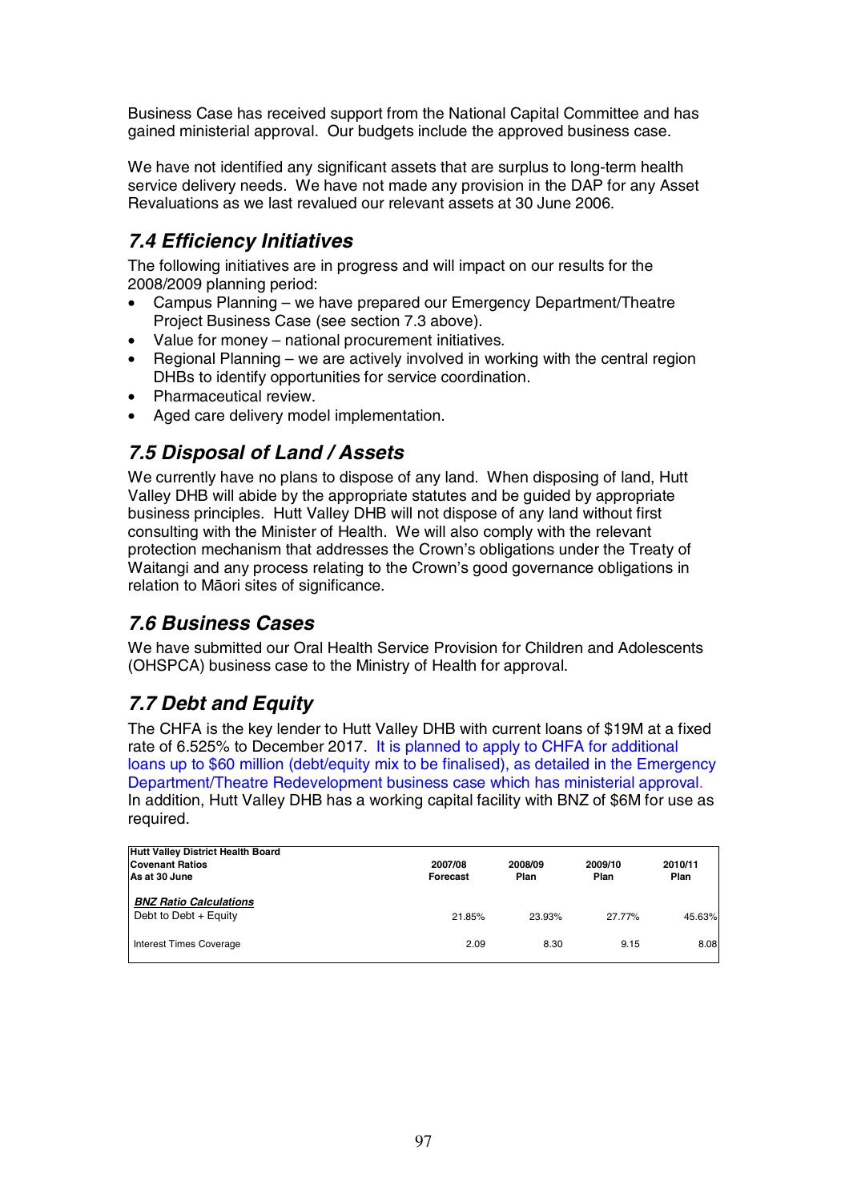Business Case has received support from the National Capital Committee and has gained ministerial approval. Our budgets include the approved business case.

We have not identified any significant assets that are surplus to long-term health service delivery needs. We have not made any provision in the DAP for any Asset Revaluations as we last revalued our relevant assets at 30 June 2006.

## 7.4 Efficiency Initiatives

The following initiatives are in progress and will impact on our results for the 2008/2009 planning period:

- Campus Planning – we have prepared our Emergency Department/Theatre Project Business Case (see section 7.3 above).
- Value for money – national procurement initiatives.
- Regional Planning – we are actively involved in working with the central region DHBs to identify opportunities for service coordination.
- Pharmaceutical review.
- Aged care delivery model implementation.

## 7.5 Disposal of Land / Assets

We currently have no plans to dispose of any land. When disposing of land, Hutt Valley DHB will abide by the appropriate statutes and be guided by appropriate business principles. Hutt Valley DHB will not dispose of any land without first consulting with the Minister of Health. We will also comply with the relevant protection mechanism that addresses the Crown's obligations under the Treaty of Waitangi and any process relating to the Crown's good governance obligations in relation to Māori sites of significance.

## 7.6 Business Cases

We have submitted our Oral Health Service Provision for Children and Adolescents (OHSPCA) business case to the Ministry of Health for approval.

## 7.7 Debt and Equity

The CHFA is the key lender to Hutt Valley DHB with current loans of $19M at a fixed rate of 6.525% to December 2017. It is planned to apply to CHFA for additional loans up to $60 million (debt/equity mix to be finalised), as detailed in the Emergency Department/Theatre Redevelopment business case which has ministerial approval. In addition, Hutt Valley DHB has a working capital facility with BNZ of $6M for use as required.

| Hutt Valley District Health Board<br>Covenant Ratios<br>As at 30 June | 2007/08<br>Forecast | 2008/09<br>Plan | 2009/10<br>Plan | 2010/11<br>Plan |
|---|---|---|---|---|
| ***BNZ Ratio Calculations*** | | | | |
| Debt to Debt + Equity | 21.85% | 23.93% | 27.77% | 45.63% |
| Interest Times Coverage | 2.09 | 8.30 | 9.15 | 8.08 |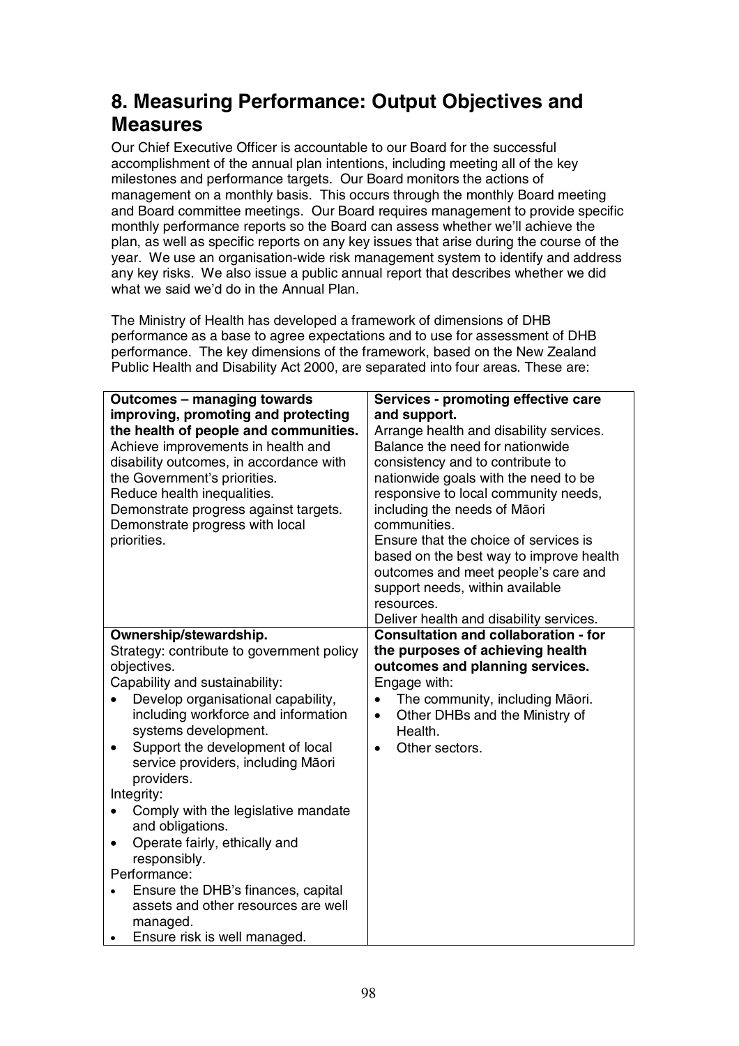## 8. Measuring Performance: Output Objectives and Measures

Our Chief Executive Officer is accountable to our Board for the successful accomplishment of the annual plan intentions, including meeting all of the key milestones and performance targets. Our Board monitors the actions of management on a monthly basis. This occurs through the monthly Board meeting and Board committee meetings. Our Board requires management to provide specific monthly performance reports so the Board can assess whether we'll achieve the plan, as well as specific reports on any key issues that arise during the course of the year. We use an organisation-wide risk management system to identify and address any key risks. We also issue a public annual report that describes whether we did what we said we'd do in the Annual Plan.

The Ministry of Health has developed a framework of dimensions of DHB performance as a base to agree expectations and to use for assessment of DHB performance. The key dimensions of the framework, based on the New Zealand Public Health and Disability Act 2000, are separated into four areas. These are:

| | |
|---|---|
| **Outcomes – managing towards improving, promoting and protecting the health of people and communities.**<br>Achieve improvements in health and disability outcomes, in accordance with the Government's priorities.<br>Reduce health inequalities.<br>Demonstrate progress against targets.<br>Demonstrate progress with local priorities. | **Services - promoting effective care and support.**<br>Arrange health and disability services.<br>Balance the need for nationwide consistency and to contribute to nationwide goals with the need to be responsive to local community needs, including the needs of Māori communities.<br>Ensure that the choice of services is based on the best way to improve health outcomes and meet people's care and support needs, within available resources.<br>Deliver health and disability services. |
| **Ownership/stewardship.**<br>Strategy: contribute to government policy objectives.<br>Capability and sustainability:<br>• Develop organisational capability, including workforce and information systems development.<br>• Support the development of local service providers, including Māori providers.<br>Integrity:<br>• Comply with the legislative mandate and obligations.<br>• Operate fairly, ethically and responsibly.<br>Performance:<br>• Ensure the DHB's finances, capital assets and other resources are well managed.<br>• Ensure risk is well managed. | **Consultation and collaboration - for the purposes of achieving health outcomes and planning services.**<br>Engage with:<br>• The community, including Māori.<br>• Other DHBs and the Ministry of Health.<br>• Other sectors. |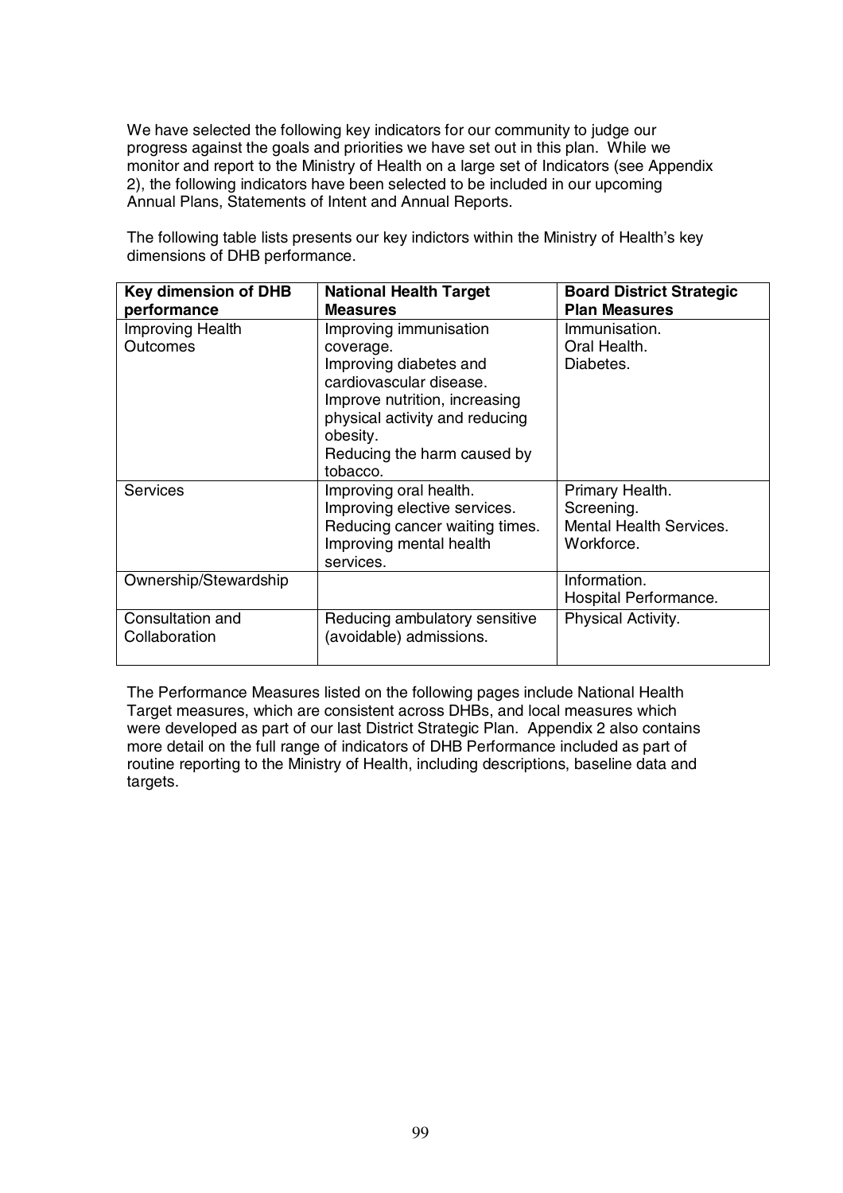We have selected the following key indicators for our community to judge our progress against the goals and priorities we have set out in this plan. While we monitor and report to the Ministry of Health on a large set of Indicators (see Appendix 2), the following indicators have been selected to be included in our upcoming Annual Plans, Statements of Intent and Annual Reports.

The following table lists presents our key indictors within the Ministry of Health's key dimensions of DHB performance.

| Key dimension of DHB performance | National Health Target Measures | Board District Strategic Plan Measures |
|---|---|---|
| Improving Health Outcomes | Improving immunisation coverage.<br>Improving diabetes and cardiovascular disease.<br>Improve nutrition, increasing physical activity and reducing obesity.<br>Reducing the harm caused by tobacco. | Immunisation.<br>Oral Health.<br>Diabetes. |
| Services | Improving oral health.<br>Improving elective services.<br>Reducing cancer waiting times.<br>Improving mental health services. | Primary Health.<br>Screening.<br>Mental Health Services.<br>Workforce. |
| Ownership/Stewardship | | Information.<br>Hospital Performance. |
| Consultation and Collaboration | Reducing ambulatory sensitive (avoidable) admissions. | Physical Activity. |

The Performance Measures listed on the following pages include National Health Target measures, which are consistent across DHBs, and local measures which were developed as part of our last District Strategic Plan. Appendix 2 also contains more detail on the full range of indicators of DHB Performance included as part of routine reporting to the Ministry of Health, including descriptions, baseline data and targets.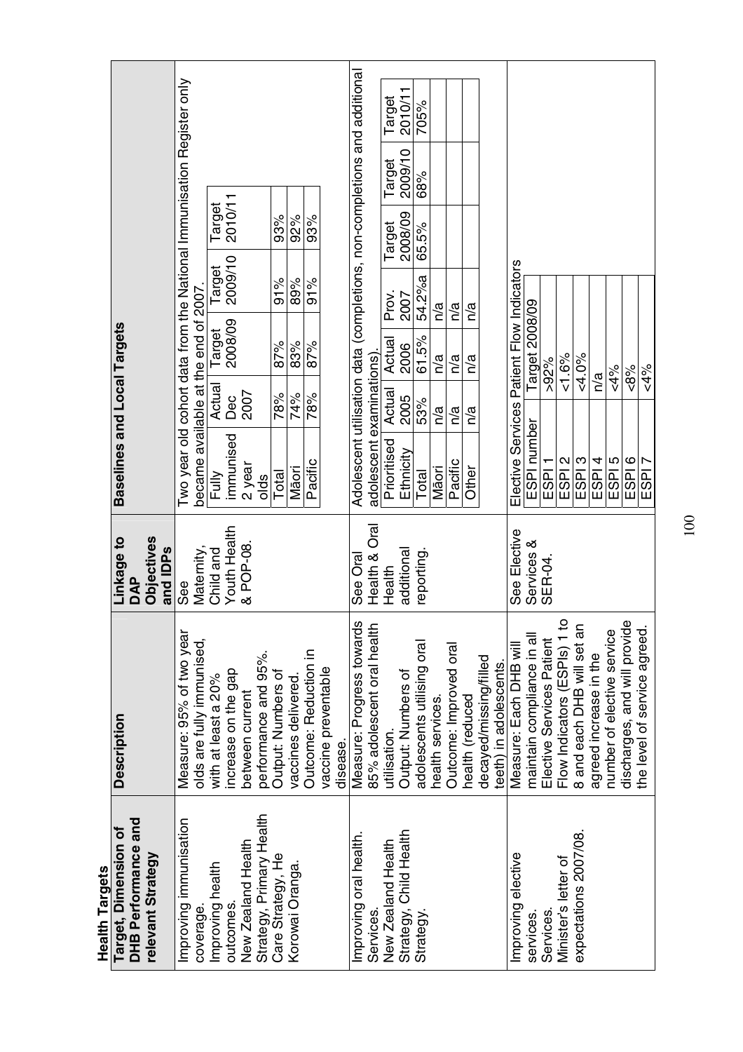**Health Targets**

| Target, Dimension of DHB Performance and relevant Strategy | Description | Linkage to DAP Objectives and IDPs | Baselines and Local Targets |
|---|---|---|---|
| Improving immunisation coverage. Improving health outcomes. New Zealand Health Strategy, Primary Health Care Strategy, He Korowai Oranga. | Measure: 95% of two year olds are fully immunised, with at least a 20% increase on the gap between current performance and 95%. Output: Numbers of vaccines delivered. Outcome: Reduction in vaccine preventable disease. | See Maternity, Child and Youth Health & POP-08. | Two year old cohort data from the National Immunisation Register only became available at the end of 2007. (see table A) |
| Improving oral health. Services. New Zealand Health Strategy, Child Health Strategy. | Measure: Progress towards 85% adolescent oral health utilisation. Output: Numbers of adolescents utilising oral health services. Outcome: Improved oral health (reduced decayed/missing/filled teeth) in adolescents. | See Oral Health & Oral Health additional reporting. | Adolescent utilisation data (completions, non-completions and additional adolescent examinations). (see table B) |
| Improving elective services. Services. Minister's letter of expectations 2007/08. | Measure: Each DHB will maintain compliance in all Elective Services Patient Flow Indicators (ESPIs) 1 to 8 and each DHB will set an agreed increase in the number of elective service discharges, and will provide the level of service agreed. | See Elective Services & SER-04. | Elective Services Patient Flow Indicators (see table C) |

Table A:

| Fully immunised 2 year olds | Actual Dec 2007 | Target 2008/09 | Target 2009/10 | Target 2010/11 |
|---|---|---|---|---|
| Total | 78% | 87% | 91% | 93% |
| Māori | 74% | 83% | 89% | 92% |
| Pacific | 78% | 87% | 91% | 93% |

Table B:

| Prioritised Ethnicity | Actual 2005 | Actual 2006 | Prov. 2007 | Target 2008/09 | Target 2009/10 | Target 2010/11 |
|---|---|---|---|---|---|---|
| Total | 53% | 61.5% | 54.2%a | 65.5% | 68% | 705% |
| Māori | n/a | n/a | n/a | | | |
| Pacific | n/a | n/a | n/a | | | |
| Other | n/a | n/a | n/a | | | |

Table C:

| ESPI number | Target 2008/09 |
|---|---|
| ESPI 1 | >92% |
| ESPI 2 | <1.6% |
| ESPI 3 | <4.0% |
| ESPI 4 | n/a |
| ESPI 5 | <4% |
| ESPI 6 | <8% |
| ESPI 7 | <4% |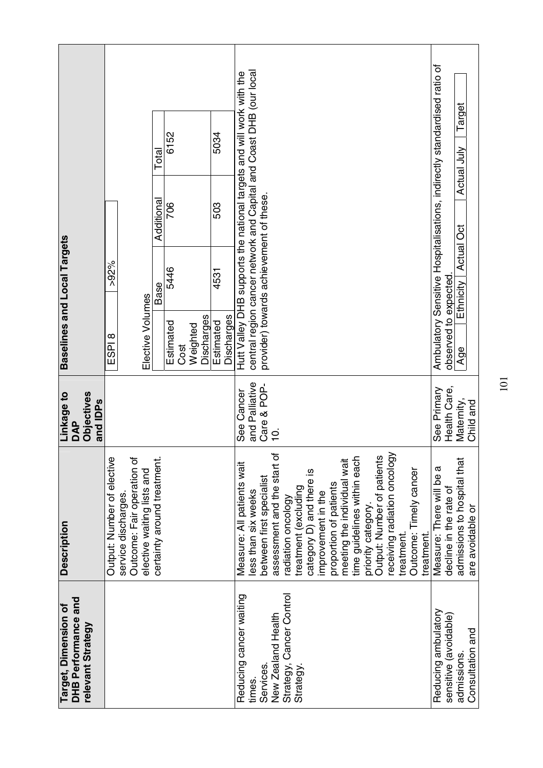| Target, Dimension of DHB Performance and relevant Strategy | Description | Linkage to DAP Objectives and IDPs | Baselines and Local Targets |
|---|---|---|---|
| | Output: Number of elective service discharges. Outcome: Fair operation of elective waiting lists and certainty around treatment. | | ESPI 8 / >92%<br><br>Elective Volumes<br><br>\| \| Base \| Additional \| Total \|<br>Estimated Cost Weighted Discharges: 5446 / 706 / 6152<br>Estimated Discharges: 4531 / 503 / 5034 |
| Reducing cancer waiting times. Services. New Zealand Health Strategy, Cancer Control Strategy. | Measure: All patients wait less than six weeks between first specialist assessment and the start of radiation oncology treatment (excluding category D) and there is improvement in the proportion of patients meeting the individual wait time guidelines within each priority category. Output: Number of patients receiving radiation oncology treatment. Outcome: Timely cancer treatment. | See Cancer and Palliative Care & POP-10. | Hutt Valley DHB supports the national targets and will work with the central region cancer network and Capital and Coast DHB (our local provider) towards achievement of these. |
| Reducing ambulatory sensitive (avoidable) admissions. Consultation and | Measure: There will be a decline in the rate of admissions to hospital that are avoidable or | See Primary Health Care, Maternity, Child and | Ambulatory Sensitive Hospitalisations, indirectly standardised ratio of observed to expected.<br><br>\| Age \| Ethnicity \| Actual Oct \| Actual July \| Target \| |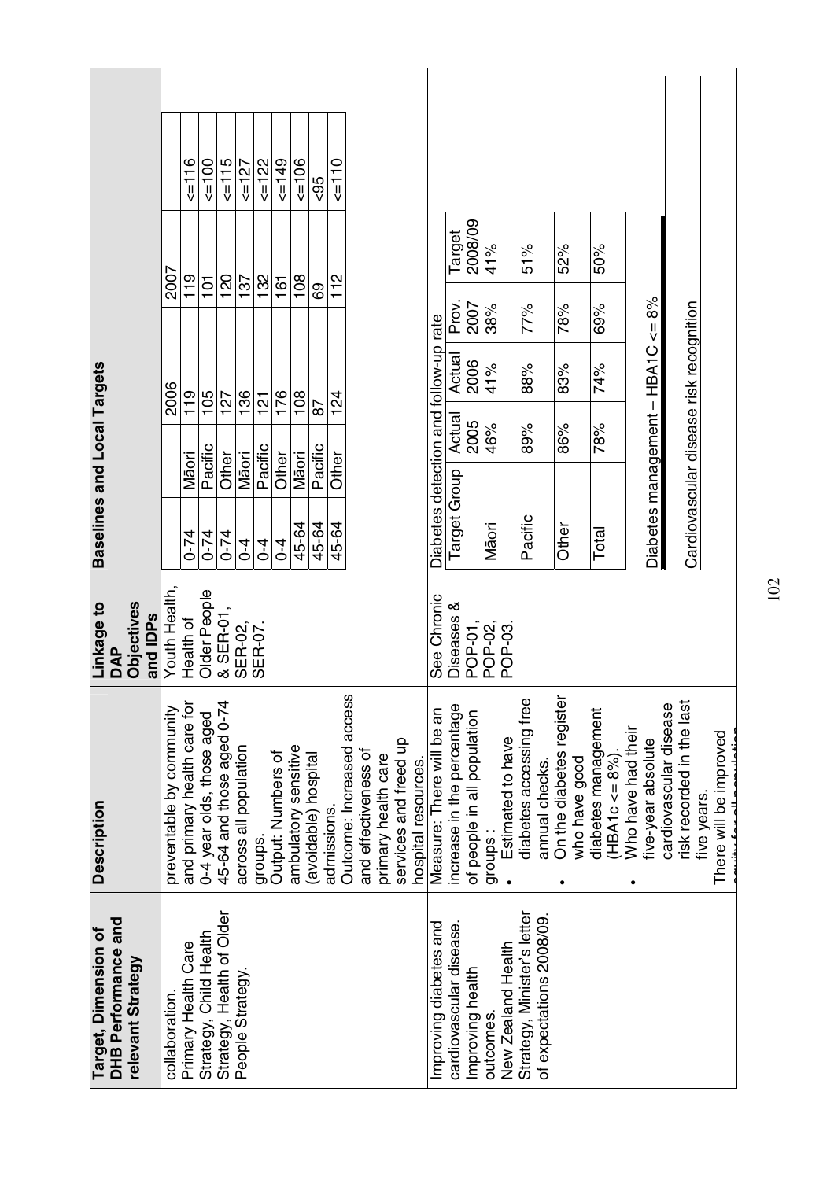| Target, Dimension of DHB Performance and relevant Strategy | Description | Linkage to DAP Objectives and IDPs | Baselines and Local Targets |
|---|---|---|---|
| collaboration. Primary Health Care Strategy, Child Health Strategy, Health of Older People Strategy. | preventable by community and primary health care for 0-4 year olds, those aged 45-64 and those aged 0-74 across all population groups. Output: Numbers of ambulatory sensitive (avoidable) hospital admissions. Outcome: Increased access and effectiveness of primary health care services and freed up hospital resources. | Youth Health, Health of Older People & SER-01, SER-02, SER-07. | (see table A below) |
| Improving diabetes and cardiovascular disease. Improving health outcomes. New Zealand Health Strategy, Minister's letter of expectations 2008/09. | Measure: There will be an increase in the percentage of people in all population groups : • Estimated to have diabetes accessing free annual checks. • On the diabetes register who have good diabetes management (HBA1c <= 8%). • Who have had their five-year absolute cardiovascular disease risk recorded in the last five years. There will be improved equity for all population | See Chronic Diseases & POP-01, POP-02, POP-03. | (see table B below) |

**Table A**

| | | 2006 | 2007 | |
|---|---|---|---|---|
| 0-74 | Māori | 119 | 119 | <=116 |
| 0-74 | Pacific | 105 | 101 | <=100 |
| 0-74 | Other | 127 | 120 | <=115 |
| 0-4 | Māori | 136 | 137 | <=127 |
| 0-4 | Pacific | 121 | 132 | <=122 |
| 0-4 | Other | 176 | 161 | <=149 |
| 45-64 | Māori | 108 | 108 | <=106 |
| 45-64 | Pacific | 87 | 69 | <95 |
| 45-64 | Other | 124 | 112 | <=110 |

**Table B**

Diabetes detection and follow-up rate

| Target Group | Actual 2005 | Actual 2006 | Prov. 2007 | Target 2008/09 |
|---|---|---|---|---|
| Māori | 46% | 41% | 38% | 41% |
| Pacific | 89% | 88% | 77% | 51% |
| Other | 86% | 83% | 78% | 52% |
| Total | 78% | 74% | 69% | 50% |

Diabetes management – HBA1C <= 8%

Cardiovascular disease risk recognition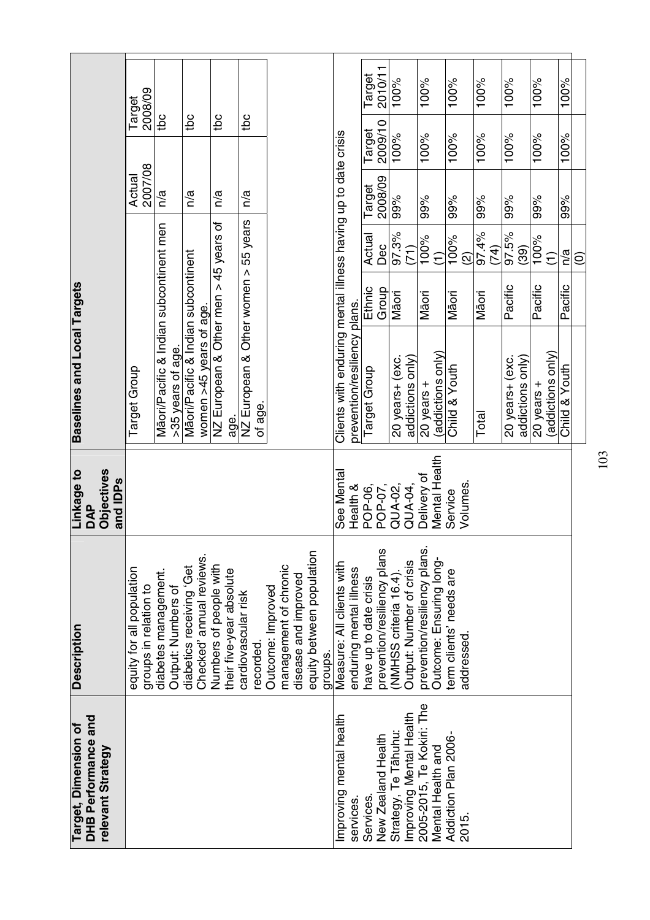| Target, Dimension of DHB Performance and relevant Strategy | Description | Linkage to DAP Objectives and IDPs | Baselines and Local Targets |
|---|---|---|---|
| | equity for all population groups in relation to diabetes management. Output: Numbers of diabetics receiving 'Get Checked' annual reviews. Numbers of people with their five-year absolute cardiovascular risk recorded. Outcome: Improved management of chronic disease and improved equity between population groups. | | See table below |
| Improving mental health services. Services. New Zealand Health Strategy, Te Tāhuhu: Improving Mental Health 2005-2015, Te Kokiri: The Mental Health and Addiction Plan 2006-2015. | Measure: All clients with enduring mental illness have up to date crisis prevention/resiliency plans (NMHSS criteria 16.4). Output: Number of crisis prevention/resiliency plans. Outcome: Ensuring long-term clients' needs are addressed. | See Mental Health & POP-06, POP-07, QUA-02, QUA-04, Delivery of Mental Health Service Volumes. | Clients with enduring mental illness having up to date crisis prevention/resiliency plans. See table below |

| Target Group | Actual 2007/08 | Target 2008/09 |
|---|---|---|
| Māori/Pacific & Indian subcontinent men >35 years of age. | n/a | tbc |
| Māori/Pacific & Indian subcontinent women >45 years of age. | n/a | tbc |
| NZ European & Other men > 45 years of age. | n/a | tbc |
| NZ European & Other women > 55 years of age. | n/a | tbc |

Clients with enduring mental illness having up to date crisis prevention/resiliency plans.

| Target Group | Ethnic Group | Actual Dec | Target 2008/09 | Target 2009/10 | Target 2010/11 |
|---|---|---|---|---|---|
| 20 years+ (exc. addictions only) | Māori | 97.3% (71) | 99% | 100% | 100% |
| 20 years + (addictions only) | Māori | 100% (1) | 99% | 100% | 100% |
| Child & Youth | Māori | 100% (2) | 99% | 100% | 100% |
| Total | Māori | 97.4% (74) | 99% | 100% | 100% |
| 20 years+ (exc. addictions only) | Pacific | 97.5% (39) | 99% | 100% | 100% |
| 20 years + (addictions only) | Pacific | 100% (1) | 99% | 100% | 100% |
| Child & Youth | Pacific | n/a (0) | 99% | 100% | 100% |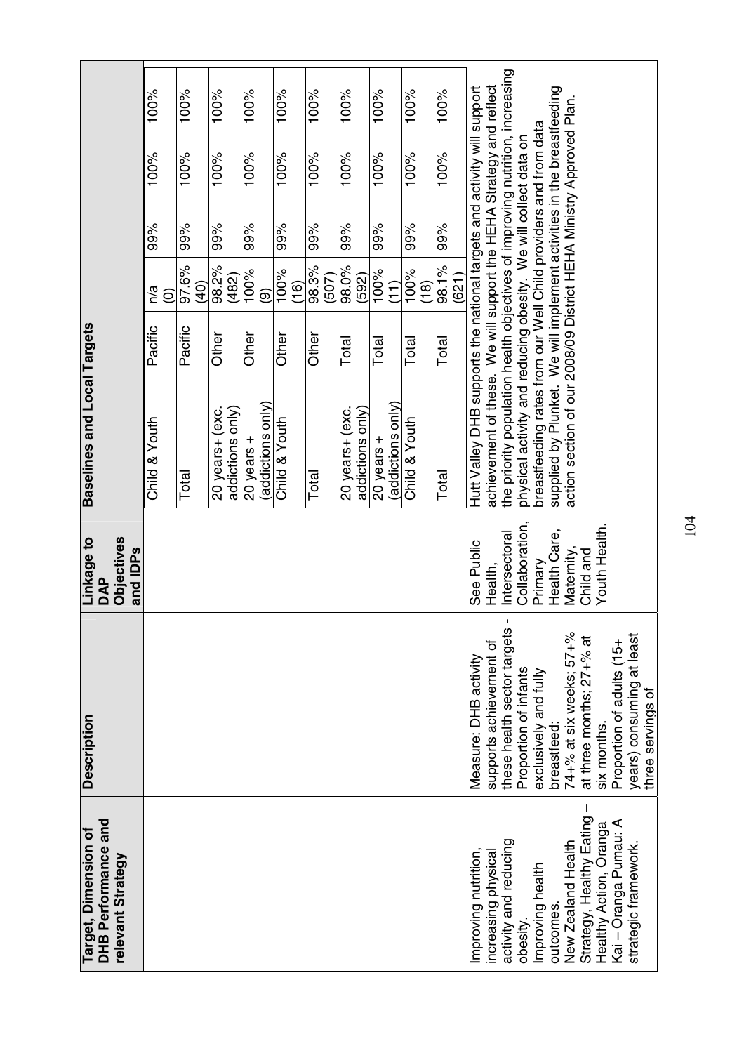| Target, Dimension of DHB Performance and relevant Strategy | Description | Linkage to DAP Objectives and IDPs | Baselines and Local Targets | | | | | |
|---|---|---|---|---|---|---|---|---|
| | | | Child & Youth | Pacific | n/a (0) | 99% | 100% | 100% |
| | | | Total | Pacific | 97.6% (40) | 99% | 100% | 100% |
| | | | 20 years+ (exc. addictions only) | Other | 98.2% (482) | 99% | 100% | 100% |
| | | | 20 years + (addictions only) | Other | 100% (9) | 99% | 100% | 100% |
| | | | Child & Youth | Other | 100% (16) | 99% | 100% | 100% |
| | | | Total | Other | 98.3% (507) | 99% | 100% | 100% |
| | | | 20 years+ (exc. addictions only) | Total | 98.0% (592) | 99% | 100% | 100% |
| | | | 20 years + (addictions only) | Total | 100% (11) | 99% | 100% | 100% |
| | | | Child & Youth | Total | 100% (18) | 99% | 100% | 100% |
| | | | Total | Total | 98.1% (621) | 99% | 100% | 100% |
| Improving nutrition, increasing physical activity and reducing obesity. Improving health outcomes. New Zealand Health Strategy, Healthy Eating – Healthy Action, Oranga Kai – Oranga Pumau: A strategic framework. | Measure: DHB activity supports achievement of these health sector targets - Proportion of infants exclusively and fully breastfeed: 74+% at six weeks; 57+% at three months; 27+% at six months. Proportion of adults (15+ years) consuming at least three servings of | See Public Health, Intersectoral Collaboration, Primary Health Care, Maternity, Child and Youth Health. | Hutt Valley DHB supports the national targets and activity will support achievement of these. We will support the HEHA Strategy and reflect the priority population health objectives of improving nutrition, increasing physical activity and reducing obesity. We will collect data on breastfeeding rates from our Well Child providers and from data supplied by Plunket. We will implement activities in the breastfeeding action section of our 2008/09 District HEHA Ministry Approved Plan. | | | | | |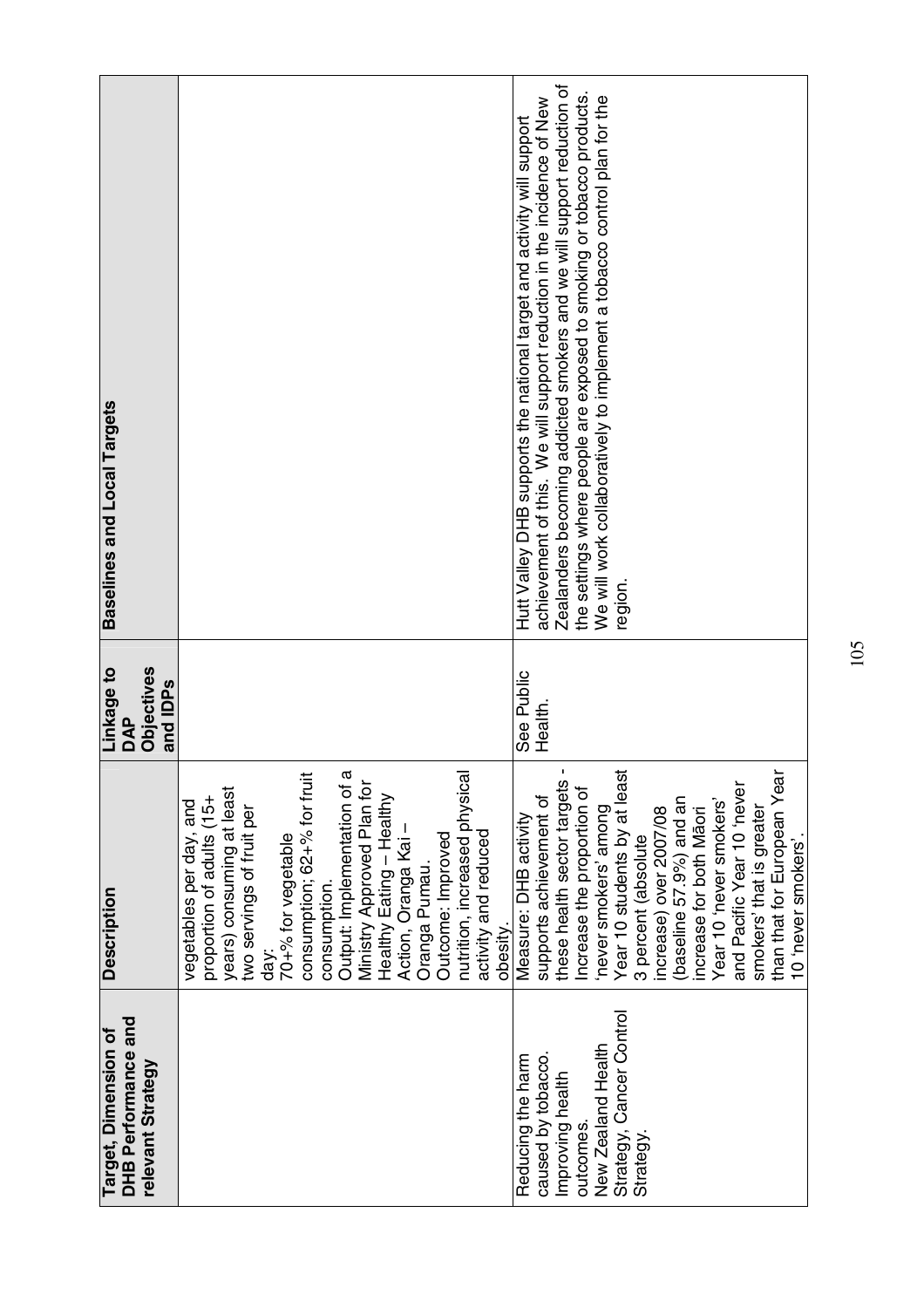| Target, Dimension of DHB Performance and relevant Strategy | Description | Linkage to DAP Objectives and IDPs | Baselines and Local Targets |
|---|---|---|---|
| | vegetables per day, and proportion of adults (15+ years) consuming at least two servings of fruit per day: 70+% for vegetable consumption; 62+% for fruit consumption. Output: Implementation of a Ministry Approved Plan for Healthy Eating – Healthy Action, Oranga Kai – Oranga Pumau. Outcome: Improved nutrition, increased physical activity and reduced obesity. | | |
| Reducing the harm caused by tobacco. Improving health outcomes. New Zealand Health Strategy, Cancer Control Strategy. | Measure: DHB activity supports achievement of these health sector targets - Increase the proportion of 'never smokers' among Year 10 students by at least 3 percent (absolute increase) over 2007/08 (baseline 57.9%) and an increase for both Māori Year 10 'never smokers' and Pacific Year 10 'never smokers' that is greater than that for European Year 10 'never smokers'. | See Public Health. | Hutt Valley DHB supports the national target and activity will support achievement of this. We will support reduction in the incidence of New Zealanders becoming addicted smokers and we will support reduction of the settings where people are exposed to smoking or tobacco products. We will work collaboratively to implement a tobacco control plan for the region. |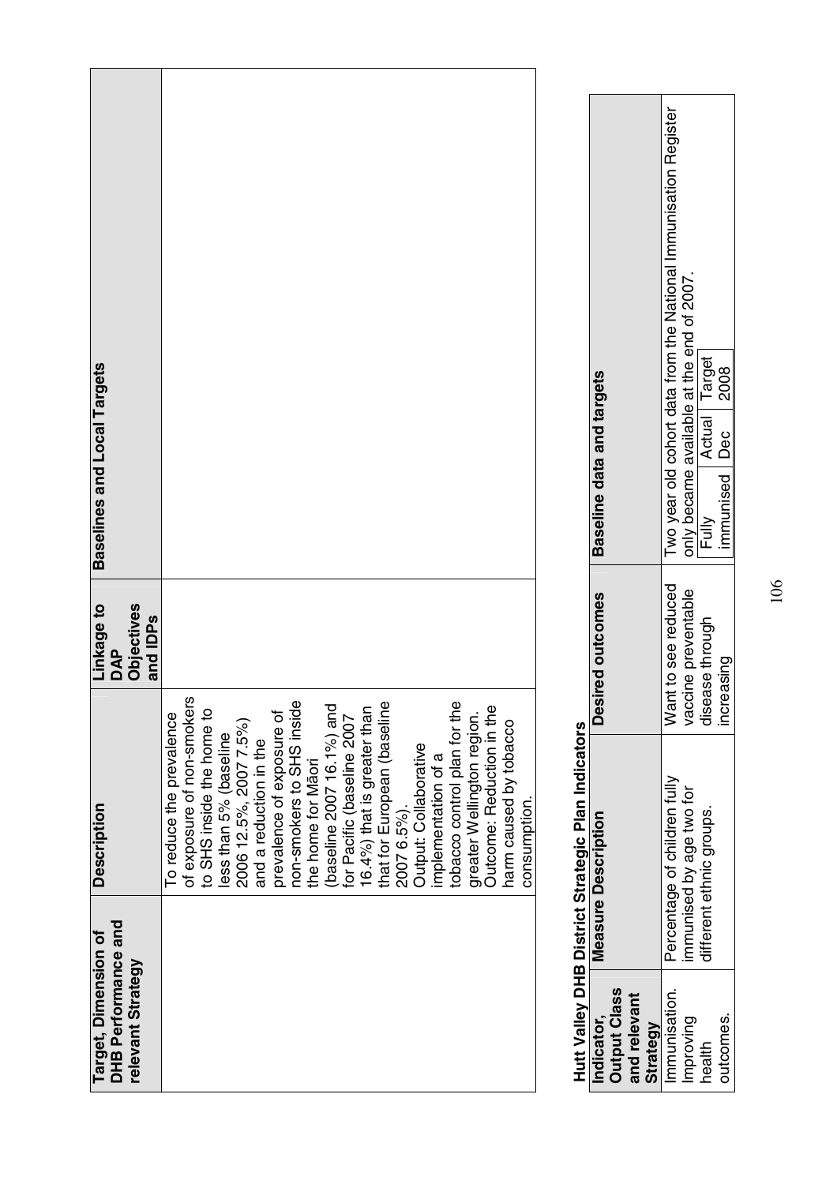| Target, Dimension of DHB Performance and relevant Strategy | Description | Linkage to DAP Objectives and IDPs | Baselines and Local Targets |
|---|---|---|---|
| | To reduce the prevalence of exposure of non-smokers to SHS inside the home to less than 5% (baseline 2006 12.5%, 2007 7.5%) and a reduction in the prevalence of exposure of non-smokers to SHS inside the home for Māori (baseline 2007 16.1%) and for Pacific (baseline 2007 16.4%) that is greater than that for European (baseline 2007 6.5%). Output: Collaborative implementation of a tobacco control plan for the greater Wellington region. Outcome: Reduction in the harm caused by tobacco consumption. | | |

**Hutt Valley DHB District Strategic Plan Indicators**

| Indicator, Output Class and relevant Strategy | Measure Description | Desired outcomes | Baseline data and targets |
|---|---|---|---|
| Immunisation. Improving health outcomes. | Percentage of children fully immunised by age two for different ethnic groups. | Want to see reduced vaccine preventable disease through increasing | Two year old cohort data from the National Immunisation Register only became available at the end of 2007. |

| Fully immunised | Actual Dec | Target 2008 |
|---|---|---|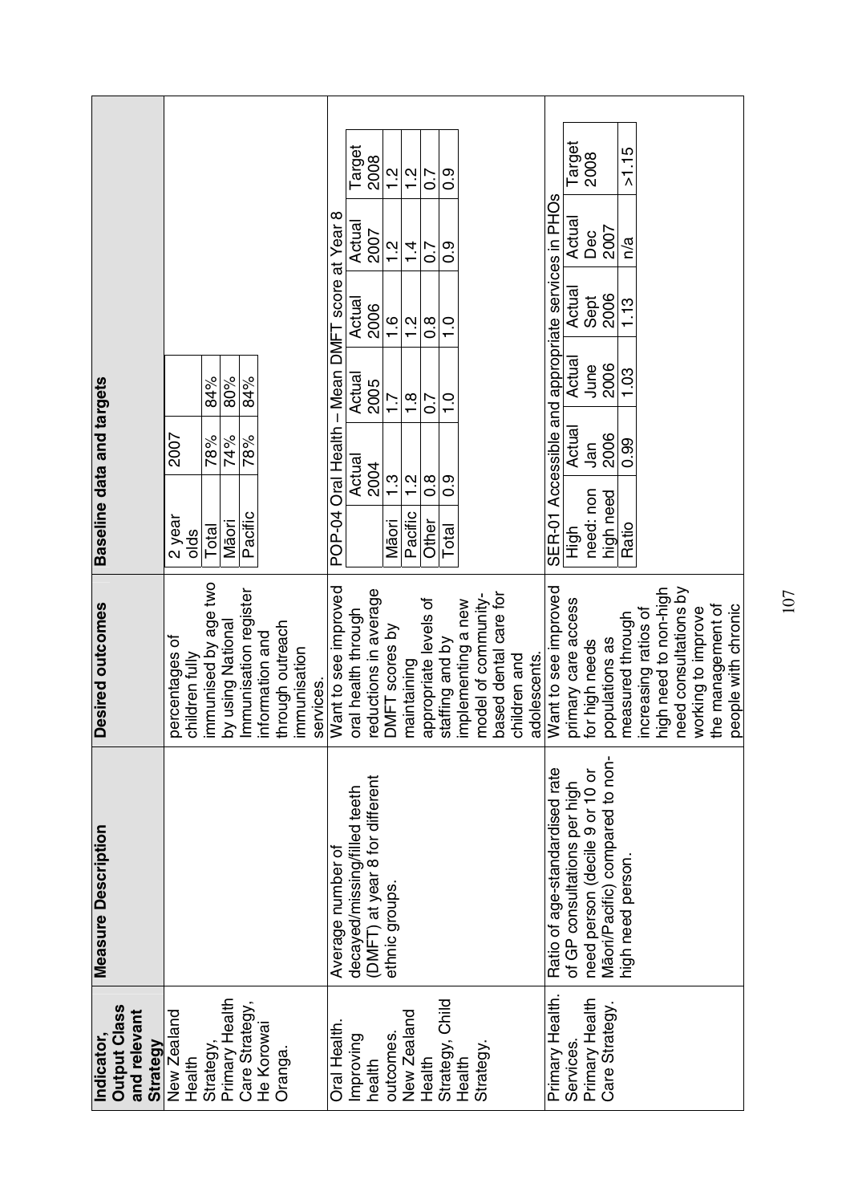| Indicator, Output Class and relevant Strategy | Measure Description | Desired outcomes | Baseline data and targets |
|---|---|---|---|
| New Zealand Health Strategy, Primary Health Care Strategy, He Korowai Oranga. | | percentages of children fully immunised by age two by using National Immunisation register information and through outreach immunisation services. | <table><tr><td>2 year olds</td><td>2007</td><td></td></tr><tr><td>Total</td><td>78%</td><td>84%</td></tr><tr><td>Māori</td><td>74%</td><td>80%</td></tr><tr><td>Pacific</td><td>78%</td><td>84%</td></tr></table> |
| Oral Health. Improving health outcomes. New Zealand Health Strategy, Child Health Strategy. | Average number of decayed/missing/filled teeth (DMFT) at year 8 for different ethnic groups. | Want to see improved oral health through reductions in average DMFT scores by maintaining appropriate levels of staffing and by implementing a new model of community-based dental care for children and adolescents. | POP-04 Oral Health – Mean DMFT score at Year 8<br><table><tr><td></td><td>Actual 2004</td><td>Actual 2005</td><td>Actual 2006</td><td>Actual 2007</td><td>Target 2008</td></tr><tr><td>Māori</td><td>1.3</td><td>1.7</td><td>1.6</td><td>1.2</td><td>1.2</td></tr><tr><td>Pacific</td><td>1.2</td><td>1.8</td><td>1.2</td><td>1.4</td><td>1.2</td></tr><tr><td>Other</td><td>0.8</td><td>0.7</td><td>0.8</td><td>0.7</td><td>0.7</td></tr><tr><td>Total</td><td>0.9</td><td>1.0</td><td>1.0</td><td>0.9</td><td>0.9</td></tr></table> |
| Primary Health. Services. Primary Health Care Strategy. | Ratio of age-standardised rate of GP consultations per high need person (decile 9 or 10 or Māori/Pacific) compared to non-high need person. | Want to see improved primary care access for high needs populations as measured through increasing ratios of high need to non-high need consultations by working to improve the management of people with chronic | SER-01 Accessible and appropriate services in PHOs<br><table><tr><td>High need: non high need</td><td>Actual Jan 2006</td><td>Actual June 2006</td><td>Actual Sept 2006</td><td>Actual Dec 2007</td><td>Target 2008</td></tr><tr><td>Ratio</td><td>0.99</td><td>1.03</td><td>1.13</td><td>n/a</td><td>>1.15</td></tr></table> |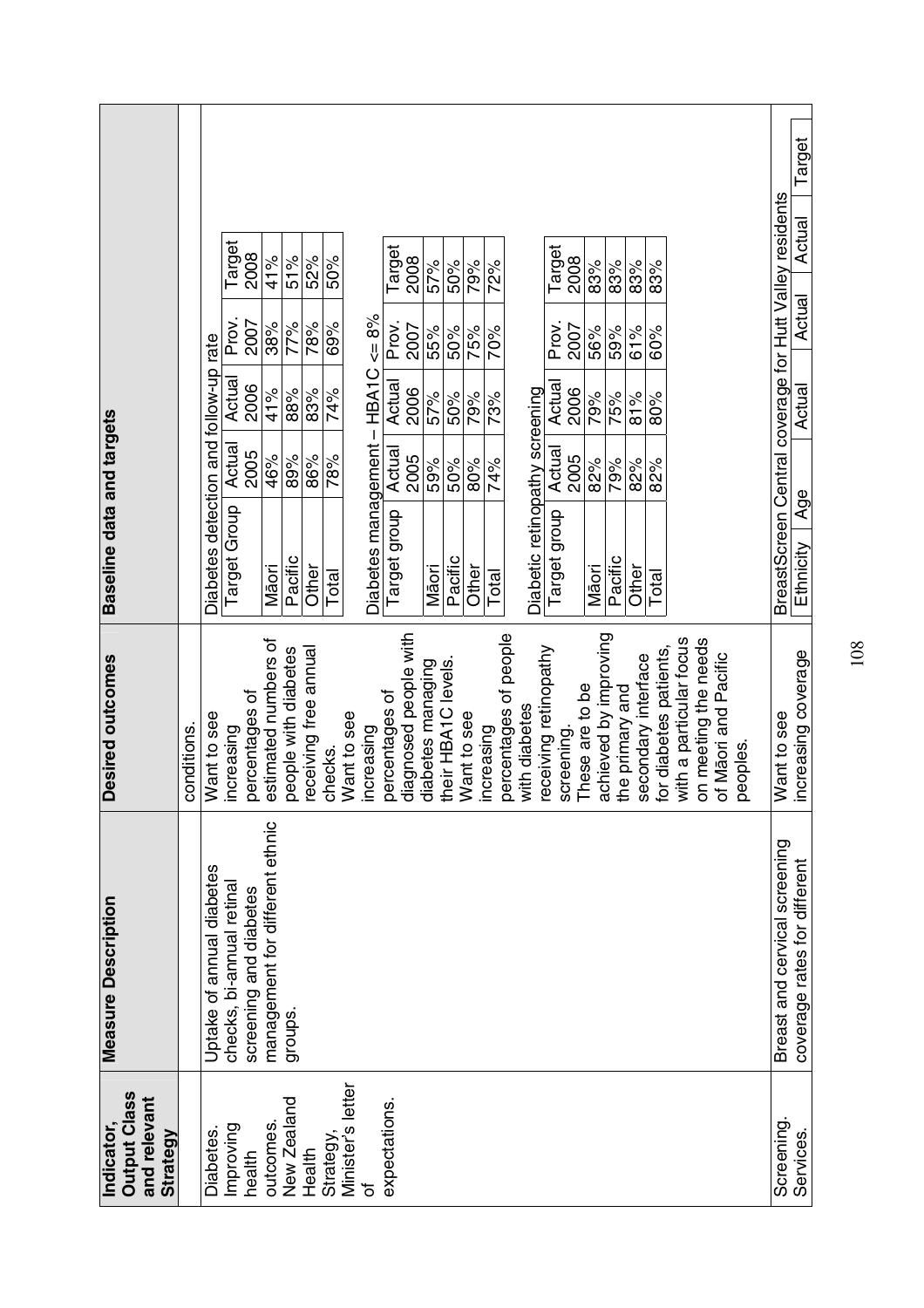| Indicator, Output Class and relevant Strategy | Measure Description | Desired outcomes | Baseline data and targets |
|---|---|---|---|
| | | conditions. | |
| Diabetes. Improving health outcomes. New Zealand Health Strategy, Minister's letter of expectations. | Uptake of annual diabetes checks, bi-annual retinal screening and diabetes management for different ethnic groups. | Want to see increasing percentages of estimated numbers of people with diabetes receiving free annual checks. Want to see increasing percentages of diagnosed people with diabetes managing their HBA1C levels. Want to see increasing percentages of people with diabetes receiving retinopathy screening. These are to be achieved by improving the primary and secondary interface for diabetes patients, with a particular focus on meeting the needs of Māori and Pacific peoples. | Diabetes detection and follow-up rate (see table A below); Diabetes management – HBA1C <= 8% (see table B below); Diabetic retinopathy screening (see table C below) |
| Screening. Services. | Breast and cervical screening coverage rates for different | Want to see increasing coverage | BreastScreen Central coverage for Hutt Valley residents (see table D below) |

**A. Diabetes detection and follow-up rate**

| Target Group | Actual 2005 | Actual 2006 | Prov. 2007 | Target 2008 |
|---|---|---|---|---|
| Māori | 46% | 41% | 38% | 41% |
| Pacific | 89% | 88% | 77% | 51% |
| Other | 86% | 83% | 78% | 52% |
| Total | 78% | 74% | 69% | 50% |

**B. Diabetes management – HBA1C <= 8%**

| Target group | Actual 2005 | Actual 2006 | Prov. 2007 | Target 2008 |
|---|---|---|---|---|
| Māori | 59% | 57% | 55% | 57% |
| Pacific | 50% | 50% | 50% | 50% |
| Other | 80% | 79% | 75% | 79% |
| Total | 74% | 73% | 70% | 72% |

**C. Diabetic retinopathy screening**

| Target group | Actual 2005 | Actual 2006 | Prov. 2007 | Target 2008 |
|---|---|---|---|---|
| Māori | 82% | 79% | 56% | 83% |
| Pacific | 79% | 75% | 59% | 83% |
| Other | 82% | 81% | 61% | 83% |
| Total | 82% | 80% | 60% | 83% |

**D. BreastScreen Central coverage for Hutt Valley residents**

| Ethnicity | Age | Actual | Actual | Actual | Target |
|---|---|---|---|---|---|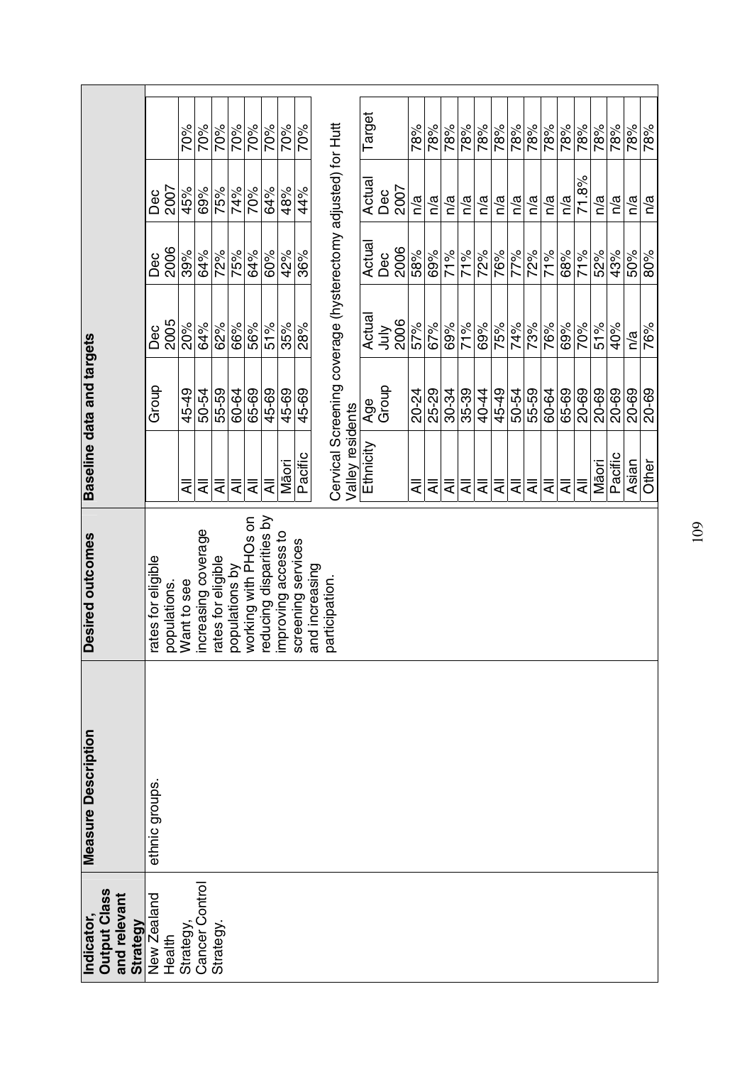| Indicator, Output Class and relevant Strategy | Measure Description | Desired outcomes | Baseline data and targets |
|---|---|---|---|
| New Zealand Health Strategy, Cancer Control Strategy. | ethnic groups. | rates for eligible populations. Want to see increasing coverage rates for eligible populations by working with PHOs on reducing disparities by improving access to screening services and increasing participation. | (see tables below) |

| | Group | Dec 2005 | Dec 2006 | Dec 2007 | |
|---|---|---|---|---|---|
| All | 45-49 | 20% | 39% | 45% | 70% |
| All | 50-54 | 64% | 64% | 69% | 70% |
| All | 55-59 | 62% | 72% | 75% | 70% |
| All | 60-64 | 66% | 75% | 74% | 70% |
| All | 65-69 | 56% | 64% | 70% | 70% |
| All | 45-69 | 51% | 60% | 64% | 70% |
| Māori | 45-69 | 35% | 42% | 48% | 70% |
| Pacific | 45-69 | 28% | 36% | 44% | 70% |

Cervical Screening coverage (hysterectomy adjusted) for Hutt Valley residents

| Ethnicity | Age Group | Actual July 2006 | Actual Dec 2006 | Actual Dec 2007 | Target |
|---|---|---|---|---|---|
| All | 20-24 | 57% | 58% | n/a | 78% |
| All | 25-29 | 67% | 69% | n/a | 78% |
| All | 30-34 | 69% | 71% | n/a | 78% |
| All | 35-39 | 71% | 71% | n/a | 78% |
| All | 40-44 | 69% | 72% | n/a | 78% |
| All | 45-49 | 75% | 76% | n/a | 78% |
| All | 50-54 | 74% | 77% | n/a | 78% |
| All | 55-59 | 73% | 72% | n/a | 78% |
| All | 60-64 | 76% | 71% | n/a | 78% |
| All | 65-69 | 69% | 68% | n/a | 78% |
| All | 20-69 | 70% | 71% | 71.8% | 78% |
| Māori | 20-69 | 51% | 52% | n/a | 78% |
| Pacific | 20-69 | 40% | 43% | n/a | 78% |
| Asian | 20-69 | n/a | 50% | n/a | 78% |
| Other | 20-69 | 76% | 80% | n/a | 78% |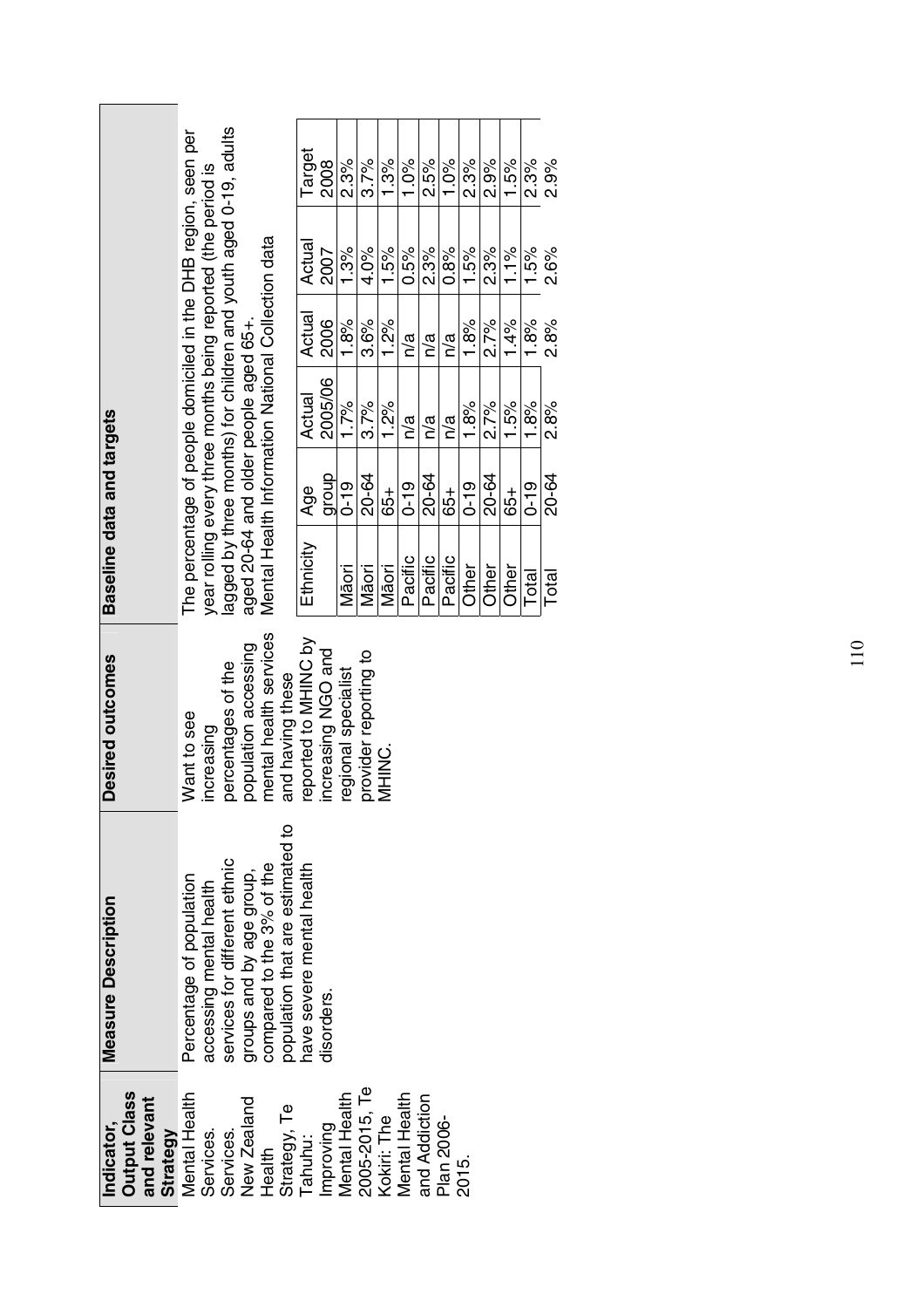| Indicator, Output Class and relevant Strategy | Measure Description | Desired outcomes | Baseline data and targets |
|---|---|---|---|
| Mental Health Services. Services. New Zealand Health Strategy, Te Tahuhu: Improving Mental Health 2005-2015, Te Kokiri: The Mental Health and Addiction Plan 2006-2015. | Percentage of population accessing mental health services for different ethnic groups and by age group, compared to the 3% of the population that are estimated to have severe mental health disorders. | Want to see increasing percentages of the population accessing mental health services and having these reported to MHINC by increasing NGO and regional specialist provider reporting to MHINC. | The percentage of people domiciled in the DHB region, seen per year rolling every three months being reported (the period is lagged by three months) for children and youth aged 0-19, adults aged 20-64 and older people aged 65+. Mental Health Information National Collection data |

| Ethnicity | Age group | Actual 2005/06 | Actual 2006 | Actual 2007 | Target 2008 |
|---|---|---|---|---|---|
| Māori | 0-19 | 1.7% | 1.8% | 1.3% | 2.3% |
| Māori | 20-64 | 3.7% | 3.6% | 4.0% | 3.7% |
| Māori | 65+ | 1.2% | 1.2% | 1.5% | 1.3% |
| Pacific | 0-19 | n/a | n/a | 0.5% | 1.0% |
| Pacific | 20-64 | n/a | n/a | 2.3% | 2.5% |
| Pacific | 65+ | n/a | n/a | 0.8% | 1.0% |
| Other | 0-19 | 1.8% | 1.8% | 1.5% | 2.3% |
| Other | 20-64 | 2.7% | 2.7% | 2.3% | 2.9% |
| Other | 65+ | 1.5% | 1.4% | 1.1% | 1.5% |
| Total | 0-19 | 1.8% | 1.8% | 1.5% | 2.3% |
| Total | 20-64 | 2.8% | 2.8% | 2.6% | 2.9% |